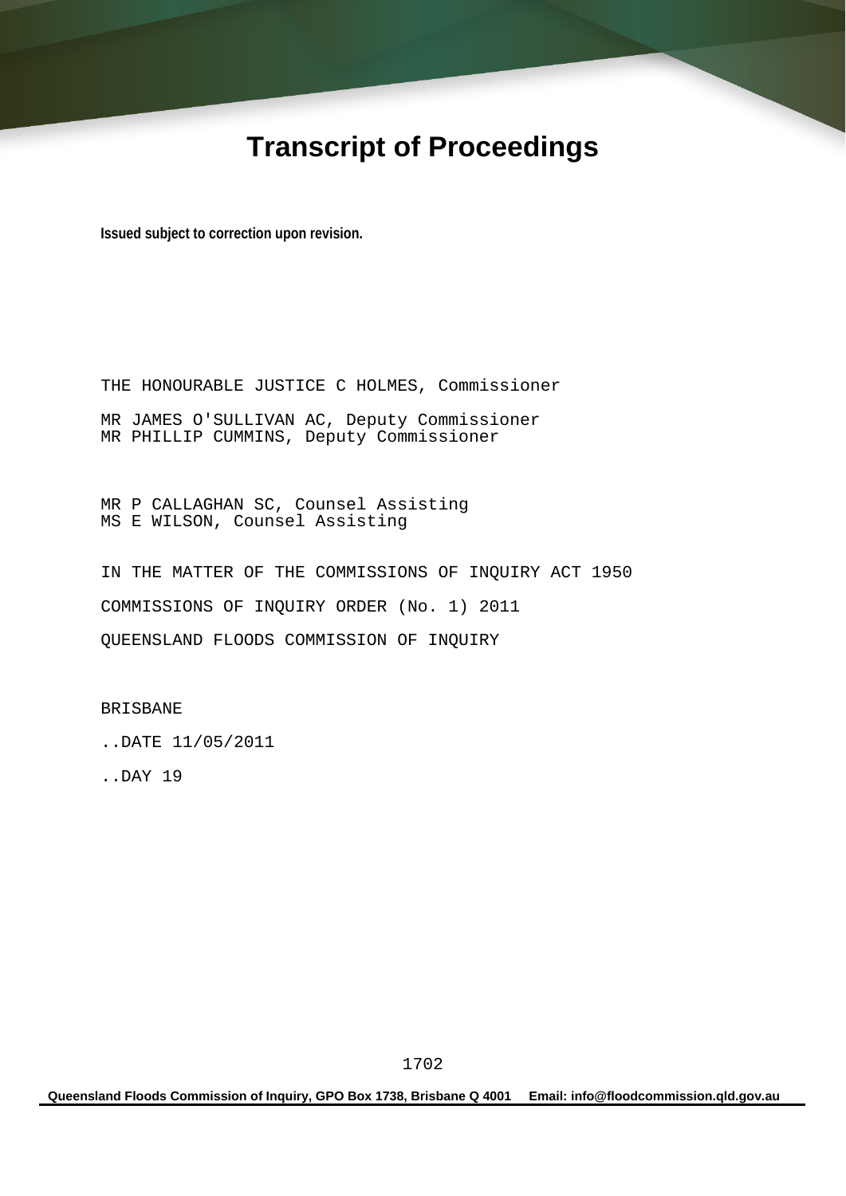# Transcript of Proceedings

**Issued subject to correction upon revision.**

THE HONOURABLE JUSTICE C HOLMES, Commissioner

MR JAMES O'SULLIVAN AC, Deputy Commissioner
MR PHILLIP CUMMINS, Deputy Commissioner

MR P CALLAGHAN SC, Counsel Assisting
MS E WILSON, Counsel Assisting

IN THE MATTER OF THE COMMISSIONS OF INQUIRY ACT 1950

COMMISSIONS OF INQUIRY ORDER (No. 1) 2011

QUEENSLAND FLOODS COMMISSION OF INQUIRY

BRISBANE

..DATE 11/05/2011

..DAY 19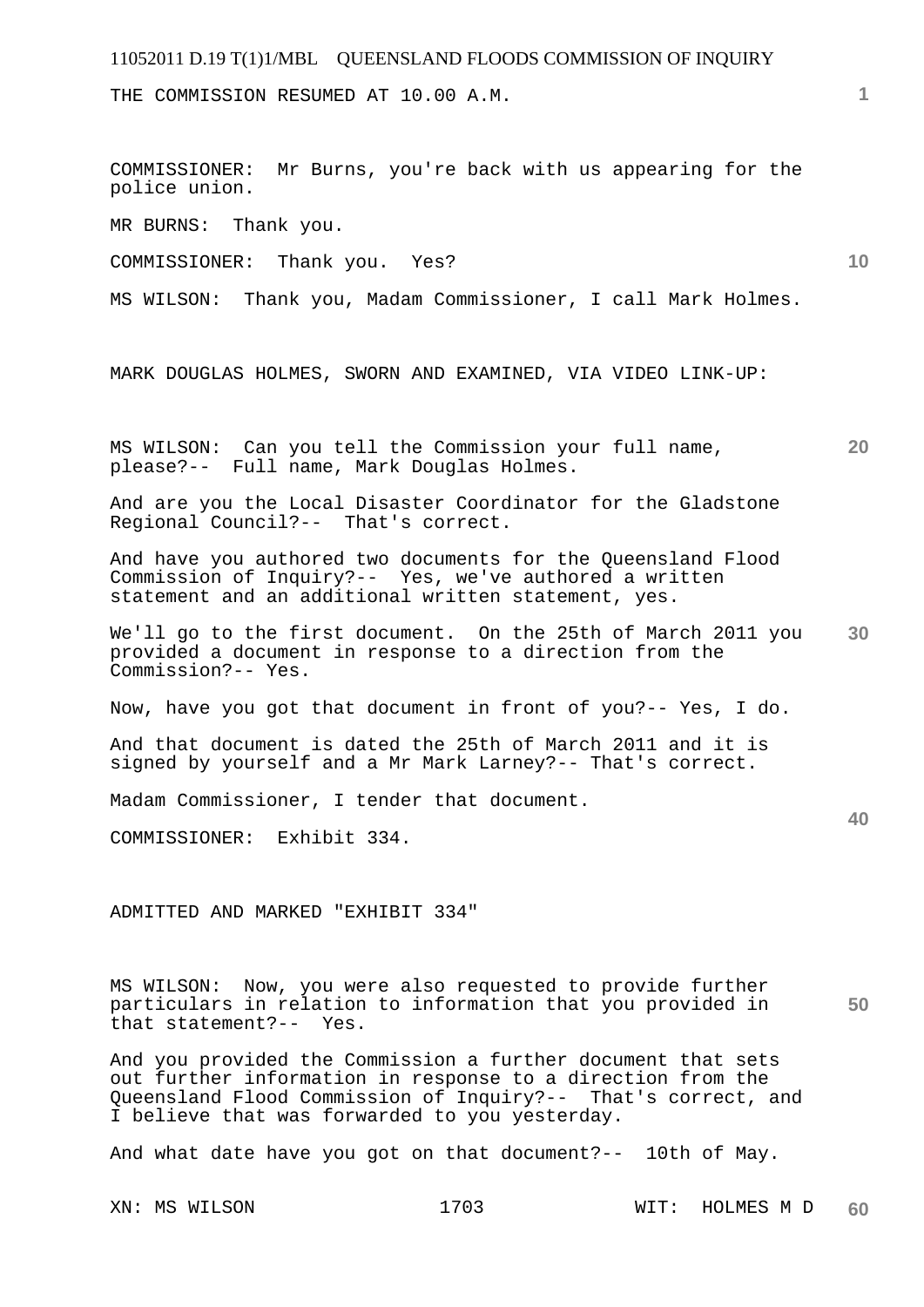THE COMMISSION RESUMED AT 10.00 A.M.

COMMISSIONER: Mr Burns, you're back with us appearing for the police union.

MR BURNS: Thank you.

COMMISSIONER: Thank you. Yes?

MS WILSON: Thank you, Madam Commissioner, I call Mark Holmes.

MARK DOUGLAS HOLMES, SWORN AND EXAMINED, VIA VIDEO LINK-UP:

MS WILSON: Can you tell the Commission your full name, please?-- Full name, Mark Douglas Holmes.

And are you the Local Disaster Coordinator for the Gladstone Regional Council?-- That's correct.

And have you authored two documents for the Queensland Flood Commission of Inquiry?-- Yes, we've authored a written statement and an additional written statement, yes.

We'll go to the first document. On the 25th of March 2011 you provided a document in response to a direction from the Commission?-- Yes.

Now, have you got that document in front of you?-- Yes, I do.

And that document is dated the 25th of March 2011 and it is signed by yourself and a Mr Mark Larney?-- That's correct.

Madam Commissioner, I tender that document.

COMMISSIONER: Exhibit 334.

ADMITTED AND MARKED "EXHIBIT 334"

MS WILSON: Now, you were also requested to provide further particulars in relation to information that you provided in that statement?-- Yes.

And you provided the Commission a further document that sets out further information in response to a direction from the Queensland Flood Commission of Inquiry?-- That's correct, and I believe that was forwarded to you yesterday.

And what date have you got on that document?-- 10th of May.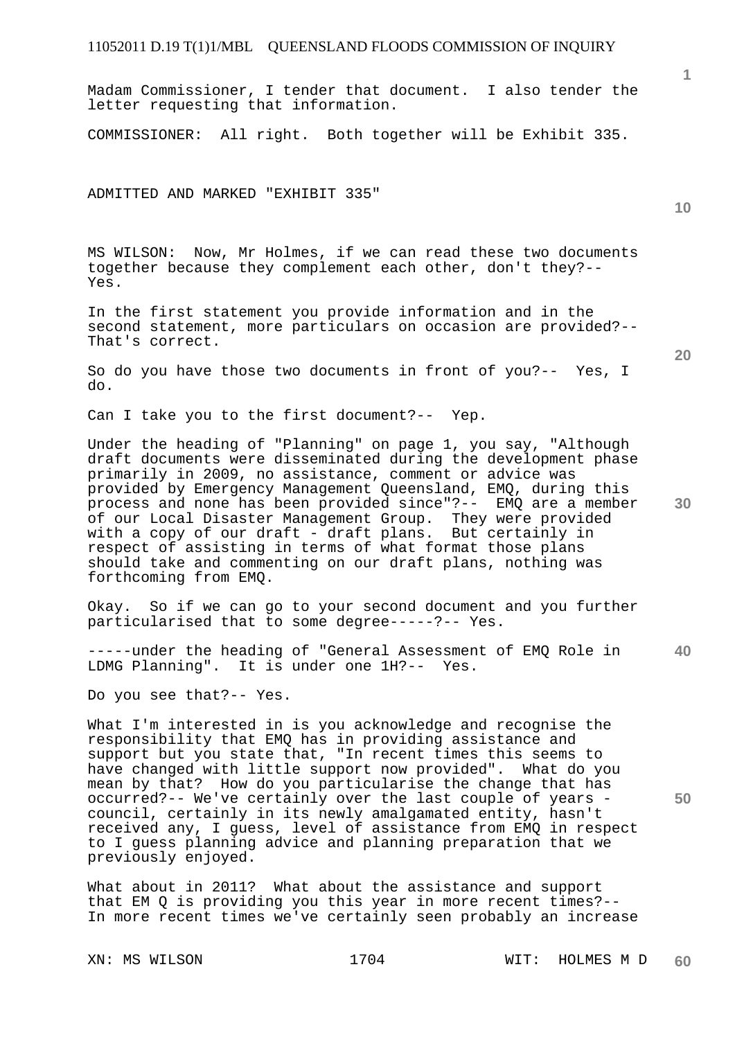Madam Commissioner, I tender that document. I also tender the letter requesting that information.

COMMISSIONER: All right. Both together will be Exhibit 335.

ADMITTED AND MARKED "EXHIBIT 335"

MS WILSON: Now, Mr Holmes, if we can read these two documents together because they complement each other, don't they?-- Yes.

In the first statement you provide information and in the second statement, more particulars on occasion are provided?-- That's correct.

So do you have those two documents in front of you?-- Yes, I do.

Can I take you to the first document?-- Yep.

Under the heading of "Planning" on page 1, you say, "Although draft documents were disseminated during the development phase primarily in 2009, no assistance, comment or advice was provided by Emergency Management Queensland, EMQ, during this process and none has been provided since"?-- EMQ are a member of our Local Disaster Management Group. They were provided with a copy of our draft - draft plans. But certainly in respect of assisting in terms of what format those plans should take and commenting on our draft plans, nothing was forthcoming from EMQ.

Okay. So if we can go to your second document and you further particularised that to some degree-----?-- Yes.

-----under the heading of "General Assessment of EMQ Role in LDMG Planning". It is under one 1H?-- Yes.

Do you see that?-- Yes.

What I'm interested in is you acknowledge and recognise the responsibility that EMQ has in providing assistance and support but you state that, "In recent times this seems to have changed with little support now provided". What do you mean by that? How do you particularise the change that has occurred?-- We've certainly over the last couple of years - council, certainly in its newly amalgamated entity, hasn't received any, I guess, level of assistance from EMQ in respect to I guess planning advice and planning preparation that we previously enjoyed.

What about in 2011? What about the assistance and support that EM Q is providing you this year in more recent times?-- In more recent times we've certainly seen probably an increase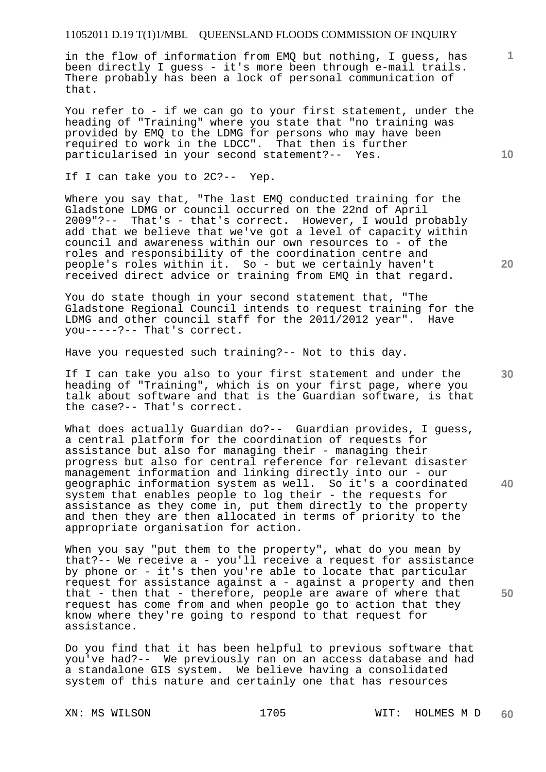in the flow of information from EMQ but nothing, I guess, has been directly I guess - it's more been through e-mail trails. There probably has been a lock of personal communication of that.

You refer to - if we can go to your first statement, under the heading of "Training" where you state that "no training was provided by EMQ to the LDMG for persons who may have been required to work in the LDCC". That then is further particularised in your second statement?-- Yes.

If I can take you to 2C?-- Yep.

Where you say that, "The last EMQ conducted training for the Gladstone LDMG or council occurred on the 22nd of April 2009"?-- That's - that's correct. However, I would probably add that we believe that we've got a level of capacity within council and awareness within our own resources to - of the roles and responsibility of the coordination centre and people's roles within it. So - but we certainly haven't received direct advice or training from EMQ in that regard.

You do state though in your second statement that, "The Gladstone Regional Council intends to request training for the LDMG and other council staff for the 2011/2012 year". Have you-----?-- That's correct.

Have you requested such training?-- Not to this day.

If I can take you also to your first statement and under the heading of "Training", which is on your first page, where you talk about software and that is the Guardian software, is that the case?-- That's correct.

What does actually Guardian do?-- Guardian provides, I guess, a central platform for the coordination of requests for assistance but also for managing their - managing their progress but also for central reference for relevant disaster management information and linking directly into our - our geographic information system as well. So it's a coordinated system that enables people to log their - the requests for assistance as they come in, put them directly to the property and then they are then allocated in terms of priority to the appropriate organisation for action.

When you say "put them to the property", what do you mean by that?-- We receive a - you'll receive a request for assistance by phone or - it's then you're able to locate that particular request for assistance against a - against a property and then that - then that - therefore, people are aware of where that request has come from and when people go to action that they know where they're going to respond to that request for assistance.

Do you find that it has been helpful to previous software that you've had?-- We previously ran on an access database and had a standalone GIS system. We believe having a consolidated system of this nature and certainly one that has resources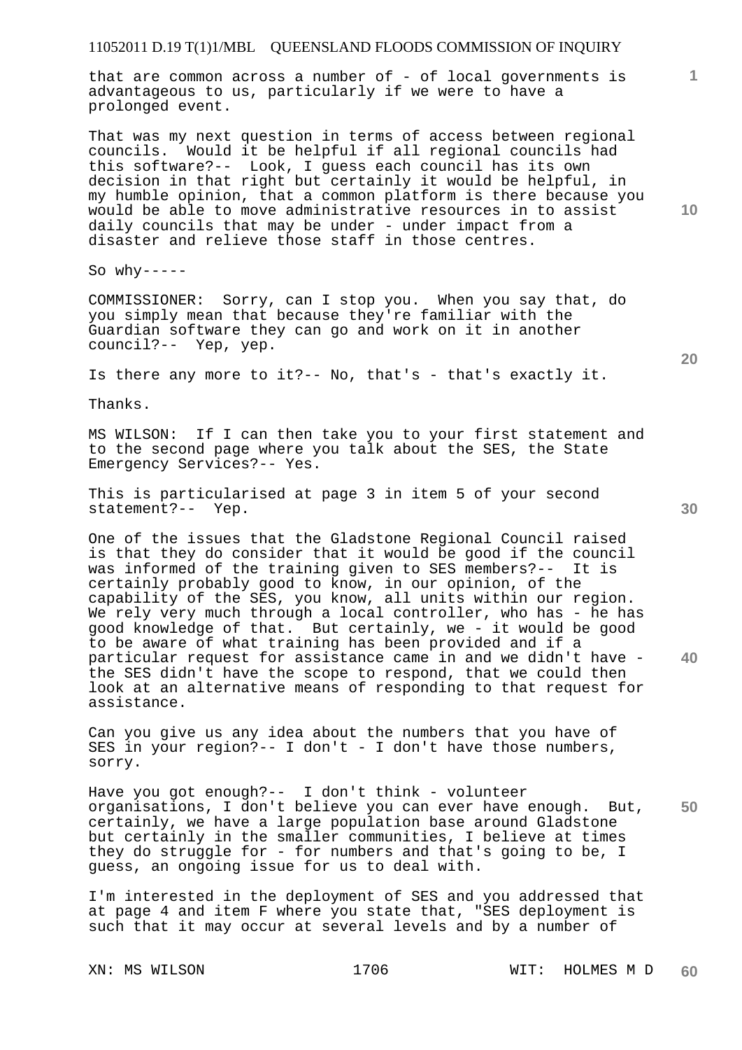that are common across a number of - of local governments is advantageous to us, particularly if we were to have a prolonged event.

That was my next question in terms of access between regional councils.  Would it be helpful if all regional councils had this software?--  Look, I guess each council has its own decision in that right but certainly it would be helpful, in my humble opinion, that a common platform is there because you would be able to move administrative resources in to assist daily councils that may be under - under impact from a disaster and relieve those staff in those centres.

So why-----

COMMISSIONER:  Sorry, can I stop you.  When you say that, do you simply mean that because they're familiar with the Guardian software they can go and work on it in another council?--  Yep, yep.

Is there any more to it?-- No, that's - that's exactly it.

Thanks.

MS WILSON:  If I can then take you to your first statement and to the second page where you talk about the SES, the State Emergency Services?-- Yes.

This is particularised at page 3 in item 5 of your second statement?--  Yep.

One of the issues that the Gladstone Regional Council raised is that they do consider that it would be good if the council was informed of the training given to SES members?--  It is certainly probably good to know, in our opinion, of the capability of the SES, you know, all units within our region. We rely very much through a local controller, who has - he has good knowledge of that.  But certainly, we - it would be good to be aware of what training has been provided and if a particular request for assistance came in and we didn't have - the SES didn't have the scope to respond, that we could then look at an alternative means of responding to that request for assistance.

Can you give us any idea about the numbers that you have of SES in your region?-- I don't - I don't have those numbers, sorry.

Have you got enough?--  I don't think - volunteer organisations, I don't believe you can ever have enough.  But, certainly, we have a large population base around Gladstone but certainly in the smaller communities, I believe at times they do struggle for - for numbers and that's going to be, I guess, an ongoing issue for us to deal with.

I'm interested in the deployment of SES and you addressed that at page 4 and item F where you state that, "SES deployment is such that it may occur at several levels and by a number of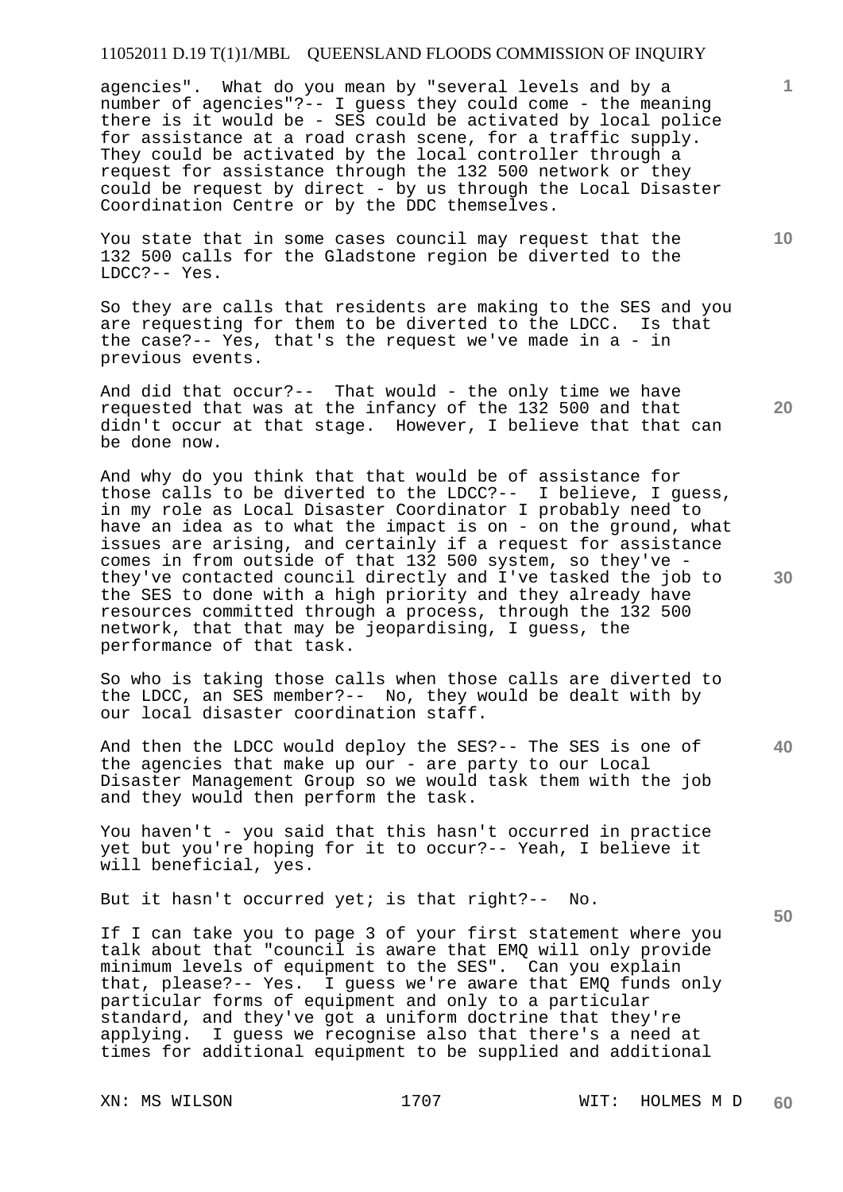agencies". What do you mean by "several levels and by a number of agencies"?-- I guess they could come - the meaning there is it would be - SES could be activated by local police for assistance at a road crash scene, for a traffic supply. They could be activated by the local controller through a request for assistance through the 132 500 network or they could be request by direct - by us through the Local Disaster Coordination Centre or by the DDC themselves.

You state that in some cases council may request that the 132 500 calls for the Gladstone region be diverted to the LDCC?-- Yes.

So they are calls that residents are making to the SES and you are requesting for them to be diverted to the LDCC. Is that the case?-- Yes, that's the request we've made in a - in previous events.

And did that occur?-- That would - the only time we have requested that was at the infancy of the 132 500 and that didn't occur at that stage. However, I believe that that can be done now.

And why do you think that that would be of assistance for those calls to be diverted to the LDCC?-- I believe, I guess, in my role as Local Disaster Coordinator I probably need to have an idea as to what the impact is on - on the ground, what issues are arising, and certainly if a request for assistance comes in from outside of that 132 500 system, so they've - they've contacted council directly and I've tasked the job to the SES to done with a high priority and they already have resources committed through a process, through the 132 500 network, that that may be jeopardising, I guess, the performance of that task.

So who is taking those calls when those calls are diverted to the LDCC, an SES member?-- No, they would be dealt with by our local disaster coordination staff.

And then the LDCC would deploy the SES?-- The SES is one of the agencies that make up our - are party to our Local Disaster Management Group so we would task them with the job and they would then perform the task.

You haven't - you said that this hasn't occurred in practice yet but you're hoping for it to occur?-- Yeah, I believe it will beneficial, yes.

But it hasn't occurred yet; is that right?-- No.

If I can take you to page 3 of your first statement where you talk about that "council is aware that EMQ will only provide minimum levels of equipment to the SES". Can you explain that, please?-- Yes. I guess we're aware that EMQ funds only particular forms of equipment and only to a particular standard, and they've got a uniform doctrine that they're applying. I guess we recognise also that there's a need at times for additional equipment to be supplied and additional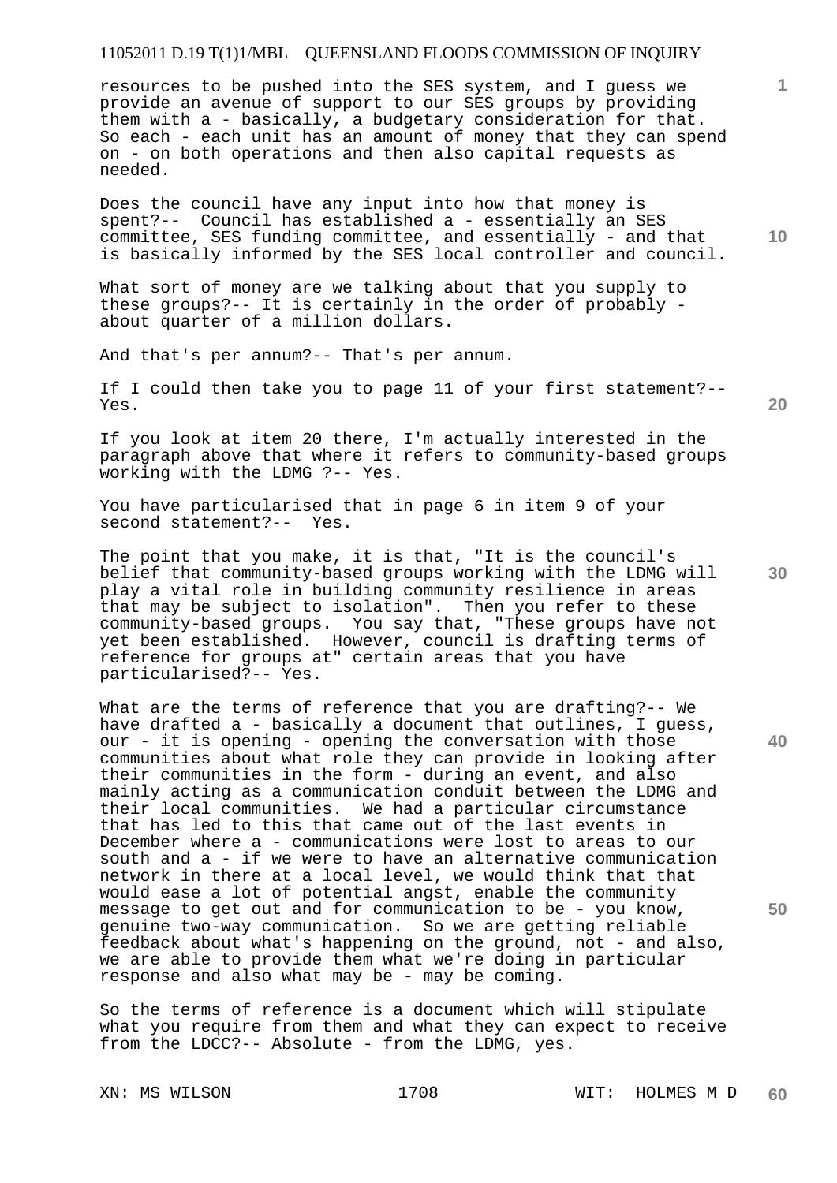resources to be pushed into the SES system, and I guess we provide an avenue of support to our SES groups by providing them with a - basically, a budgetary consideration for that. So each - each unit has an amount of money that they can spend on - on both operations and then also capital requests as needed.

Does the council have any input into how that money is spent?-- Council has established a - essentially an SES committee, SES funding committee, and essentially - and that is basically informed by the SES local controller and council.

What sort of money are we talking about that you supply to these groups?-- It is certainly in the order of probably - about quarter of a million dollars.

And that's per annum?-- That's per annum.

If I could then take you to page 11 of your first statement?-- Yes.

If you look at item 20 there, I'm actually interested in the paragraph above that where it refers to community-based groups working with the LDMG ?-- Yes.

You have particularised that in page 6 in item 9 of your second statement?-- Yes.

The point that you make, it is that, "It is the council's belief that community-based groups working with the LDMG will play a vital role in building community resilience in areas that may be subject to isolation". Then you refer to these community-based groups. You say that, "These groups have not yet been established. However, council is drafting terms of reference for groups at" certain areas that you have particularised?-- Yes.

What are the terms of reference that you are drafting?-- We have drafted a - basically a document that outlines, I guess, our - it is opening - opening the conversation with those communities about what role they can provide in looking after their communities in the form - during an event, and also mainly acting as a communication conduit between the LDMG and their local communities. We had a particular circumstance that has led to this that came out of the last events in December where a - communications were lost to areas to our south and a - if we were to have an alternative communication network in there at a local level, we would think that that would ease a lot of potential angst, enable the community message to get out and for communication to be - you know, genuine two-way communication. So we are getting reliable feedback about what's happening on the ground, not - and also, we are able to provide them what we're doing in particular response and also what may be - may be coming.

So the terms of reference is a document which will stipulate what you require from them and what they can expect to receive from the LDCC?-- Absolute - from the LDMG, yes.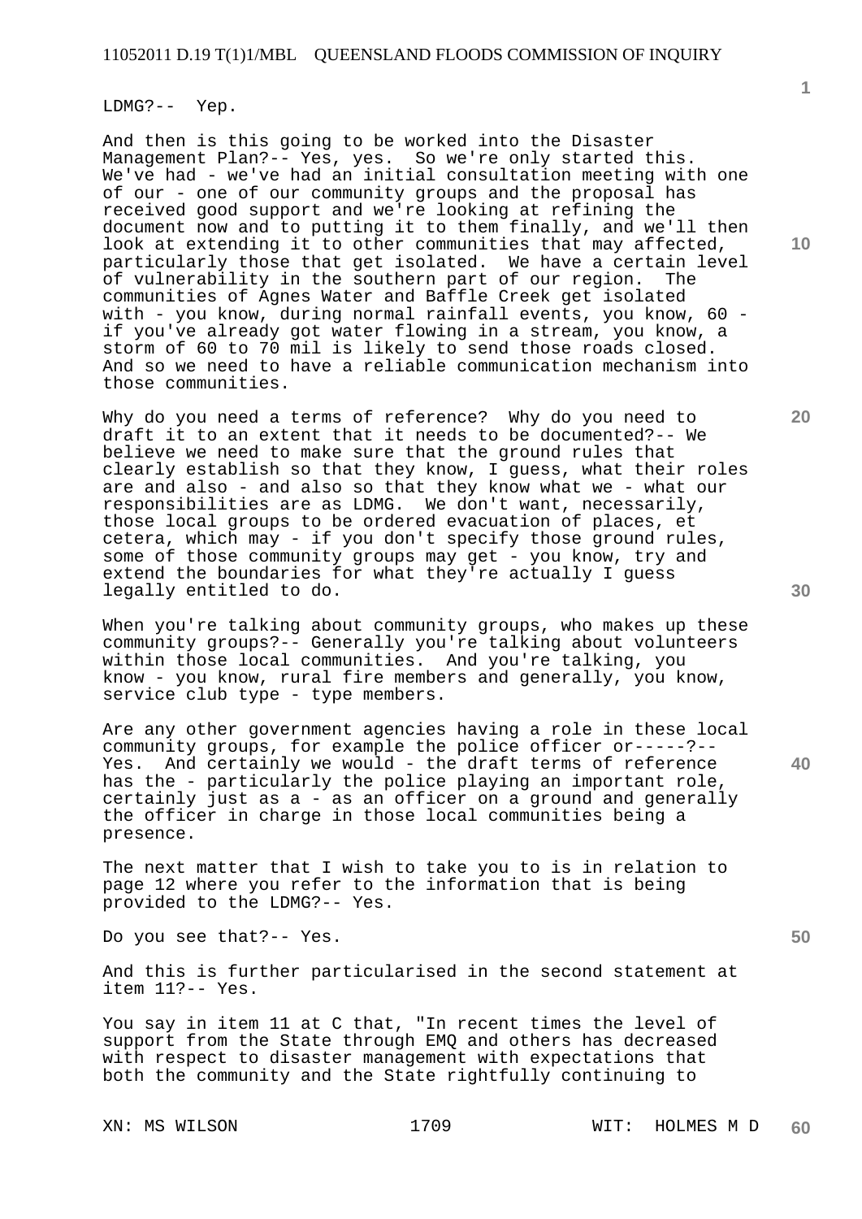LDMG?-- Yep.

And then is this going to be worked into the Disaster Management Plan?-- Yes, yes. So we're only started this. We've had - we've had an initial consultation meeting with one of our - one of our community groups and the proposal has received good support and we're looking at refining the document now and to putting it to them finally, and we'll then look at extending it to other communities that may affected, particularly those that get isolated. We have a certain level of vulnerability in the southern part of our region. The communities of Agnes Water and Baffle Creek get isolated with - you know, during normal rainfall events, you know, 60 - if you've already got water flowing in a stream, you know, a storm of 60 to 70 mil is likely to send those roads closed. And so we need to have a reliable communication mechanism into those communities.

Why do you need a terms of reference? Why do you need to draft it to an extent that it needs to be documented?-- We believe we need to make sure that the ground rules that clearly establish so that they know, I guess, what their roles are and also - and also so that they know what we - what our responsibilities are as LDMG. We don't want, necessarily, those local groups to be ordered evacuation of places, et cetera, which may - if you don't specify those ground rules, some of those community groups may get - you know, try and extend the boundaries for what they're actually I guess legally entitled to do.

When you're talking about community groups, who makes up these community groups?-- Generally you're talking about volunteers within those local communities. And you're talking, you know - you know, rural fire members and generally, you know, service club type - type members.

Are any other government agencies having a role in these local community groups, for example the police officer or-----?-- Yes. And certainly we would - the draft terms of reference has the - particularly the police playing an important role, certainly just as a - as an officer on a ground and generally the officer in charge in those local communities being a presence.

The next matter that I wish to take you to is in relation to page 12 where you refer to the information that is being provided to the LDMG?-- Yes.

Do you see that?-- Yes.

And this is further particularised in the second statement at item 11?-- Yes.

You say in item 11 at C that, "In recent times the level of support from the State through EMQ and others has decreased with respect to disaster management with expectations that both the community and the State rightfully continuing to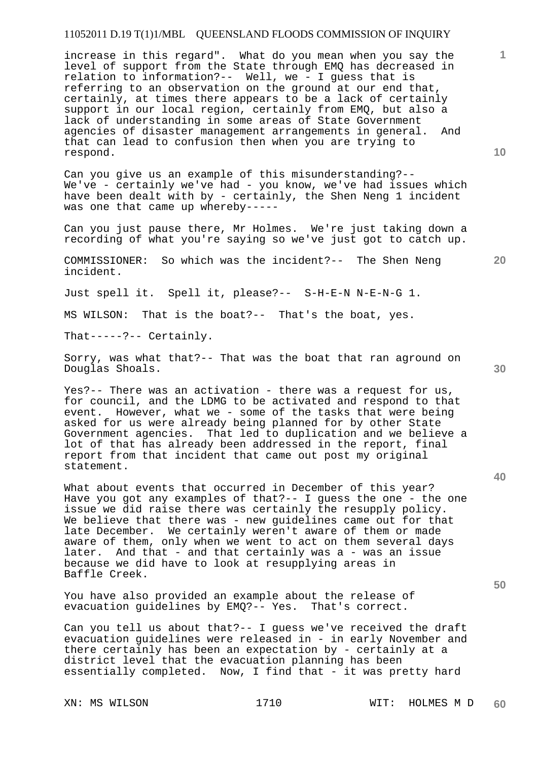increase in this regard". What do you mean when you say the level of support from the State through EMQ has decreased in relation to information?-- Well, we - I guess that is referring to an observation on the ground at our end that, certainly, at times there appears to be a lack of certainly support in our local region, certainly from EMQ, but also a lack of understanding in some areas of State Government agencies of disaster management arrangements in general. And that can lead to confusion then when you are trying to respond.

Can you give us an example of this misunderstanding?-- We've - certainly we've had - you know, we've had issues which have been dealt with by - certainly, the Shen Neng 1 incident was one that came up whereby-----

Can you just pause there, Mr Holmes. We're just taking down a recording of what you're saying so we've just got to catch up.

COMMISSIONER: So which was the incident?-- The Shen Neng incident.

Just spell it. Spell it, please?-- S-H-E-N N-E-N-G 1.

MS WILSON: That is the boat?-- That's the boat, yes.

That-----?-- Certainly.

Sorry, was what that?-- That was the boat that ran aground on Douglas Shoals.

Yes?-- There was an activation - there was a request for us, for council, and the LDMG to be activated and respond to that event. However, what we - some of the tasks that were being asked for us were already being planned for by other State Government agencies. That led to duplication and we believe a lot of that has already been addressed in the report, final report from that incident that came out post my original statement.

What about events that occurred in December of this year? Have you got any examples of that?-- I guess the one - the one issue we did raise there was certainly the resupply policy. We believe that there was - new guidelines came out for that late December. We certainly weren't aware of them or made aware of them, only when we went to act on them several days later. And that - and that certainly was a - was an issue because we did have to look at resupplying areas in Baffle Creek.

You have also provided an example about the release of evacuation guidelines by EMQ?-- Yes. That's correct.

Can you tell us about that?-- I guess we've received the draft evacuation guidelines were released in - in early November and there certainly has been an expectation by - certainly at a district level that the evacuation planning has been essentially completed. Now, I find that - it was pretty hard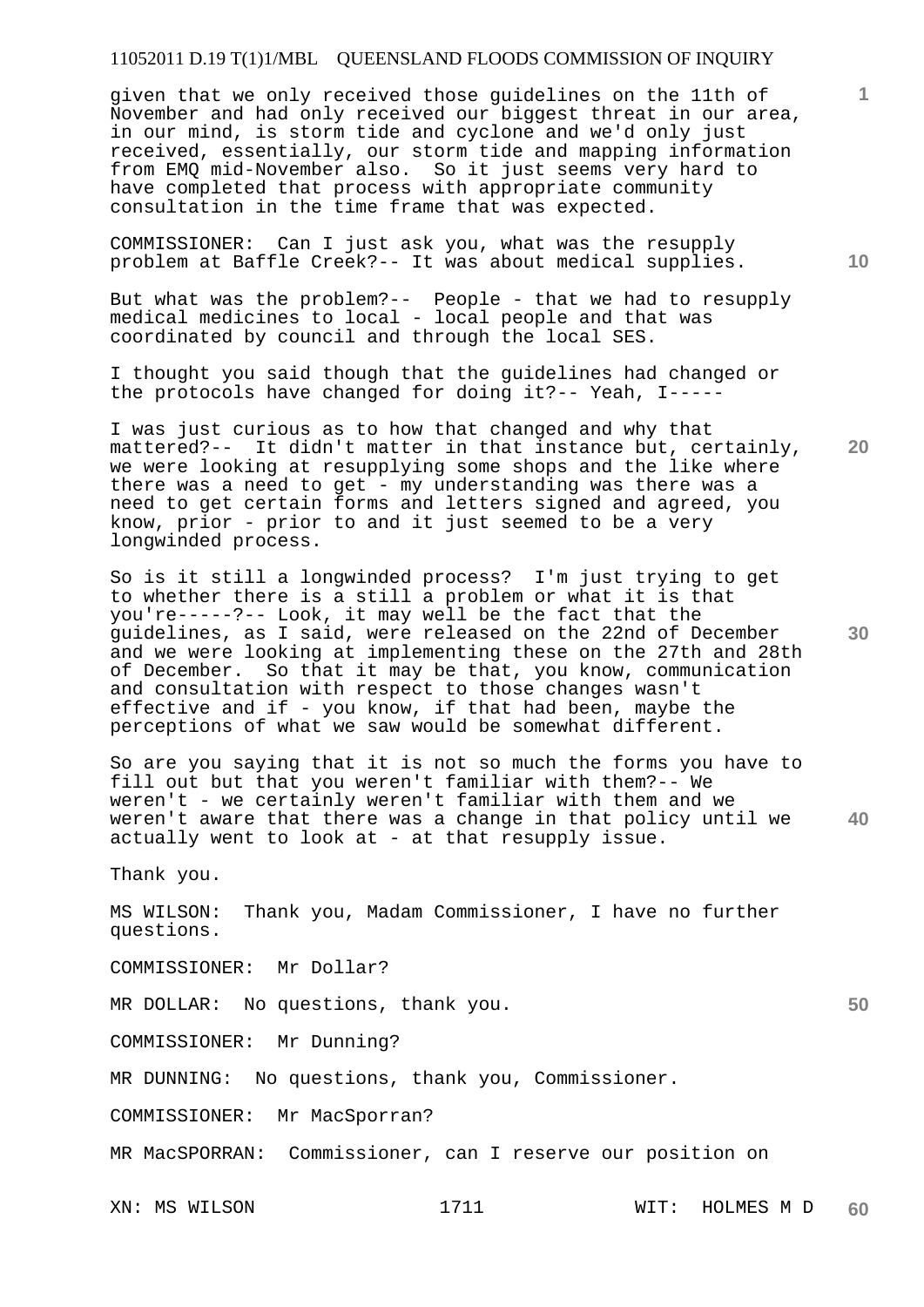given that we only received those guidelines on the 11th of November and had only received our biggest threat in our area, in our mind, is storm tide and cyclone and we'd only just received, essentially, our storm tide and mapping information from EMQ mid-November also. So it just seems very hard to have completed that process with appropriate community consultation in the time frame that was expected.

COMMISSIONER: Can I just ask you, what was the resupply problem at Baffle Creek?-- It was about medical supplies.

But what was the problem?-- People - that we had to resupply medical medicines to local - local people and that was coordinated by council and through the local SES.

I thought you said though that the guidelines had changed or the protocols have changed for doing it?-- Yeah, I-----

I was just curious as to how that changed and why that mattered?-- It didn't matter in that instance but, certainly, we were looking at resupplying some shops and the like where there was a need to get - my understanding was there was a need to get certain forms and letters signed and agreed, you know, prior - prior to and it just seemed to be a very longwinded process.

So is it still a longwinded process? I'm just trying to get to whether there is a still a problem or what it is that you're-----?-- Look, it may well be the fact that the guidelines, as I said, were released on the 22nd of December and we were looking at implementing these on the 27th and 28th of December. So that it may be that, you know, communication and consultation with respect to those changes wasn't effective and if - you know, if that had been, maybe the perceptions of what we saw would be somewhat different.

So are you saying that it is not so much the forms you have to fill out but that you weren't familiar with them?-- We weren't - we certainly weren't familiar with them and we weren't aware that there was a change in that policy until we actually went to look at - at that resupply issue.

Thank you.

MS WILSON: Thank you, Madam Commissioner, I have no further questions.

COMMISSIONER: Mr Dollar?

MR DOLLAR: No questions, thank you.

COMMISSIONER: Mr Dunning?

MR DUNNING: No questions, thank you, Commissioner.

COMMISSIONER: Mr MacSporran?

MR MacSPORRAN: Commissioner, can I reserve our position on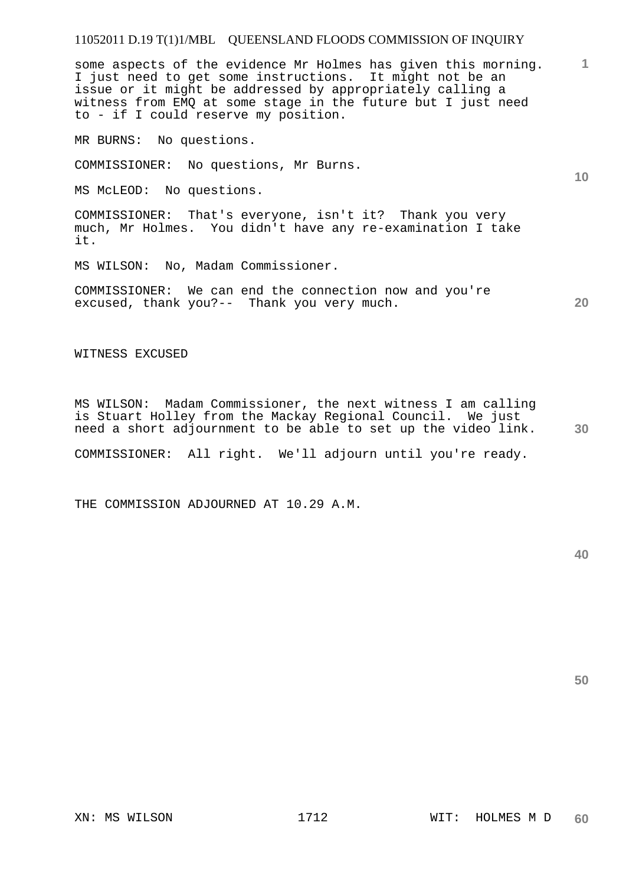some aspects of the evidence Mr Holmes has given this morning. I just need to get some instructions. It might not be an issue or it might be addressed by appropriately calling a witness from EMQ at some stage in the future but I just need to - if I could reserve my position.

MR BURNS: No questions.

COMMISSIONER: No questions, Mr Burns.

MS McLEOD: No questions.

COMMISSIONER: That's everyone, isn't it? Thank you very much, Mr Holmes. You didn't have any re-examination I take it.

MS WILSON: No, Madam Commissioner.

COMMISSIONER: We can end the connection now and you're excused, thank you?-- Thank you very much.

WITNESS EXCUSED

MS WILSON: Madam Commissioner, the next witness I am calling is Stuart Holley from the Mackay Regional Council. We just need a short adjournment to be able to set up the video link.

COMMISSIONER: All right. We'll adjourn until you're ready.

THE COMMISSION ADJOURNED AT 10.29 A.M.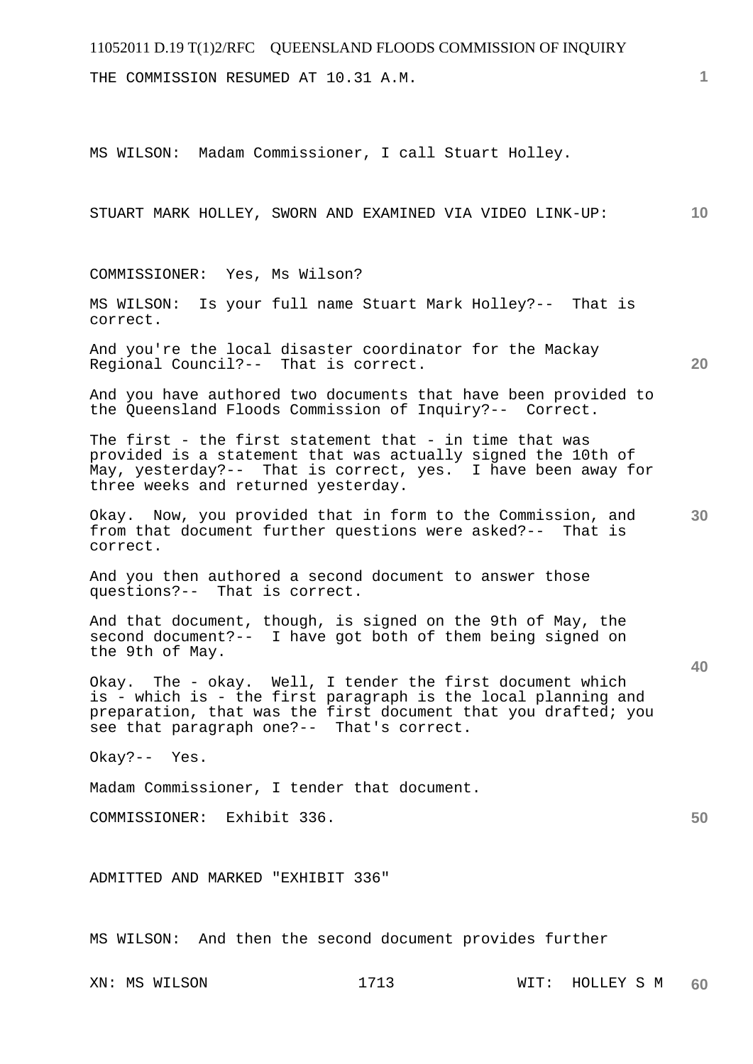THE COMMISSION RESUMED AT 10.31 A.M.

MS WILSON: Madam Commissioner, I call Stuart Holley.

STUART MARK HOLLEY, SWORN AND EXAMINED VIA VIDEO LINK-UP:

COMMISSIONER: Yes, Ms Wilson?

MS WILSON: Is your full name Stuart Mark Holley?-- That is correct.

And you're the local disaster coordinator for the Mackay Regional Council?-- That is correct.

And you have authored two documents that have been provided to the Queensland Floods Commission of Inquiry?-- Correct.

The first - the first statement that - in time that was provided is a statement that was actually signed the 10th of May, yesterday?-- That is correct, yes. I have been away for three weeks and returned yesterday.

Okay. Now, you provided that in form to the Commission, and from that document further questions were asked?-- That is correct.

And you then authored a second document to answer those questions?-- That is correct.

And that document, though, is signed on the 9th of May, the second document?-- I have got both of them being signed on the 9th of May.

Okay. The - okay. Well, I tender the first document which is - which is - the first paragraph is the local planning and preparation, that was the first document that you drafted; you see that paragraph one?-- That's correct.

Okay?-- Yes.

Madam Commissioner, I tender that document.

COMMISSIONER: Exhibit 336.

ADMITTED AND MARKED "EXHIBIT 336"

MS WILSON: And then the second document provides further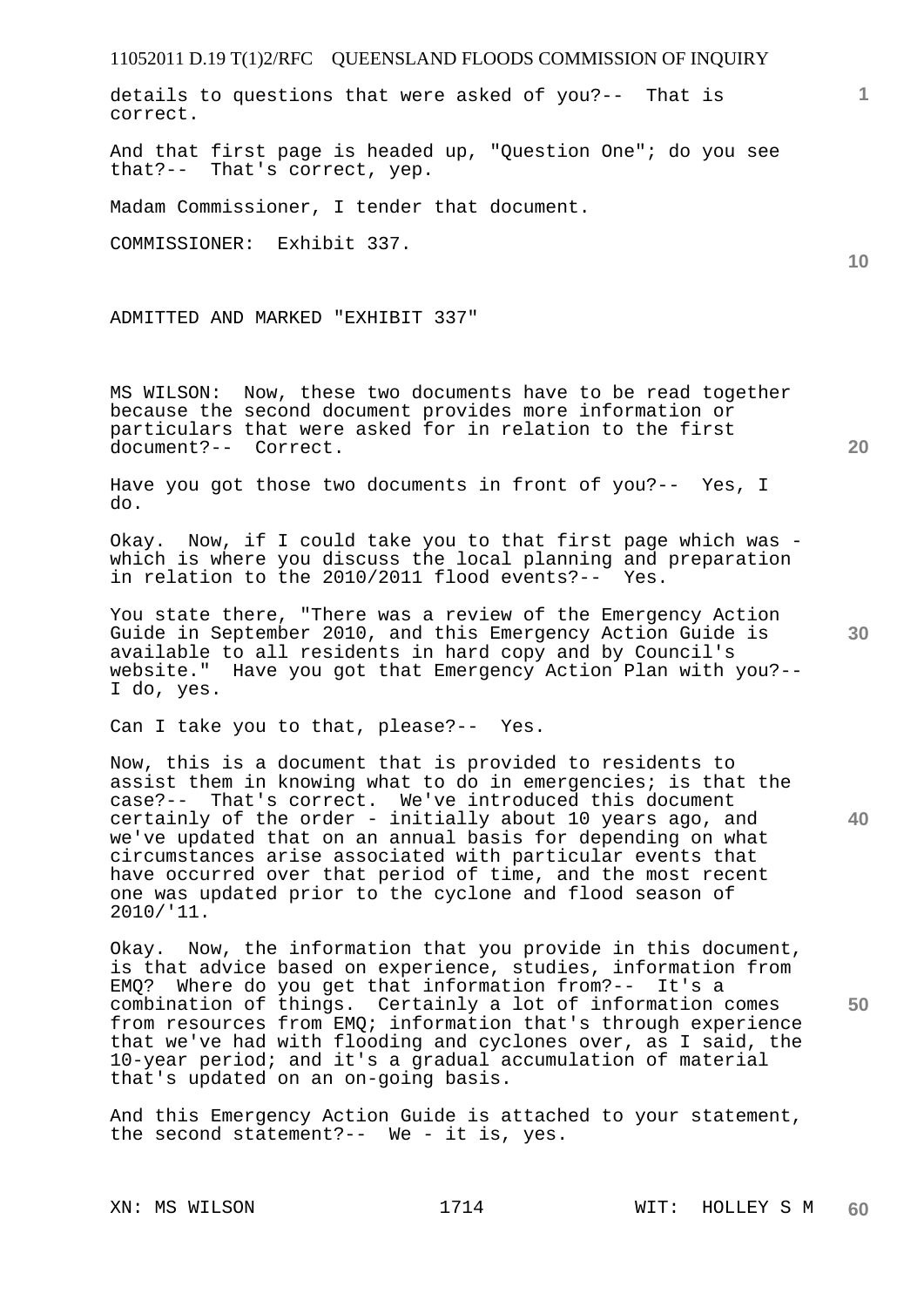details to questions that were asked of you?-- That is correct.

And that first page is headed up, "Question One"; do you see that?-- That's correct, yep.

Madam Commissioner, I tender that document.

COMMISSIONER: Exhibit 337.

ADMITTED AND MARKED "EXHIBIT 337"

MS WILSON: Now, these two documents have to be read together because the second document provides more information or particulars that were asked for in relation to the first document?-- Correct.

Have you got those two documents in front of you?-- Yes, I do.

Okay. Now, if I could take you to that first page which was - which is where you discuss the local planning and preparation in relation to the 2010/2011 flood events?-- Yes.

You state there, "There was a review of the Emergency Action Guide in September 2010, and this Emergency Action Guide is available to all residents in hard copy and by Council's website." Have you got that Emergency Action Plan with you?-- I do, yes.

Can I take you to that, please?-- Yes.

Now, this is a document that is provided to residents to assist them in knowing what to do in emergencies; is that the case?-- That's correct. We've introduced this document certainly of the order - initially about 10 years ago, and we've updated that on an annual basis for depending on what circumstances arise associated with particular events that have occurred over that period of time, and the most recent one was updated prior to the cyclone and flood season of 2010/'11.

Okay. Now, the information that you provide in this document, is that advice based on experience, studies, information from EMQ? Where do you get that information from?-- It's a combination of things. Certainly a lot of information comes from resources from EMQ; information that's through experience that we've had with flooding and cyclones over, as I said, the 10-year period; and it's a gradual accumulation of material that's updated on an on-going basis.

And this Emergency Action Guide is attached to your statement, the second statement?-- We - it is, yes.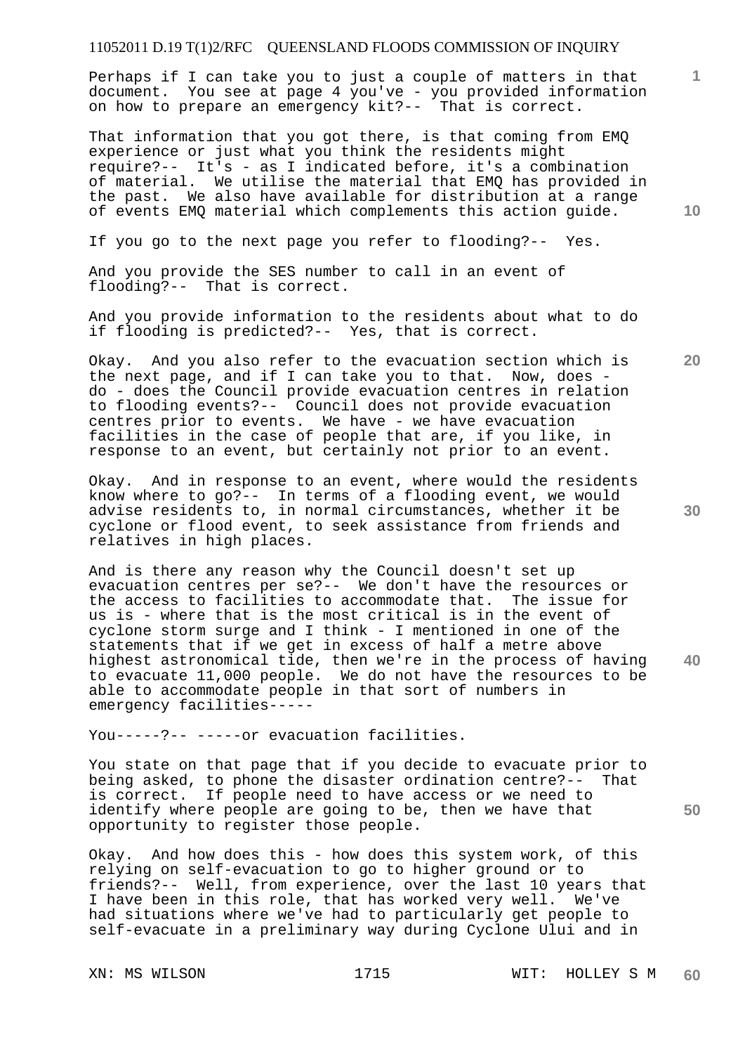Perhaps if I can take you to just a couple of matters in that document. You see at page 4 you've - you provided information on how to prepare an emergency kit?-- That is correct.

That information that you got there, is that coming from EMQ experience or just what you think the residents might require?-- It's - as I indicated before, it's a combination of material. We utilise the material that EMQ has provided in the past. We also have available for distribution at a range of events EMQ material which complements this action guide.

If you go to the next page you refer to flooding?-- Yes.

And you provide the SES number to call in an event of flooding?-- That is correct.

And you provide information to the residents about what to do if flooding is predicted?-- Yes, that is correct.

Okay. And you also refer to the evacuation section which is the next page, and if I can take you to that. Now, does - do - does the Council provide evacuation centres in relation to flooding events?-- Council does not provide evacuation centres prior to events. We have - we have evacuation facilities in the case of people that are, if you like, in response to an event, but certainly not prior to an event.

Okay. And in response to an event, where would the residents know where to go?-- In terms of a flooding event, we would advise residents to, in normal circumstances, whether it be cyclone or flood event, to seek assistance from friends and relatives in high places.

And is there any reason why the Council doesn't set up evacuation centres per se?-- We don't have the resources or the access to facilities to accommodate that. The issue for us is - where that is the most critical is in the event of cyclone storm surge and I think - I mentioned in one of the statements that if we get in excess of half a metre above highest astronomical tide, then we're in the process of having to evacuate 11,000 people. We do not have the resources to be able to accommodate people in that sort of numbers in emergency facilities-----

You-----?-- -----or evacuation facilities.

You state on that page that if you decide to evacuate prior to being asked, to phone the disaster ordination centre?-- That is correct. If people need to have access or we need to identify where people are going to be, then we have that opportunity to register those people.

Okay. And how does this - how does this system work, of this relying on self-evacuation to go to higher ground or to friends?-- Well, from experience, over the last 10 years that I have been in this role, that has worked very well. We've had situations where we've had to particularly get people to self-evacuate in a preliminary way during Cyclone Ului and in

XN: MS WILSON WIT: HOLLEY S M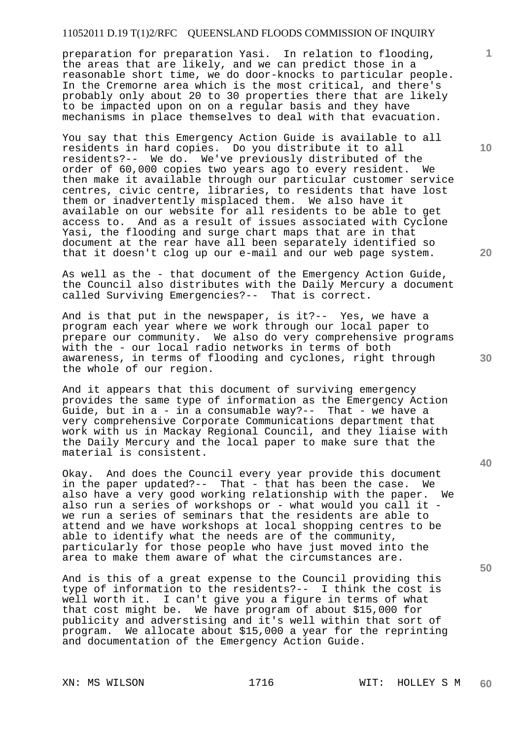preparation for preparation Yasi. In relation to flooding, the areas that are likely, and we can predict those in a reasonable short time, we do door-knocks to particular people. In the Cremorne area which is the most critical, and there's probably only about 20 to 30 properties there that are likely to be impacted upon on on a regular basis and they have mechanisms in place themselves to deal with that evacuation.

You say that this Emergency Action Guide is available to all residents in hard copies. Do you distribute it to all residents?-- We do. We've previously distributed of the order of 60,000 copies two years ago to every resident. We then make it available through our particular customer service centres, civic centre, libraries, to residents that have lost them or inadvertently misplaced them. We also have it available on our website for all residents to be able to get access to. And as a result of issues associated with Cyclone Yasi, the flooding and surge chart maps that are in that document at the rear have all been separately identified so that it doesn't clog up our e-mail and our web page system.

As well as the - that document of the Emergency Action Guide, the Council also distributes with the Daily Mercury a document called Surviving Emergencies?-- That is correct.

And is that put in the newspaper, is it?-- Yes, we have a program each year where we work through our local paper to prepare our community. We also do very comprehensive programs with the - our local radio networks in terms of both awareness, in terms of flooding and cyclones, right through the whole of our region.

And it appears that this document of surviving emergency provides the same type of information as the Emergency Action Guide, but in a - in a consumable way?-- That - we have a very comprehensive Corporate Communications department that work with us in Mackay Regional Council, and they liaise with the Daily Mercury and the local paper to make sure that the material is consistent.

Okay. And does the Council every year provide this document in the paper updated?-- That - that has been the case. We also have a very good working relationship with the paper. We also run a series of workshops or - what would you call it - we run a series of seminars that the residents are able to attend and we have workshops at local shopping centres to be able to identify what the needs are of the community, particularly for those people who have just moved into the area to make them aware of what the circumstances are.

And is this of a great expense to the Council providing this type of information to the residents?-- I think the cost is well worth it. I can't give you a figure in terms of what that cost might be. We have program of about $15,000 for publicity and adverstising and it's well within that sort of program. We allocate about $15,000 a year for the reprinting and documentation of the Emergency Action Guide.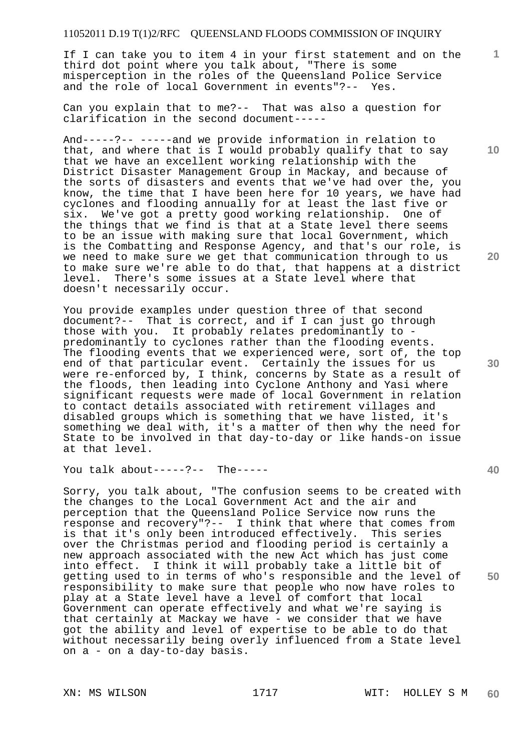If I can take you to item 4 in your first statement and on the third dot point where you talk about, "There is some misperception in the roles of the Queensland Police Service and the role of local Government in events"?-- Yes.

Can you explain that to me?-- That was also a question for clarification in the second document-----

And-----?-- -----and we provide information in relation to that, and where that is I would probably qualify that to say that we have an excellent working relationship with the District Disaster Management Group in Mackay, and because of the sorts of disasters and events that we've had over the, you know, the time that I have been here for 10 years, we have had cyclones and flooding annually for at least the last five or six. We've got a pretty good working relationship. One of the things that we find is that at a State level there seems to be an issue with making sure that local Government, which is the Combatting and Response Agency, and that's our role, is we need to make sure we get that communication through to us to make sure we're able to do that, that happens at a district level. There's some issues at a State level where that doesn't necessarily occur.

You provide examples under question three of that second document?-- That is correct, and if I can just go through those with you. It probably relates predominantly to - predominantly to cyclones rather than the flooding events. The flooding events that we experienced were, sort of, the top end of that particular event. Certainly the issues for us were re-enforced by, I think, concerns by State as a result of the floods, then leading into Cyclone Anthony and Yasi where significant requests were made of local Government in relation to contact details associated with retirement villages and disabled groups which is something that we have listed, it's something we deal with, it's a matter of then why the need for State to be involved in that day-to-day or like hands-on issue at that level.

You talk about-----?-- The-----

Sorry, you talk about, "The confusion seems to be created with the changes to the Local Government Act and the air and perception that the Queensland Police Service now runs the response and recovery"?-- I think that where that comes from is that it's only been introduced effectively. This series over the Christmas period and flooding period is certainly a new approach associated with the new Act which has just come into effect. I think it will probably take a little bit of getting used to in terms of who's responsible and the level of responsibility to make sure that people who now have roles to play at a State level have a level of comfort that local Government can operate effectively and what we're saying is that certainly at Mackay we have - we consider that we have got the ability and level of expertise to be able to do that without necessarily being overly influenced from a State level on a - on a day-to-day basis.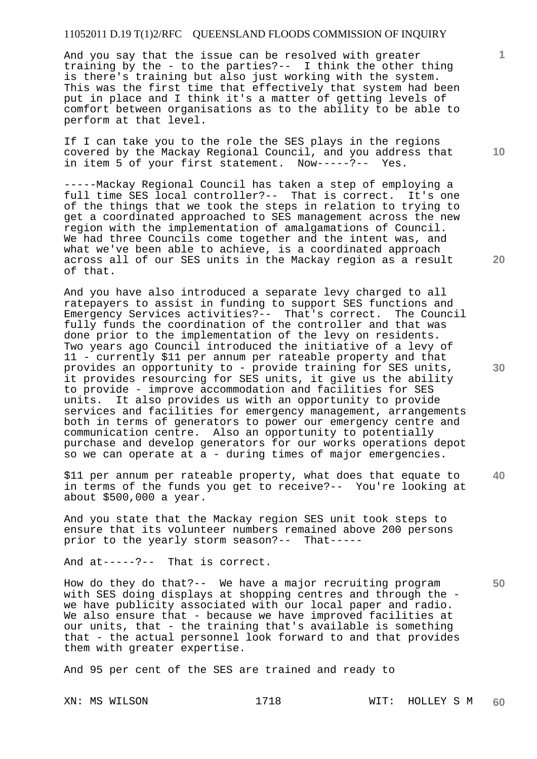And you say that the issue can be resolved with greater training by the - to the parties?-- I think the other thing is there's training but also just working with the system. This was the first time that effectively that system had been put in place and I think it's a matter of getting levels of comfort between organisations as to the ability to be able to perform at that level.

If I can take you to the role the SES plays in the regions covered by the Mackay Regional Council, and you address that in item 5 of your first statement. Now-----?-- Yes.

-----Mackay Regional Council has taken a step of employing a full time SES local controller?-- That is correct. It's one of the things that we took the steps in relation to trying to get a coordinated approached to SES management across the new region with the implementation of amalgamations of Council. We had three Councils come together and the intent was, and what we've been able to achieve, is a coordinated approach across all of our SES units in the Mackay region as a result of that.

And you have also introduced a separate levy charged to all ratepayers to assist in funding to support SES functions and Emergency Services activities?-- That's correct. The Council fully funds the coordination of the controller and that was done prior to the implementation of the levy on residents. Two years ago Council introduced the initiative of a levy of 11 - currently $11 per annum per rateable property and that provides an opportunity to - provide training for SES units, it provides resourcing for SES units, it give us the ability to provide - improve accommodation and facilities for SES units. It also provides us with an opportunity to provide services and facilities for emergency management, arrangements both in terms of generators to power our emergency centre and communication centre. Also an opportunity to potentially purchase and develop generators for our works operations depot so we can operate at a - during times of major emergencies.

$11 per annum per rateable property, what does that equate to in terms of the funds you get to receive?-- You're looking at about $500,000 a year.

And you state that the Mackay region SES unit took steps to ensure that its volunteer numbers remained above 200 persons prior to the yearly storm season?-- That-----

And at-----?-- That is correct.

How do they do that?-- We have a major recruiting program with SES doing displays at shopping centres and through the - we have publicity associated with our local paper and radio. We also ensure that - because we have improved facilities at our units, that - the training that's available is something that - the actual personnel look forward to and that provides them with greater expertise.

And 95 per cent of the SES are trained and ready to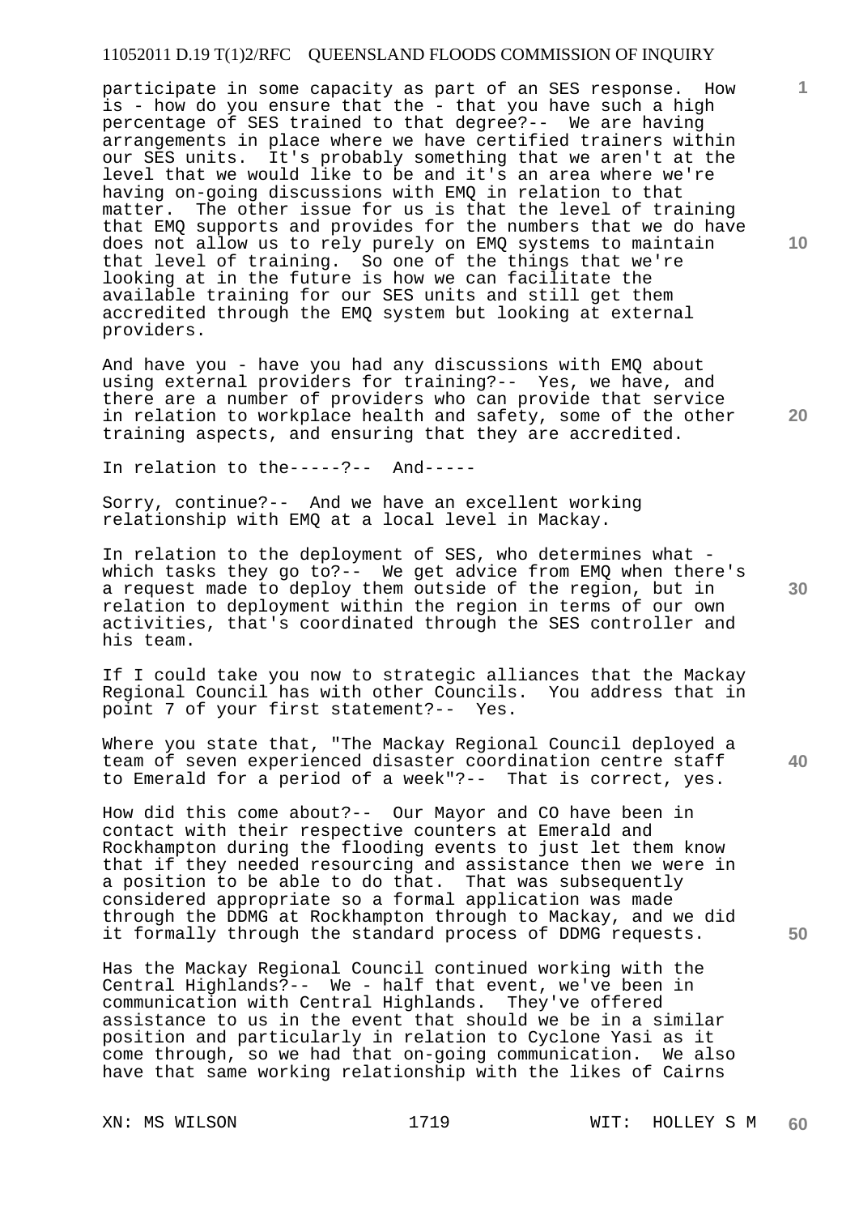participate in some capacity as part of an SES response. How is - how do you ensure that the - that you have such a high percentage of SES trained to that degree?-- We are having arrangements in place where we have certified trainers within our SES units. It's probably something that we aren't at the level that we would like to be and it's an area where we're having on-going discussions with EMQ in relation to that matter. The other issue for us is that the level of training that EMQ supports and provides for the numbers that we do have does not allow us to rely purely on EMQ systems to maintain that level of training. So one of the things that we're looking at in the future is how we can facilitate the available training for our SES units and still get them accredited through the EMQ system but looking at external providers.

And have you - have you had any discussions with EMQ about using external providers for training?-- Yes, we have, and there are a number of providers who can provide that service in relation to workplace health and safety, some of the other training aspects, and ensuring that they are accredited.

In relation to the-----?-- And-----

Sorry, continue?-- And we have an excellent working relationship with EMQ at a local level in Mackay.

In relation to the deployment of SES, who determines what - which tasks they go to?-- We get advice from EMQ when there's a request made to deploy them outside of the region, but in relation to deployment within the region in terms of our own activities, that's coordinated through the SES controller and his team.

If I could take you now to strategic alliances that the Mackay Regional Council has with other Councils. You address that in point 7 of your first statement?-- Yes.

Where you state that, "The Mackay Regional Council deployed a team of seven experienced disaster coordination centre staff to Emerald for a period of a week"?-- That is correct, yes.

How did this come about?-- Our Mayor and CO have been in contact with their respective counters at Emerald and Rockhampton during the flooding events to just let them know that if they needed resourcing and assistance then we were in a position to be able to do that. That was subsequently considered appropriate so a formal application was made through the DDMG at Rockhampton through to Mackay, and we did it formally through the standard process of DDMG requests.

Has the Mackay Regional Council continued working with the Central Highlands?-- We - half that event, we've been in communication with Central Highlands. They've offered assistance to us in the event that should we be in a similar position and particularly in relation to Cyclone Yasi as it come through, so we had that on-going communication. We also have that same working relationship with the likes of Cairns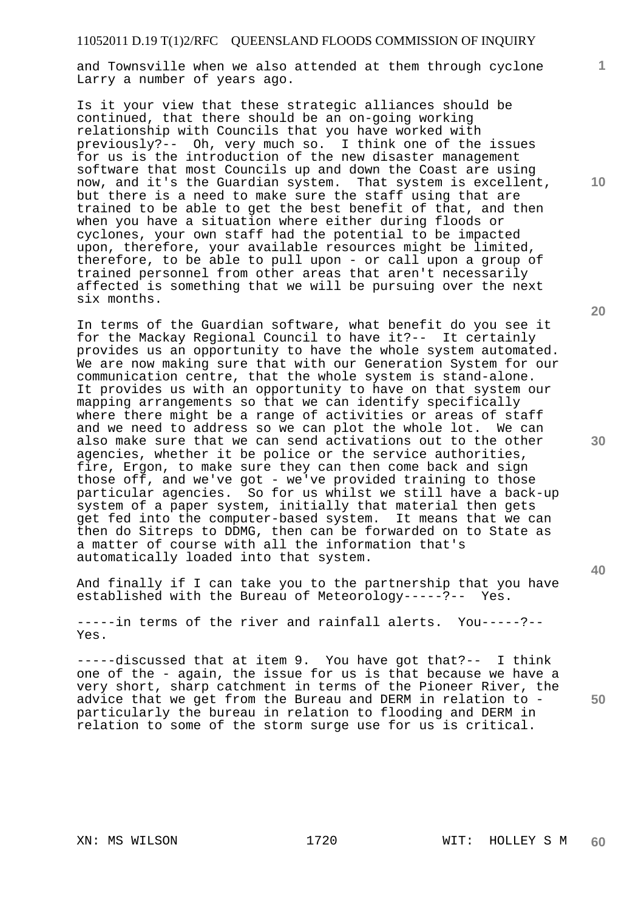and Townsville when we also attended at them through cyclone Larry a number of years ago.

Is it your view that these strategic alliances should be continued, that there should be an on-going working relationship with Councils that you have worked with previously?-- Oh, very much so. I think one of the issues for us is the introduction of the new disaster management software that most Councils up and down the Coast are using now, and it's the Guardian system. That system is excellent, but there is a need to make sure the staff using that are trained to be able to get the best benefit of that, and then when you have a situation where either during floods or cyclones, your own staff had the potential to be impacted upon, therefore, your available resources might be limited, therefore, to be able to pull upon - or call upon a group of trained personnel from other areas that aren't necessarily affected is something that we will be pursuing over the next six months.

In terms of the Guardian software, what benefit do you see it for the Mackay Regional Council to have it?-- It certainly provides us an opportunity to have the whole system automated. We are now making sure that with our Generation System for our communication centre, that the whole system is stand-alone. It provides us with an opportunity to have on that system our mapping arrangements so that we can identify specifically where there might be a range of activities or areas of staff and we need to address so we can plot the whole lot. We can also make sure that we can send activations out to the other agencies, whether it be police or the service authorities, fire, Ergon, to make sure they can then come back and sign those off, and we've got - we've provided training to those particular agencies. So for us whilst we still have a back-up system of a paper system, initially that material then gets get fed into the computer-based system. It means that we can then do Sitreps to DDMG, then can be forwarded on to State as a matter of course with all the information that's automatically loaded into that system.

And finally if I can take you to the partnership that you have established with the Bureau of Meteorology-----?-- Yes.

-----in terms of the river and rainfall alerts. You-----?-- Yes.

-----discussed that at item 9. You have got that?-- I think one of the - again, the issue for us is that because we have a very short, sharp catchment in terms of the Pioneer River, the advice that we get from the Bureau and DERM in relation to - particularly the bureau in relation to flooding and DERM in relation to some of the storm surge use for us is critical.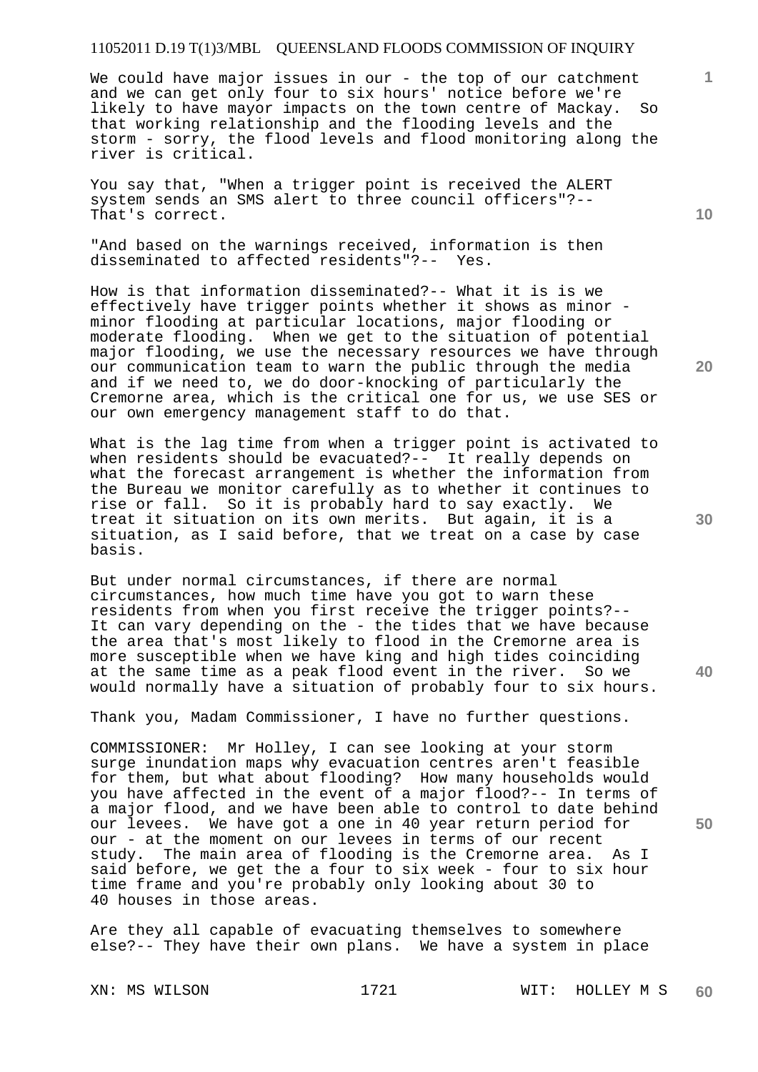We could have major issues in our - the top of our catchment and we can get only four to six hours' notice before we're likely to have mayor impacts on the town centre of Mackay. So that working relationship and the flooding levels and the storm - sorry, the flood levels and flood monitoring along the river is critical.

You say that, "When a trigger point is received the ALERT system sends an SMS alert to three council officers"?-- That's correct.

"And based on the warnings received, information is then disseminated to affected residents"?-- Yes.

How is that information disseminated?-- What it is is we effectively have trigger points whether it shows as minor - minor flooding at particular locations, major flooding or moderate flooding. When we get to the situation of potential major flooding, we use the necessary resources we have through our communication team to warn the public through the media and if we need to, we do door-knocking of particularly the Cremorne area, which is the critical one for us, we use SES or our own emergency management staff to do that.

What is the lag time from when a trigger point is activated to when residents should be evacuated?-- It really depends on what the forecast arrangement is whether the information from the Bureau we monitor carefully as to whether it continues to rise or fall. So it is probably hard to say exactly. We treat it situation on its own merits. But again, it is a situation, as I said before, that we treat on a case by case basis.

But under normal circumstances, if there are normal circumstances, how much time have you got to warn these residents from when you first receive the trigger points?-- It can vary depending on the - the tides that we have because the area that's most likely to flood in the Cremorne area is more susceptible when we have king and high tides coinciding at the same time as a peak flood event in the river. So we would normally have a situation of probably four to six hours.

Thank you, Madam Commissioner, I have no further questions.

COMMISSIONER: Mr Holley, I can see looking at your storm surge inundation maps why evacuation centres aren't feasible for them, but what about flooding? How many households would you have affected in the event of a major flood?-- In terms of a major flood, and we have been able to control to date behind our levees. We have got a one in 40 year return period for our - at the moment on our levees in terms of our recent study. The main area of flooding is the Cremorne area. As I said before, we get the a four to six week - four to six hour time frame and you're probably only looking about 30 to 40 houses in those areas.

Are they all capable of evacuating themselves to somewhere else?-- They have their own plans. We have a system in place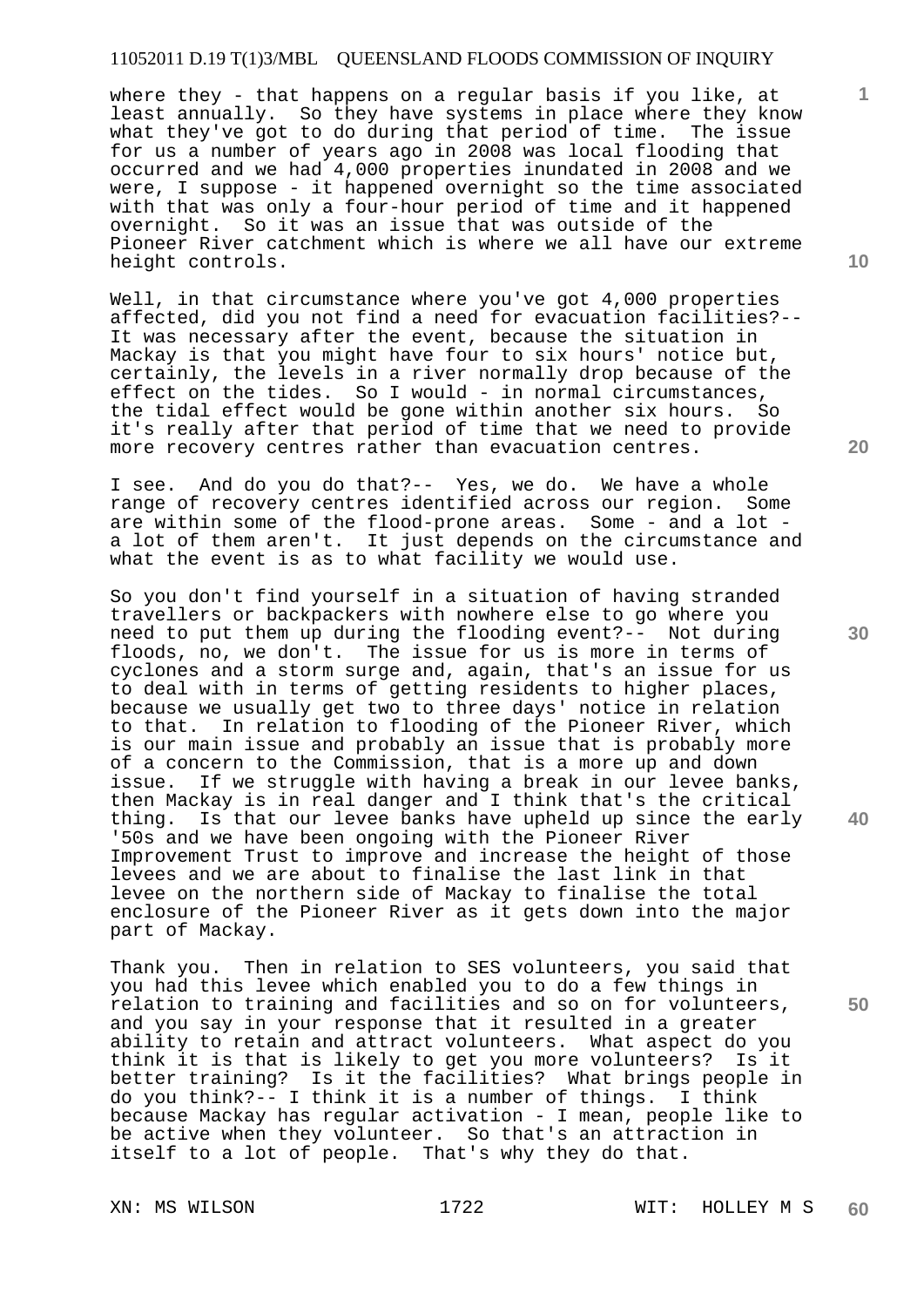where they - that happens on a regular basis if you like, at least annually. So they have systems in place where they know what they've got to do during that period of time. The issue for us a number of years ago in 2008 was local flooding that occurred and we had 4,000 properties inundated in 2008 and we were, I suppose - it happened overnight so the time associated with that was only a four-hour period of time and it happened overnight. So it was an issue that was outside of the Pioneer River catchment which is where we all have our extreme height controls.

Well, in that circumstance where you've got 4,000 properties affected, did you not find a need for evacuation facilities?-- It was necessary after the event, because the situation in Mackay is that you might have four to six hours' notice but, certainly, the levels in a river normally drop because of the effect on the tides. So I would - in normal circumstances, the tidal effect would be gone within another six hours. So it's really after that period of time that we need to provide more recovery centres rather than evacuation centres.

I see. And do you do that?-- Yes, we do. We have a whole range of recovery centres identified across our region. Some are within some of the flood-prone areas. Some - and a lot - a lot of them aren't. It just depends on the circumstance and what the event is as to what facility we would use.

So you don't find yourself in a situation of having stranded travellers or backpackers with nowhere else to go where you need to put them up during the flooding event?-- Not during floods, no, we don't. The issue for us is more in terms of cyclones and a storm surge and, again, that's an issue for us to deal with in terms of getting residents to higher places, because we usually get two to three days' notice in relation to that. In relation to flooding of the Pioneer River, which is our main issue and probably an issue that is probably more of a concern to the Commission, that is a more up and down issue. If we struggle with having a break in our levee banks, then Mackay is in real danger and I think that's the critical thing. Is that our levee banks have upheld up since the early '50s and we have been ongoing with the Pioneer River Improvement Trust to improve and increase the height of those levees and we are about to finalise the last link in that levee on the northern side of Mackay to finalise the total enclosure of the Pioneer River as it gets down into the major part of Mackay.

Thank you. Then in relation to SES volunteers, you said that you had this levee which enabled you to do a few things in relation to training and facilities and so on for volunteers, and you say in your response that it resulted in a greater ability to retain and attract volunteers. What aspect do you think it is that is likely to get you more volunteers? Is it better training? Is it the facilities? What brings people in do you think?-- I think it is a number of things. I think because Mackay has regular activation - I mean, people like to be active when they volunteer. So that's an attraction in itself to a lot of people. That's why they do that.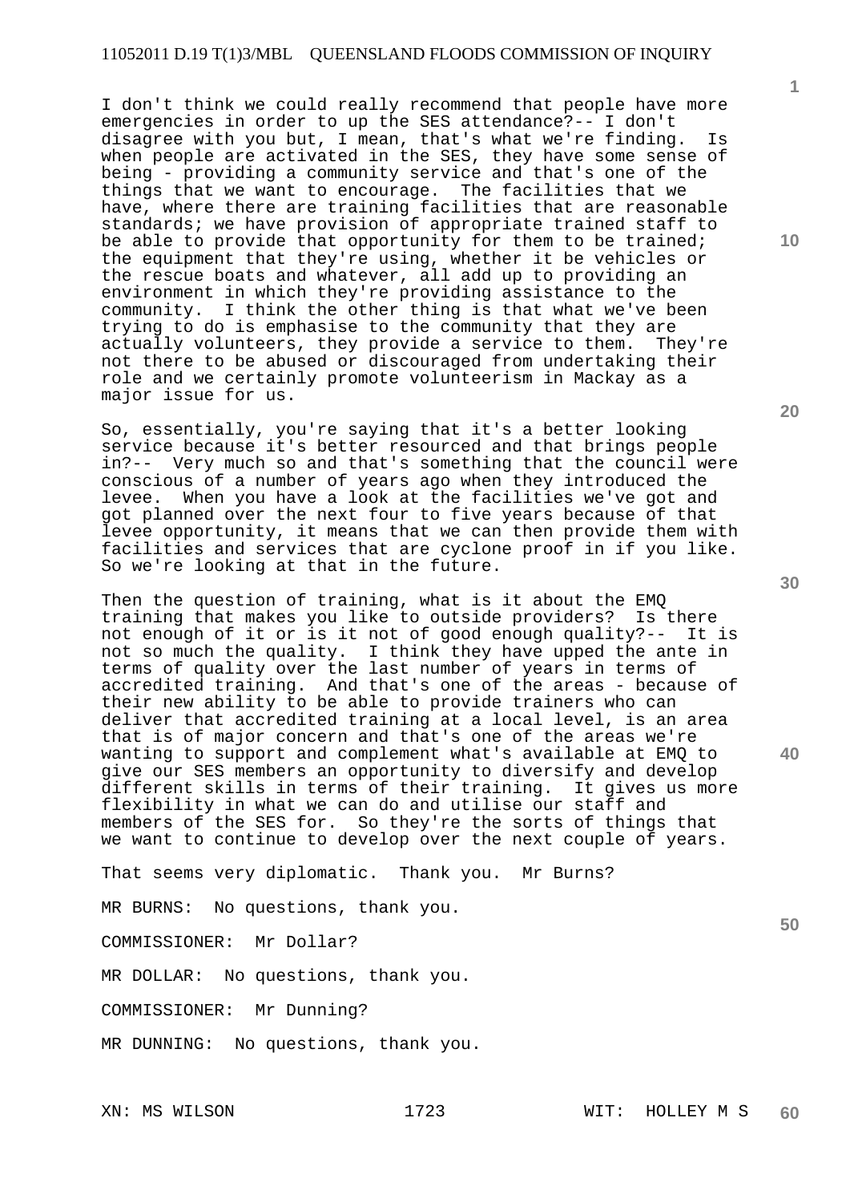I don't think we could really recommend that people have more emergencies in order to up the SES attendance?-- I don't disagree with you but, I mean, that's what we're finding. Is when people are activated in the SES, they have some sense of being - providing a community service and that's one of the things that we want to encourage. The facilities that we have, where there are training facilities that are reasonable standards; we have provision of appropriate trained staff to be able to provide that opportunity for them to be trained; the equipment that they're using, whether it be vehicles or the rescue boats and whatever, all add up to providing an environment in which they're providing assistance to the community. I think the other thing is that what we've been trying to do is emphasise to the community that they are actually volunteers, they provide a service to them. They're not there to be abused or discouraged from undertaking their role and we certainly promote volunteerism in Mackay as a major issue for us.

So, essentially, you're saying that it's a better looking service because it's better resourced and that brings people in?-- Very much so and that's something that the council were conscious of a number of years ago when they introduced the levee. When you have a look at the facilities we've got and got planned over the next four to five years because of that levee opportunity, it means that we can then provide them with facilities and services that are cyclone proof in if you like. So we're looking at that in the future.

Then the question of training, what is it about the EMQ training that makes you like to outside providers? Is there not enough of it or is it not of good enough quality?-- It is not so much the quality. I think they have upped the ante in terms of quality over the last number of years in terms of accredited training. And that's one of the areas - because of their new ability to be able to provide trainers who can deliver that accredited training at a local level, is an area that is of major concern and that's one of the areas we're wanting to support and complement what's available at EMQ to give our SES members an opportunity to diversify and develop different skills in terms of their training. It gives us more flexibility in what we can do and utilise our staff and members of the SES for. So they're the sorts of things that we want to continue to develop over the next couple of years.

That seems very diplomatic. Thank you. Mr Burns?

MR BURNS: No questions, thank you.

COMMISSIONER: Mr Dollar?

MR DOLLAR: No questions, thank you.

COMMISSIONER: Mr Dunning?

MR DUNNING: No questions, thank you.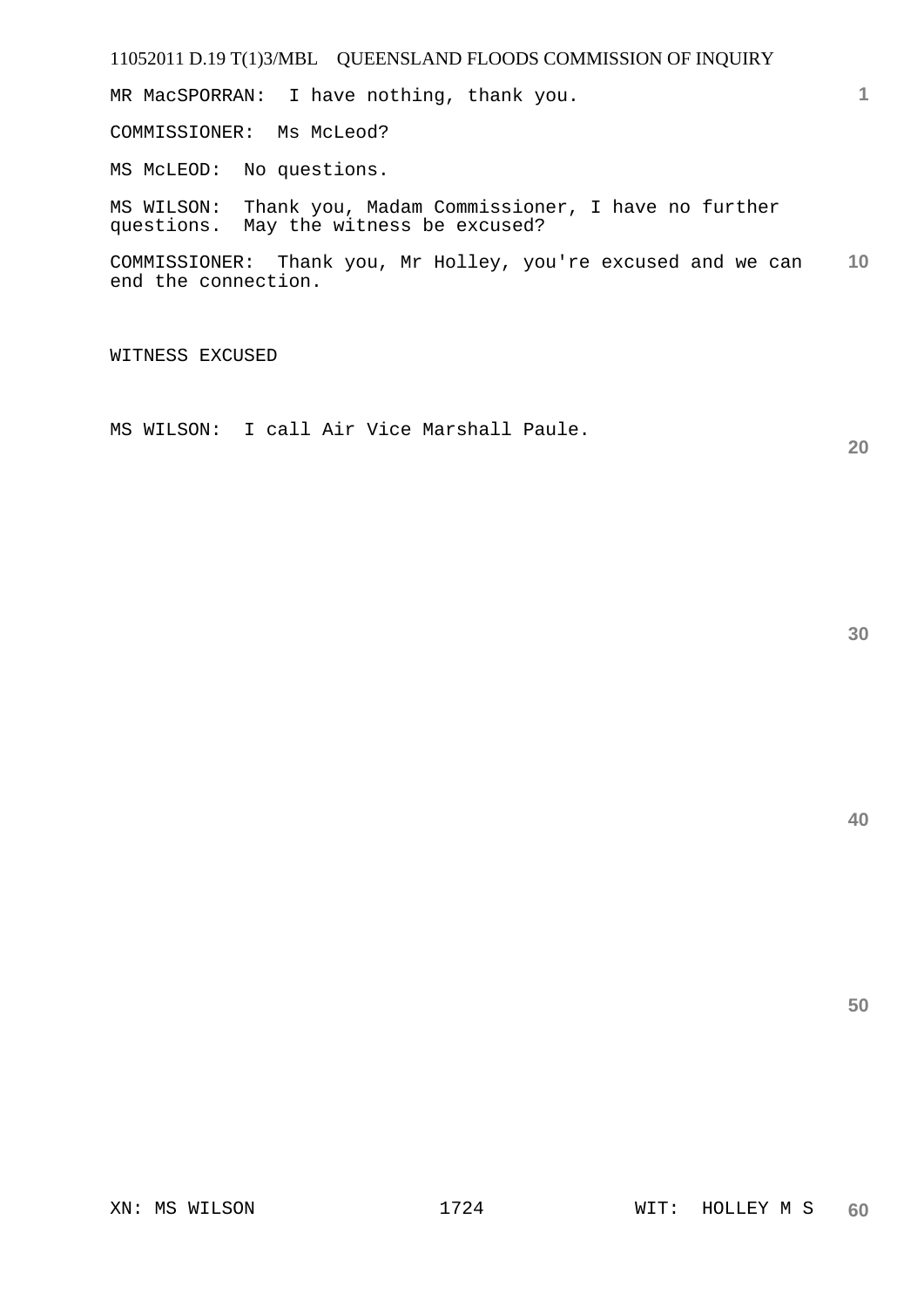MR MacSPORRAN: I have nothing, thank you.

COMMISSIONER: Ms McLeod?

MS McLEOD: No questions.

MS WILSON: Thank you, Madam Commissioner, I have no further questions. May the witness be excused?

COMMISSIONER: Thank you, Mr Holley, you're excused and we can end the connection.

WITNESS EXCUSED

MS WILSON: I call Air Vice Marshall Paule.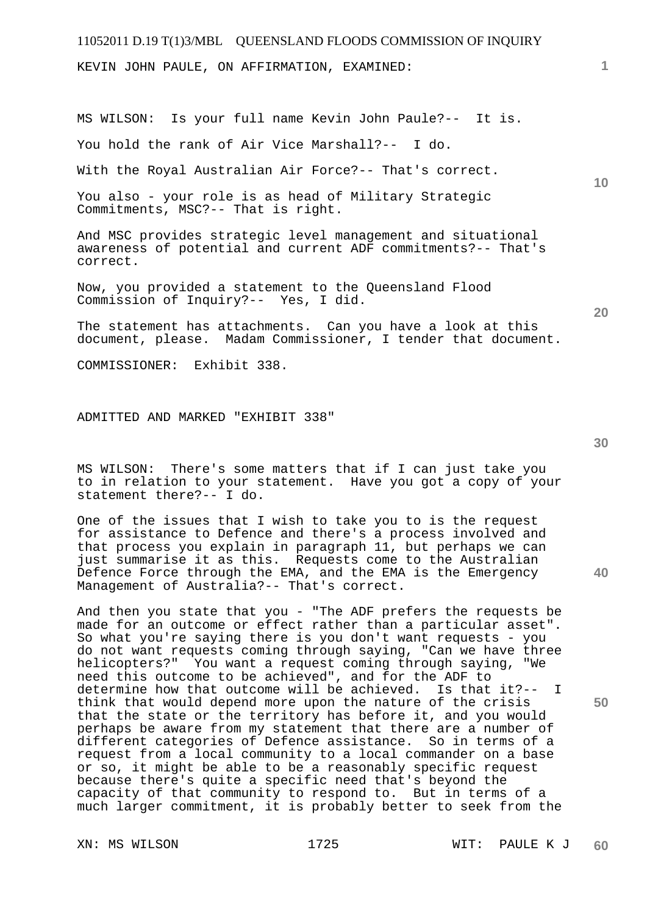KEVIN JOHN PAULE, ON AFFIRMATION, EXAMINED:

MS WILSON: Is your full name Kevin John Paule?-- It is.

You hold the rank of Air Vice Marshall?-- I do.

With the Royal Australian Air Force?-- That's correct.

You also - your role is as head of Military Strategic Commitments, MSC?-- That is right.

And MSC provides strategic level management and situational awareness of potential and current ADF commitments?-- That's correct.

Now, you provided a statement to the Queensland Flood Commission of Inquiry?-- Yes, I did.

The statement has attachments. Can you have a look at this document, please. Madam Commissioner, I tender that document.

COMMISSIONER: Exhibit 338.

ADMITTED AND MARKED "EXHIBIT 338"

MS WILSON: There's some matters that if I can just take you to in relation to your statement. Have you got a copy of your statement there?-- I do.

One of the issues that I wish to take you to is the request for assistance to Defence and there's a process involved and that process you explain in paragraph 11, but perhaps we can just summarise it as this. Requests come to the Australian Defence Force through the EMA, and the EMA is the Emergency Management of Australia?-- That's correct.

And then you state that you - "The ADF prefers the requests be made for an outcome or effect rather than a particular asset". So what you're saying there is you don't want requests - you do not want requests coming through saying, "Can we have three helicopters?" You want a request coming through saying, "We need this outcome to be achieved", and for the ADF to determine how that outcome will be achieved. Is that it?-- I think that would depend more upon the nature of the crisis that the state or the territory has before it, and you would perhaps be aware from my statement that there are a number of different categories of Defence assistance. So in terms of a request from a local community to a local commander on a base or so, it might be able to be a reasonably specific request because there's quite a specific need that's beyond the capacity of that community to respond to. But in terms of a much larger commitment, it is probably better to seek from the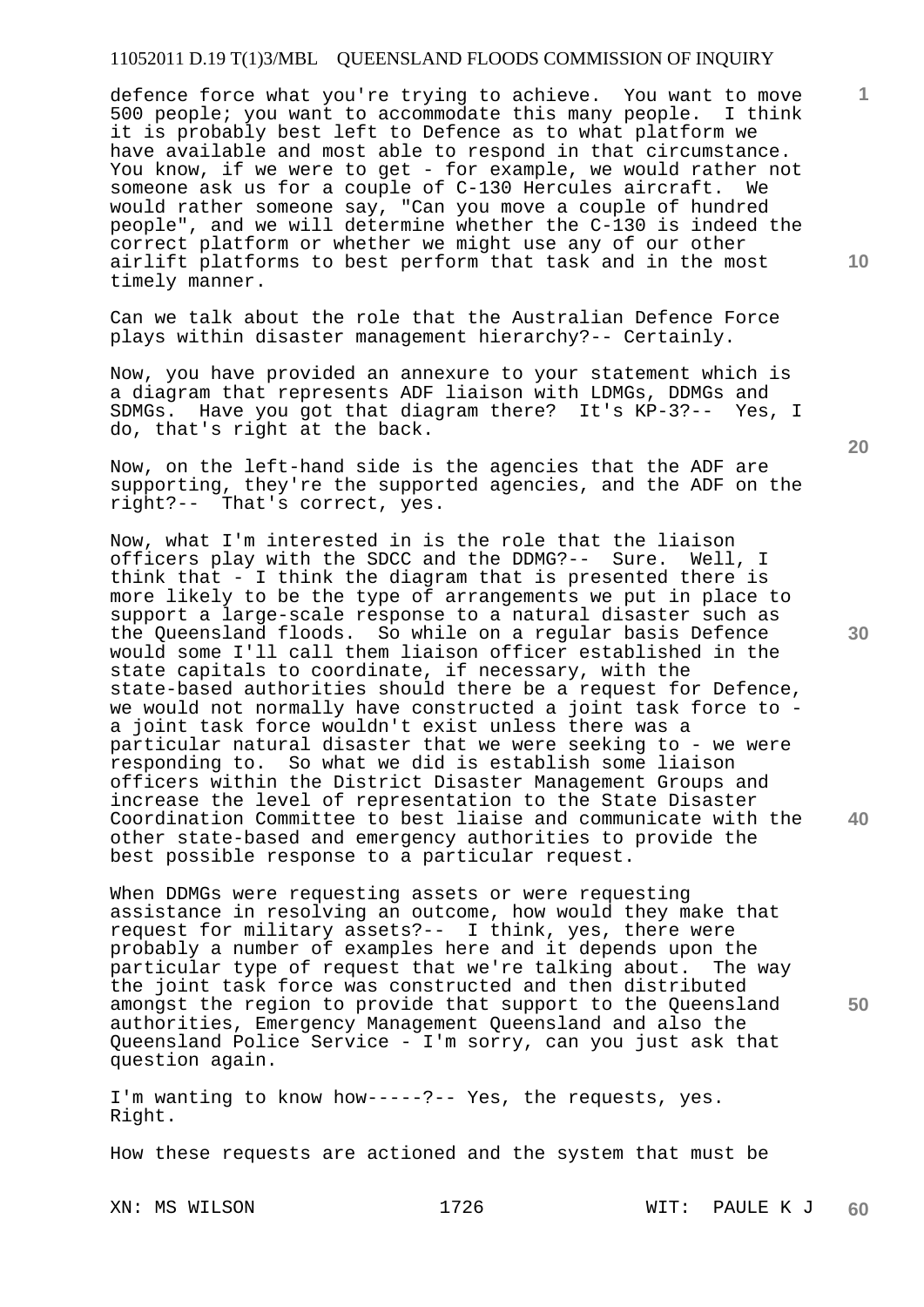defence force what you're trying to achieve. You want to move 500 people; you want to accommodate this many people. I think it is probably best left to Defence as to what platform we have available and most able to respond in that circumstance. You know, if we were to get - for example, we would rather not someone ask us for a couple of C-130 Hercules aircraft. We would rather someone say, "Can you move a couple of hundred people", and we will determine whether the C-130 is indeed the correct platform or whether we might use any of our other airlift platforms to best perform that task and in the most timely manner.

Can we talk about the role that the Australian Defence Force plays within disaster management hierarchy?-- Certainly.

Now, you have provided an annexure to your statement which is a diagram that represents ADF liaison with LDMGs, DDMGs and SDMGs. Have you got that diagram there? It's KP-3?-- Yes, I do, that's right at the back.

Now, on the left-hand side is the agencies that the ADF are supporting, they're the supported agencies, and the ADF on the right?-- That's correct, yes.

Now, what I'm interested in is the role that the liaison officers play with the SDCC and the DDMG?-- Sure. Well, I think that - I think the diagram that is presented there is more likely to be the type of arrangements we put in place to support a large-scale response to a natural disaster such as the Queensland floods. So while on a regular basis Defence would some I'll call them liaison officer established in the state capitals to coordinate, if necessary, with the state-based authorities should there be a request for Defence, we would not normally have constructed a joint task force to - a joint task force wouldn't exist unless there was a particular natural disaster that we were seeking to - we were responding to. So what we did is establish some liaison officers within the District Disaster Management Groups and increase the level of representation to the State Disaster Coordination Committee to best liaise and communicate with the other state-based and emergency authorities to provide the best possible response to a particular request.

When DDMGs were requesting assets or were requesting assistance in resolving an outcome, how would they make that request for military assets?-- I think, yes, there were probably a number of examples here and it depends upon the particular type of request that we're talking about. The way the joint task force was constructed and then distributed amongst the region to provide that support to the Queensland authorities, Emergency Management Queensland and also the Queensland Police Service - I'm sorry, can you just ask that question again.

I'm wanting to know how-----?-- Yes, the requests, yes. Right.

How these requests are actioned and the system that must be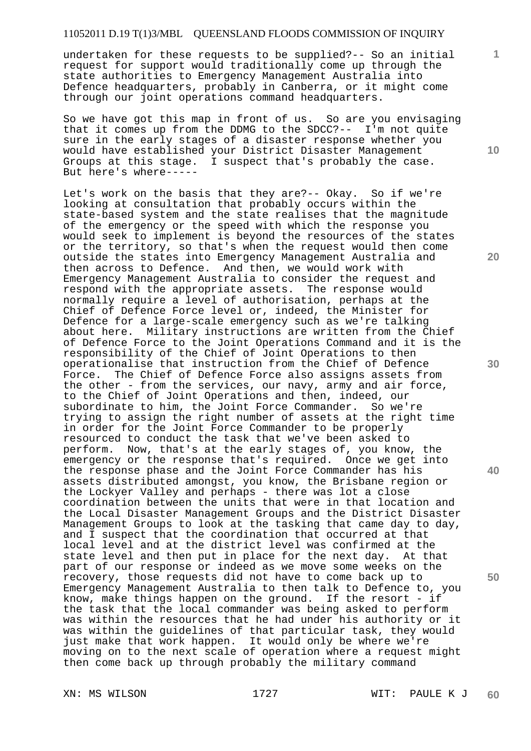undertaken for these requests to be supplied?-- So an initial request for support would traditionally come up through the state authorities to Emergency Management Australia into Defence headquarters, probably in Canberra, or it might come through our joint operations command headquarters.

So we have got this map in front of us. So are you envisaging that it comes up from the DDMG to the SDCC?-- I'm not quite sure in the early stages of a disaster response whether you would have established your District Disaster Management Groups at this stage. I suspect that's probably the case. But here's where-----

Let's work on the basis that they are?-- Okay. So if we're looking at consultation that probably occurs within the state-based system and the state realises that the magnitude of the emergency or the speed with which the response you would seek to implement is beyond the resources of the states or the territory, so that's when the request would then come outside the states into Emergency Management Australia and then across to Defence. And then, we would work with Emergency Management Australia to consider the request and respond with the appropriate assets. The response would normally require a level of authorisation, perhaps at the Chief of Defence Force level or, indeed, the Minister for Defence for a large-scale emergency such as we're talking about here. Military instructions are written from the Chief of Defence Force to the Joint Operations Command and it is the responsibility of the Chief of Joint Operations to then operationalise that instruction from the Chief of Defence Force. The Chief of Defence Force also assigns assets from the other - from the services, our navy, army and air force, to the Chief of Joint Operations and then, indeed, our subordinate to him, the Joint Force Commander. So we're trying to assign the right number of assets at the right time in order for the Joint Force Commander to be properly resourced to conduct the task that we've been asked to perform. Now, that's at the early stages of, you know, the emergency or the response that's required. Once we get into the response phase and the Joint Force Commander has his assets distributed amongst, you know, the Brisbane region or the Lockyer Valley and perhaps - there was lot a close coordination between the units that were in that location and the Local Disaster Management Groups and the District Disaster Management Groups to look at the tasking that came day to day, and I suspect that the coordination that occurred at that local level and at the district level was confirmed at the state level and then put in place for the next day. At that part of our response or indeed as we move some weeks on the recovery, those requests did not have to come back up to Emergency Management Australia to then talk to Defence to, you know, make things happen on the ground. If the resort - if the task that the local commander was being asked to perform was within the resources that he had under his authority or it was within the guidelines of that particular task, they would just make that work happen. It would only be where we're moving on to the next scale of operation where a request might then come back up through probably the military command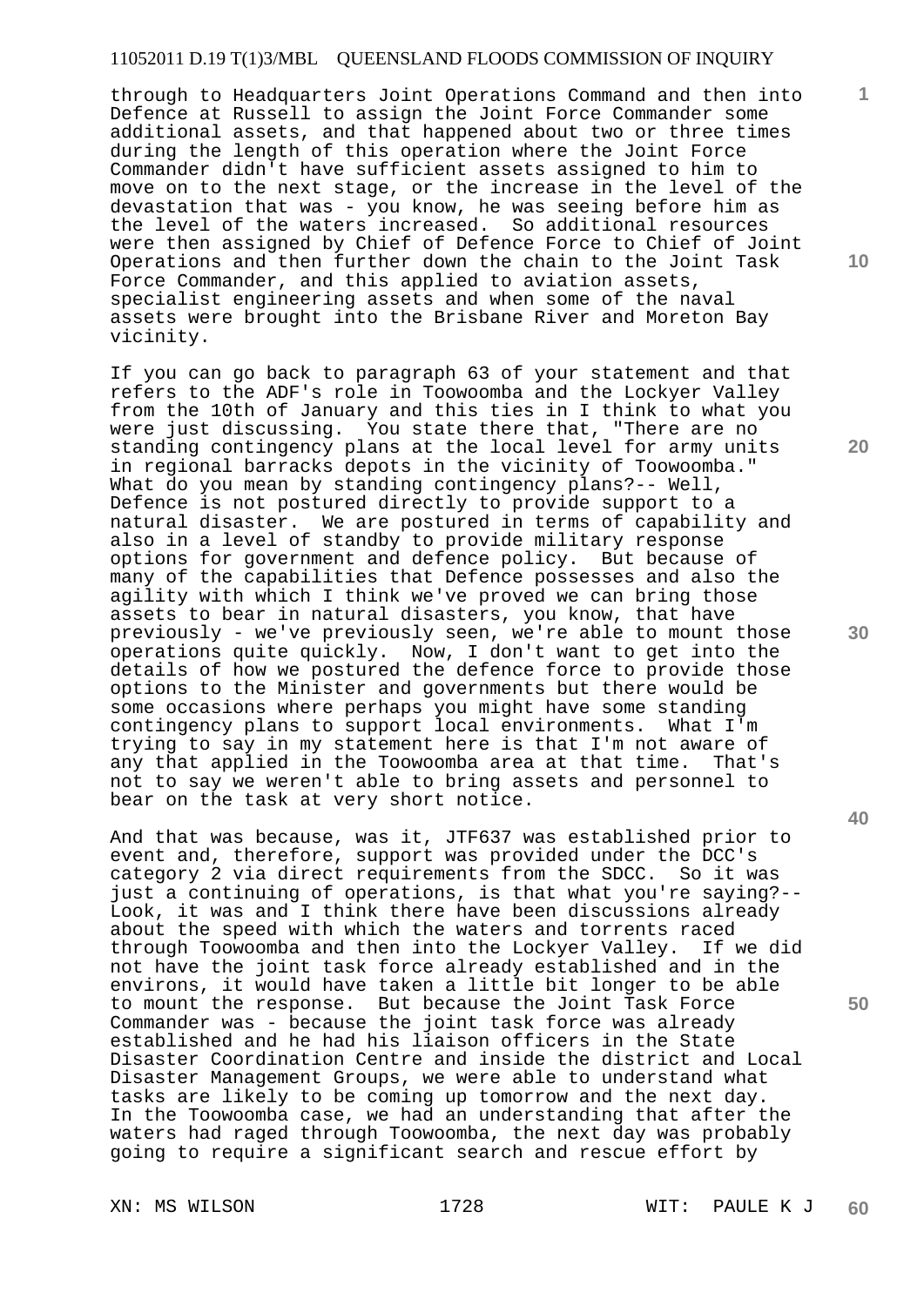through to Headquarters Joint Operations Command and then into Defence at Russell to assign the Joint Force Commander some additional assets, and that happened about two or three times during the length of this operation where the Joint Force Commander didn't have sufficient assets assigned to him to move on to the next stage, or the increase in the level of the devastation that was - you know, he was seeing before him as the level of the waters increased. So additional resources were then assigned by Chief of Defence Force to Chief of Joint Operations and then further down the chain to the Joint Task Force Commander, and this applied to aviation assets, specialist engineering assets and when some of the naval assets were brought into the Brisbane River and Moreton Bay vicinity.

If you can go back to paragraph 63 of your statement and that refers to the ADF's role in Toowoomba and the Lockyer Valley from the 10th of January and this ties in I think to what you were just discussing. You state there that, "There are no standing contingency plans at the local level for army units in regional barracks depots in the vicinity of Toowoomba." What do you mean by standing contingency plans?-- Well, Defence is not postured directly to provide support to a natural disaster. We are postured in terms of capability and also in a level of standby to provide military response options for government and defence policy. But because of many of the capabilities that Defence possesses and also the agility with which I think we've proved we can bring those assets to bear in natural disasters, you know, that have previously - we've previously seen, we're able to mount those operations quite quickly. Now, I don't want to get into the details of how we postured the defence force to provide those options to the Minister and governments but there would be some occasions where perhaps you might have some standing contingency plans to support local environments. What I'm trying to say in my statement here is that I'm not aware of any that applied in the Toowoomba area at that time. That's not to say we weren't able to bring assets and personnel to bear on the task at very short notice.

And that was because, was it, JTF637 was established prior to event and, therefore, support was provided under the DCC's category 2 via direct requirements from the SDCC. So it was just a continuing of operations, is that what you're saying?-- Look, it was and I think there have been discussions already about the speed with which the waters and torrents raced through Toowoomba and then into the Lockyer Valley. If we did not have the joint task force already established and in the environs, it would have taken a little bit longer to be able to mount the response. But because the Joint Task Force Commander was - because the joint task force was already established and he had his liaison officers in the State Disaster Coordination Centre and inside the district and Local Disaster Management Groups, we were able to understand what tasks are likely to be coming up tomorrow and the next day. In the Toowoomba case, we had an understanding that after the waters had raged through Toowoomba, the next day was probably going to require a significant search and rescue effort by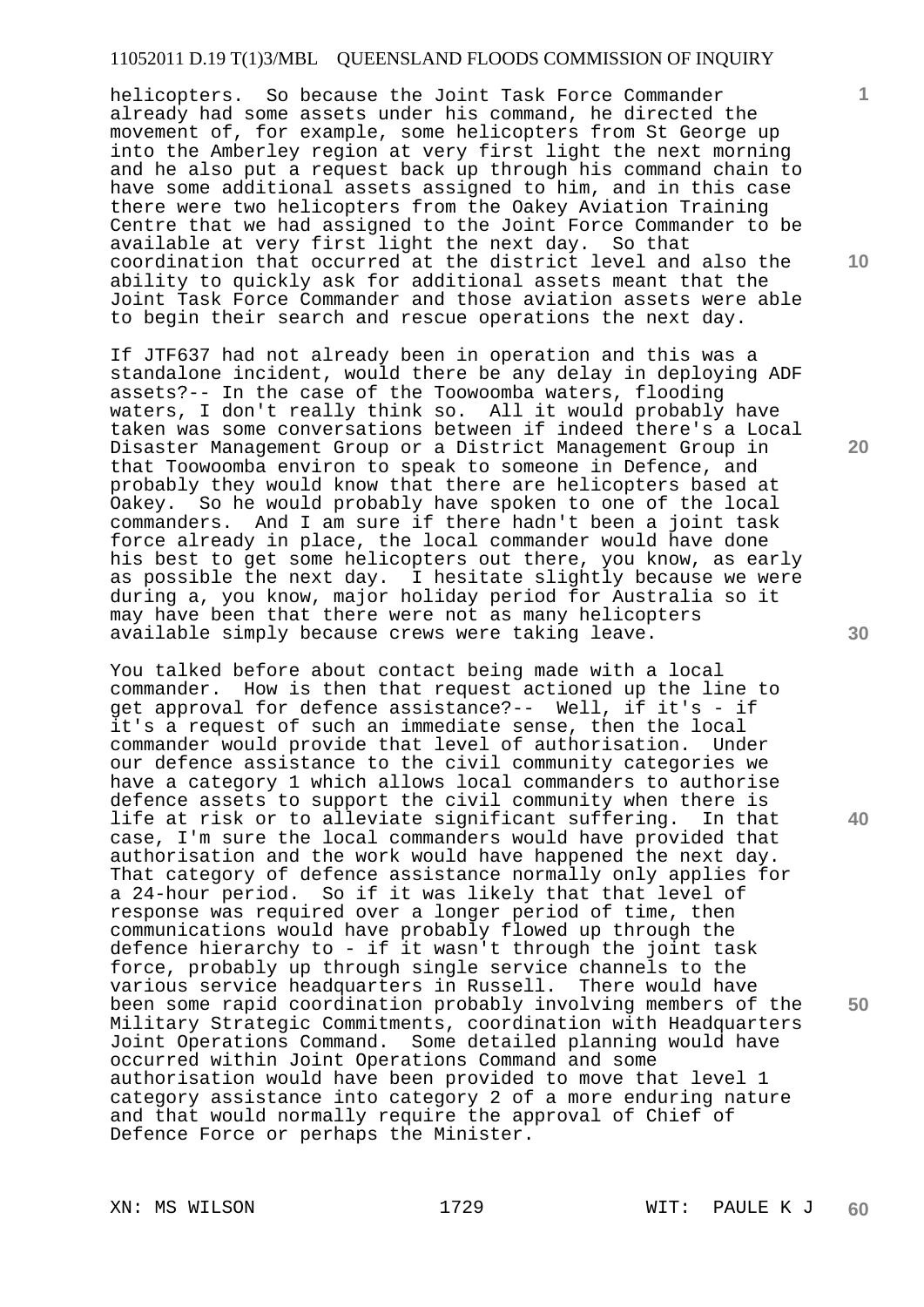helicopters. So because the Joint Task Force Commander already had some assets under his command, he directed the movement of, for example, some helicopters from St George up into the Amberley region at very first light the next morning and he also put a request back up through his command chain to have some additional assets assigned to him, and in this case there were two helicopters from the Oakey Aviation Training Centre that we had assigned to the Joint Force Commander to be available at very first light the next day. So that coordination that occurred at the district level and also the ability to quickly ask for additional assets meant that the Joint Task Force Commander and those aviation assets were able to begin their search and rescue operations the next day.

If JTF637 had not already been in operation and this was a standalone incident, would there be any delay in deploying ADF assets?-- In the case of the Toowoomba waters, flooding waters, I don't really think so. All it would probably have taken was some conversations between if indeed there's a Local Disaster Management Group or a District Management Group in that Toowoomba environ to speak to someone in Defence, and probably they would know that there are helicopters based at Oakey. So he would probably have spoken to one of the local commanders. And I am sure if there hadn't been a joint task force already in place, the local commander would have done his best to get some helicopters out there, you know, as early as possible the next day. I hesitate slightly because we were during a, you know, major holiday period for Australia so it may have been that there were not as many helicopters available simply because crews were taking leave.

You talked before about contact being made with a local commander. How is then that request actioned up the line to get approval for defence assistance?-- Well, if it's - if it's a request of such an immediate sense, then the local commander would provide that level of authorisation. Under our defence assistance to the civil community categories we have a category 1 which allows local commanders to authorise defence assets to support the civil community when there is life at risk or to alleviate significant suffering. In that case, I'm sure the local commanders would have provided that authorisation and the work would have happened the next day. That category of defence assistance normally only applies for a 24-hour period. So if it was likely that that level of response was required over a longer period of time, then communications would have probably flowed up through the defence hierarchy to - if it wasn't through the joint task force, probably up through single service channels to the various service headquarters in Russell. There would have been some rapid coordination probably involving members of the Military Strategic Commitments, coordination with Headquarters Joint Operations Command. Some detailed planning would have occurred within Joint Operations Command and some authorisation would have been provided to move that level 1 category assistance into category 2 of a more enduring nature and that would normally require the approval of Chief of Defence Force or perhaps the Minister.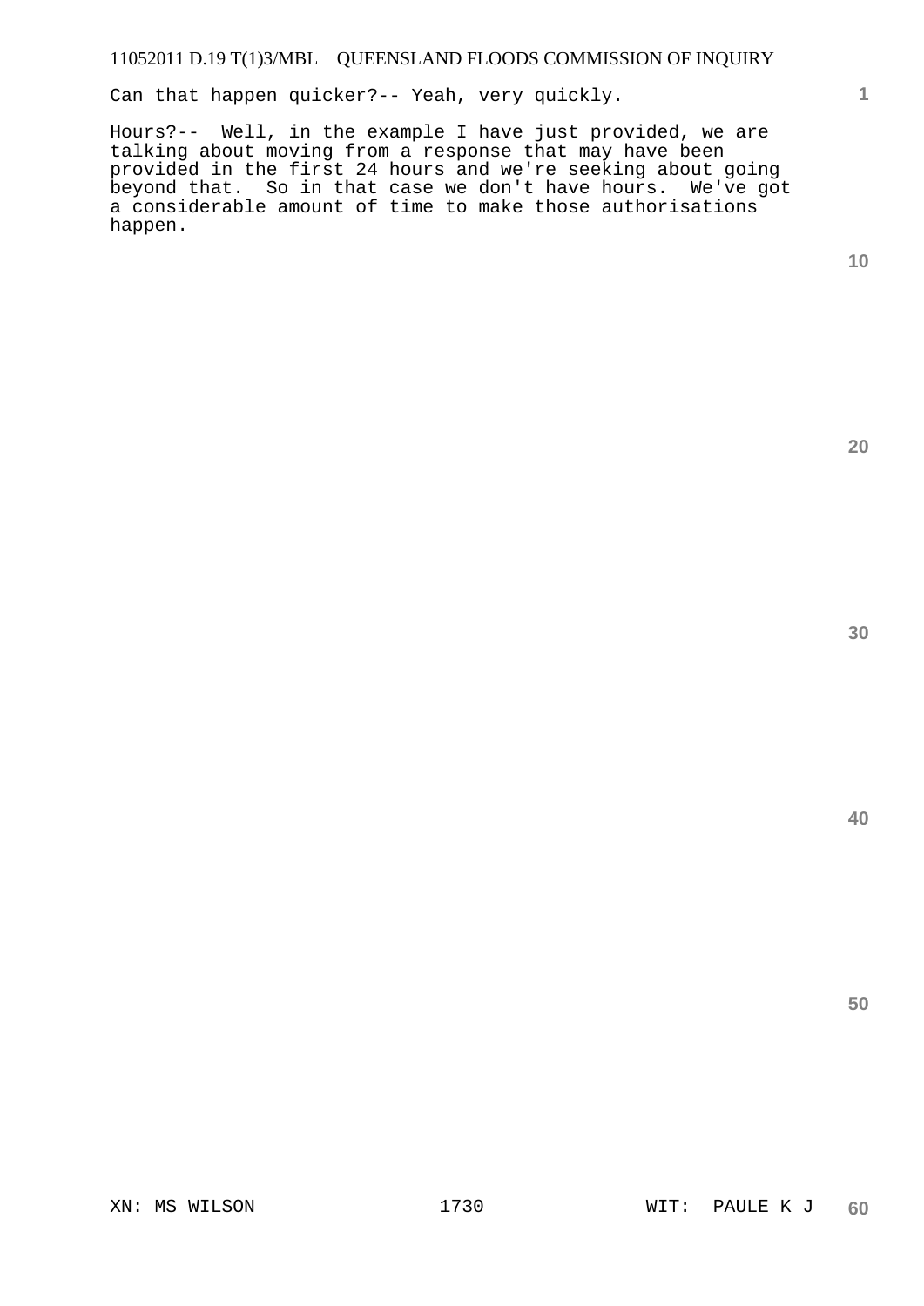Can that happen quicker?-- Yeah, very quickly.

Hours?-- Well, in the example I have just provided, we are talking about moving from a response that may have been provided in the first 24 hours and we're seeking about going beyond that. So in that case we don't have hours. We've got a considerable amount of time to make those authorisations happen.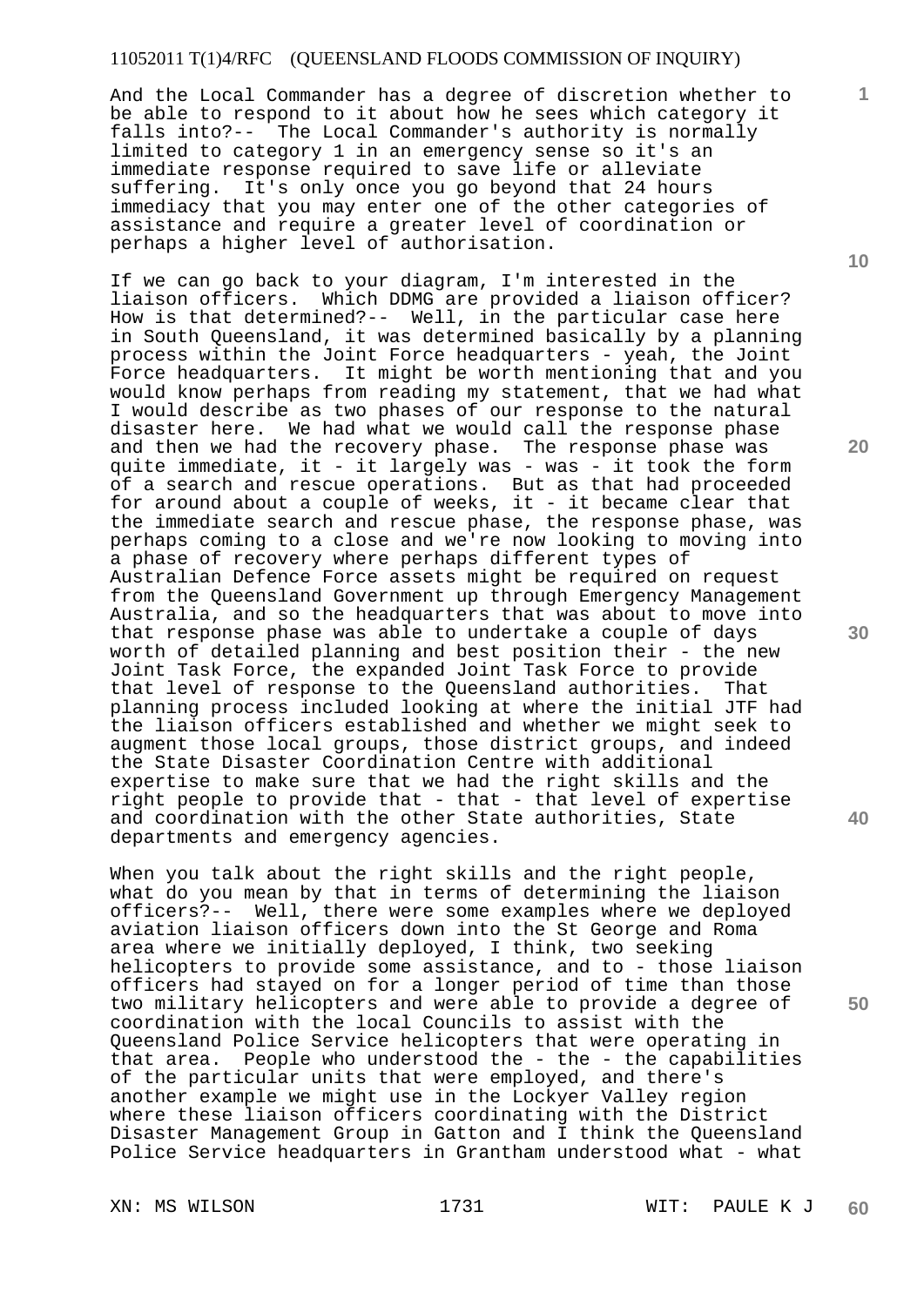And the Local Commander has a degree of discretion whether to be able to respond to it about how he sees which category it falls into?-- The Local Commander's authority is normally limited to category 1 in an emergency sense so it's an immediate response required to save life or alleviate suffering. It's only once you go beyond that 24 hours immediacy that you may enter one of the other categories of assistance and require a greater level of coordination or perhaps a higher level of authorisation.

If we can go back to your diagram, I'm interested in the liaison officers. Which DDMG are provided a liaison officer? How is that determined?-- Well, in the particular case here in South Queensland, it was determined basically by a planning process within the Joint Force headquarters - yeah, the Joint Force headquarters. It might be worth mentioning that and you would know perhaps from reading my statement, that we had what I would describe as two phases of our response to the natural disaster here. We had what we would call the response phase and then we had the recovery phase. The response phase was quite immediate, it - it largely was - was - it took the form of a search and rescue operations. But as that had proceeded for around about a couple of weeks, it - it became clear that the immediate search and rescue phase, the response phase, was perhaps coming to a close and we're now looking to moving into a phase of recovery where perhaps different types of Australian Defence Force assets might be required on request from the Queensland Government up through Emergency Management Australia, and so the headquarters that was about to move into that response phase was able to undertake a couple of days worth of detailed planning and best position their - the new Joint Task Force, the expanded Joint Task Force to provide that level of response to the Queensland authorities. That planning process included looking at where the initial JTF had the liaison officers established and whether we might seek to augment those local groups, those district groups, and indeed the State Disaster Coordination Centre with additional expertise to make sure that we had the right skills and the right people to provide that - that - that level of expertise and coordination with the other State authorities, State departments and emergency agencies.

When you talk about the right skills and the right people, what do you mean by that in terms of determining the liaison officers?-- Well, there were some examples where we deployed aviation liaison officers down into the St George and Roma area where we initially deployed, I think, two seeking helicopters to provide some assistance, and to - those liaison officers had stayed on for a longer period of time than those two military helicopters and were able to provide a degree of coordination with the local Councils to assist with the Queensland Police Service helicopters that were operating in that area. People who understood the - the - the capabilities of the particular units that were employed, and there's another example we might use in the Lockyer Valley region where these liaison officers coordinating with the District Disaster Management Group in Gatton and I think the Queensland Police Service headquarters in Grantham understood what - what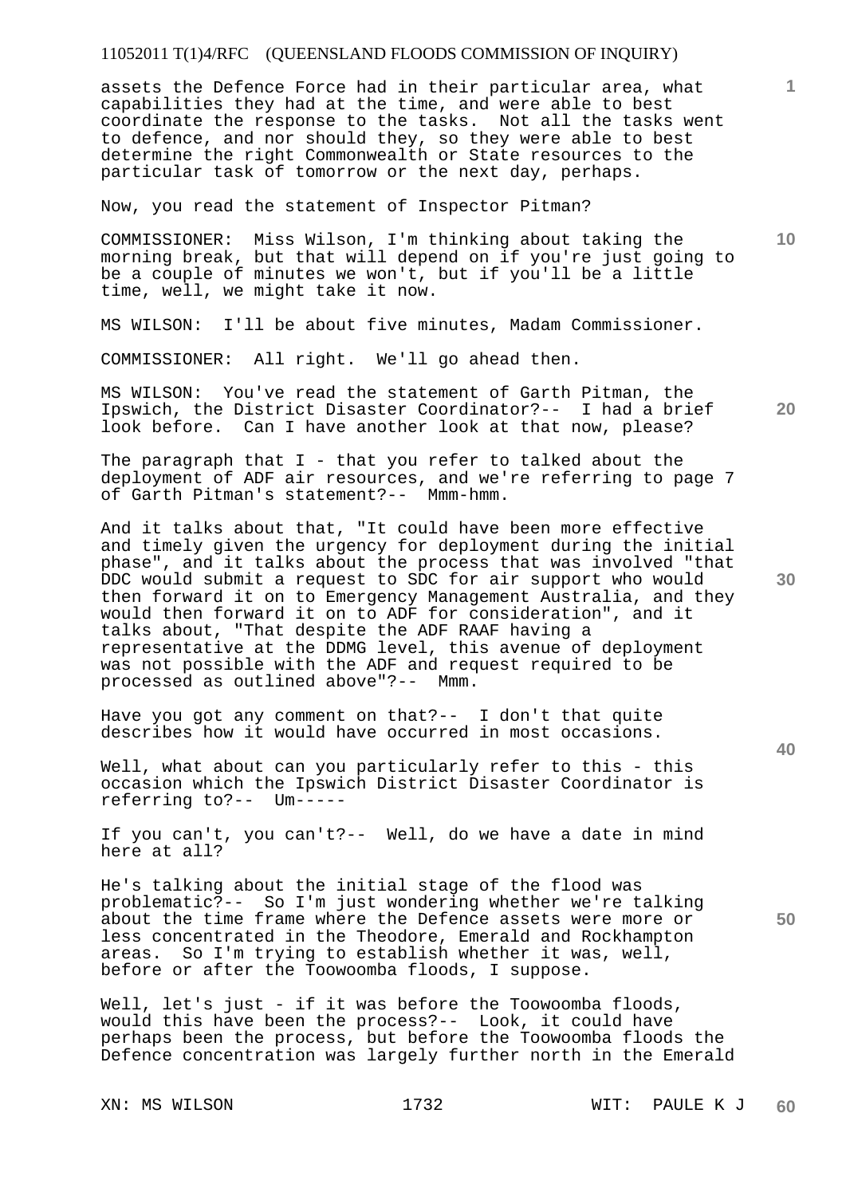assets the Defence Force had in their particular area, what capabilities they had at the time, and were able to best coordinate the response to the tasks. Not all the tasks went to defence, and nor should they, so they were able to best determine the right Commonwealth or State resources to the particular task of tomorrow or the next day, perhaps.

Now, you read the statement of Inspector Pitman?

COMMISSIONER: Miss Wilson, I'm thinking about taking the morning break, but that will depend on if you're just going to be a couple of minutes we won't, but if you'll be a little time, well, we might take it now.

MS WILSON: I'll be about five minutes, Madam Commissioner.

COMMISSIONER: All right. We'll go ahead then.

MS WILSON: You've read the statement of Garth Pitman, the Ipswich, the District Disaster Coordinator?-- I had a brief look before. Can I have another look at that now, please?

The paragraph that I - that you refer to talked about the deployment of ADF air resources, and we're referring to page 7 of Garth Pitman's statement?-- Mmm-hmm.

And it talks about that, "It could have been more effective and timely given the urgency for deployment during the initial phase", and it talks about the process that was involved "that DDC would submit a request to SDC for air support who would then forward it on to Emergency Management Australia, and they would then forward it on to ADF for consideration", and it talks about, "That despite the ADF RAAF having a representative at the DDMG level, this avenue of deployment was not possible with the ADF and request required to be processed as outlined above"?-- Mmm.

Have you got any comment on that?-- I don't that quite describes how it would have occurred in most occasions.

Well, what about can you particularly refer to this - this occasion which the Ipswich District Disaster Coordinator is referring to?-- Um-----

If you can't, you can't?-- Well, do we have a date in mind here at all?

He's talking about the initial stage of the flood was problematic?-- So I'm just wondering whether we're talking about the time frame where the Defence assets were more or less concentrated in the Theodore, Emerald and Rockhampton areas. So I'm trying to establish whether it was, well, before or after the Toowoomba floods, I suppose.

Well, let's just - if it was before the Toowoomba floods, would this have been the process?-- Look, it could have perhaps been the process, but before the Toowoomba floods the Defence concentration was largely further north in the Emerald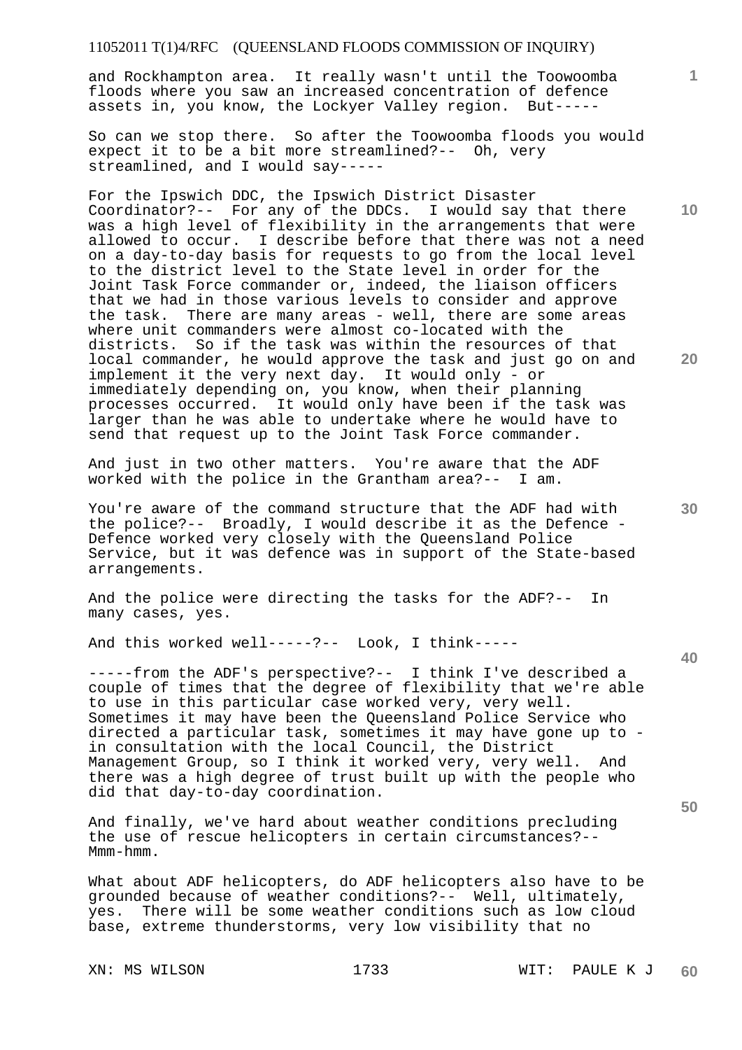and Rockhampton area. It really wasn't until the Toowoomba floods where you saw an increased concentration of defence assets in, you know, the Lockyer Valley region. But-----

So can we stop there. So after the Toowoomba floods you would expect it to be a bit more streamlined?-- Oh, very streamlined, and I would say-----

For the Ipswich DDC, the Ipswich District Disaster Coordinator?-- For any of the DDCs. I would say that there was a high level of flexibility in the arrangements that were allowed to occur. I describe before that there was not a need on a day-to-day basis for requests to go from the local level to the district level to the State level in order for the Joint Task Force commander or, indeed, the liaison officers that we had in those various levels to consider and approve the task. There are many areas - well, there are some areas where unit commanders were almost co-located with the districts. So if the task was within the resources of that local commander, he would approve the task and just go on and implement it the very next day. It would only - or immediately depending on, you know, when their planning processes occurred. It would only have been if the task was larger than he was able to undertake where he would have to send that request up to the Joint Task Force commander.

And just in two other matters. You're aware that the ADF worked with the police in the Grantham area?-- I am.

You're aware of the command structure that the ADF had with the police?-- Broadly, I would describe it as the Defence - Defence worked very closely with the Queensland Police Service, but it was defence was in support of the State-based arrangements.

And the police were directing the tasks for the ADF?-- In many cases, yes.

And this worked well-----?-- Look, I think-----

-----from the ADF's perspective?-- I think I've described a couple of times that the degree of flexibility that we're able to use in this particular case worked very, very well. Sometimes it may have been the Queensland Police Service who directed a particular task, sometimes it may have gone up to - in consultation with the local Council, the District Management Group, so I think it worked very, very well. And there was a high degree of trust built up with the people who did that day-to-day coordination.

And finally, we've hard about weather conditions precluding the use of rescue helicopters in certain circumstances?-- Mmm-hmm.

What about ADF helicopters, do ADF helicopters also have to be grounded because of weather conditions?-- Well, ultimately, yes. There will be some weather conditions such as low cloud base, extreme thunderstorms, very low visibility that no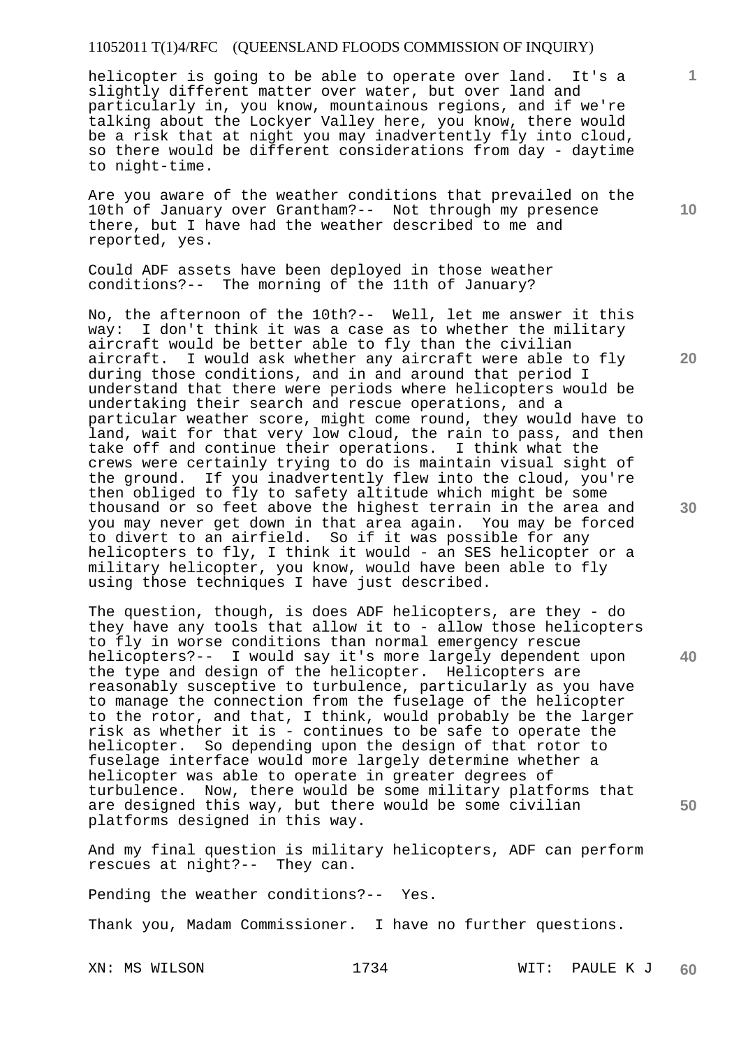helicopter is going to be able to operate over land. It's a slightly different matter over water, but over land and particularly in, you know, mountainous regions, and if we're talking about the Lockyer Valley here, you know, there would be a risk that at night you may inadvertently fly into cloud, so there would be different considerations from day - daytime to night-time.

Are you aware of the weather conditions that prevailed on the 10th of January over Grantham?-- Not through my presence there, but I have had the weather described to me and reported, yes.

Could ADF assets have been deployed in those weather conditions?-- The morning of the 11th of January?

No, the afternoon of the 10th?-- Well, let me answer it this way: I don't think it was a case as to whether the military aircraft would be better able to fly than the civilian aircraft. I would ask whether any aircraft were able to fly during those conditions, and in and around that period I understand that there were periods where helicopters would be undertaking their search and rescue operations, and a particular weather score, might come round, they would have to land, wait for that very low cloud, the rain to pass, and then take off and continue their operations. I think what the crews were certainly trying to do is maintain visual sight of the ground. If you inadvertently flew into the cloud, you're then obliged to fly to safety altitude which might be some thousand or so feet above the highest terrain in the area and you may never get down in that area again. You may be forced to divert to an airfield. So if it was possible for any helicopters to fly, I think it would - an SES helicopter or a military helicopter, you know, would have been able to fly using those techniques I have just described.

The question, though, is does ADF helicopters, are they - do they have any tools that allow it to - allow those helicopters to fly in worse conditions than normal emergency rescue helicopters?-- I would say it's more largely dependent upon the type and design of the helicopter. Helicopters are reasonably susceptive to turbulence, particularly as you have to manage the connection from the fuselage of the helicopter to the rotor, and that, I think, would probably be the larger risk as whether it is - continues to be safe to operate the helicopter. So depending upon the design of that rotor to fuselage interface would more largely determine whether a helicopter was able to operate in greater degrees of turbulence. Now, there would be some military platforms that are designed this way, but there would be some civilian platforms designed in this way.

And my final question is military helicopters, ADF can perform rescues at night?-- They can.

Pending the weather conditions?-- Yes.

Thank you, Madam Commissioner. I have no further questions.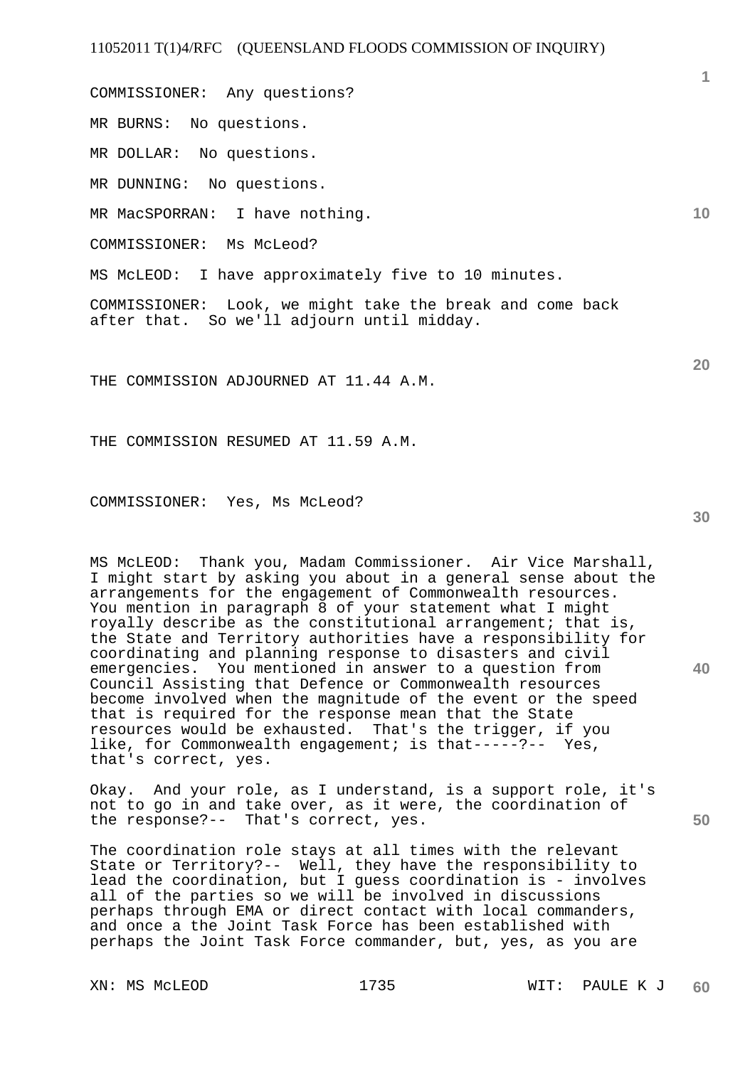COMMISSIONER: Any questions?

MR BURNS: No questions.

MR DOLLAR: No questions.

MR DUNNING: No questions.

MR MacSPORRAN: I have nothing.

COMMISSIONER: Ms McLeod?

MS McLEOD: I have approximately five to 10 minutes.

COMMISSIONER: Look, we might take the break and come back after that. So we'll adjourn until midday.

THE COMMISSION ADJOURNED AT 11.44 A.M.

THE COMMISSION RESUMED AT 11.59 A.M.

COMMISSIONER: Yes, Ms McLeod?

MS McLEOD: Thank you, Madam Commissioner. Air Vice Marshall, I might start by asking you about in a general sense about the arrangements for the engagement of Commonwealth resources. You mention in paragraph 8 of your statement what I might royally describe as the constitutional arrangement; that is, the State and Territory authorities have a responsibility for coordinating and planning response to disasters and civil emergencies. You mentioned in answer to a question from Council Assisting that Defence or Commonwealth resources become involved when the magnitude of the event or the speed that is required for the response mean that the State resources would be exhausted. That's the trigger, if you like, for Commonwealth engagement; is that-----?-- Yes, that's correct, yes.

Okay. And your role, as I understand, is a support role, it's not to go in and take over, as it were, the coordination of the response?-- That's correct, yes.

The coordination role stays at all times with the relevant State or Territory?-- Well, they have the responsibility to lead the coordination, but I guess coordination is - involves all of the parties so we will be involved in discussions perhaps through EMA or direct contact with local commanders, and once a the Joint Task Force has been established with perhaps the Joint Task Force commander, but, yes, as you are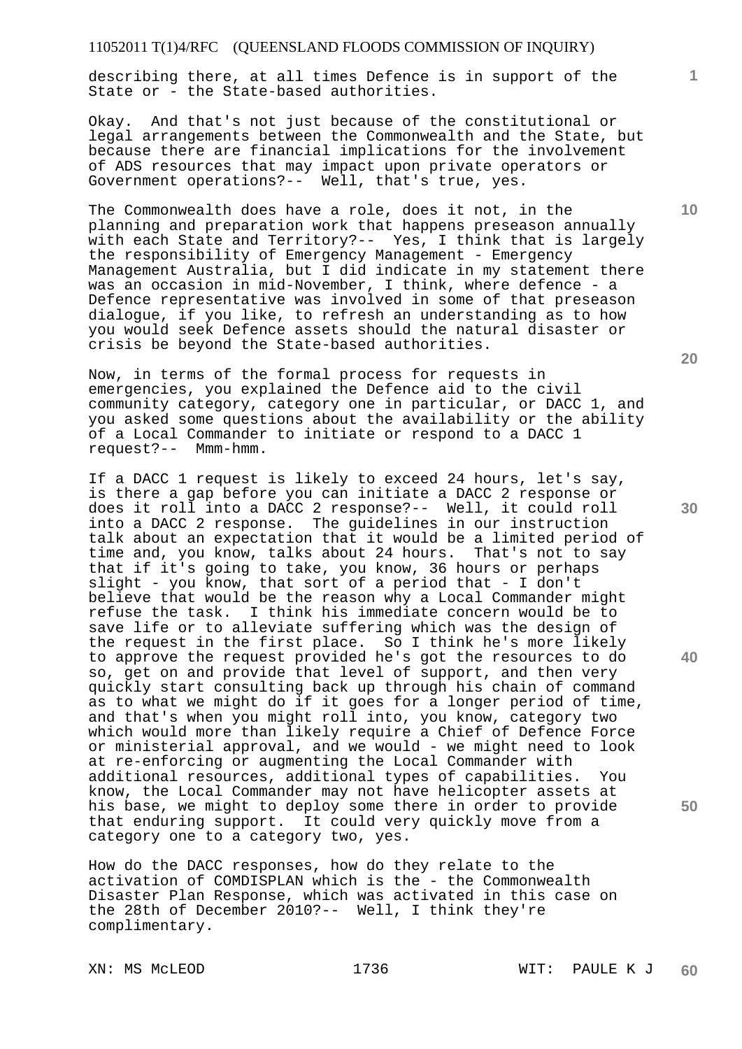describing there, at all times Defence is in support of the State or - the State-based authorities.

Okay. And that's not just because of the constitutional or legal arrangements between the Commonwealth and the State, but because there are financial implications for the involvement of ADS resources that may impact upon private operators or Government operations?-- Well, that's true, yes.

The Commonwealth does have a role, does it not, in the planning and preparation work that happens preseason annually with each State and Territory?-- Yes, I think that is largely the responsibility of Emergency Management - Emergency Management Australia, but I did indicate in my statement there was an occasion in mid-November, I think, where defence - a Defence representative was involved in some of that preseason dialogue, if you like, to refresh an understanding as to how you would seek Defence assets should the natural disaster or crisis be beyond the State-based authorities.

Now, in terms of the formal process for requests in emergencies, you explained the Defence aid to the civil community category, category one in particular, or DACC 1, and you asked some questions about the availability or the ability of a Local Commander to initiate or respond to a DACC 1 request?-- Mmm-hmm.

If a DACC 1 request is likely to exceed 24 hours, let's say, is there a gap before you can initiate a DACC 2 response or does it roll into a DACC 2 response?-- Well, it could roll into a DACC 2 response. The guidelines in our instruction talk about an expectation that it would be a limited period of time and, you know, talks about 24 hours. That's not to say that if it's going to take, you know, 36 hours or perhaps slight - you know, that sort of a period that - I don't believe that would be the reason why a Local Commander might refuse the task. I think his immediate concern would be to save life or to alleviate suffering which was the design of the request in the first place. So I think he's more likely to approve the request provided he's got the resources to do so, get on and provide that level of support, and then very quickly start consulting back up through his chain of command as to what we might do if it goes for a longer period of time, and that's when you might roll into, you know, category two which would more than likely require a Chief of Defence Force or ministerial approval, and we would - we might need to look at re-enforcing or augmenting the Local Commander with additional resources, additional types of capabilities. You know, the Local Commander may not have helicopter assets at his base, we might to deploy some there in order to provide that enduring support. It could very quickly move from a category one to a category two, yes.

How do the DACC responses, how do they relate to the activation of COMDISPLAN which is the - the Commonwealth Disaster Plan Response, which was activated in this case on the 28th of December 2010?-- Well, I think they're complimentary.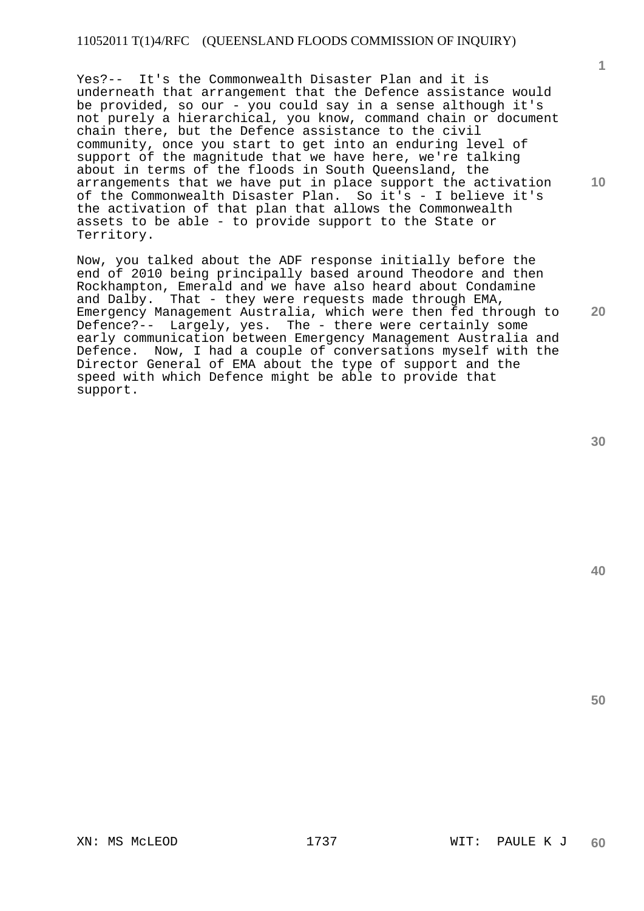Yes?-- It's the Commonwealth Disaster Plan and it is underneath that arrangement that the Defence assistance would be provided, so our - you could say in a sense although it's not purely a hierarchical, you know, command chain or document chain there, but the Defence assistance to the civil community, once you start to get into an enduring level of support of the magnitude that we have here, we're talking about in terms of the floods in South Queensland, the arrangements that we have put in place support the activation of the Commonwealth Disaster Plan. So it's - I believe it's the activation of that plan that allows the Commonwealth assets to be able - to provide support to the State or Territory.

Now, you talked about the ADF response initially before the end of 2010 being principally based around Theodore and then Rockhampton, Emerald and we have also heard about Condamine and Dalby. That - they were requests made through EMA, Emergency Management Australia, which were then fed through to Defence?-- Largely, yes. The - there were certainly some early communication between Emergency Management Australia and Defence. Now, I had a couple of conversations myself with the Director General of EMA about the type of support and the speed with which Defence might be able to provide that support.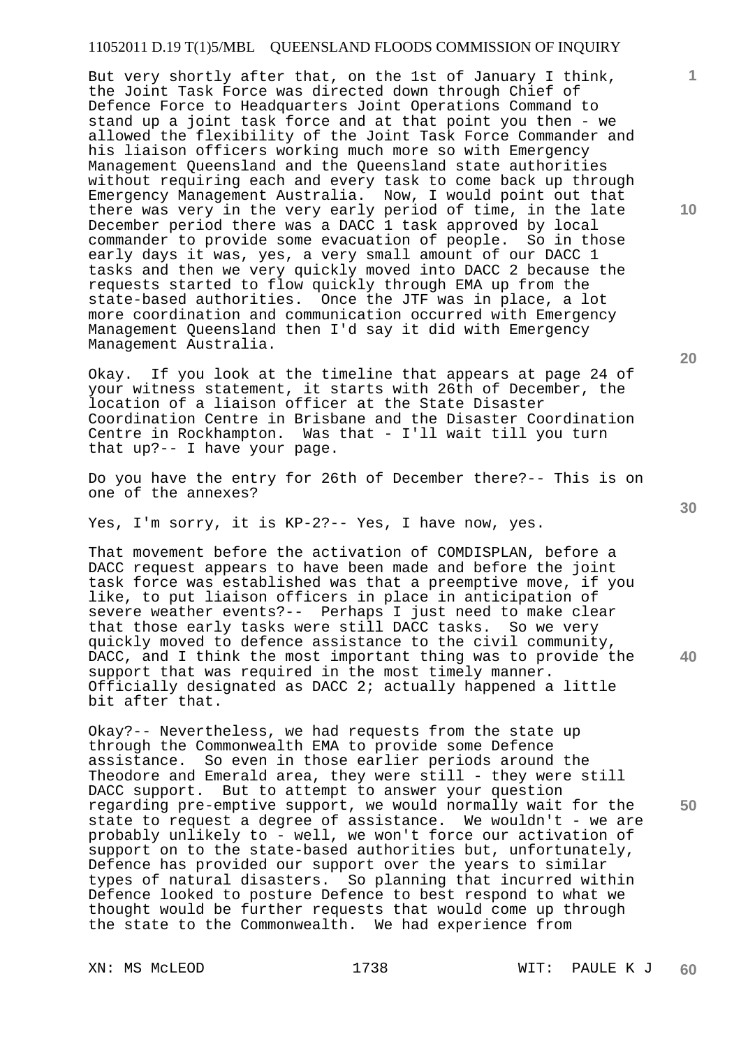But very shortly after that, on the 1st of January I think, the Joint Task Force was directed down through Chief of Defence Force to Headquarters Joint Operations Command to stand up a joint task force and at that point you then - we allowed the flexibility of the Joint Task Force Commander and his liaison officers working much more so with Emergency Management Queensland and the Queensland state authorities without requiring each and every task to come back up through Emergency Management Australia. Now, I would point out that there was very in the very early period of time, in the late December period there was a DACC 1 task approved by local commander to provide some evacuation of people. So in those early days it was, yes, a very small amount of our DACC 1 tasks and then we very quickly moved into DACC 2 because the requests started to flow quickly through EMA up from the state-based authorities. Once the JTF was in place, a lot more coordination and communication occurred with Emergency Management Queensland then I'd say it did with Emergency Management Australia.

Okay. If you look at the timeline that appears at page 24 of your witness statement, it starts with 26th of December, the location of a liaison officer at the State Disaster Coordination Centre in Brisbane and the Disaster Coordination Centre in Rockhampton. Was that - I'll wait till you turn that up?-- I have your page.

Do you have the entry for 26th of December there?-- This is on one of the annexes?

Yes, I'm sorry, it is KP-2?-- Yes, I have now, yes.

That movement before the activation of COMDISPLAN, before a DACC request appears to have been made and before the joint task force was established was that a preemptive move, if you like, to put liaison officers in place in anticipation of severe weather events?-- Perhaps I just need to make clear that those early tasks were still DACC tasks. So we very quickly moved to defence assistance to the civil community, DACC, and I think the most important thing was to provide the support that was required in the most timely manner. Officially designated as DACC 2; actually happened a little bit after that.

Okay?-- Nevertheless, we had requests from the state up through the Commonwealth EMA to provide some Defence assistance. So even in those earlier periods around the Theodore and Emerald area, they were still - they were still DACC support. But to attempt to answer your question regarding pre-emptive support, we would normally wait for the state to request a degree of assistance. We wouldn't - we are probably unlikely to - well, we won't force our activation of support on to the state-based authorities but, unfortunately, Defence has provided our support over the years to similar types of natural disasters. So planning that incurred within Defence looked to posture Defence to best respond to what we thought would be further requests that would come up through the state to the Commonwealth. We had experience from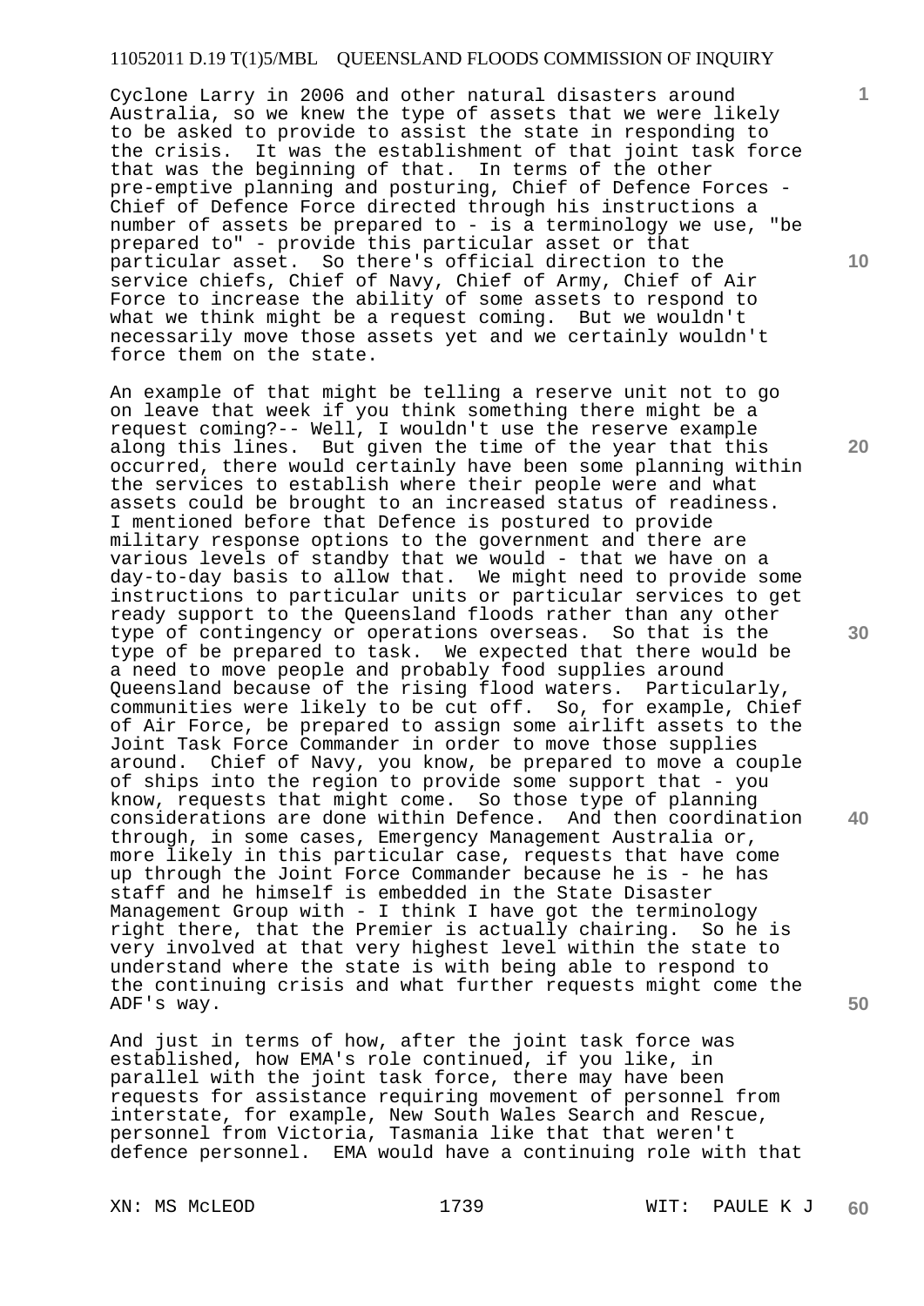Cyclone Larry in 2006 and other natural disasters around Australia, so we knew the type of assets that we were likely to be asked to provide to assist the state in responding to the crisis. It was the establishment of that joint task force that was the beginning of that. In terms of the other pre-emptive planning and posturing, Chief of Defence Forces - Chief of Defence Force directed through his instructions a number of assets be prepared to - is a terminology we use, "be prepared to" - provide this particular asset or that particular asset. So there's official direction to the service chiefs, Chief of Navy, Chief of Army, Chief of Air Force to increase the ability of some assets to respond to what we think might be a request coming. But we wouldn't necessarily move those assets yet and we certainly wouldn't force them on the state.

An example of that might be telling a reserve unit not to go on leave that week if you think something there might be a request coming?-- Well, I wouldn't use the reserve example along this lines. But given the time of the year that this occurred, there would certainly have been some planning within the services to establish where their people were and what assets could be brought to an increased status of readiness. I mentioned before that Defence is postured to provide military response options to the government and there are various levels of standby that we would - that we have on a day-to-day basis to allow that. We might need to provide some instructions to particular units or particular services to get ready support to the Queensland floods rather than any other type of contingency or operations overseas. So that is the type of be prepared to task. We expected that there would be a need to move people and probably food supplies around Queensland because of the rising flood waters. Particularly, communities were likely to be cut off. So, for example, Chief of Air Force, be prepared to assign some airlift assets to the Joint Task Force Commander in order to move those supplies around. Chief of Navy, you know, be prepared to move a couple of ships into the region to provide some support that - you know, requests that might come. So those type of planning considerations are done within Defence. And then coordination through, in some cases, Emergency Management Australia or, more likely in this particular case, requests that have come up through the Joint Force Commander because he is - he has staff and he himself is embedded in the State Disaster Management Group with - I think I have got the terminology right there, that the Premier is actually chairing. So he is very involved at that very highest level within the state to understand where the state is with being able to respond to the continuing crisis and what further requests might come the ADF's way.

And just in terms of how, after the joint task force was established, how EMA's role continued, if you like, in parallel with the joint task force, there may have been requests for assistance requiring movement of personnel from interstate, for example, New South Wales Search and Rescue, personnel from Victoria, Tasmania like that that weren't defence personnel. EMA would have a continuing role with that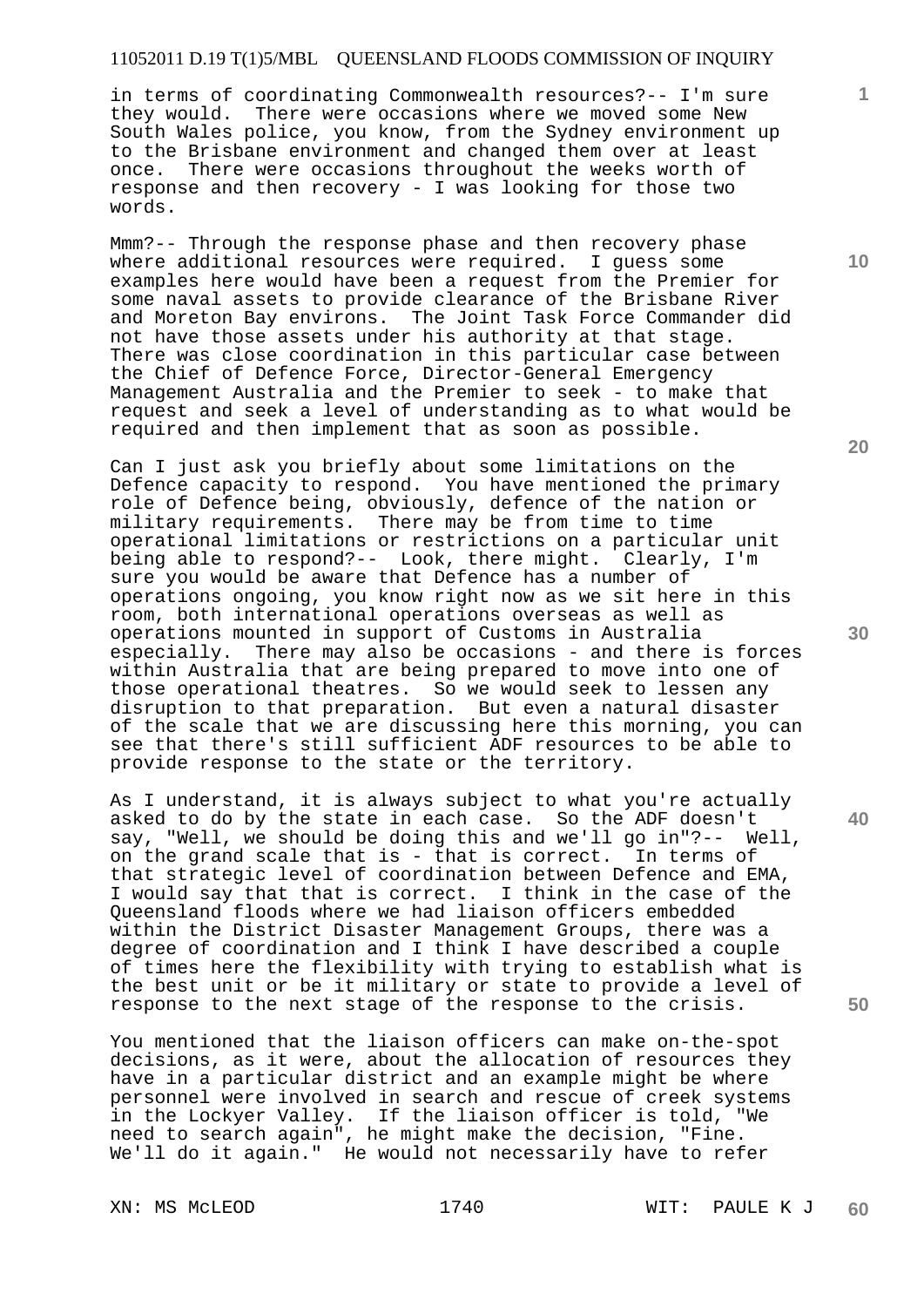in terms of coordinating Commonwealth resources?-- I'm sure they would. There were occasions where we moved some New South Wales police, you know, from the Sydney environment up to the Brisbane environment and changed them over at least once. There were occasions throughout the weeks worth of response and then recovery - I was looking for those two words.

Mmm?-- Through the response phase and then recovery phase where additional resources were required. I guess some examples here would have been a request from the Premier for some naval assets to provide clearance of the Brisbane River and Moreton Bay environs. The Joint Task Force Commander did not have those assets under his authority at that stage. There was close coordination in this particular case between the Chief of Defence Force, Director-General Emergency Management Australia and the Premier to seek - to make that request and seek a level of understanding as to what would be required and then implement that as soon as possible.

Can I just ask you briefly about some limitations on the Defence capacity to respond. You have mentioned the primary role of Defence being, obviously, defence of the nation or military requirements. There may be from time to time operational limitations or restrictions on a particular unit being able to respond?-- Look, there might. Clearly, I'm sure you would be aware that Defence has a number of operations ongoing, you know right now as we sit here in this room, both international operations overseas as well as operations mounted in support of Customs in Australia especially. There may also be occasions - and there is forces within Australia that are being prepared to move into one of those operational theatres. So we would seek to lessen any disruption to that preparation. But even a natural disaster of the scale that we are discussing here this morning, you can see that there's still sufficient ADF resources to be able to provide response to the state or the territory.

As I understand, it is always subject to what you're actually asked to do by the state in each case. So the ADF doesn't say, "Well, we should be doing this and we'll go in"?-- Well, on the grand scale that is - that is correct. In terms of that strategic level of coordination between Defence and EMA, I would say that that is correct. I think in the case of the Queensland floods where we had liaison officers embedded within the District Disaster Management Groups, there was a degree of coordination and I think I have described a couple of times here the flexibility with trying to establish what is the best unit or be it military or state to provide a level of response to the next stage of the response to the crisis.

You mentioned that the liaison officers can make on-the-spot decisions, as it were, about the allocation of resources they have in a particular district and an example might be where personnel were involved in search and rescue of creek systems in the Lockyer Valley. If the liaison officer is told, "We need to search again", he might make the decision, "Fine. We'll do it again." He would not necessarily have to refer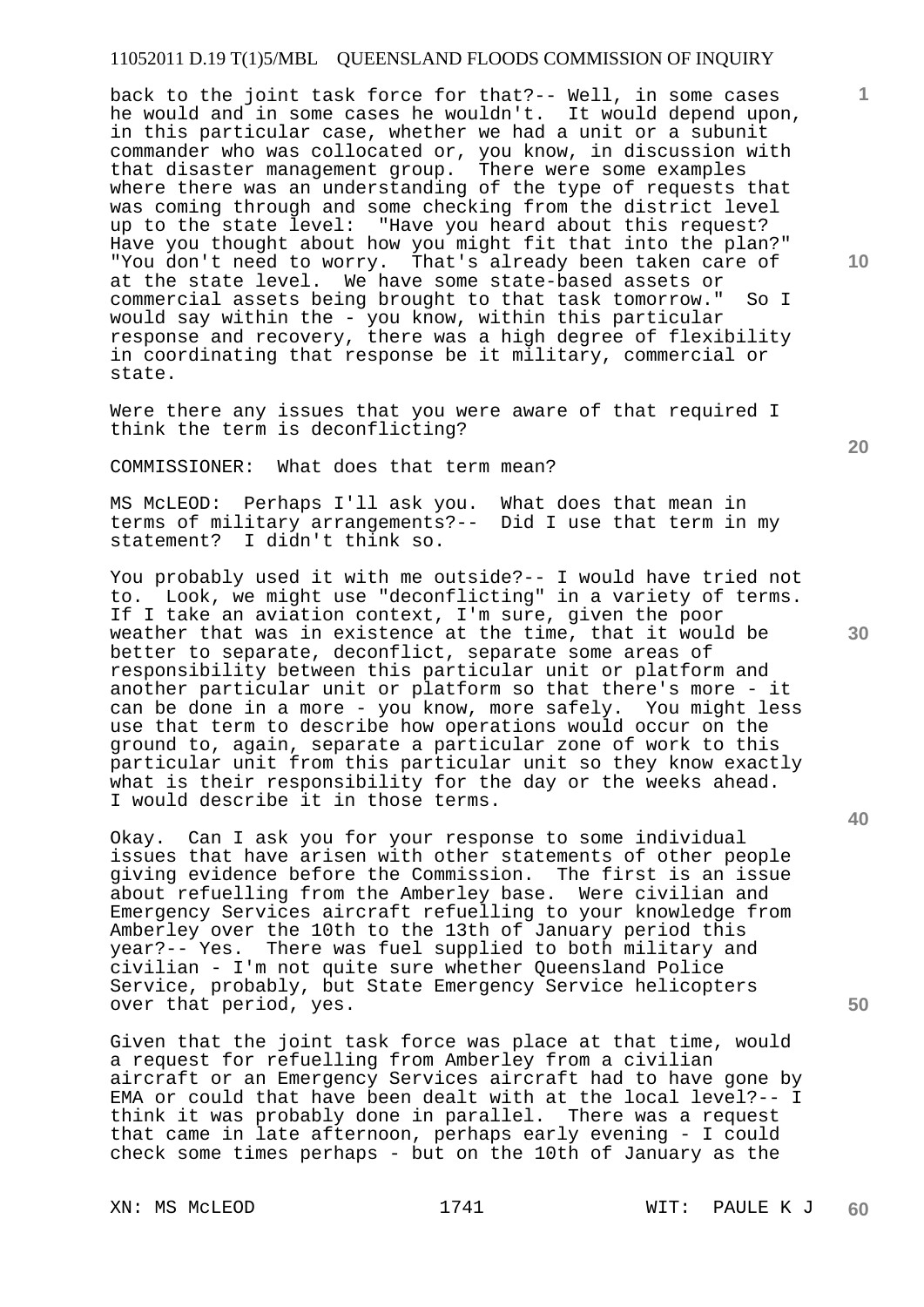back to the joint task force for that?-- Well, in some cases he would and in some cases he wouldn't. It would depend upon, in this particular case, whether we had a unit or a subunit commander who was collocated or, you know, in discussion with that disaster management group. There were some examples where there was an understanding of the type of requests that was coming through and some checking from the district level up to the state level: "Have you heard about this request? Have you thought about how you might fit that into the plan?" "You don't need to worry. That's already been taken care of at the state level. We have some state-based assets or commercial assets being brought to that task tomorrow." So I would say within the - you know, within this particular response and recovery, there was a high degree of flexibility in coordinating that response be it military, commercial or state.

Were there any issues that you were aware of that required I think the term is deconflicting?

COMMISSIONER: What does that term mean?

MS McLEOD: Perhaps I'll ask you. What does that mean in terms of military arrangements?-- Did I use that term in my statement? I didn't think so.

You probably used it with me outside?-- I would have tried not to. Look, we might use "deconflicting" in a variety of terms. If I take an aviation context, I'm sure, given the poor weather that was in existence at the time, that it would be better to separate, deconflict, separate some areas of responsibility between this particular unit or platform and another particular unit or platform so that there's more - it can be done in a more - you know, more safely. You might less use that term to describe how operations would occur on the ground to, again, separate a particular zone of work to this particular unit from this particular unit so they know exactly what is their responsibility for the day or the weeks ahead. I would describe it in those terms.

Okay. Can I ask you for your response to some individual issues that have arisen with other statements of other people giving evidence before the Commission. The first is an issue about refuelling from the Amberley base. Were civilian and Emergency Services aircraft refuelling to your knowledge from Amberley over the 10th to the 13th of January period this year?-- Yes. There was fuel supplied to both military and civilian - I'm not quite sure whether Queensland Police Service, probably, but State Emergency Service helicopters over that period, yes.

Given that the joint task force was place at that time, would a request for refuelling from Amberley from a civilian aircraft or an Emergency Services aircraft had to have gone by EMA or could that have been dealt with at the local level?-- I think it was probably done in parallel. There was a request that came in late afternoon, perhaps early evening - I could check some times perhaps - but on the 10th of January as the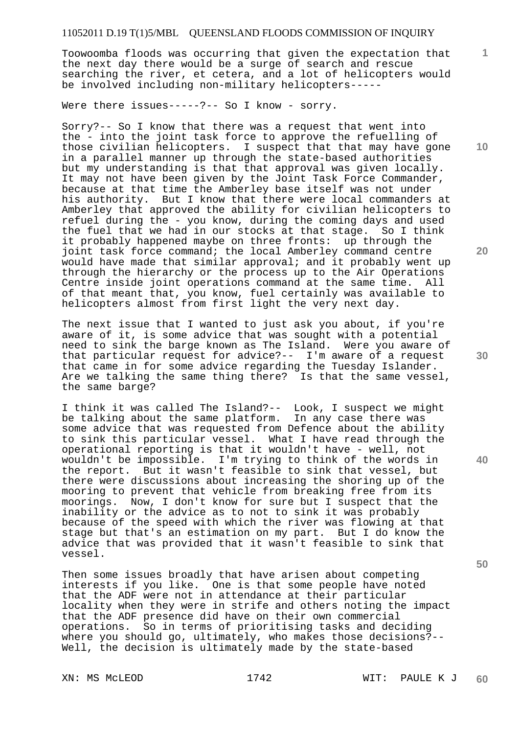Toowoomba floods was occurring that given the expectation that the next day there would be a surge of search and rescue searching the river, et cetera, and a lot of helicopters would be involved including non-military helicopters-----

Were there issues-----?-- So I know - sorry.

Sorry?-- So I know that there was a request that went into the - into the joint task force to approve the refuelling of those civilian helicopters. I suspect that that may have gone in a parallel manner up through the state-based authorities but my understanding is that that approval was given locally. It may not have been given by the Joint Task Force Commander, because at that time the Amberley base itself was not under his authority. But I know that there were local commanders at Amberley that approved the ability for civilian helicopters to refuel during the - you know, during the coming days and used the fuel that we had in our stocks at that stage. So I think it probably happened maybe on three fronts: up through the joint task force command; the local Amberley command centre would have made that similar approval; and it probably went up through the hierarchy or the process up to the Air Operations Centre inside joint operations command at the same time. All of that meant that, you know, fuel certainly was available to helicopters almost from first light the very next day.

The next issue that I wanted to just ask you about, if you're aware of it, is some advice that was sought with a potential need to sink the barge known as The Island. Were you aware of that particular request for advice?-- I'm aware of a request that came in for some advice regarding the Tuesday Islander. Are we talking the same thing there? Is that the same vessel, the same barge?

I think it was called The Island?-- Look, I suspect we might be talking about the same platform. In any case there was some advice that was requested from Defence about the ability to sink this particular vessel. What I have read through the operational reporting is that it wouldn't have - well, not wouldn't be impossible. I'm trying to think of the words in the report. But it wasn't feasible to sink that vessel, but there were discussions about increasing the shoring up of the mooring to prevent that vehicle from breaking free from its moorings. Now, I don't know for sure but I suspect that the inability or the advice as to not to sink it was probably because of the speed with which the river was flowing at that stage but that's an estimation on my part. But I do know the advice that was provided that it wasn't feasible to sink that vessel.

Then some issues broadly that have arisen about competing interests if you like. One is that some people have noted that the ADF were not in attendance at their particular locality when they were in strife and others noting the impact that the ADF presence did have on their own commercial operations. So in terms of prioritising tasks and deciding where you should go, ultimately, who makes those decisions?-- Well, the decision is ultimately made by the state-based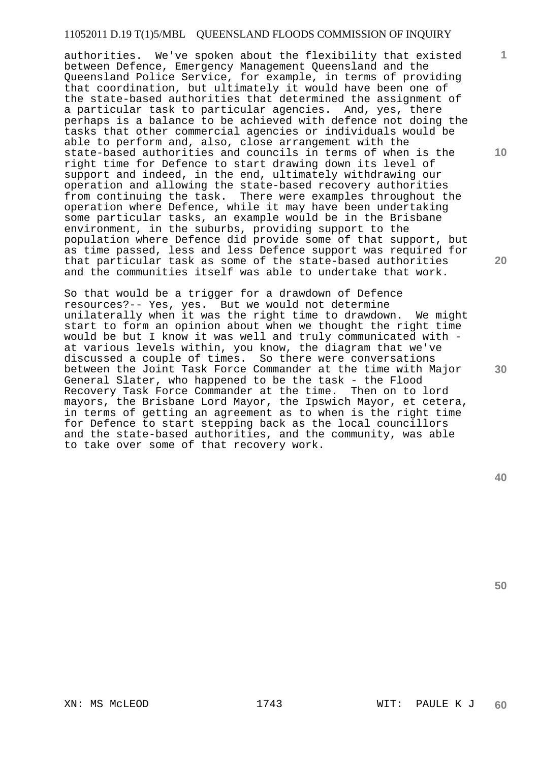authorities. We've spoken about the flexibility that existed between Defence, Emergency Management Queensland and the Queensland Police Service, for example, in terms of providing that coordination, but ultimately it would have been one of the state-based authorities that determined the assignment of a particular task to particular agencies. And, yes, there perhaps is a balance to be achieved with defence not doing the tasks that other commercial agencies or individuals would be able to perform and, also, close arrangement with the state-based authorities and councils in terms of when is the right time for Defence to start drawing down its level of support and indeed, in the end, ultimately withdrawing our operation and allowing the state-based recovery authorities from continuing the task. There were examples throughout the operation where Defence, while it may have been undertaking some particular tasks, an example would be in the Brisbane environment, in the suburbs, providing support to the population where Defence did provide some of that support, but as time passed, less and less Defence support was required for that particular task as some of the state-based authorities and the communities itself was able to undertake that work.

So that would be a trigger for a drawdown of Defence resources?-- Yes, yes. But we would not determine unilaterally when it was the right time to drawdown. We might start to form an opinion about when we thought the right time would be but I know it was well and truly communicated with - at various levels within, you know, the diagram that we've discussed a couple of times. So there were conversations between the Joint Task Force Commander at the time with Major General Slater, who happened to be the task - the Flood Recovery Task Force Commander at the time. Then on to lord mayors, the Brisbane Lord Mayor, the Ipswich Mayor, et cetera, in terms of getting an agreement as to when is the right time for Defence to start stepping back as the local councillors and the state-based authorities, and the community, was able to take over some of that recovery work.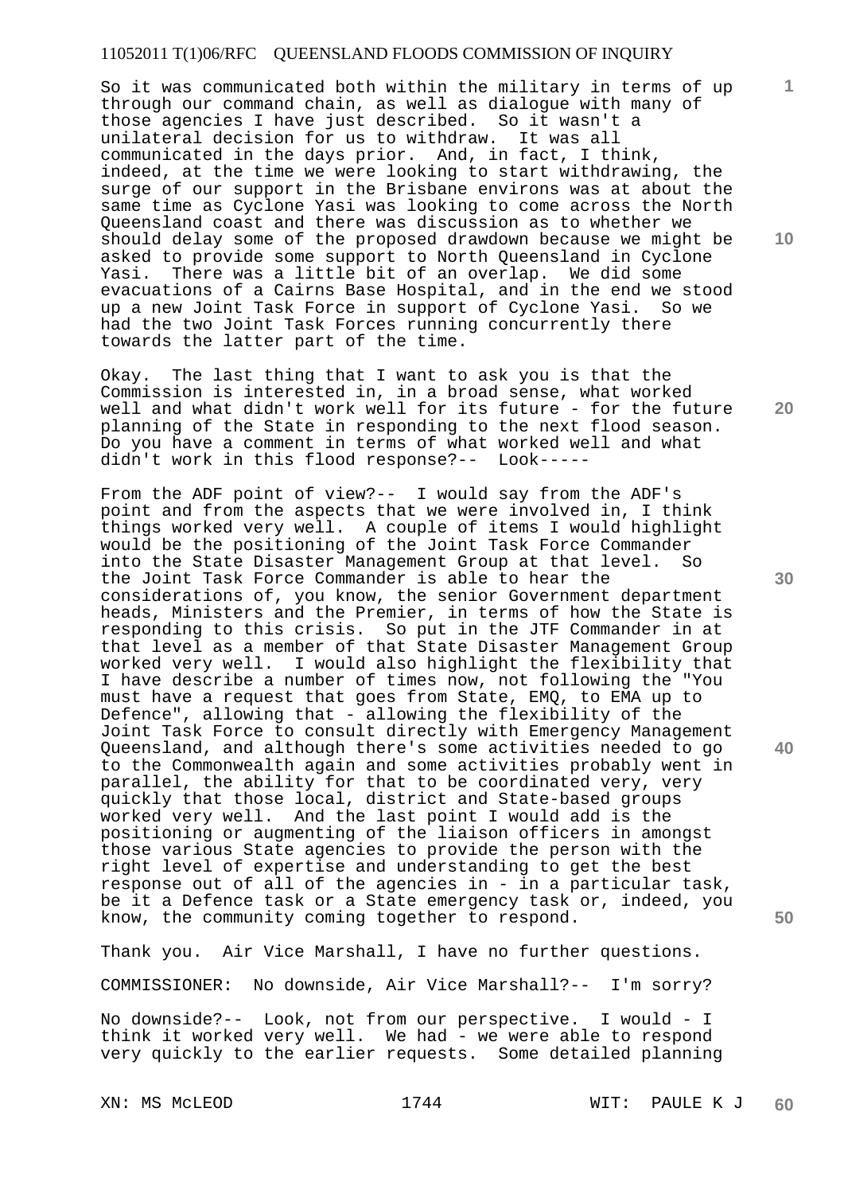So it was communicated both within the military in terms of up through our command chain, as well as dialogue with many of those agencies I have just described. So it wasn't a unilateral decision for us to withdraw. It was all communicated in the days prior. And, in fact, I think, indeed, at the time we were looking to start withdrawing, the surge of our support in the Brisbane environs was at about the same time as Cyclone Yasi was looking to come across the North Queensland coast and there was discussion as to whether we should delay some of the proposed drawdown because we might be asked to provide some support to North Queensland in Cyclone Yasi. There was a little bit of an overlap. We did some evacuations of a Cairns Base Hospital, and in the end we stood up a new Joint Task Force in support of Cyclone Yasi. So we had the two Joint Task Forces running concurrently there towards the latter part of the time.

Okay. The last thing that I want to ask you is that the Commission is interested in, in a broad sense, what worked well and what didn't work well for its future - for the future planning of the State in responding to the next flood season. Do you have a comment in terms of what worked well and what didn't work in this flood response?-- Look-----

From the ADF point of view?-- I would say from the ADF's point and from the aspects that we were involved in, I think things worked very well. A couple of items I would highlight would be the positioning of the Joint Task Force Commander into the State Disaster Management Group at that level. So the Joint Task Force Commander is able to hear the considerations of, you know, the senior Government department heads, Ministers and the Premier, in terms of how the State is responding to this crisis. So put in the JTF Commander in at that level as a member of that State Disaster Management Group worked very well. I would also highlight the flexibility that I have describe a number of times now, not following the "You must have a request that goes from State, EMQ, to EMA up to Defence", allowing that - allowing the flexibility of the Joint Task Force to consult directly with Emergency Management Queensland, and although there's some activities needed to go to the Commonwealth again and some activities probably went in parallel, the ability for that to be coordinated very, very quickly that those local, district and State-based groups worked very well. And the last point I would add is the positioning or augmenting of the liaison officers in amongst those various State agencies to provide the person with the right level of expertise and understanding to get the best response out of all of the agencies in - in a particular task, be it a Defence task or a State emergency task or, indeed, you know, the community coming together to respond.

Thank you. Air Vice Marshall, I have no further questions.

COMMISSIONER: No downside, Air Vice Marshall?-- I'm sorry?

No downside?-- Look, not from our perspective. I would - I think it worked very well. We had - we were able to respond very quickly to the earlier requests. Some detailed planning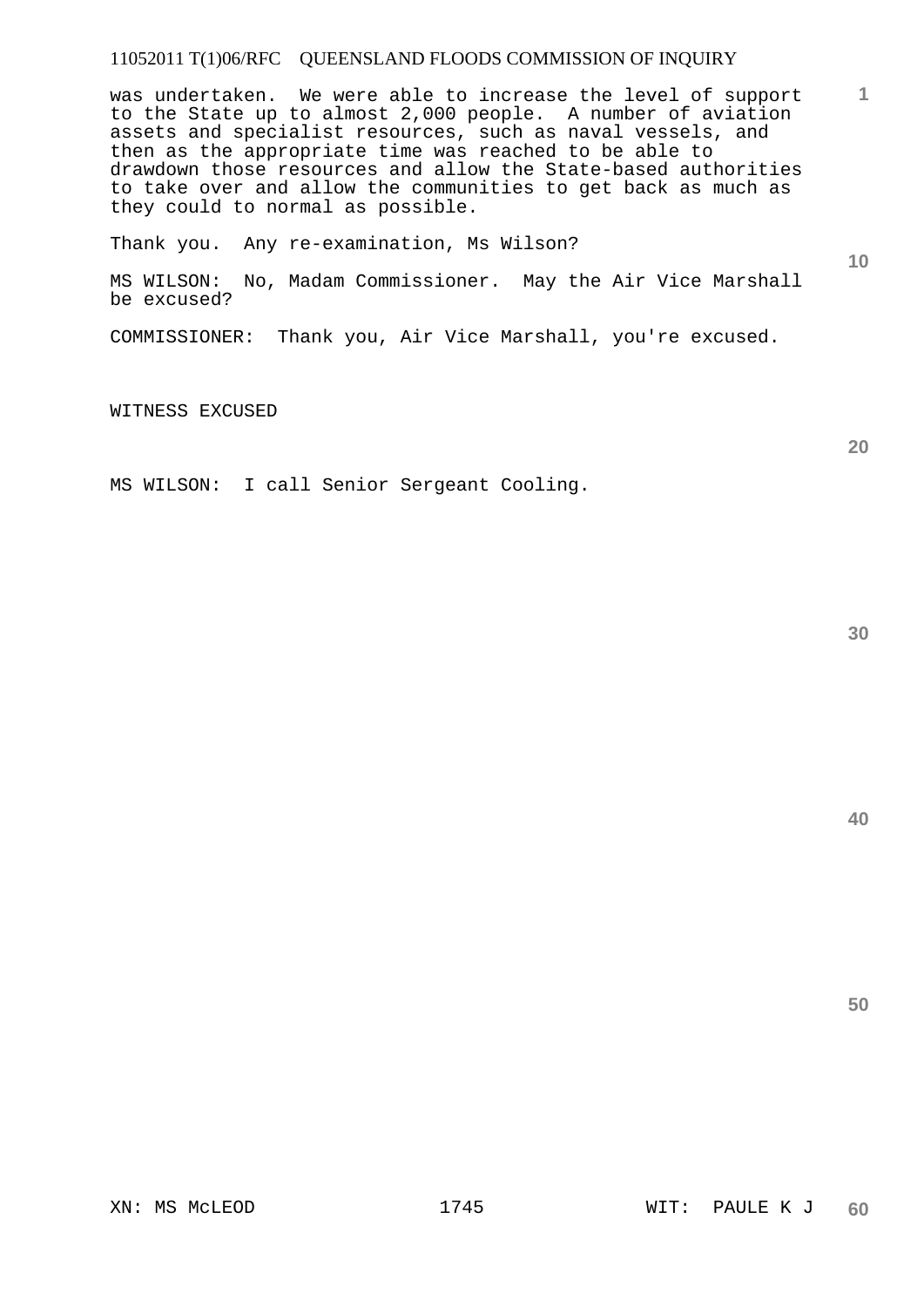was undertaken. We were able to increase the level of support to the State up to almost 2,000 people. A number of aviation assets and specialist resources, such as naval vessels, and then as the appropriate time was reached to be able to drawdown those resources and allow the State-based authorities to take over and allow the communities to get back as much as they could to normal as possible.

Thank you. Any re-examination, Ms Wilson?

MS WILSON: No, Madam Commissioner. May the Air Vice Marshall be excused?

COMMISSIONER: Thank you, Air Vice Marshall, you're excused.

WITNESS EXCUSED

MS WILSON: I call Senior Sergeant Cooling.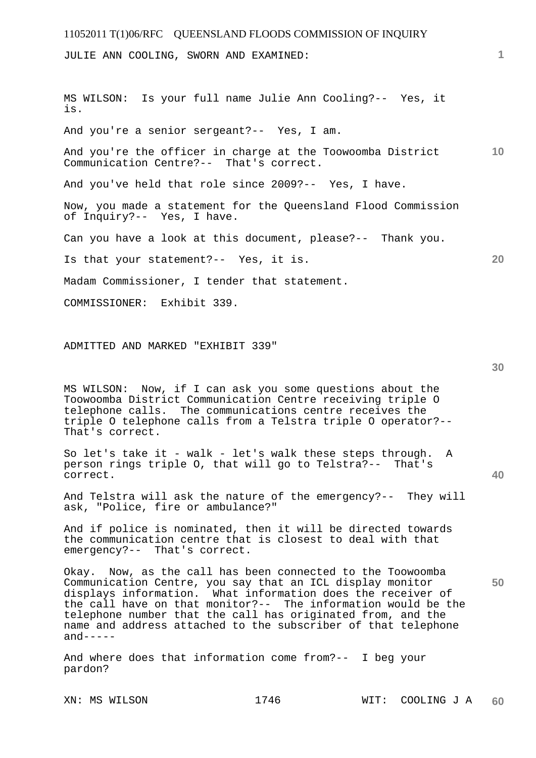JULIE ANN COOLING, SWORN AND EXAMINED:

MS WILSON: Is your full name Julie Ann Cooling?-- Yes, it is.

And you're a senior sergeant?-- Yes, I am.

And you're the officer in charge at the Toowoomba District Communication Centre?-- That's correct.

And you've held that role since 2009?-- Yes, I have.

Now, you made a statement for the Queensland Flood Commission of Inquiry?-- Yes, I have.

Can you have a look at this document, please?-- Thank you.

Is that your statement?-- Yes, it is.

Madam Commissioner, I tender that statement.

COMMISSIONER: Exhibit 339.

ADMITTED AND MARKED "EXHIBIT 339"

MS WILSON: Now, if I can ask you some questions about the Toowoomba District Communication Centre receiving triple O telephone calls. The communications centre receives the triple O telephone calls from a Telstra triple O operator?-- That's correct.

So let's take it - walk - let's walk these steps through. A person rings triple O, that will go to Telstra?-- That's correct.

And Telstra will ask the nature of the emergency?-- They will ask, "Police, fire or ambulance?"

And if police is nominated, then it will be directed towards the communication centre that is closest to deal with that emergency?-- That's correct.

Okay. Now, as the call has been connected to the Toowoomba Communication Centre, you say that an ICL display monitor displays information. What information does the receiver of the call have on that monitor?-- The information would be the telephone number that the call has originated from, and the name and address attached to the subscriber of that telephone and-----

And where does that information come from?-- I beg your pardon?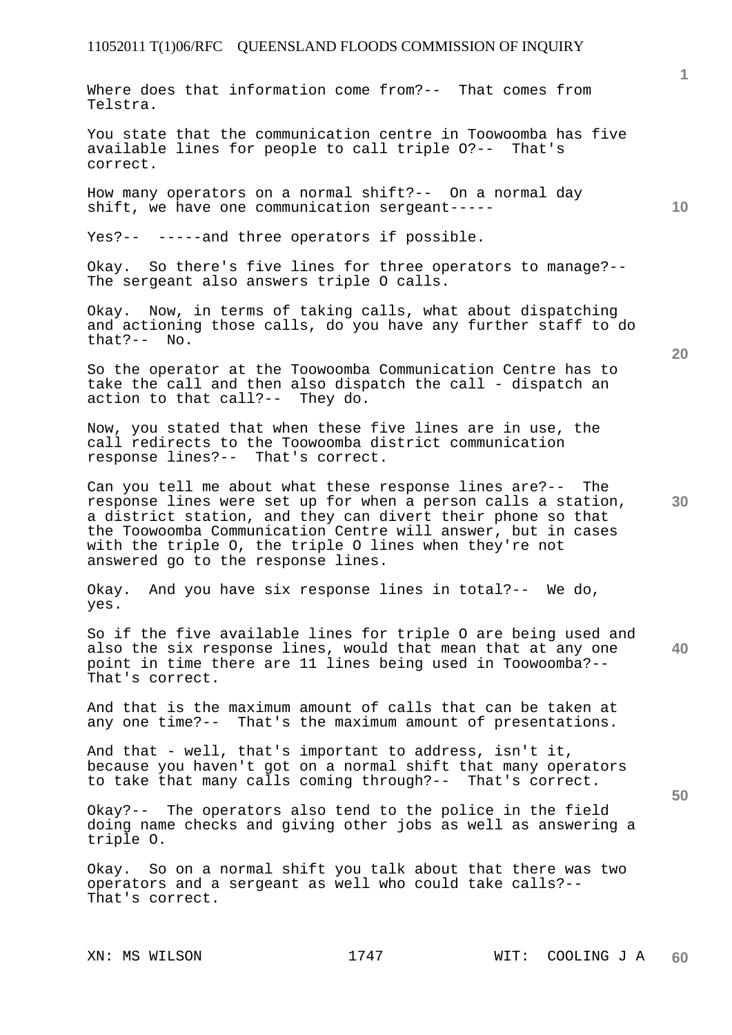Where does that information come from?-- That comes from Telstra.

You state that the communication centre in Toowoomba has five available lines for people to call triple O?-- That's correct.

How many operators on a normal shift?-- On a normal day shift, we have one communication sergeant-----

Yes?-- -----and three operators if possible.

Okay. So there's five lines for three operators to manage?-- The sergeant also answers triple O calls.

Okay. Now, in terms of taking calls, what about dispatching and actioning those calls, do you have any further staff to do that?-- No.

So the operator at the Toowoomba Communication Centre has to take the call and then also dispatch the call - dispatch an action to that call?-- They do.

Now, you stated that when these five lines are in use, the call redirects to the Toowoomba district communication response lines?-- That's correct.

Can you tell me about what these response lines are?-- The response lines were set up for when a person calls a station, a district station, and they can divert their phone so that the Toowoomba Communication Centre will answer, but in cases with the triple O, the triple O lines when they're not answered go to the response lines.

Okay. And you have six response lines in total?-- We do, yes.

So if the five available lines for triple O are being used and also the six response lines, would that mean that at any one point in time there are 11 lines being used in Toowoomba?-- That's correct.

And that is the maximum amount of calls that can be taken at any one time?-- That's the maximum amount of presentations.

And that - well, that's important to address, isn't it, because you haven't got on a normal shift that many operators to take that many calls coming through?-- That's correct.

Okay?-- The operators also tend to the police in the field doing name checks and giving other jobs as well as answering a triple O.

Okay. So on a normal shift you talk about that there was two operators and a sergeant as well who could take calls?-- That's correct.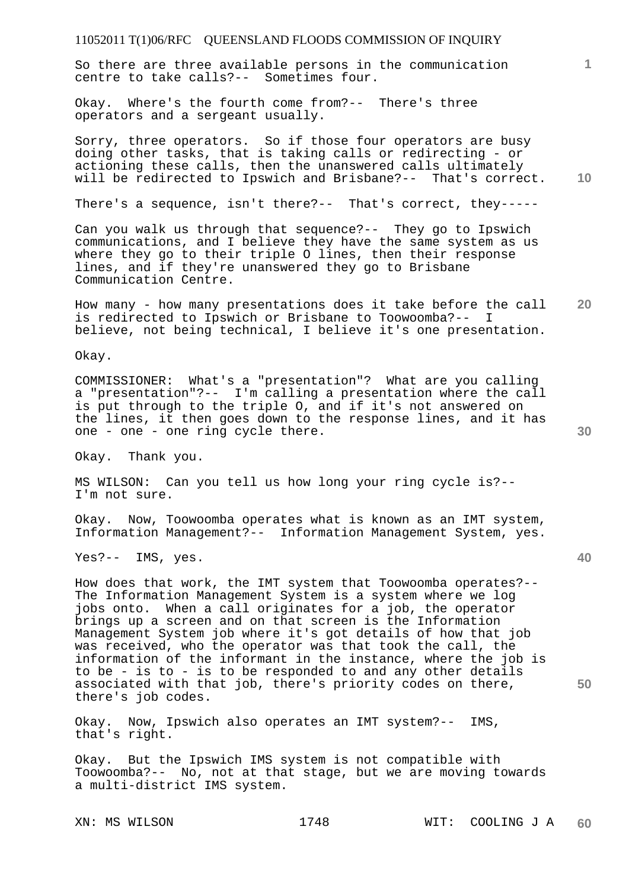So there are three available persons in the communication centre to take calls?-- Sometimes four.

Okay. Where's the fourth come from?-- There's three operators and a sergeant usually.

Sorry, three operators. So if those four operators are busy doing other tasks, that is taking calls or redirecting - or actioning these calls, then the unanswered calls ultimately will be redirected to Ipswich and Brisbane?-- That's correct.

There's a sequence, isn't there?-- That's correct, they-----

Can you walk us through that sequence?-- They go to Ipswich communications, and I believe they have the same system as us where they go to their triple O lines, then their response lines, and if they're unanswered they go to Brisbane Communication Centre.

How many - how many presentations does it take before the call is redirected to Ipswich or Brisbane to Toowoomba?-- I believe, not being technical, I believe it's one presentation.

Okay.

COMMISSIONER: What's a "presentation"? What are you calling a "presentation"?-- I'm calling a presentation where the call is put through to the triple O, and if it's not answered on the lines, it then goes down to the response lines, and it has one - one - one ring cycle there.

Okay. Thank you.

MS WILSON: Can you tell us how long your ring cycle is?-- I'm not sure.

Okay. Now, Toowoomba operates what is known as an IMT system, Information Management?-- Information Management System, yes.

Yes?-- IMS, yes.

How does that work, the IMT system that Toowoomba operates?-- The Information Management System is a system where we log jobs onto. When a call originates for a job, the operator brings up a screen and on that screen is the Information Management System job where it's got details of how that job was received, who the operator was that took the call, the information of the informant in the instance, where the job is to be - is to - is to be responded to and any other details associated with that job, there's priority codes on there, there's job codes.

Okay. Now, Ipswich also operates an IMT system?-- IMS, that's right.

Okay. But the Ipswich IMS system is not compatible with Toowoomba?-- No, not at that stage, but we are moving towards a multi-district IMS system.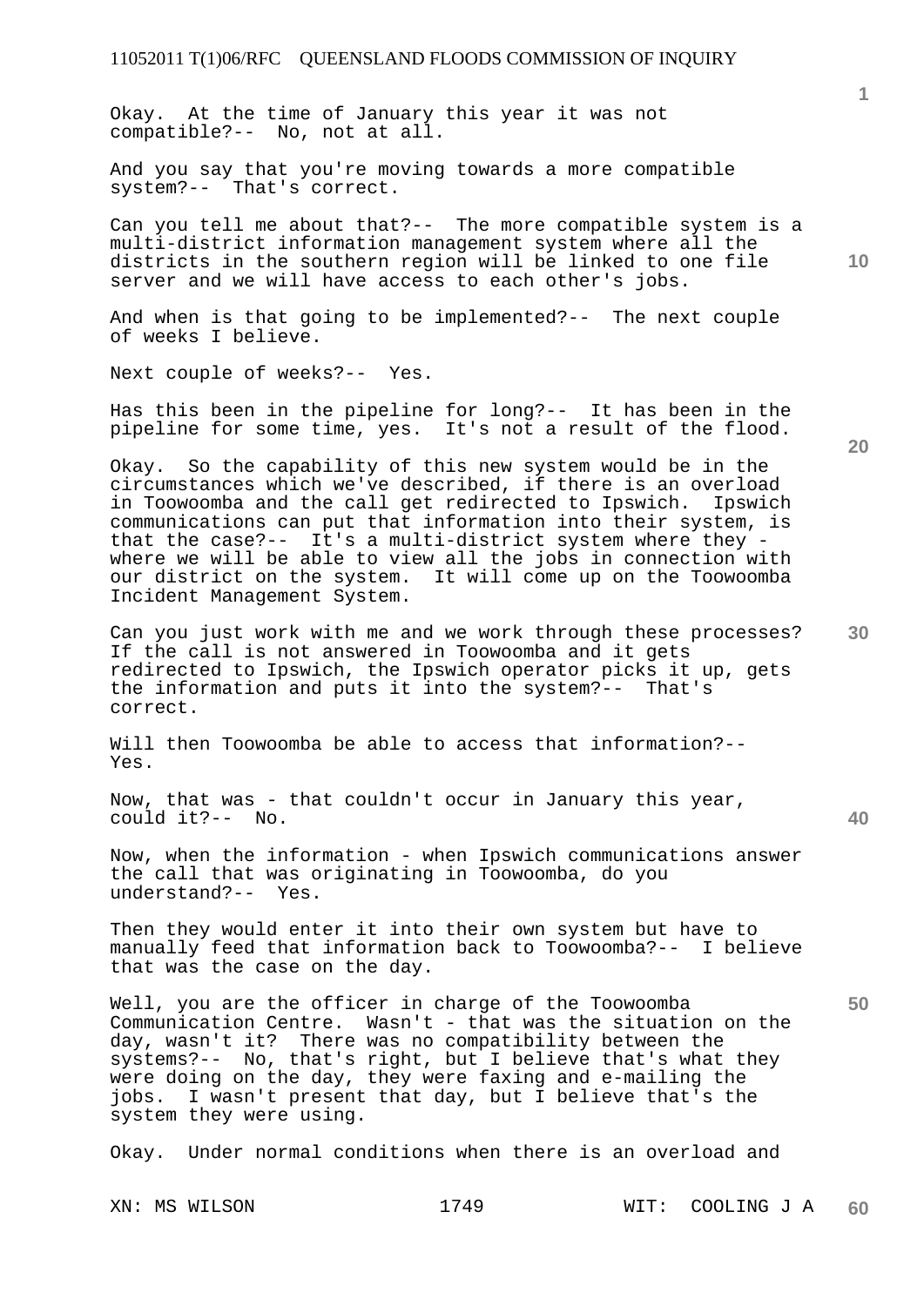Okay. At the time of January this year it was not compatible?-- No, not at all.

And you say that you're moving towards a more compatible system?-- That's correct.

Can you tell me about that?-- The more compatible system is a multi-district information management system where all the districts in the southern region will be linked to one file server and we will have access to each other's jobs.

And when is that going to be implemented?-- The next couple of weeks I believe.

Next couple of weeks?-- Yes.

Has this been in the pipeline for long?-- It has been in the pipeline for some time, yes. It's not a result of the flood.

Okay. So the capability of this new system would be in the circumstances which we've described, if there is an overload in Toowoomba and the call get redirected to Ipswich. Ipswich communications can put that information into their system, is that the case?-- It's a multi-district system where they - where we will be able to view all the jobs in connection with our district on the system. It will come up on the Toowoomba Incident Management System.

Can you just work with me and we work through these processes? If the call is not answered in Toowoomba and it gets redirected to Ipswich, the Ipswich operator picks it up, gets the information and puts it into the system?-- That's correct.

Will then Toowoomba be able to access that information?-- Yes.

Now, that was - that couldn't occur in January this year, could it?-- No.

Now, when the information - when Ipswich communications answer the call that was originating in Toowoomba, do you understand?-- Yes.

Then they would enter it into their own system but have to manually feed that information back to Toowoomba?-- I believe that was the case on the day.

Well, you are the officer in charge of the Toowoomba Communication Centre. Wasn't - that was the situation on the day, wasn't it? There was no compatibility between the systems?-- No, that's right, but I believe that's what they were doing on the day, they were faxing and e-mailing the jobs. I wasn't present that day, but I believe that's the system they were using.

Okay. Under normal conditions when there is an overload and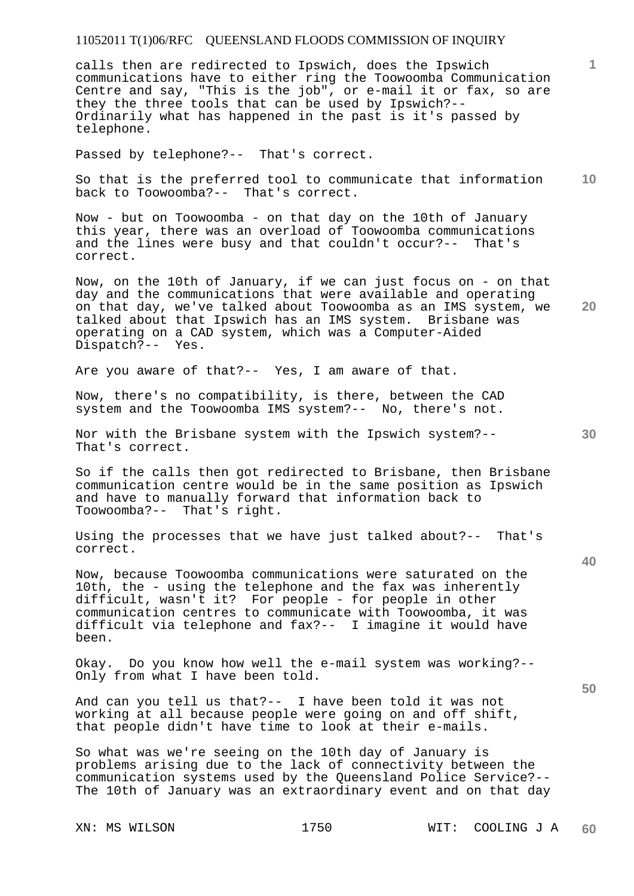calls then are redirected to Ipswich, does the Ipswich communications have to either ring the Toowoomba Communication Centre and say, "This is the job", or e-mail it or fax, so are they the three tools that can be used by Ipswich?-- Ordinarily what has happened in the past is it's passed by telephone.

Passed by telephone?-- That's correct.

So that is the preferred tool to communicate that information back to Toowoomba?-- That's correct.

Now - but on Toowoomba - on that day on the 10th of January this year, there was an overload of Toowoomba communications and the lines were busy and that couldn't occur?-- That's correct.

Now, on the 10th of January, if we can just focus on - on that day and the communications that were available and operating on that day, we've talked about Toowoomba as an IMS system, we talked about that Ipswich has an IMS system. Brisbane was operating on a CAD system, which was a Computer-Aided Dispatch?-- Yes.

Are you aware of that?-- Yes, I am aware of that.

Now, there's no compatibility, is there, between the CAD system and the Toowoomba IMS system?-- No, there's not.

Nor with the Brisbane system with the Ipswich system?-- That's correct.

So if the calls then got redirected to Brisbane, then Brisbane communication centre would be in the same position as Ipswich and have to manually forward that information back to Toowoomba?-- That's right.

Using the processes that we have just talked about?-- That's correct.

Now, because Toowoomba communications were saturated on the 10th, the - using the telephone and the fax was inherently difficult, wasn't it? For people - for people in other communication centres to communicate with Toowoomba, it was difficult via telephone and fax?-- I imagine it would have been.

Okay. Do you know how well the e-mail system was working?-- Only from what I have been told.

And can you tell us that?-- I have been told it was not working at all because people were going on and off shift, that people didn't have time to look at their e-mails.

So what was we're seeing on the 10th day of January is problems arising due to the lack of connectivity between the communication systems used by the Queensland Police Service?-- The 10th of January was an extraordinary event and on that day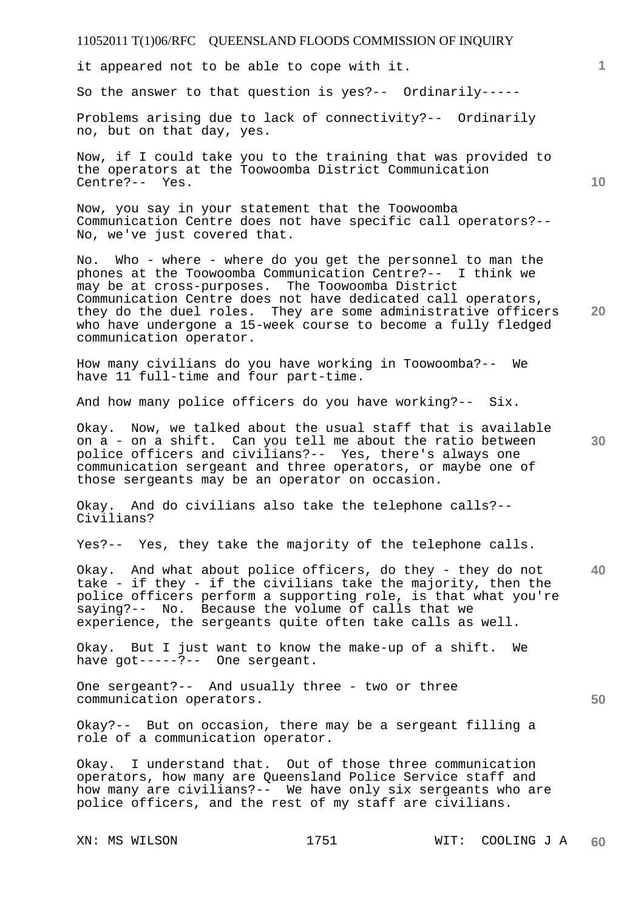it appeared not to be able to cope with it.

So the answer to that question is yes?-- Ordinarily-----

Problems arising due to lack of connectivity?-- Ordinarily no, but on that day, yes.

Now, if I could take you to the training that was provided to the operators at the Toowoomba District Communication Centre?-- Yes.

Now, you say in your statement that the Toowoomba Communication Centre does not have specific call operators?-- No, we've just covered that.

No. Who - where - where do you get the personnel to man the phones at the Toowoomba Communication Centre?-- I think we may be at cross-purposes. The Toowoomba District Communication Centre does not have dedicated call operators, they do the duel roles. They are some administrative officers who have undergone a 15-week course to become a fully fledged communication operator.

How many civilians do you have working in Toowoomba?-- We have 11 full-time and four part-time.

And how many police officers do you have working?-- Six.

Okay. Now, we talked about the usual staff that is available on a - on a shift. Can you tell me about the ratio between police officers and civilians?-- Yes, there's always one communication sergeant and three operators, or maybe one of those sergeants may be an operator on occasion.

Okay. And do civilians also take the telephone calls?-- Civilians?

Yes?-- Yes, they take the majority of the telephone calls.

Okay. And what about police officers, do they - they do not take - if they - if the civilians take the majority, then the police officers perform a supporting role, is that what you're saying?-- No. Because the volume of calls that we experience, the sergeants quite often take calls as well.

Okay. But I just want to know the make-up of a shift. We have got-----?-- One sergeant.

One sergeant?-- And usually three - two or three communication operators.

Okay?-- But on occasion, there may be a sergeant filling a role of a communication operator.

Okay. I understand that. Out of those three communication operators, how many are Queensland Police Service staff and how many are civilians?-- We have only six sergeants who are police officers, and the rest of my staff are civilians.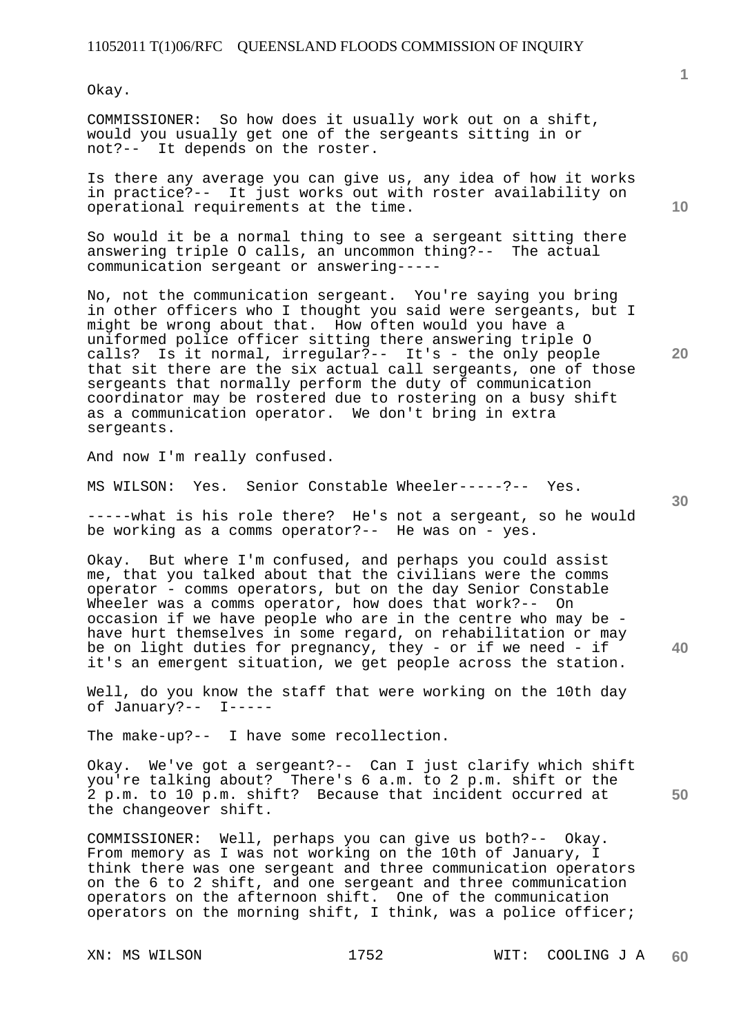Okay.

COMMISSIONER: So how does it usually work out on a shift, would you usually get one of the sergeants sitting in or not?-- It depends on the roster.

Is there any average you can give us, any idea of how it works in practice?-- It just works out with roster availability on operational requirements at the time.

So would it be a normal thing to see a sergeant sitting there answering triple O calls, an uncommon thing?-- The actual communication sergeant or answering-----

No, not the communication sergeant. You're saying you bring in other officers who I thought you said were sergeants, but I might be wrong about that. How often would you have a uniformed police officer sitting there answering triple O calls? Is it normal, irregular?-- It's - the only people that sit there are the six actual call sergeants, one of those sergeants that normally perform the duty of communication coordinator may be rostered due to rostering on a busy shift as a communication operator. We don't bring in extra sergeants.

And now I'm really confused.

MS WILSON: Yes. Senior Constable Wheeler-----?-- Yes.

-----what is his role there? He's not a sergeant, so he would be working as a comms operator?-- He was on - yes.

Okay. But where I'm confused, and perhaps you could assist me, that you talked about that the civilians were the comms operator - comms operators, but on the day Senior Constable Wheeler was a comms operator, how does that work?-- On occasion if we have people who are in the centre who may be - have hurt themselves in some regard, on rehabilitation or may be on light duties for pregnancy, they - or if we need - if it's an emergent situation, we get people across the station.

Well, do you know the staff that were working on the 10th day of January?-- I-----

The make-up?-- I have some recollection.

Okay. We've got a sergeant?-- Can I just clarify which shift you're talking about? There's 6 a.m. to 2 p.m. shift or the 2 p.m. to 10 p.m. shift? Because that incident occurred at the changeover shift.

COMMISSIONER: Well, perhaps you can give us both?-- Okay. From memory as I was not working on the 10th of January, I think there was one sergeant and three communication operators on the 6 to 2 shift, and one sergeant and three communication operators on the afternoon shift. One of the communication operators on the morning shift, I think, was a police officer;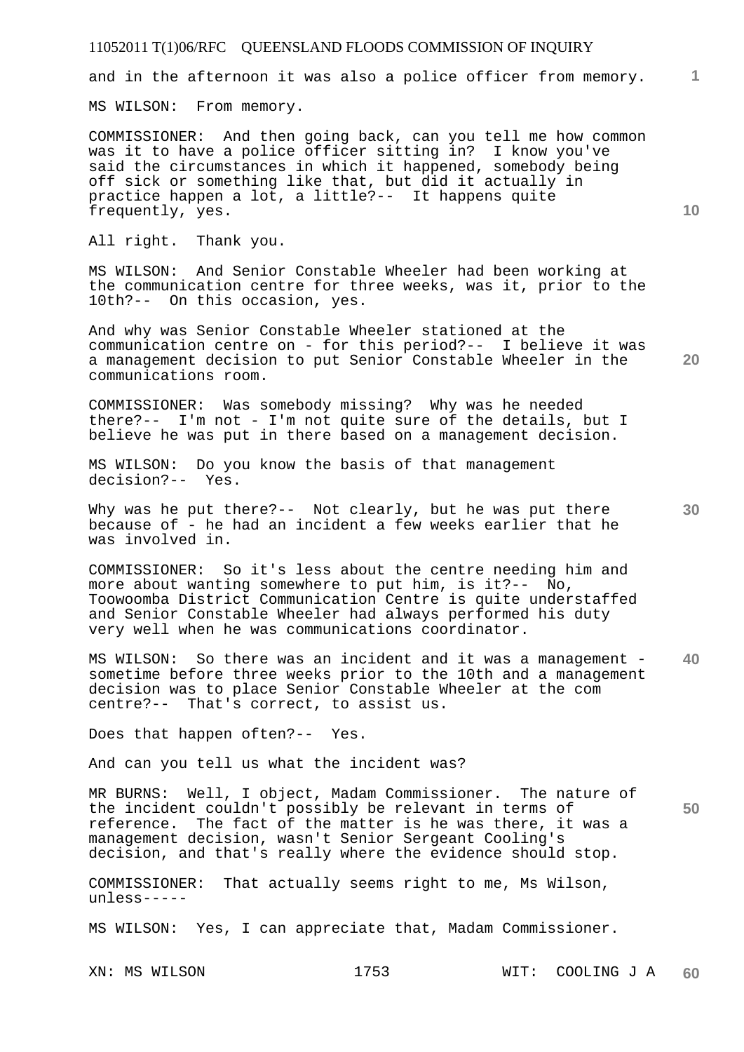and in the afternoon it was also a police officer from memory.

MS WILSON: From memory.

COMMISSIONER: And then going back, can you tell me how common was it to have a police officer sitting in? I know you've said the circumstances in which it happened, somebody being off sick or something like that, but did it actually in practice happen a lot, a little?-- It happens quite frequently, yes.

All right. Thank you.

MS WILSON: And Senior Constable Wheeler had been working at the communication centre for three weeks, was it, prior to the 10th?-- On this occasion, yes.

And why was Senior Constable Wheeler stationed at the communication centre on - for this period?-- I believe it was a management decision to put Senior Constable Wheeler in the communications room.

COMMISSIONER: Was somebody missing? Why was he needed there?-- I'm not - I'm not quite sure of the details, but I believe he was put in there based on a management decision.

MS WILSON: Do you know the basis of that management decision?-- Yes.

Why was he put there?-- Not clearly, but he was put there because of - he had an incident a few weeks earlier that he was involved in.

COMMISSIONER: So it's less about the centre needing him and more about wanting somewhere to put him, is it?-- No, Toowoomba District Communication Centre is quite understaffed and Senior Constable Wheeler had always performed his duty very well when he was communications coordinator.

MS WILSON: So there was an incident and it was a management - sometime before three weeks prior to the 10th and a management decision was to place Senior Constable Wheeler at the com centre?-- That's correct, to assist us.

Does that happen often?-- Yes.

And can you tell us what the incident was?

MR BURNS: Well, I object, Madam Commissioner. The nature of the incident couldn't possibly be relevant in terms of reference. The fact of the matter is he was there, it was a management decision, wasn't Senior Sergeant Cooling's decision, and that's really where the evidence should stop.

COMMISSIONER: That actually seems right to me, Ms Wilson, unless-----

MS WILSON: Yes, I can appreciate that, Madam Commissioner.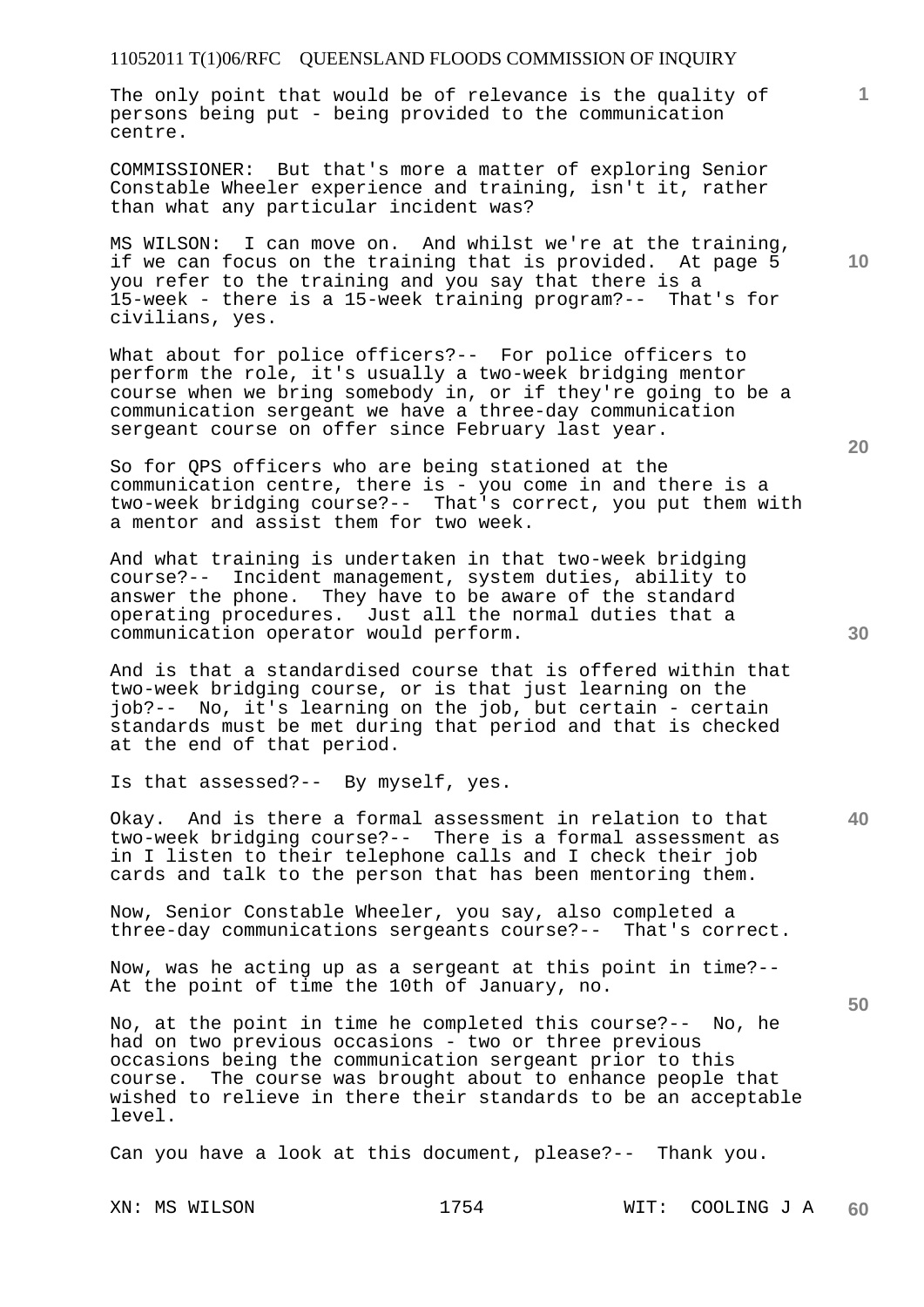The only point that would be of relevance is the quality of persons being put - being provided to the communication centre.

COMMISSIONER: But that's more a matter of exploring Senior Constable Wheeler experience and training, isn't it, rather than what any particular incident was?

MS WILSON: I can move on. And whilst we're at the training, if we can focus on the training that is provided. At page 5 you refer to the training and you say that there is a 15-week - there is a 15-week training program?-- That's for civilians, yes.

What about for police officers?-- For police officers to perform the role, it's usually a two-week bridging mentor course when we bring somebody in, or if they're going to be a communication sergeant we have a three-day communication sergeant course on offer since February last year.

So for QPS officers who are being stationed at the communication centre, there is - you come in and there is a two-week bridging course?-- That's correct, you put them with a mentor and assist them for two week.

And what training is undertaken in that two-week bridging course?-- Incident management, system duties, ability to answer the phone. They have to be aware of the standard operating procedures. Just all the normal duties that a communication operator would perform.

And is that a standardised course that is offered within that two-week bridging course, or is that just learning on the job?-- No, it's learning on the job, but certain - certain standards must be met during that period and that is checked at the end of that period.

Is that assessed?-- By myself, yes.

Okay. And is there a formal assessment in relation to that two-week bridging course?-- There is a formal assessment as in I listen to their telephone calls and I check their job cards and talk to the person that has been mentoring them.

Now, Senior Constable Wheeler, you say, also completed a three-day communications sergeants course?-- That's correct.

Now, was he acting up as a sergeant at this point in time?-- At the point of time the 10th of January, no.

No, at the point in time he completed this course?-- No, he had on two previous occasions - two or three previous occasions being the communication sergeant prior to this course. The course was brought about to enhance people that wished to relieve in there their standards to be an acceptable level.

Can you have a look at this document, please?-- Thank you.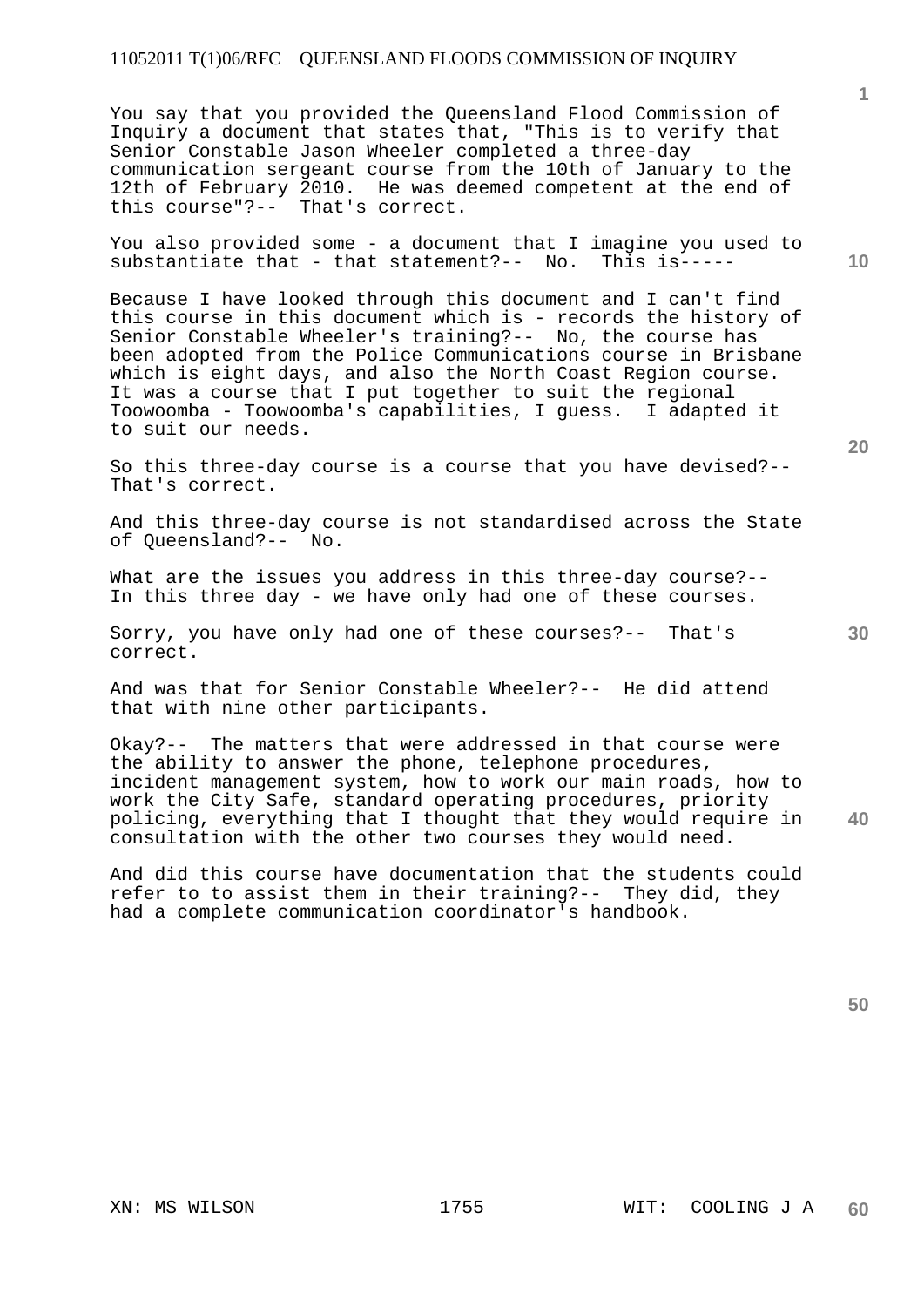You say that you provided the Queensland Flood Commission of Inquiry a document that states that, "This is to verify that Senior Constable Jason Wheeler completed a three-day communication sergeant course from the 10th of January to the 12th of February 2010. He was deemed competent at the end of this course"?-- That's correct.

You also provided some - a document that I imagine you used to substantiate that - that statement?-- No. This is-----

Because I have looked through this document and I can't find this course in this document which is - records the history of Senior Constable Wheeler's training?-- No, the course has been adopted from the Police Communications course in Brisbane which is eight days, and also the North Coast Region course. It was a course that I put together to suit the regional Toowoomba - Toowoomba's capabilities, I guess. I adapted it to suit our needs.

So this three-day course is a course that you have devised?-- That's correct.

And this three-day course is not standardised across the State of Queensland?-- No.

What are the issues you address in this three-day course?-- In this three day - we have only had one of these courses.

Sorry, you have only had one of these courses?-- That's correct.

And was that for Senior Constable Wheeler?-- He did attend that with nine other participants.

Okay?-- The matters that were addressed in that course were the ability to answer the phone, telephone procedures, incident management system, how to work our main roads, how to work the City Safe, standard operating procedures, priority policing, everything that I thought that they would require in consultation with the other two courses they would need.

And did this course have documentation that the students could refer to to assist them in their training?-- They did, they had a complete communication coordinator's handbook.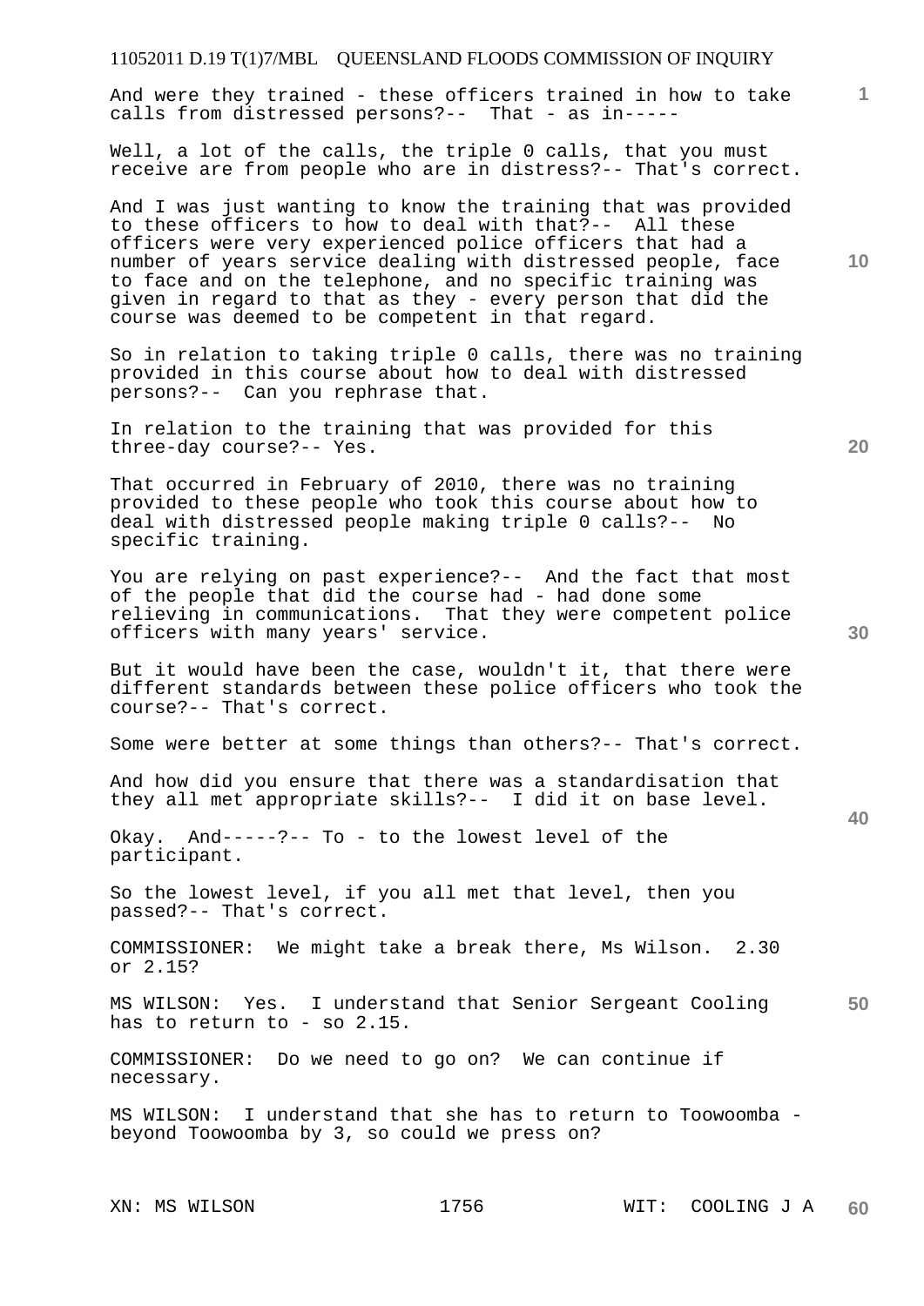And were they trained - these officers trained in how to take calls from distressed persons?-- That - as in-----

Well, a lot of the calls, the triple 0 calls, that you must receive are from people who are in distress?-- That's correct.

And I was just wanting to know the training that was provided to these officers to how to deal with that?-- All these officers were very experienced police officers that had a number of years service dealing with distressed people, face to face and on the telephone, and no specific training was given in regard to that as they - every person that did the course was deemed to be competent in that regard.

So in relation to taking triple 0 calls, there was no training provided in this course about how to deal with distressed persons?-- Can you rephrase that.

In relation to the training that was provided for this three-day course?-- Yes.

That occurred in February of 2010, there was no training provided to these people who took this course about how to deal with distressed people making triple 0 calls?-- No specific training.

You are relying on past experience?-- And the fact that most of the people that did the course had - had done some relieving in communications. That they were competent police officers with many years' service.

But it would have been the case, wouldn't it, that there were different standards between these police officers who took the course?-- That's correct.

Some were better at some things than others?-- That's correct.

And how did you ensure that there was a standardisation that they all met appropriate skills?-- I did it on base level.

Okay. And-----?-- To - to the lowest level of the participant.

So the lowest level, if you all met that level, then you passed?-- That's correct.

COMMISSIONER: We might take a break there, Ms Wilson. 2.30 or 2.15?

MS WILSON: Yes. I understand that Senior Sergeant Cooling has to return to - so 2.15.

COMMISSIONER: Do we need to go on? We can continue if necessary.

MS WILSON: I understand that she has to return to Toowoomba - beyond Toowoomba by 3, so could we press on?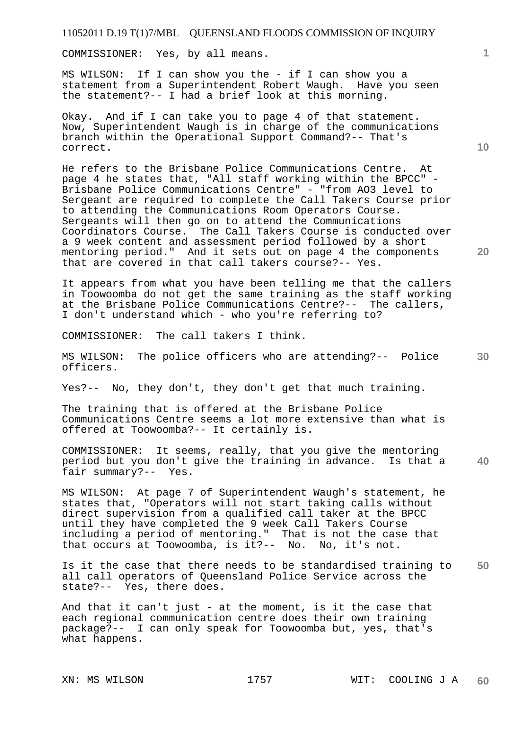COMMISSIONER: Yes, by all means.

MS WILSON: If I can show you the - if I can show you a statement from a Superintendent Robert Waugh. Have you seen the statement?-- I had a brief look at this morning.

Okay. And if I can take you to page 4 of that statement. Now, Superintendent Waugh is in charge of the communications branch within the Operational Support Command?-- That's correct.

He refers to the Brisbane Police Communications Centre. At page 4 he states that, "All staff working within the BPCC" - Brisbane Police Communications Centre" - "from AO3 level to Sergeant are required to complete the Call Takers Course prior to attending the Communications Room Operators Course. Sergeants will then go on to attend the Communications Coordinators Course. The Call Takers Course is conducted over a 9 week content and assessment period followed by a short mentoring period." And it sets out on page 4 the components that are covered in that call takers course?-- Yes.

It appears from what you have been telling me that the callers in Toowoomba do not get the same training as the staff working at the Brisbane Police Communications Centre?-- The callers, I don't understand which - who you're referring to?

COMMISSIONER: The call takers I think.

MS WILSON: The police officers who are attending?-- Police officers.

Yes?-- No, they don't, they don't get that much training.

The training that is offered at the Brisbane Police Communications Centre seems a lot more extensive than what is offered at Toowoomba?-- It certainly is.

COMMISSIONER: It seems, really, that you give the mentoring period but you don't give the training in advance. Is that a fair summary?-- Yes.

MS WILSON: At page 7 of Superintendent Waugh's statement, he states that, "Operators will not start taking calls without direct supervision from a qualified call taker at the BPCC until they have completed the 9 week Call Takers Course including a period of mentoring." That is not the case that that occurs at Toowoomba, is it?-- No. No, it's not.

Is it the case that there needs to be standardised training to all call operators of Queensland Police Service across the state?-- Yes, there does.

And that it can't just - at the moment, is it the case that each regional communication centre does their own training package?-- I can only speak for Toowoomba but, yes, that's what happens.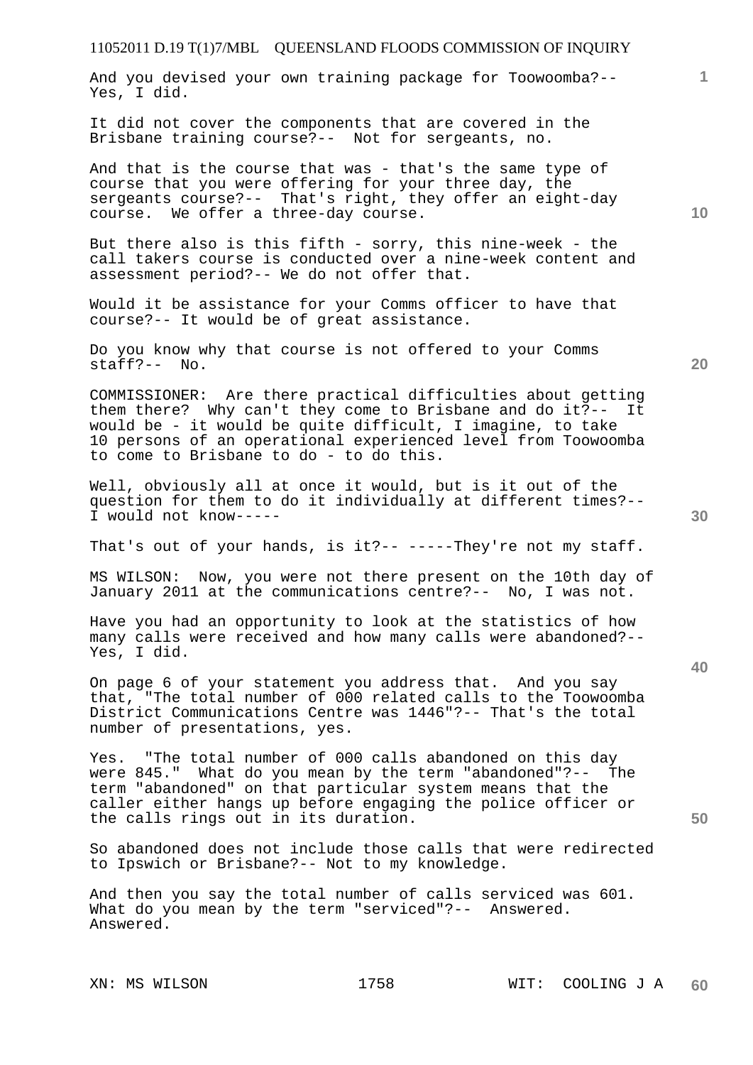And you devised your own training package for Toowoomba?-- Yes, I did.

It did not cover the components that are covered in the Brisbane training course?-- Not for sergeants, no.

And that is the course that was - that's the same type of course that you were offering for your three day, the sergeants course?-- That's right, they offer an eight-day course. We offer a three-day course.

But there also is this fifth - sorry, this nine-week - the call takers course is conducted over a nine-week content and assessment period?-- We do not offer that.

Would it be assistance for your Comms officer to have that course?-- It would be of great assistance.

Do you know why that course is not offered to your Comms staff?-- No.

COMMISSIONER: Are there practical difficulties about getting them there? Why can't they come to Brisbane and do it?-- It would be - it would be quite difficult, I imagine, to take 10 persons of an operational experienced level from Toowoomba to come to Brisbane to do - to do this.

Well, obviously all at once it would, but is it out of the question for them to do it individually at different times?-- I would not know-----

That's out of your hands, is it?-- -----They're not my staff.

MS WILSON: Now, you were not there present on the 10th day of January 2011 at the communications centre?-- No, I was not.

Have you had an opportunity to look at the statistics of how many calls were received and how many calls were abandoned?-- Yes, I did.

On page 6 of your statement you address that. And you say that, "The total number of 000 related calls to the Toowoomba District Communications Centre was 1446"?-- That's the total number of presentations, yes.

Yes. "The total number of 000 calls abandoned on this day were 845." What do you mean by the term "abandoned"?-- The term "abandoned" on that particular system means that the caller either hangs up before engaging the police officer or the calls rings out in its duration.

So abandoned does not include those calls that were redirected to Ipswich or Brisbane?-- Not to my knowledge.

And then you say the total number of calls serviced was 601. What do you mean by the term "serviced"?-- Answered. Answered.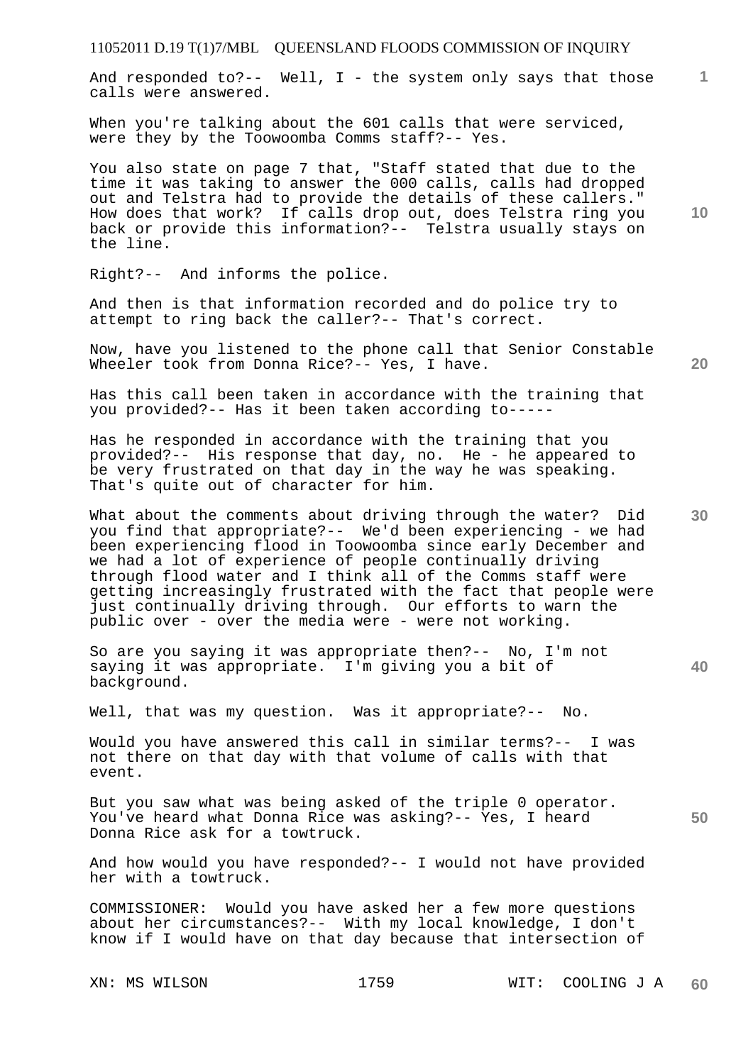And responded to?-- Well, I - the system only says that those calls were answered.

When you're talking about the 601 calls that were serviced, were they by the Toowoomba Comms staff?-- Yes.

You also state on page 7 that, "Staff stated that due to the time it was taking to answer the 000 calls, calls had dropped out and Telstra had to provide the details of these callers." How does that work? If calls drop out, does Telstra ring you back or provide this information?-- Telstra usually stays on the line.

Right?-- And informs the police.

And then is that information recorded and do police try to attempt to ring back the caller?-- That's correct.

Now, have you listened to the phone call that Senior Constable Wheeler took from Donna Rice?-- Yes, I have.

Has this call been taken in accordance with the training that you provided?-- Has it been taken according to-----

Has he responded in accordance with the training that you provided?-- His response that day, no. He - he appeared to be very frustrated on that day in the way he was speaking. That's quite out of character for him.

What about the comments about driving through the water? Did you find that appropriate?-- We'd been experiencing - we had been experiencing flood in Toowoomba since early December and we had a lot of experience of people continually driving through flood water and I think all of the Comms staff were getting increasingly frustrated with the fact that people were just continually driving through. Our efforts to warn the public over - over the media were - were not working.

So are you saying it was appropriate then?-- No, I'm not saying it was appropriate. I'm giving you a bit of background.

Well, that was my question. Was it appropriate?-- No.

Would you have answered this call in similar terms?-- I was not there on that day with that volume of calls with that event.

But you saw what was being asked of the triple 0 operator. You've heard what Donna Rice was asking?-- Yes, I heard Donna Rice ask for a towtruck.

And how would you have responded?-- I would not have provided her with a towtruck.

COMMISSIONER: Would you have asked her a few more questions about her circumstances?-- With my local knowledge, I don't know if I would have on that day because that intersection of

XN: MS WILSON WIT: COOLING J A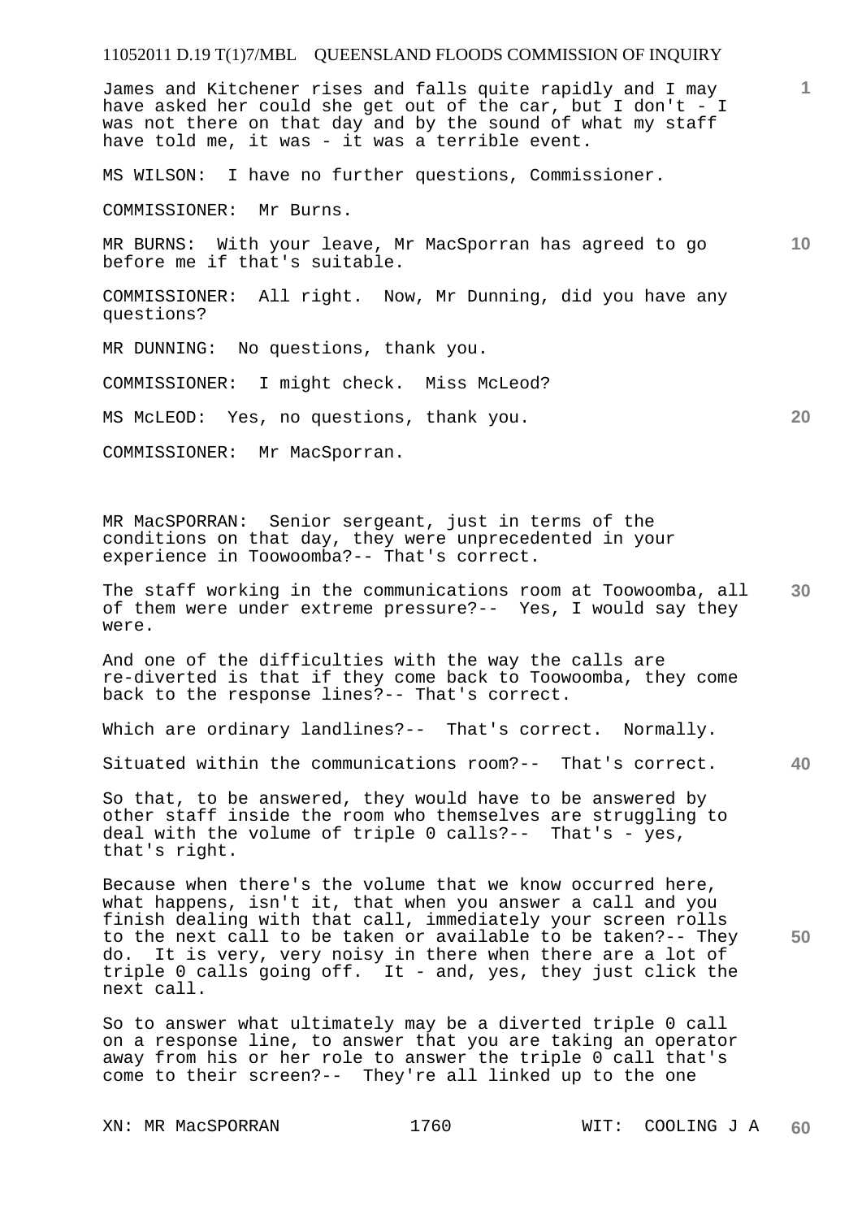James and Kitchener rises and falls quite rapidly and I may have asked her could she get out of the car, but I don't - I was not there on that day and by the sound of what my staff have told me, it was - it was a terrible event.

MS WILSON: I have no further questions, Commissioner.

COMMISSIONER: Mr Burns.

MR BURNS: With your leave, Mr MacSporran has agreed to go before me if that's suitable.

COMMISSIONER: All right. Now, Mr Dunning, did you have any questions?

MR DUNNING: No questions, thank you.

COMMISSIONER: I might check. Miss McLeod?

MS McLEOD: Yes, no questions, thank you.

COMMISSIONER: Mr MacSporran.

MR MacSPORRAN: Senior sergeant, just in terms of the conditions on that day, they were unprecedented in your experience in Toowoomba?-- That's correct.

The staff working in the communications room at Toowoomba, all of them were under extreme pressure?-- Yes, I would say they were.

And one of the difficulties with the way the calls are re-diverted is that if they come back to Toowoomba, they come back to the response lines?-- That's correct.

Which are ordinary landlines?-- That's correct. Normally.

Situated within the communications room?-- That's correct.

So that, to be answered, they would have to be answered by other staff inside the room who themselves are struggling to deal with the volume of triple 0 calls?-- That's - yes, that's right.

Because when there's the volume that we know occurred here, what happens, isn't it, that when you answer a call and you finish dealing with that call, immediately your screen rolls to the next call to be taken or available to be taken?-- They do. It is very, very noisy in there when there are a lot of triple 0 calls going off. It - and, yes, they just click the next call.

So to answer what ultimately may be a diverted triple 0 call on a response line, to answer that you are taking an operator away from his or her role to answer the triple 0 call that's come to their screen?-- They're all linked up to the one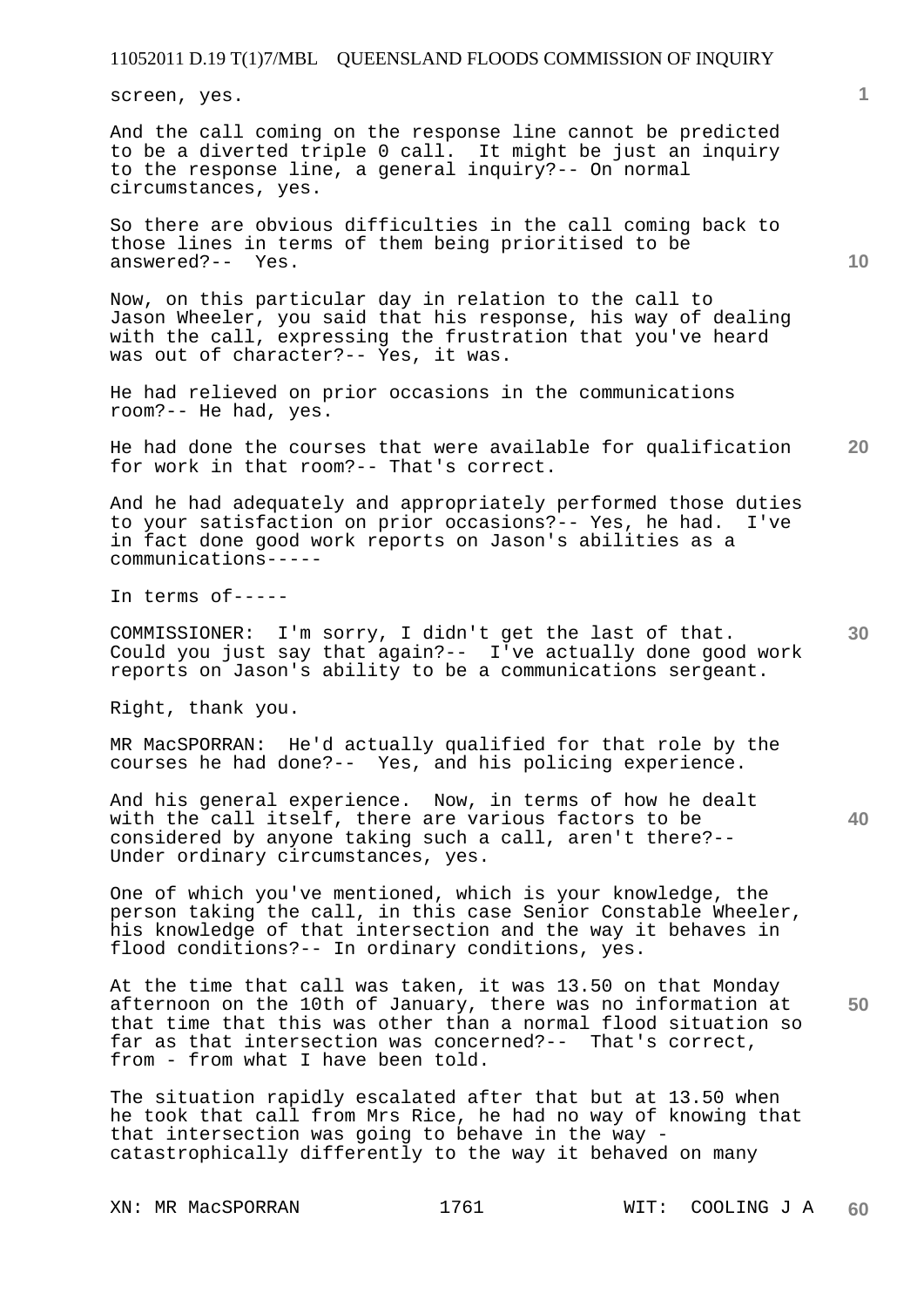screen, yes.

And the call coming on the response line cannot be predicted to be a diverted triple 0 call. It might be just an inquiry to the response line, a general inquiry?-- On normal circumstances, yes.

So there are obvious difficulties in the call coming back to those lines in terms of them being prioritised to be answered?-- Yes.

Now, on this particular day in relation to the call to Jason Wheeler, you said that his response, his way of dealing with the call, expressing the frustration that you've heard was out of character?-- Yes, it was.

He had relieved on prior occasions in the communications room?-- He had, yes.

He had done the courses that were available for qualification for work in that room?-- That's correct.

And he had adequately and appropriately performed those duties to your satisfaction on prior occasions?-- Yes, he had. I've in fact done good work reports on Jason's abilities as a communications-----

In terms of-----

COMMISSIONER: I'm sorry, I didn't get the last of that. Could you just say that again?-- I've actually done good work reports on Jason's ability to be a communications sergeant.

Right, thank you.

MR MacSPORRAN: He'd actually qualified for that role by the courses he had done?-- Yes, and his policing experience.

And his general experience. Now, in terms of how he dealt with the call itself, there are various factors to be considered by anyone taking such a call, aren't there?-- Under ordinary circumstances, yes.

One of which you've mentioned, which is your knowledge, the person taking the call, in this case Senior Constable Wheeler, his knowledge of that intersection and the way it behaves in flood conditions?-- In ordinary conditions, yes.

At the time that call was taken, it was 13.50 on that Monday afternoon on the 10th of January, there was no information at that time that this was other than a normal flood situation so far as that intersection was concerned?-- That's correct, from - from what I have been told.

The situation rapidly escalated after that but at 13.50 when he took that call from Mrs Rice, he had no way of knowing that that intersection was going to behave in the way - catastrophically differently to the way it behaved on many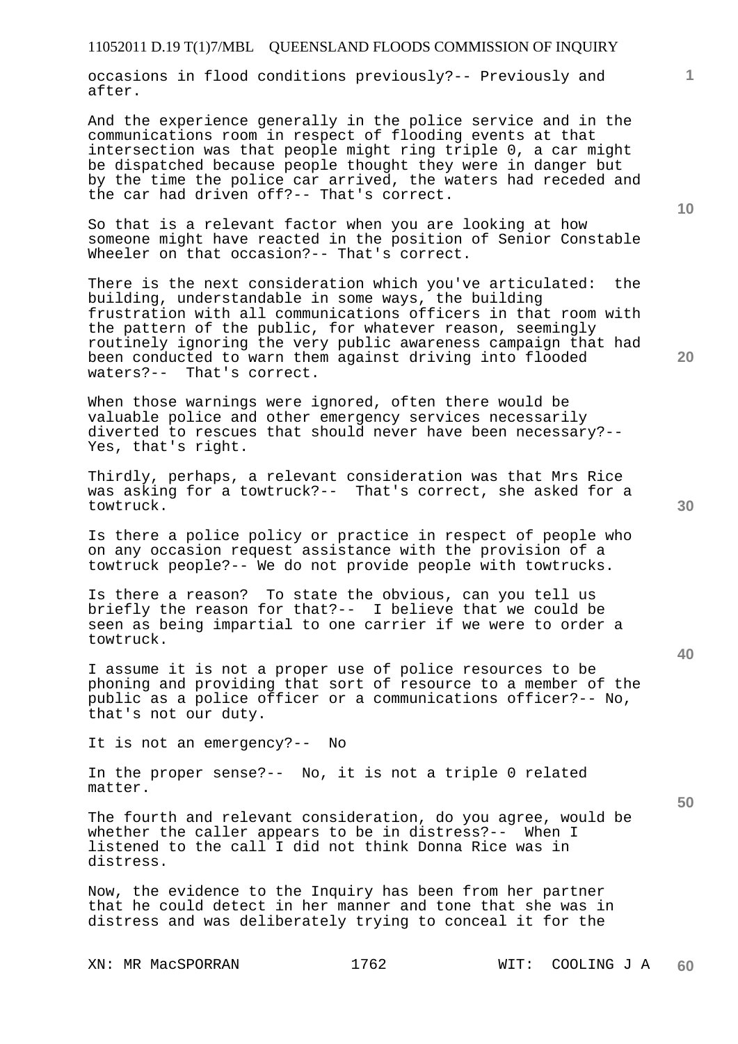occasions in flood conditions previously?-- Previously and after.

And the experience generally in the police service and in the communications room in respect of flooding events at that intersection was that people might ring triple 0, a car might be dispatched because people thought they were in danger but by the time the police car arrived, the waters had receded and the car had driven off?-- That's correct.

So that is a relevant factor when you are looking at how someone might have reacted in the position of Senior Constable Wheeler on that occasion?-- That's correct.

There is the next consideration which you've articulated: the building, understandable in some ways, the building frustration with all communications officers in that room with the pattern of the public, for whatever reason, seemingly routinely ignoring the very public awareness campaign that had been conducted to warn them against driving into flooded waters?-- That's correct.

When those warnings were ignored, often there would be valuable police and other emergency services necessarily diverted to rescues that should never have been necessary?-- Yes, that's right.

Thirdly, perhaps, a relevant consideration was that Mrs Rice was asking for a towtruck?-- That's correct, she asked for a towtruck.

Is there a police policy or practice in respect of people who on any occasion request assistance with the provision of a towtruck people?-- We do not provide people with towtrucks.

Is there a reason? To state the obvious, can you tell us briefly the reason for that?-- I believe that we could be seen as being impartial to one carrier if we were to order a towtruck.

I assume it is not a proper use of police resources to be phoning and providing that sort of resource to a member of the public as a police officer or a communications officer?-- No, that's not our duty.

It is not an emergency?-- No

In the proper sense?-- No, it is not a triple 0 related matter.

The fourth and relevant consideration, do you agree, would be whether the caller appears to be in distress?-- When I listened to the call I did not think Donna Rice was in distress.

Now, the evidence to the Inquiry has been from her partner that he could detect in her manner and tone that she was in distress and was deliberately trying to conceal it for the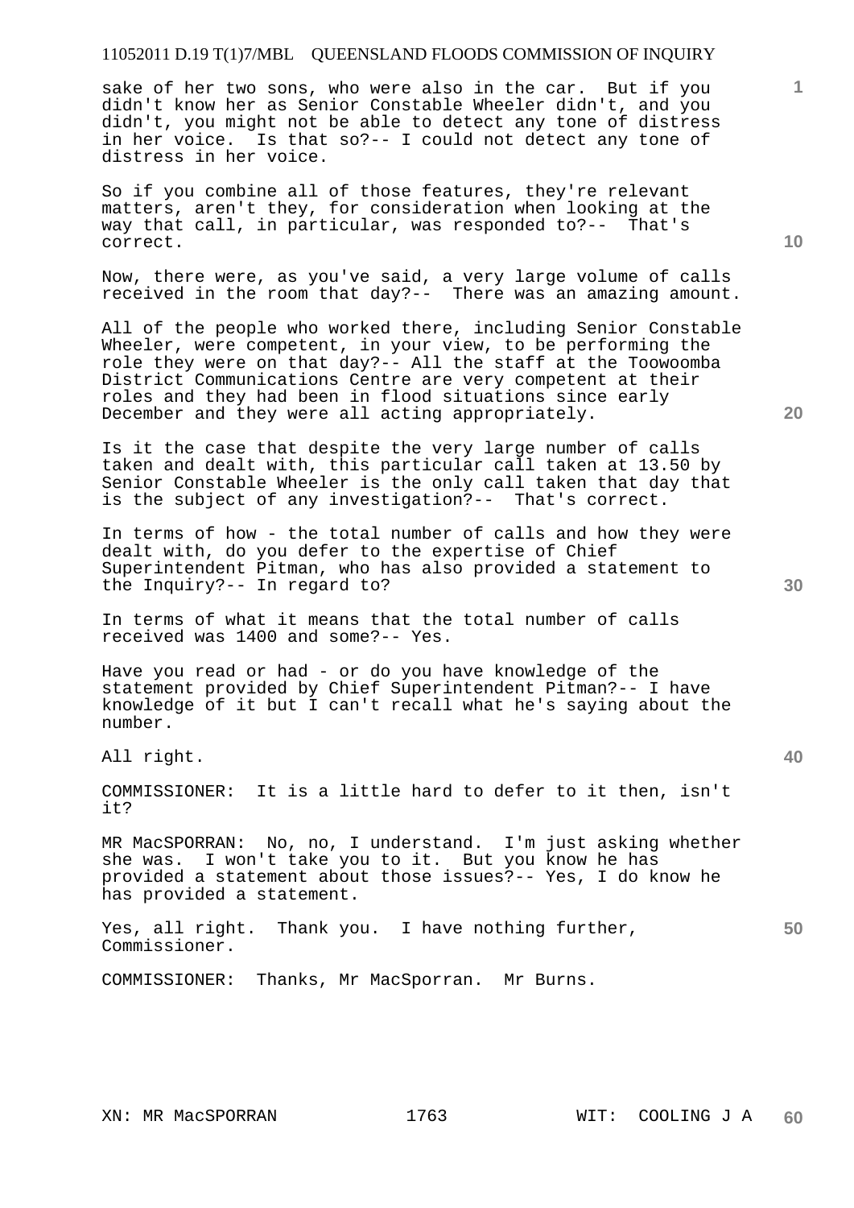sake of her two sons, who were also in the car. But if you didn't know her as Senior Constable Wheeler didn't, and you didn't, you might not be able to detect any tone of distress in her voice. Is that so?-- I could not detect any tone of distress in her voice.

So if you combine all of those features, they're relevant matters, aren't they, for consideration when looking at the way that call, in particular, was responded to?-- That's correct.

Now, there were, as you've said, a very large volume of calls received in the room that day?-- There was an amazing amount.

All of the people who worked there, including Senior Constable Wheeler, were competent, in your view, to be performing the role they were on that day?-- All the staff at the Toowoomba District Communications Centre are very competent at their roles and they had been in flood situations since early December and they were all acting appropriately.

Is it the case that despite the very large number of calls taken and dealt with, this particular call taken at 13.50 by Senior Constable Wheeler is the only call taken that day that is the subject of any investigation?-- That's correct.

In terms of how - the total number of calls and how they were dealt with, do you defer to the expertise of Chief Superintendent Pitman, who has also provided a statement to the Inquiry?-- In regard to?

In terms of what it means that the total number of calls received was 1400 and some?-- Yes.

Have you read or had - or do you have knowledge of the statement provided by Chief Superintendent Pitman?-- I have knowledge of it but I can't recall what he's saying about the number.

All right.

COMMISSIONER: It is a little hard to defer to it then, isn't it?

MR MacSPORRAN: No, no, I understand. I'm just asking whether she was. I won't take you to it. But you know he has provided a statement about those issues?-- Yes, I do know he has provided a statement.

Yes, all right. Thank you. I have nothing further, Commissioner.

COMMISSIONER: Thanks, Mr MacSporran. Mr Burns.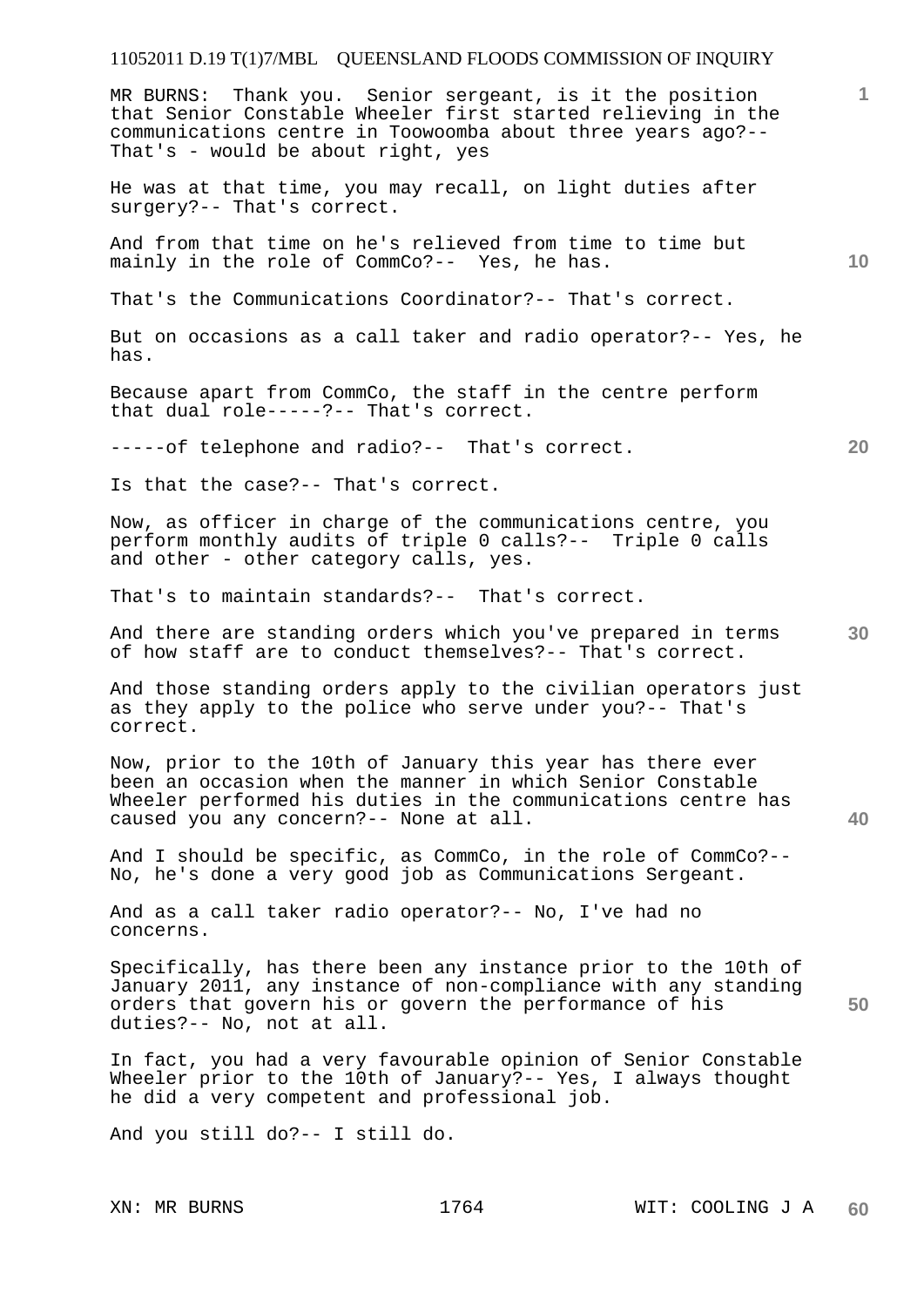MR BURNS: Thank you. Senior sergeant, is it the position that Senior Constable Wheeler first started relieving in the communications centre in Toowoomba about three years ago?-- That's - would be about right, yes

He was at that time, you may recall, on light duties after surgery?-- That's correct.

And from that time on he's relieved from time to time but mainly in the role of CommCo?-- Yes, he has.

That's the Communications Coordinator?-- That's correct.

But on occasions as a call taker and radio operator?-- Yes, he has.

Because apart from CommCo, the staff in the centre perform that dual role-----?-- That's correct.

-----of telephone and radio?-- That's correct.

Is that the case?-- That's correct.

Now, as officer in charge of the communications centre, you perform monthly audits of triple 0 calls?-- Triple 0 calls and other - other category calls, yes.

That's to maintain standards?-- That's correct.

And there are standing orders which you've prepared in terms of how staff are to conduct themselves?-- That's correct.

And those standing orders apply to the civilian operators just as they apply to the police who serve under you?-- That's correct.

Now, prior to the 10th of January this year has there ever been an occasion when the manner in which Senior Constable Wheeler performed his duties in the communications centre has caused you any concern?-- None at all.

And I should be specific, as CommCo, in the role of CommCo?-- No, he's done a very good job as Communications Sergeant.

And as a call taker radio operator?-- No, I've had no concerns.

Specifically, has there been any instance prior to the 10th of January 2011, any instance of non-compliance with any standing orders that govern his or govern the performance of his duties?-- No, not at all.

In fact, you had a very favourable opinion of Senior Constable Wheeler prior to the 10th of January?-- Yes, I always thought he did a very competent and professional job.

And you still do?-- I still do.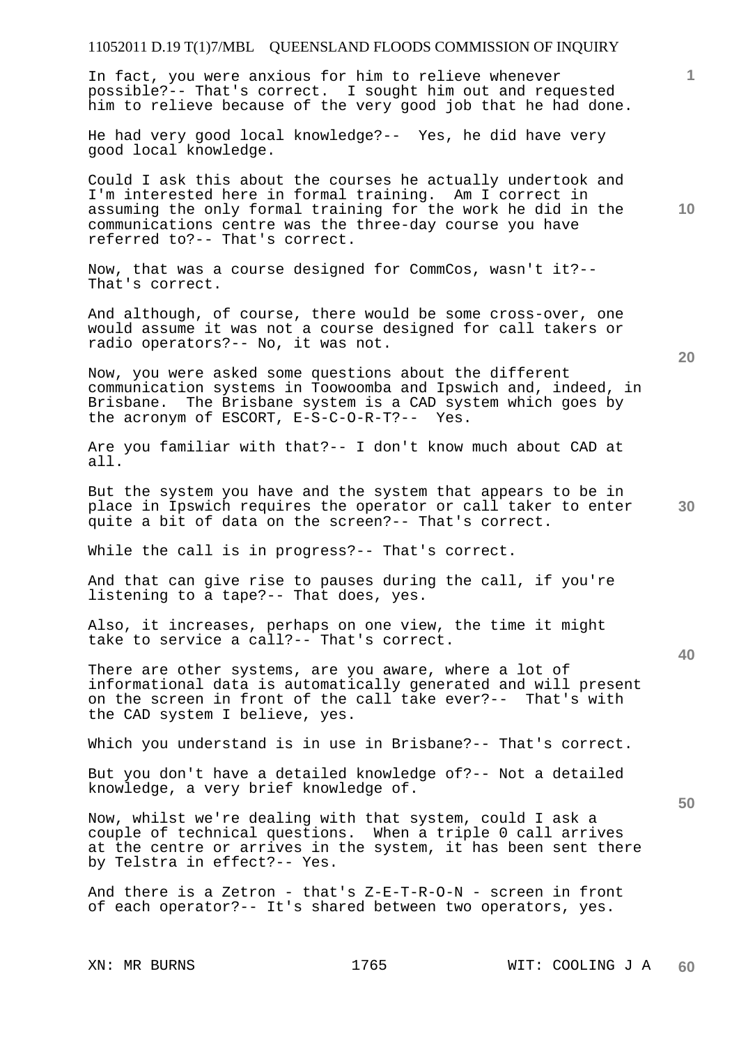In fact, you were anxious for him to relieve whenever possible?-- That's correct. I sought him out and requested him to relieve because of the very good job that he had done.

He had very good local knowledge?-- Yes, he did have very good local knowledge.

Could I ask this about the courses he actually undertook and I'm interested here in formal training. Am I correct in assuming the only formal training for the work he did in the communications centre was the three-day course you have referred to?-- That's correct.

Now, that was a course designed for CommCos, wasn't it?-- That's correct.

And although, of course, there would be some cross-over, one would assume it was not a course designed for call takers or radio operators?-- No, it was not.

Now, you were asked some questions about the different communication systems in Toowoomba and Ipswich and, indeed, in Brisbane. The Brisbane system is a CAD system which goes by the acronym of ESCORT, E-S-C-O-R-T?-- Yes.

Are you familiar with that?-- I don't know much about CAD at all.

But the system you have and the system that appears to be in place in Ipswich requires the operator or call taker to enter quite a bit of data on the screen?-- That's correct.

While the call is in progress?-- That's correct.

And that can give rise to pauses during the call, if you're listening to a tape?-- That does, yes.

Also, it increases, perhaps on one view, the time it might take to service a call?-- That's correct.

There are other systems, are you aware, where a lot of informational data is automatically generated and will present on the screen in front of the call take ever?-- That's with the CAD system I believe, yes.

Which you understand is in use in Brisbane?-- That's correct.

But you don't have a detailed knowledge of?-- Not a detailed knowledge, a very brief knowledge of.

Now, whilst we're dealing with that system, could I ask a couple of technical questions. When a triple 0 call arrives at the centre or arrives in the system, it has been sent there by Telstra in effect?-- Yes.

And there is a Zetron - that's Z-E-T-R-O-N - screen in front of each operator?-- It's shared between two operators, yes.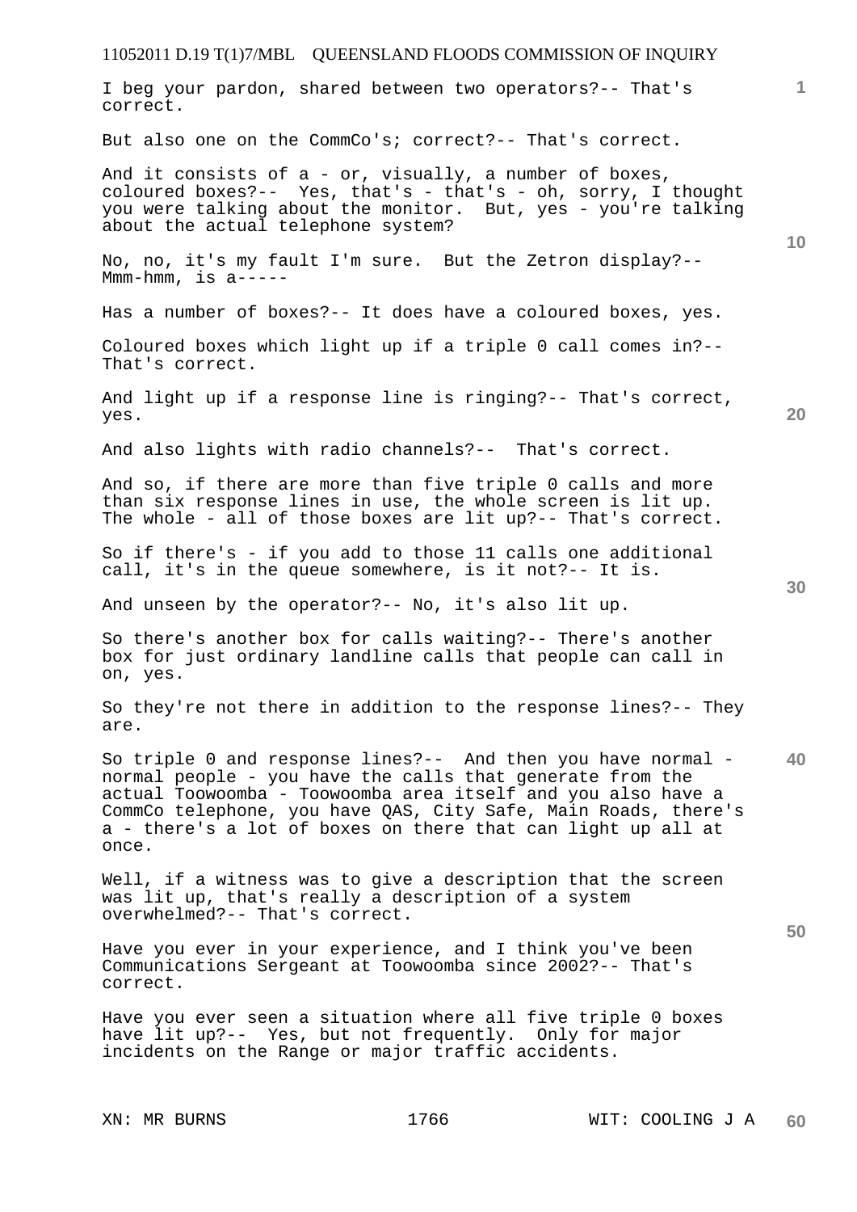I beg your pardon, shared between two operators?-- That's correct.

But also one on the CommCo's; correct?-- That's correct.

And it consists of a - or, visually, a number of boxes, coloured boxes?-- Yes, that's - that's - oh, sorry, I thought you were talking about the monitor. But, yes - you're talking about the actual telephone system?

No, no, it's my fault I'm sure. But the Zetron display?-- Mmm-hmm, is a-----

Has a number of boxes?-- It does have a coloured boxes, yes.

Coloured boxes which light up if a triple 0 call comes in?-- That's correct.

And light up if a response line is ringing?-- That's correct, yes.

And also lights with radio channels?-- That's correct.

And so, if there are more than five triple 0 calls and more than six response lines in use, the whole screen is lit up. The whole - all of those boxes are lit up?-- That's correct.

So if there's - if you add to those 11 calls one additional call, it's in the queue somewhere, is it not?-- It is.

And unseen by the operator?-- No, it's also lit up.

So there's another box for calls waiting?-- There's another box for just ordinary landline calls that people can call in on, yes.

So they're not there in addition to the response lines?-- They are.

So triple 0 and response lines?-- And then you have normal - normal people - you have the calls that generate from the actual Toowoomba - Toowoomba area itself and you also have a CommCo telephone, you have QAS, City Safe, Main Roads, there's a - there's a lot of boxes on there that can light up all at once.

Well, if a witness was to give a description that the screen was lit up, that's really a description of a system overwhelmed?-- That's correct.

Have you ever in your experience, and I think you've been Communications Sergeant at Toowoomba since 2002?-- That's correct.

Have you ever seen a situation where all five triple 0 boxes have lit up?-- Yes, but not frequently. Only for major incidents on the Range or major traffic accidents.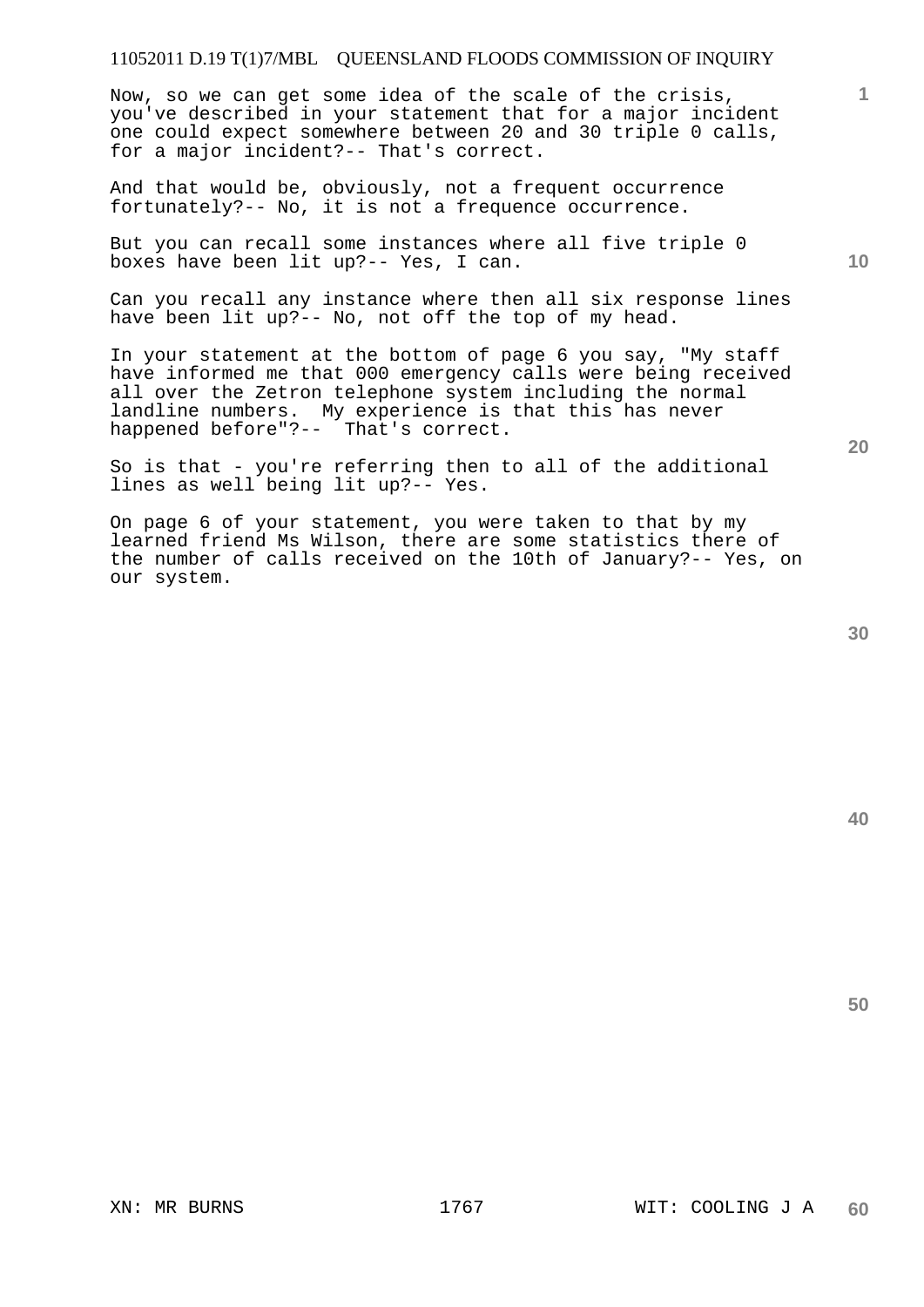Now, so we can get some idea of the scale of the crisis, you've described in your statement that for a major incident one could expect somewhere between 20 and 30 triple 0 calls, for a major incident?-- That's correct.

And that would be, obviously, not a frequent occurrence fortunately?-- No, it is not a frequence occurrence.

But you can recall some instances where all five triple 0 boxes have been lit up?-- Yes, I can.

Can you recall any instance where then all six response lines have been lit up?-- No, not off the top of my head.

In your statement at the bottom of page 6 you say, "My staff have informed me that 000 emergency calls were being received all over the Zetron telephone system including the normal landline numbers. My experience is that this has never happened before"?-- That's correct.

So is that - you're referring then to all of the additional lines as well being lit up?-- Yes.

On page 6 of your statement, you were taken to that by my learned friend Ms Wilson, there are some statistics there of the number of calls received on the 10th of January?-- Yes, on our system.

XN: MR BURNS WIT: COOLING J A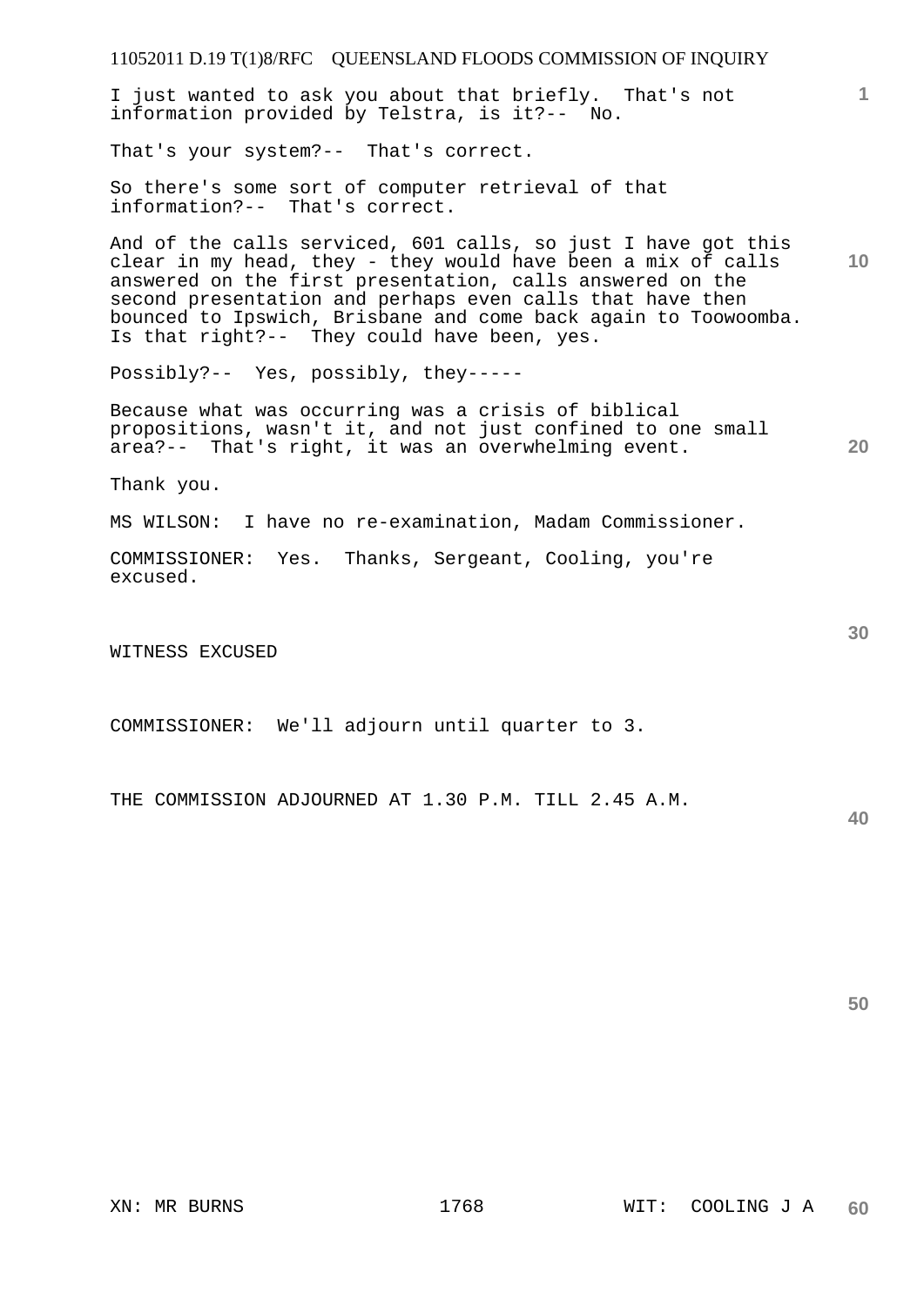I just wanted to ask you about that briefly. That's not information provided by Telstra, is it?-- No.

That's your system?-- That's correct.

So there's some sort of computer retrieval of that information?-- That's correct.

And of the calls serviced, 601 calls, so just I have got this clear in my head, they - they would have been a mix of calls answered on the first presentation, calls answered on the second presentation and perhaps even calls that have then bounced to Ipswich, Brisbane and come back again to Toowoomba. Is that right?-- They could have been, yes.

Possibly?-- Yes, possibly, they-----

Because what was occurring was a crisis of biblical propositions, wasn't it, and not just confined to one small area?-- That's right, it was an overwhelming event.

Thank you.

MS WILSON: I have no re-examination, Madam Commissioner.

COMMISSIONER: Yes. Thanks, Sergeant, Cooling, you're excused.

WITNESS EXCUSED

COMMISSIONER: We'll adjourn until quarter to 3.

THE COMMISSION ADJOURNED AT 1.30 P.M. TILL 2.45 A.M.

XN: MR BURNS WIT: COOLING J A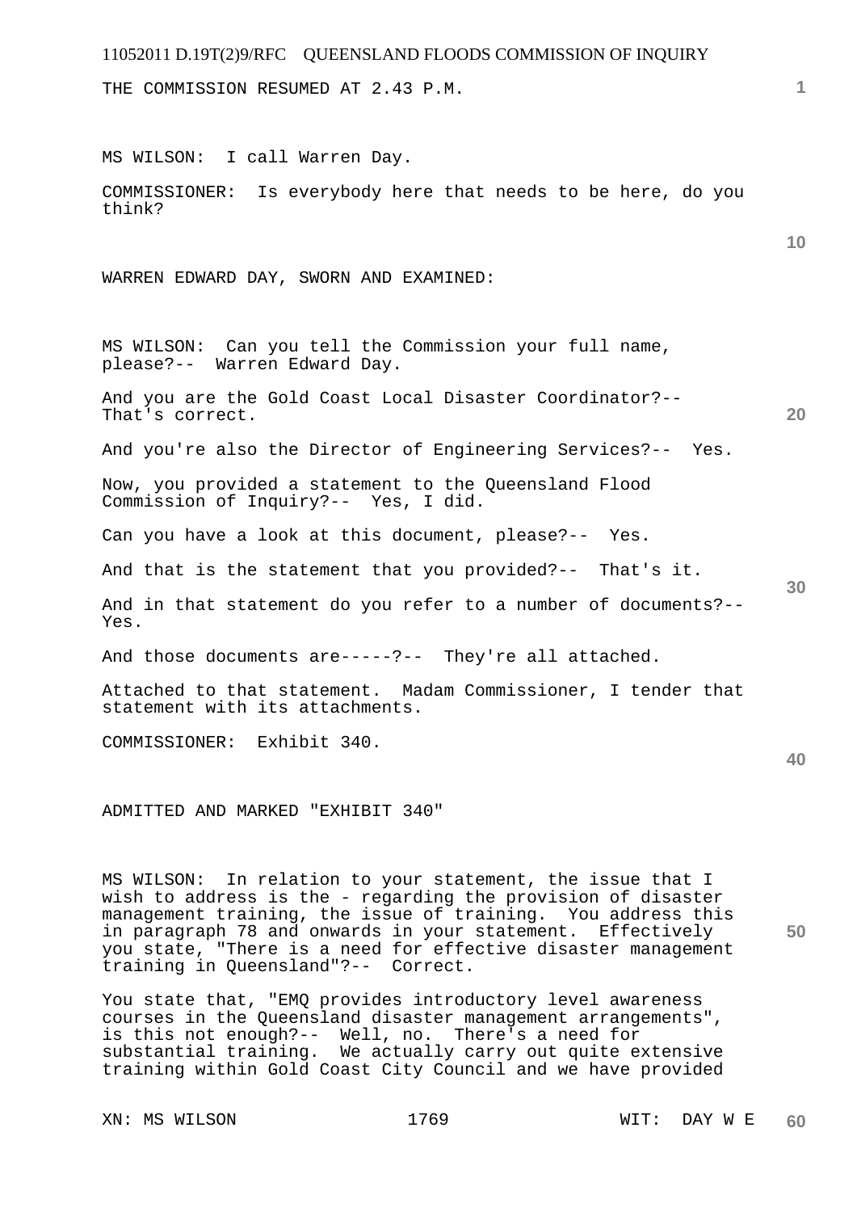THE COMMISSION RESUMED AT 2.43 P.M.

MS WILSON: I call Warren Day.

COMMISSIONER: Is everybody here that needs to be here, do you think?

WARREN EDWARD DAY, SWORN AND EXAMINED:

MS WILSON: Can you tell the Commission your full name, please?-- Warren Edward Day.

And you are the Gold Coast Local Disaster Coordinator?-- That's correct.

And you're also the Director of Engineering Services?-- Yes.

Now, you provided a statement to the Queensland Flood Commission of Inquiry?-- Yes, I did.

Can you have a look at this document, please?-- Yes.

And that is the statement that you provided?-- That's it.

And in that statement do you refer to a number of documents?-- Yes.

And those documents are-----?-- They're all attached.

Attached to that statement. Madam Commissioner, I tender that statement with its attachments.

COMMISSIONER: Exhibit 340.

ADMITTED AND MARKED "EXHIBIT 340"

MS WILSON: In relation to your statement, the issue that I wish to address is the - regarding the provision of disaster management training, the issue of training. You address this in paragraph 78 and onwards in your statement. Effectively you state, "There is a need for effective disaster management training in Queensland"?-- Correct.

You state that, "EMQ provides introductory level awareness courses in the Queensland disaster management arrangements", is this not enough?-- Well, no. There's a need for substantial training. We actually carry out quite extensive training within Gold Coast City Council and we have provided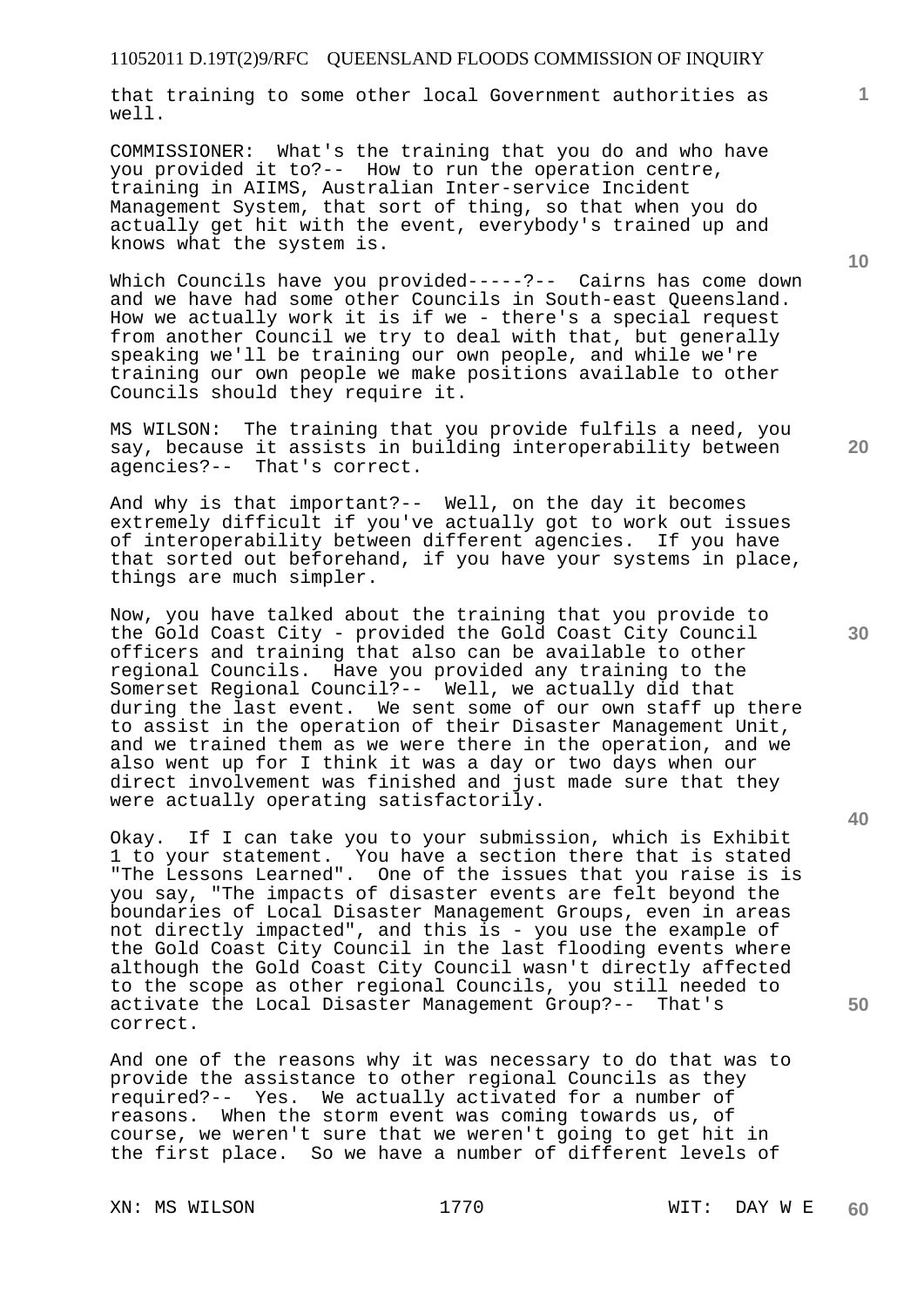that training to some other local Government authorities as well.

COMMISSIONER: What's the training that you do and who have you provided it to?-- How to run the operation centre, training in AIIMS, Australian Inter-service Incident Management System, that sort of thing, so that when you do actually get hit with the event, everybody's trained up and knows what the system is.

Which Councils have you provided-----?-- Cairns has come down and we have had some other Councils in South-east Queensland. How we actually work it is if we - there's a special request from another Council we try to deal with that, but generally speaking we'll be training our own people, and while we're training our own people we make positions available to other Councils should they require it.

MS WILSON: The training that you provide fulfils a need, you say, because it assists in building interoperability between agencies?-- That's correct.

And why is that important?-- Well, on the day it becomes extremely difficult if you've actually got to work out issues of interoperability between different agencies. If you have that sorted out beforehand, if you have your systems in place, things are much simpler.

Now, you have talked about the training that you provide to the Gold Coast City - provided the Gold Coast City Council officers and training that also can be available to other regional Councils. Have you provided any training to the Somerset Regional Council?-- Well, we actually did that during the last event. We sent some of our own staff up there to assist in the operation of their Disaster Management Unit, and we trained them as we were there in the operation, and we also went up for I think it was a day or two days when our direct involvement was finished and just made sure that they were actually operating satisfactorily.

Okay. If I can take you to your submission, which is Exhibit 1 to your statement. You have a section there that is stated "The Lessons Learned". One of the issues that you raise is is you say, "The impacts of disaster events are felt beyond the boundaries of Local Disaster Management Groups, even in areas not directly impacted", and this is - you use the example of the Gold Coast City Council in the last flooding events where although the Gold Coast City Council wasn't directly affected to the scope as other regional Councils, you still needed to activate the Local Disaster Management Group?-- That's correct.

And one of the reasons why it was necessary to do that was to provide the assistance to other regional Councils as they required?-- Yes. We actually activated for a number of reasons. When the storm event was coming towards us, of course, we weren't sure that we weren't going to get hit in the first place. So we have a number of different levels of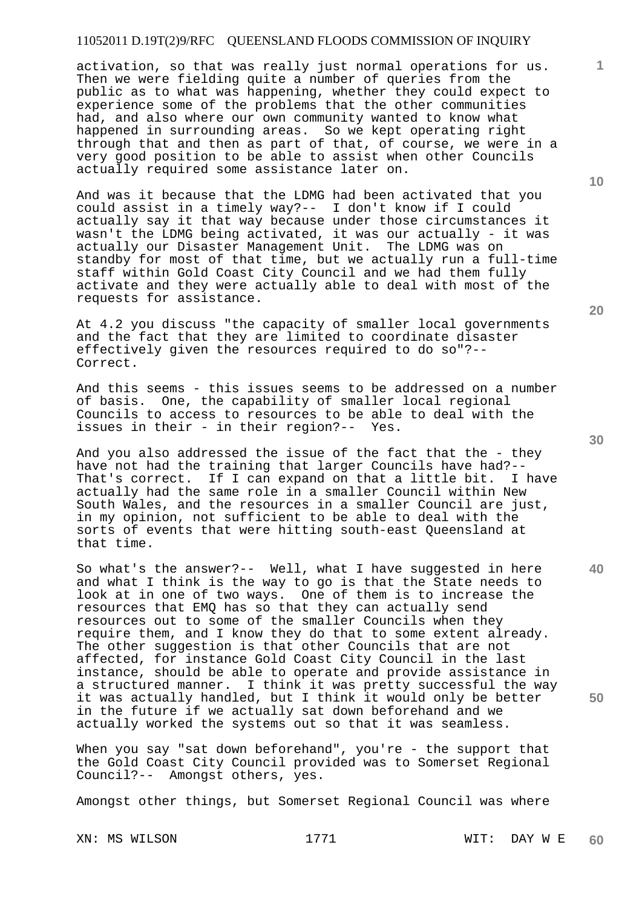activation, so that was really just normal operations for us. Then we were fielding quite a number of queries from the public as to what was happening, whether they could expect to experience some of the problems that the other communities had, and also where our own community wanted to know what happened in surrounding areas. So we kept operating right through that and then as part of that, of course, we were in a very good position to be able to assist when other Councils actually required some assistance later on.

And was it because that the LDMG had been activated that you could assist in a timely way?-- I don't know if I could actually say it that way because under those circumstances it wasn't the LDMG being activated, it was our actually - it was actually our Disaster Management Unit. The LDMG was on standby for most of that time, but we actually run a full-time staff within Gold Coast City Council and we had them fully activate and they were actually able to deal with most of the requests for assistance.

At 4.2 you discuss "the capacity of smaller local governments and the fact that they are limited to coordinate disaster effectively given the resources required to do so"?-- Correct.

And this seems - this issues seems to be addressed on a number of basis. One, the capability of smaller local regional Councils to access to resources to be able to deal with the issues in their - in their region?-- Yes.

And you also addressed the issue of the fact that the - they have not had the training that larger Councils have had?-- That's correct. If I can expand on that a little bit. I have actually had the same role in a smaller Council within New South Wales, and the resources in a smaller Council are just, in my opinion, not sufficient to be able to deal with the sorts of events that were hitting south-east Queensland at that time.

So what's the answer?-- Well, what I have suggested in here and what I think is the way to go is that the State needs to look at in one of two ways. One of them is to increase the resources that EMQ has so that they can actually send resources out to some of the smaller Councils when they require them, and I know they do that to some extent already. The other suggestion is that other Councils that are not affected, for instance Gold Coast City Council in the last instance, should be able to operate and provide assistance in a structured manner. I think it was pretty successful the way it was actually handled, but I think it would only be better in the future if we actually sat down beforehand and we actually worked the systems out so that it was seamless.

When you say "sat down beforehand", you're - the support that the Gold Coast City Council provided was to Somerset Regional Council?-- Amongst others, yes.

Amongst other things, but Somerset Regional Council was where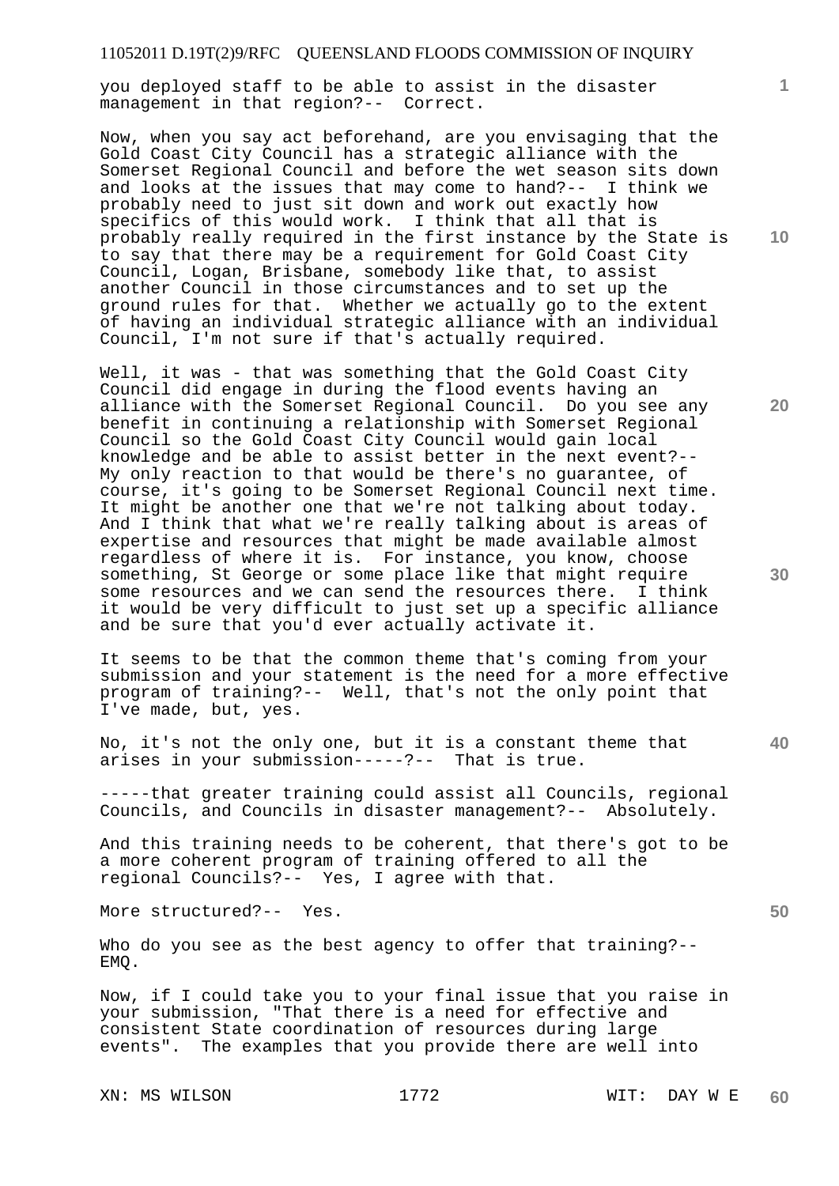you deployed staff to be able to assist in the disaster management in that region?-- Correct.

Now, when you say act beforehand, are you envisaging that the Gold Coast City Council has a strategic alliance with the Somerset Regional Council and before the wet season sits down and looks at the issues that may come to hand?-- I think we probably need to just sit down and work out exactly how specifics of this would work. I think that all that is probably really required in the first instance by the State is to say that there may be a requirement for Gold Coast City Council, Logan, Brisbane, somebody like that, to assist another Council in those circumstances and to set up the ground rules for that. Whether we actually go to the extent of having an individual strategic alliance with an individual Council, I'm not sure if that's actually required.

Well, it was - that was something that the Gold Coast City Council did engage in during the flood events having an alliance with the Somerset Regional Council. Do you see any benefit in continuing a relationship with Somerset Regional Council so the Gold Coast City Council would gain local knowledge and be able to assist better in the next event?-- My only reaction to that would be there's no guarantee, of course, it's going to be Somerset Regional Council next time. It might be another one that we're not talking about today. And I think that what we're really talking about is areas of expertise and resources that might be made available almost regardless of where it is. For instance, you know, choose something, St George or some place like that might require some resources and we can send the resources there. I think it would be very difficult to just set up a specific alliance and be sure that you'd ever actually activate it.

It seems to be that the common theme that's coming from your submission and your statement is the need for a more effective program of training?-- Well, that's not the only point that I've made, but, yes.

No, it's not the only one, but it is a constant theme that arises in your submission-----?-- That is true.

-----that greater training could assist all Councils, regional Councils, and Councils in disaster management?-- Absolutely.

And this training needs to be coherent, that there's got to be a more coherent program of training offered to all the regional Councils?-- Yes, I agree with that.

More structured?-- Yes.

Who do you see as the best agency to offer that training?-- EMQ.

Now, if I could take you to your final issue that you raise in your submission, "That there is a need for effective and consistent State coordination of resources during large events". The examples that you provide there are well into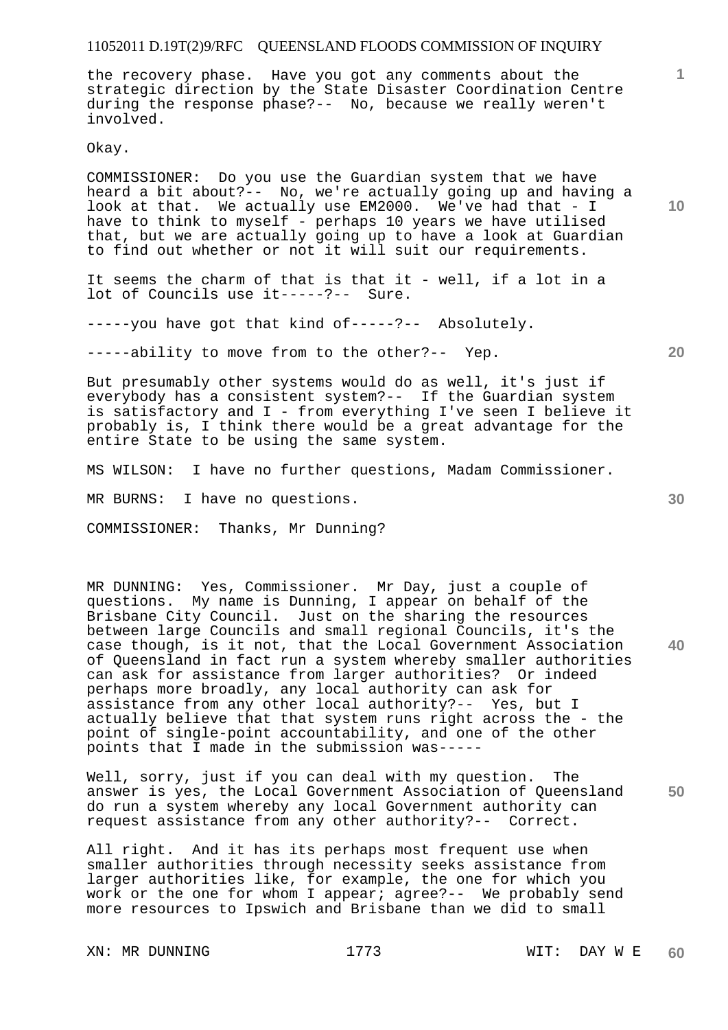the recovery phase. Have you got any comments about the strategic direction by the State Disaster Coordination Centre during the response phase?-- No, because we really weren't involved.

Okay.

COMMISSIONER: Do you use the Guardian system that we have heard a bit about?-- No, we're actually going up and having a look at that. We actually use EM2000. We've had that - I have to think to myself - perhaps 10 years we have utilised that, but we are actually going up to have a look at Guardian to find out whether or not it will suit our requirements.

It seems the charm of that is that it - well, if a lot in a lot of Councils use it-----?-- Sure.

-----you have got that kind of-----?-- Absolutely.

-----ability to move from to the other?-- Yep.

But presumably other systems would do as well, it's just if everybody has a consistent system?-- If the Guardian system is satisfactory and I - from everything I've seen I believe it probably is, I think there would be a great advantage for the entire State to be using the same system.

MS WILSON: I have no further questions, Madam Commissioner.

MR BURNS: I have no questions.

COMMISSIONER: Thanks, Mr Dunning?

MR DUNNING: Yes, Commissioner. Mr Day, just a couple of questions. My name is Dunning, I appear on behalf of the Brisbane City Council. Just on the sharing the resources between large Councils and small regional Councils, it's the case though, is it not, that the Local Government Association of Queensland in fact run a system whereby smaller authorities can ask for assistance from larger authorities? Or indeed perhaps more broadly, any local authority can ask for assistance from any other local authority?-- Yes, but I actually believe that that system runs right across the - the point of single-point accountability, and one of the other points that I made in the submission was-----

Well, sorry, just if you can deal with my question. The answer is yes, the Local Government Association of Queensland do run a system whereby any local Government authority can request assistance from any other authority?-- Correct.

All right. And it has its perhaps most frequent use when smaller authorities through necessity seeks assistance from larger authorities like, for example, the one for which you work or the one for whom I appear; agree?-- We probably send more resources to Ipswich and Brisbane than we did to small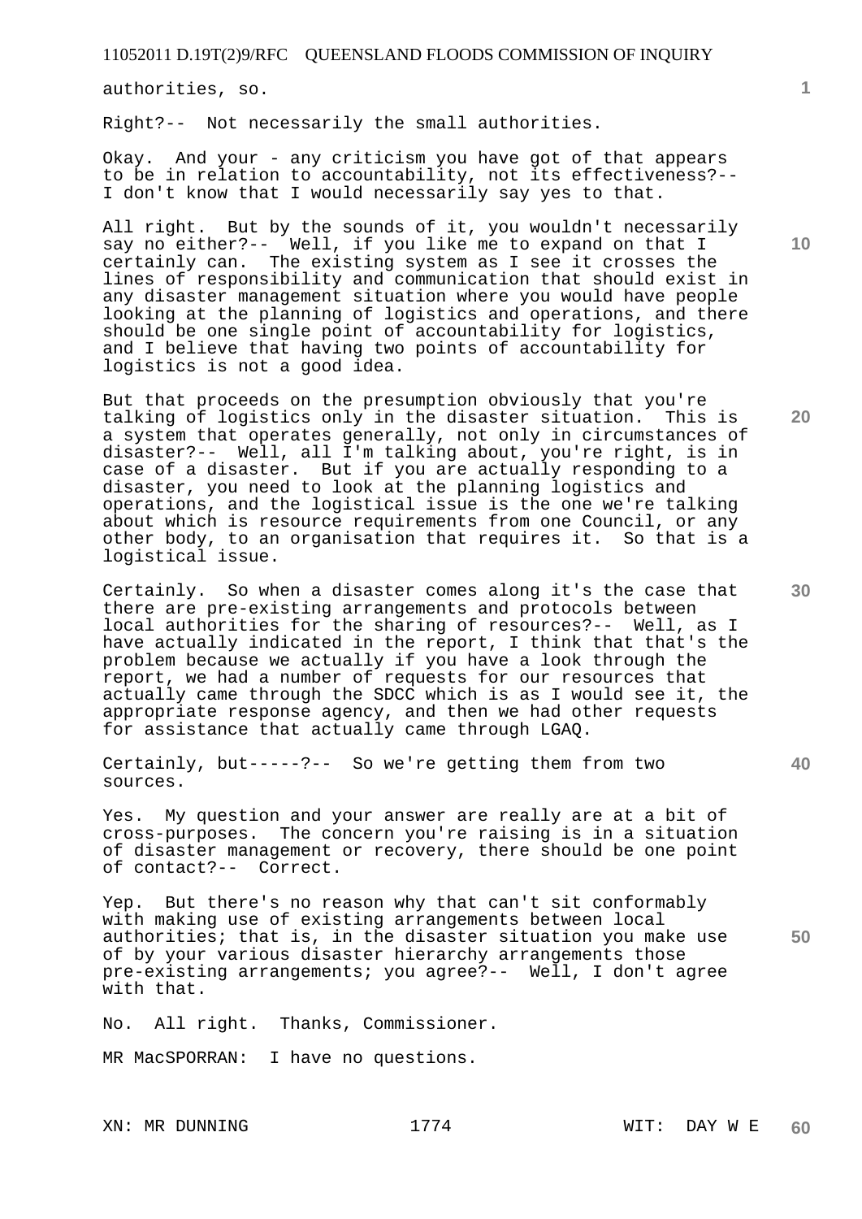authorities, so.

Right?-- Not necessarily the small authorities.

Okay. And your - any criticism you have got of that appears to be in relation to accountability, not its effectiveness?-- I don't know that I would necessarily say yes to that.

All right. But by the sounds of it, you wouldn't necessarily say no either?-- Well, if you like me to expand on that I certainly can. The existing system as I see it crosses the lines of responsibility and communication that should exist in any disaster management situation where you would have people looking at the planning of logistics and operations, and there should be one single point of accountability for logistics, and I believe that having two points of accountability for logistics is not a good idea.

But that proceeds on the presumption obviously that you're talking of logistics only in the disaster situation. This is a system that operates generally, not only in circumstances of disaster?-- Well, all I'm talking about, you're right, is in case of a disaster. But if you are actually responding to a disaster, you need to look at the planning logistics and operations, and the logistical issue is the one we're talking about which is resource requirements from one Council, or any other body, to an organisation that requires it. So that is a logistical issue.

Certainly. So when a disaster comes along it's the case that there are pre-existing arrangements and protocols between local authorities for the sharing of resources?-- Well, as I have actually indicated in the report, I think that that's the problem because we actually if you have a look through the report, we had a number of requests for our resources that actually came through the SDCC which is as I would see it, the appropriate response agency, and then we had other requests for assistance that actually came through LGAQ.

Certainly, but-----?-- So we're getting them from two sources.

Yes. My question and your answer are really are at a bit of cross-purposes. The concern you're raising is in a situation of disaster management or recovery, there should be one point of contact?-- Correct.

Yep. But there's no reason why that can't sit conformably with making use of existing arrangements between local authorities; that is, in the disaster situation you make use of by your various disaster hierarchy arrangements those pre-existing arrangements; you agree?-- Well, I don't agree with that.

No. All right. Thanks, Commissioner.

MR MacSPORRAN: I have no questions.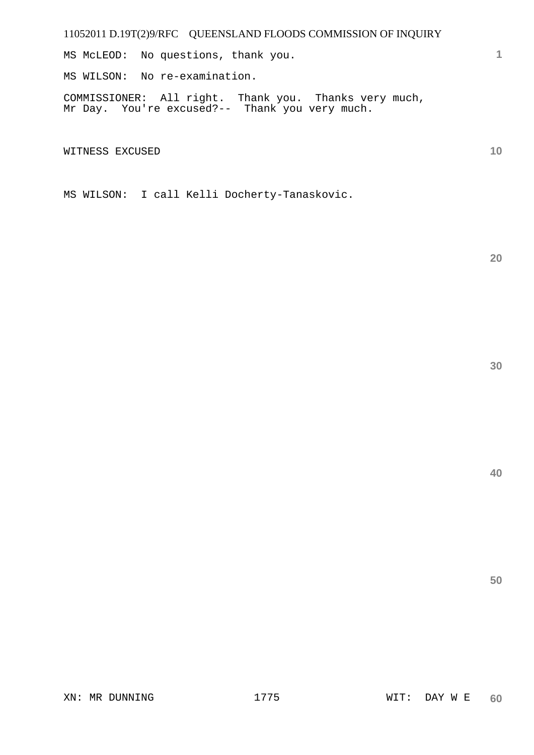MS McLEOD: No questions, thank you.

MS WILSON: No re-examination.

COMMISSIONER: All right. Thank you. Thanks very much, Mr Day. You're excused?-- Thank you very much.

WITNESS EXCUSED

MS WILSON: I call Kelli Docherty-Tanaskovic.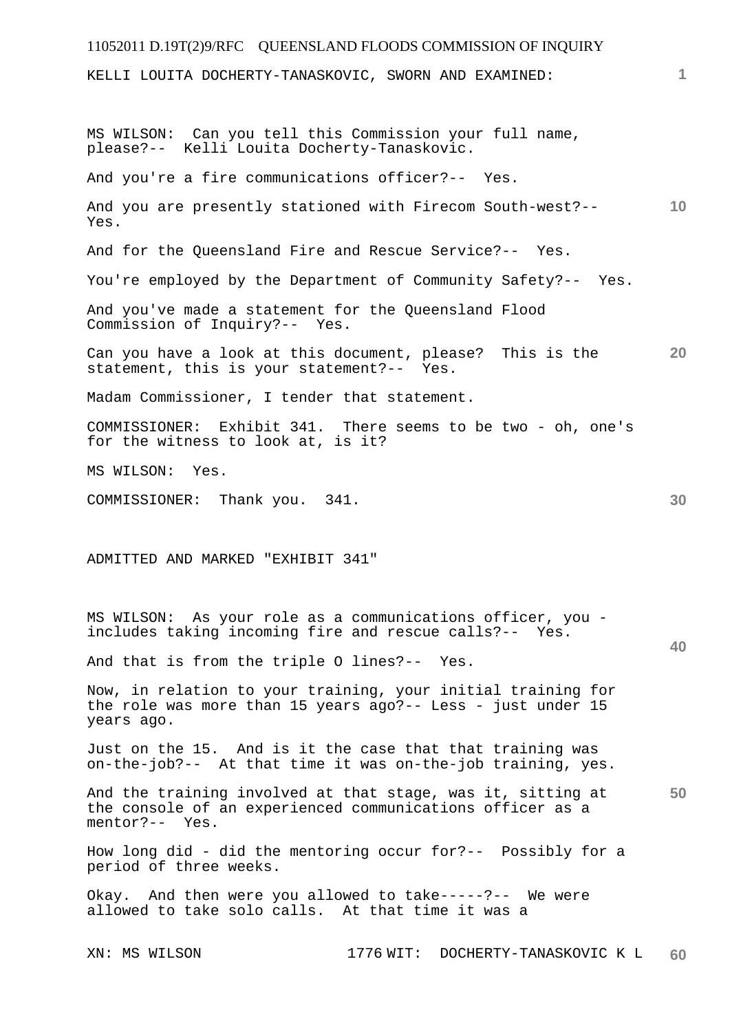KELLI LOUITA DOCHERTY-TANASKOVIC, SWORN AND EXAMINED:

MS WILSON: Can you tell this Commission your full name, please?-- Kelli Louita Docherty-Tanaskovic.

And you're a fire communications officer?-- Yes.

And you are presently stationed with Firecom South-west?-- Yes.

And for the Queensland Fire and Rescue Service?-- Yes.

You're employed by the Department of Community Safety?-- Yes.

And you've made a statement for the Queensland Flood Commission of Inquiry?-- Yes.

Can you have a look at this document, please? This is the statement, this is your statement?-- Yes.

Madam Commissioner, I tender that statement.

COMMISSIONER: Exhibit 341. There seems to be two - oh, one's for the witness to look at, is it?

MS WILSON: Yes.

COMMISSIONER: Thank you. 341.

ADMITTED AND MARKED "EXHIBIT 341"

MS WILSON: As your role as a communications officer, you - includes taking incoming fire and rescue calls?-- Yes.

And that is from the triple O lines?-- Yes.

Now, in relation to your training, your initial training for the role was more than 15 years ago?-- Less - just under 15 years ago.

Just on the 15. And is it the case that that training was on-the-job?-- At that time it was on-the-job training, yes.

And the training involved at that stage, was it, sitting at the console of an experienced communications officer as a mentor?-- Yes.

How long did - did the mentoring occur for?-- Possibly for a period of three weeks.

Okay. And then were you allowed to take-----?-- We were allowed to take solo calls. At that time it was a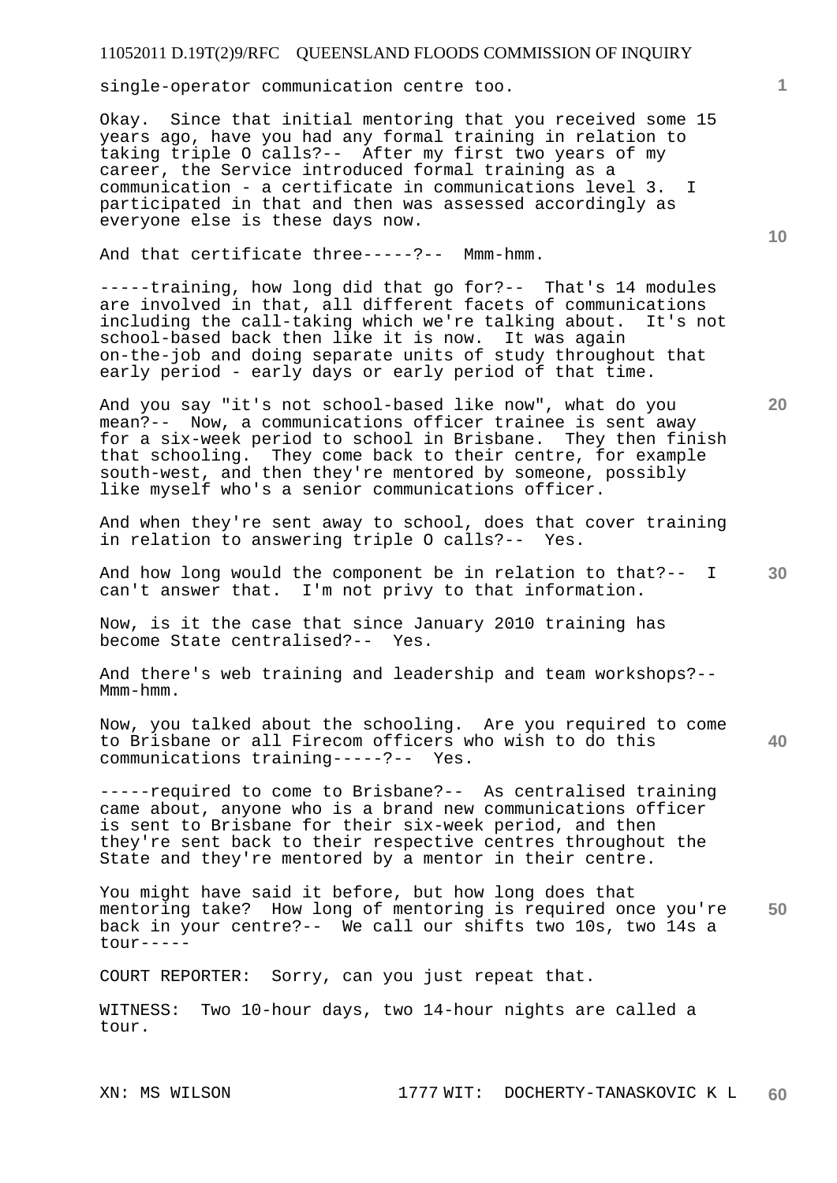single-operator communication centre too.

Okay. Since that initial mentoring that you received some 15 years ago, have you had any formal training in relation to taking triple O calls?-- After my first two years of my career, the Service introduced formal training as a communication - a certificate in communications level 3. I participated in that and then was assessed accordingly as everyone else is these days now.

And that certificate three-----?-- Mmm-hmm.

-----training, how long did that go for?-- That's 14 modules are involved in that, all different facets of communications including the call-taking which we're talking about. It's not school-based back then like it is now. It was again on-the-job and doing separate units of study throughout that early period - early days or early period of that time.

And you say "it's not school-based like now", what do you mean?-- Now, a communications officer trainee is sent away for a six-week period to school in Brisbane. They then finish that schooling. They come back to their centre, for example south-west, and then they're mentored by someone, possibly like myself who's a senior communications officer.

And when they're sent away to school, does that cover training in relation to answering triple O calls?-- Yes.

And how long would the component be in relation to that?-- I can't answer that. I'm not privy to that information.

Now, is it the case that since January 2010 training has become State centralised?-- Yes.

And there's web training and leadership and team workshops?-- Mmm-hmm.

Now, you talked about the schooling. Are you required to come to Brisbane or all Firecom officers who wish to do this communications training-----?-- Yes.

-----required to come to Brisbane?-- As centralised training came about, anyone who is a brand new communications officer is sent to Brisbane for their six-week period, and then they're sent back to their respective centres throughout the State and they're mentored by a mentor in their centre.

You might have said it before, but how long does that mentoring take? How long of mentoring is required once you're back in your centre?-- We call our shifts two 10s, two 14s a tour-----

COURT REPORTER: Sorry, can you just repeat that.

WITNESS: Two 10-hour days, two 14-hour nights are called a tour.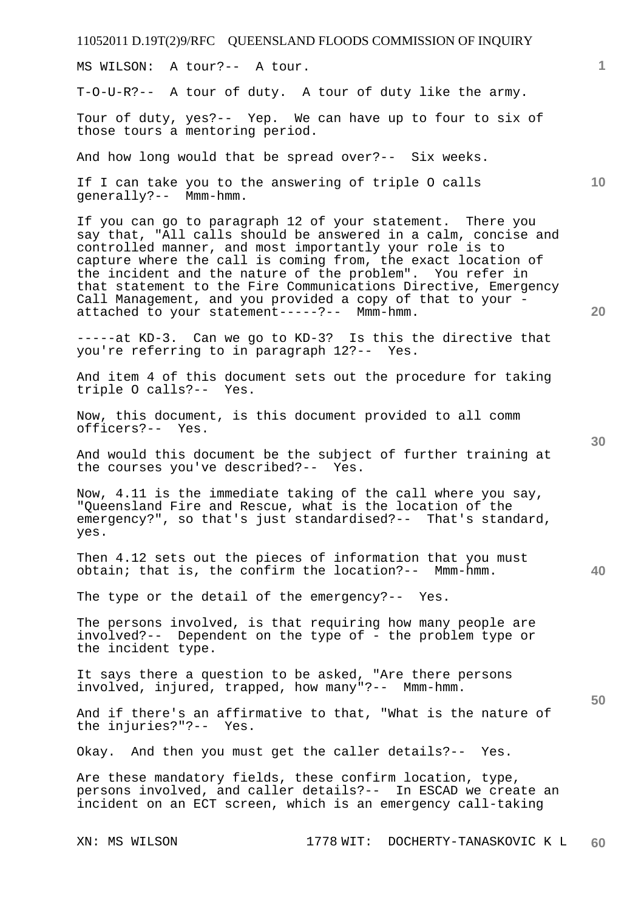MS WILSON: A tour?-- A tour.

T-O-U-R?-- A tour of duty. A tour of duty like the army.

Tour of duty, yes?-- Yep. We can have up to four to six of those tours a mentoring period.

And how long would that be spread over?-- Six weeks.

If I can take you to the answering of triple O calls generally?-- Mmm-hmm.

If you can go to paragraph 12 of your statement. There you say that, "All calls should be answered in a calm, concise and controlled manner, and most importantly your role is to capture where the call is coming from, the exact location of the incident and the nature of the problem". You refer in that statement to the Fire Communications Directive, Emergency Call Management, and you provided a copy of that to your - attached to your statement-----?-- Mmm-hmm.

-----at KD-3. Can we go to KD-3? Is this the directive that you're referring to in paragraph 12?-- Yes.

And item 4 of this document sets out the procedure for taking triple O calls?-- Yes.

Now, this document, is this document provided to all comm officers?-- Yes.

And would this document be the subject of further training at the courses you've described?-- Yes.

Now, 4.11 is the immediate taking of the call where you say, "Queensland Fire and Rescue, what is the location of the emergency?", so that's just standardised?-- That's standard, yes.

Then 4.12 sets out the pieces of information that you must obtain; that is, the confirm the location?-- Mmm-hmm.

The type or the detail of the emergency?-- Yes.

The persons involved, is that requiring how many people are involved?-- Dependent on the type of - the problem type or the incident type.

It says there a question to be asked, "Are there persons involved, injured, trapped, how many"?-- Mmm-hmm.

And if there's an affirmative to that, "What is the nature of the injuries?"?-- Yes.

Okay. And then you must get the caller details?-- Yes.

Are these mandatory fields, these confirm location, type, persons involved, and caller details?-- In ESCAD we create an incident on an ECT screen, which is an emergency call-taking

XN: MS WILSON 1778 WIT: DOCHERTY-TANASKOVIC K L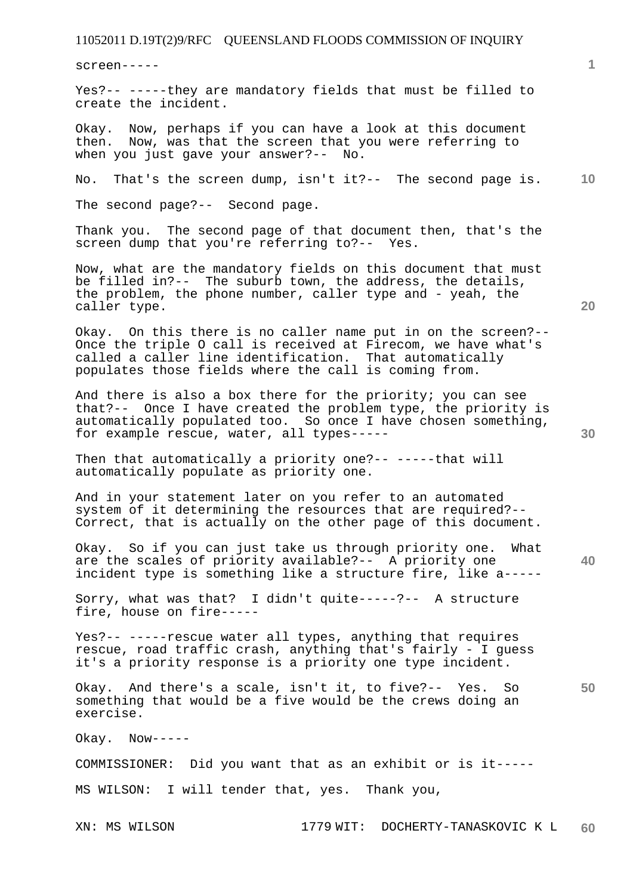screen-----

Yes?-- -----they are mandatory fields that must be filled to create the incident.

Okay. Now, perhaps if you can have a look at this document then. Now, was that the screen that you were referring to when you just gave your answer?-- No.

No. That's the screen dump, isn't it?-- The second page is.

The second page?-- Second page.

Thank you. The second page of that document then, that's the screen dump that you're referring to?-- Yes.

Now, what are the mandatory fields on this document that must be filled in?-- The suburb town, the address, the details, the problem, the phone number, caller type and - yeah, the caller type.

Okay. On this there is no caller name put in on the screen?-- Once the triple O call is received at Firecom, we have what's called a caller line identification. That automatically populates those fields where the call is coming from.

And there is also a box there for the priority; you can see that?-- Once I have created the problem type, the priority is automatically populated too. So once I have chosen something, for example rescue, water, all types-----

Then that automatically a priority one?-- -----that will automatically populate as priority one.

And in your statement later on you refer to an automated system of it determining the resources that are required?-- Correct, that is actually on the other page of this document.

Okay. So if you can just take us through priority one. What are the scales of priority available?-- A priority one incident type is something like a structure fire, like a-----

Sorry, what was that? I didn't quite-----?-- A structure fire, house on fire-----

Yes?-- -----rescue water all types, anything that requires rescue, road traffic crash, anything that's fairly - I guess it's a priority response is a priority one type incident.

Okay. And there's a scale, isn't it, to five?-- Yes. So something that would be a five would be the crews doing an exercise.

Okay. Now-----

COMMISSIONER: Did you want that as an exhibit or is it-----

MS WILSON: I will tender that, yes. Thank you,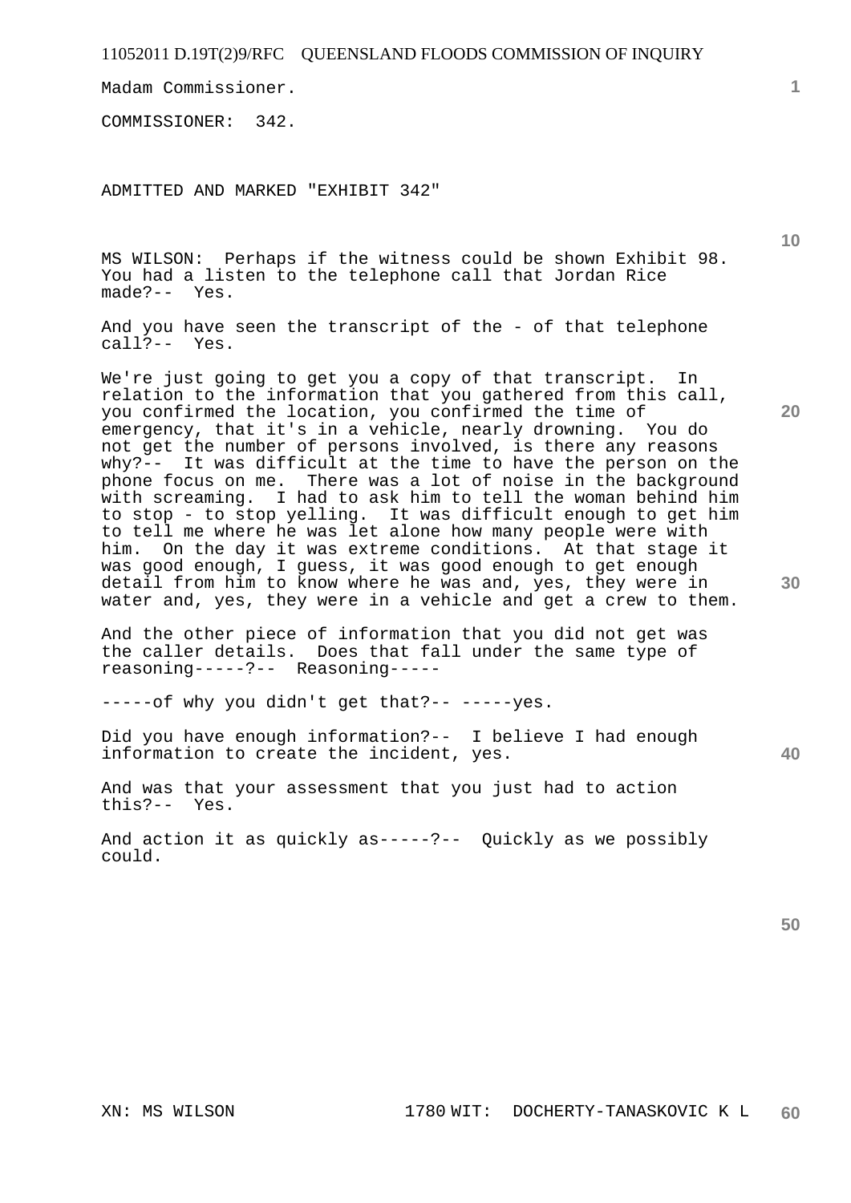Madam Commissioner.

COMMISSIONER: 342.

ADMITTED AND MARKED "EXHIBIT 342"

MS WILSON: Perhaps if the witness could be shown Exhibit 98. You had a listen to the telephone call that Jordan Rice made?-- Yes.

And you have seen the transcript of the - of that telephone call?-- Yes.

We're just going to get you a copy of that transcript. In relation to the information that you gathered from this call, you confirmed the location, you confirmed the time of emergency, that it's in a vehicle, nearly drowning. You do not get the number of persons involved, is there any reasons why?-- It was difficult at the time to have the person on the phone focus on me. There was a lot of noise in the background with screaming. I had to ask him to tell the woman behind him to stop - to stop yelling. It was difficult enough to get him to tell me where he was let alone how many people were with him. On the day it was extreme conditions. At that stage it was good enough, I guess, it was good enough to get enough detail from him to know where he was and, yes, they were in water and, yes, they were in a vehicle and get a crew to them.

And the other piece of information that you did not get was the caller details. Does that fall under the same type of reasoning-----?-- Reasoning-----

-----of why you didn't get that?-- -----yes.

Did you have enough information?-- I believe I had enough information to create the incident, yes.

And was that your assessment that you just had to action this?-- Yes.

And action it as quickly as-----?-- Quickly as we possibly could.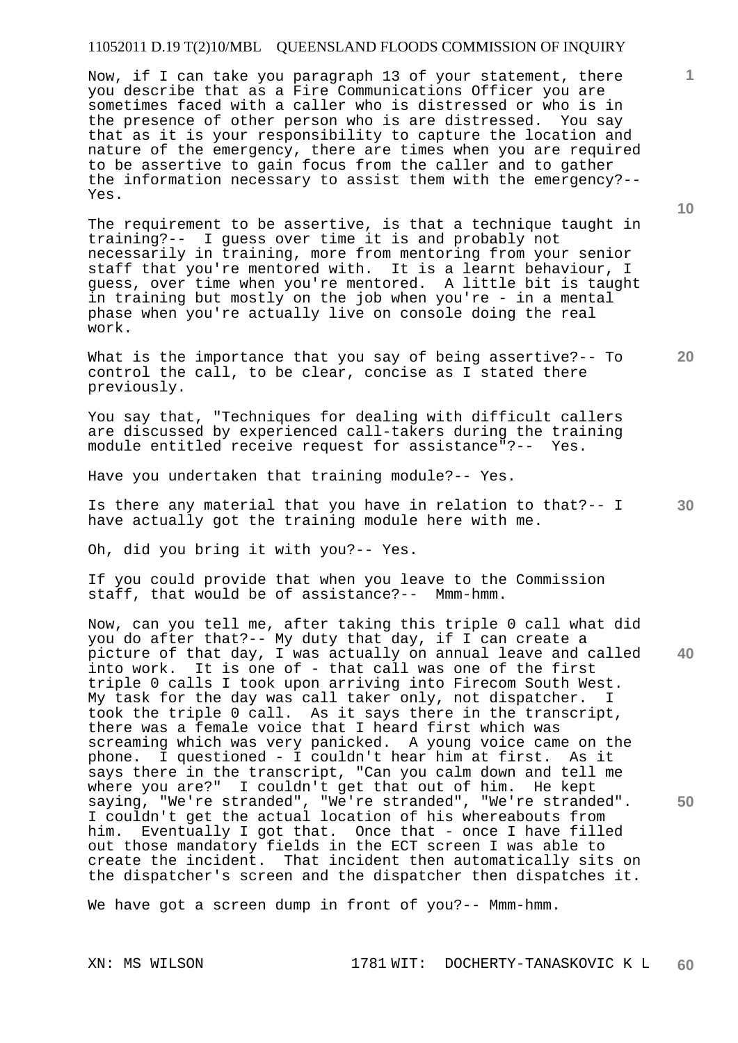Now, if I can take you paragraph 13 of your statement, there you describe that as a Fire Communications Officer you are sometimes faced with a caller who is distressed or who is in the presence of other person who is are distressed. You say that as it is your responsibility to capture the location and nature of the emergency, there are times when you are required to be assertive to gain focus from the caller and to gather the information necessary to assist them with the emergency?-- Yes.

The requirement to be assertive, is that a technique taught in training?-- I guess over time it is and probably not necessarily in training, more from mentoring from your senior staff that you're mentored with. It is a learnt behaviour, I guess, over time when you're mentored. A little bit is taught in training but mostly on the job when you're - in a mental phase when you're actually live on console doing the real work.

What is the importance that you say of being assertive?-- To control the call, to be clear, concise as I stated there previously.

You say that, "Techniques for dealing with difficult callers are discussed by experienced call-takers during the training module entitled receive request for assistance"?-- Yes.

Have you undertaken that training module?-- Yes.

Is there any material that you have in relation to that?-- I have actually got the training module here with me.

Oh, did you bring it with you?-- Yes.

If you could provide that when you leave to the Commission staff, that would be of assistance?-- Mmm-hmm.

Now, can you tell me, after taking this triple 0 call what did you do after that?-- My duty that day, if I can create a picture of that day, I was actually on annual leave and called into work. It is one of - that call was one of the first triple 0 calls I took upon arriving into Firecom South West. My task for the day was call taker only, not dispatcher. I took the triple 0 call. As it says there in the transcript, there was a female voice that I heard first which was screaming which was very panicked. A young voice came on the phone. I questioned - I couldn't hear him at first. As it says there in the transcript, "Can you calm down and tell me where you are?" I couldn't get that out of him. He kept saying, "We're stranded", "We're stranded", "We're stranded". I couldn't get the actual location of his whereabouts from him. Eventually I got that. Once that - once I have filled out those mandatory fields in the ECT screen I was able to create the incident. That incident then automatically sits on the dispatcher's screen and the dispatcher then dispatches it.

We have got a screen dump in front of you?-- Mmm-hmm.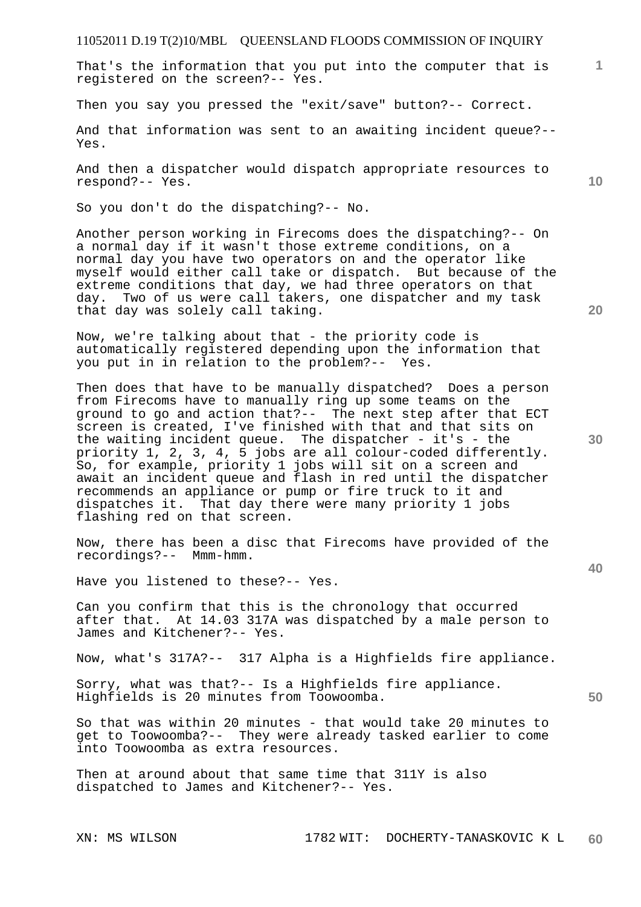That's the information that you put into the computer that is registered on the screen?-- Yes.

Then you say you pressed the "exit/save" button?-- Correct.

And that information was sent to an awaiting incident queue?-- Yes.

And then a dispatcher would dispatch appropriate resources to respond?-- Yes.

So you don't do the dispatching?-- No.

Another person working in Firecoms does the dispatching?-- On a normal day if it wasn't those extreme conditions, on a normal day you have two operators on and the operator like myself would either call take or dispatch. But because of the extreme conditions that day, we had three operators on that day. Two of us were call takers, one dispatcher and my task that day was solely call taking.

Now, we're talking about that - the priority code is automatically registered depending upon the information that you put in in relation to the problem?-- Yes.

Then does that have to be manually dispatched? Does a person from Firecoms have to manually ring up some teams on the ground to go and action that?-- The next step after that ECT screen is created, I've finished with that and that sits on the waiting incident queue. The dispatcher - it's - the priority 1, 2, 3, 4, 5 jobs are all colour-coded differently. So, for example, priority 1 jobs will sit on a screen and await an incident queue and flash in red until the dispatcher recommends an appliance or pump or fire truck to it and dispatches it. That day there were many priority 1 jobs flashing red on that screen.

Now, there has been a disc that Firecoms have provided of the recordings?-- Mmm-hmm.

Have you listened to these?-- Yes.

Can you confirm that this is the chronology that occurred after that. At 14.03 317A was dispatched by a male person to James and Kitchener?-- Yes.

Now, what's 317A?-- 317 Alpha is a Highfields fire appliance.

Sorry, what was that?-- Is a Highfields fire appliance. Highfields is 20 minutes from Toowoomba.

So that was within 20 minutes - that would take 20 minutes to get to Toowoomba?-- They were already tasked earlier to come into Toowoomba as extra resources.

Then at around about that same time that 311Y is also dispatched to James and Kitchener?-- Yes.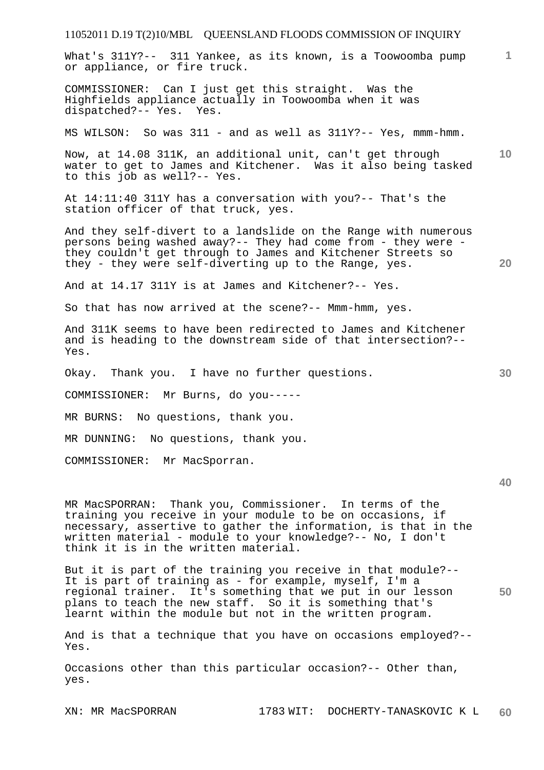What's 311Y?-- 311 Yankee, as its known, is a Toowoomba pump or appliance, or fire truck.

COMMISSIONER: Can I just get this straight. Was the Highfields appliance actually in Toowoomba when it was dispatched?-- Yes. Yes.

MS WILSON: So was 311 - and as well as 311Y?-- Yes, mmm-hmm.

Now, at 14.08 311K, an additional unit, can't get through water to get to James and Kitchener. Was it also being tasked to this job as well?-- Yes.

At 14:11:40 311Y has a conversation with you?-- That's the station officer of that truck, yes.

And they self-divert to a landslide on the Range with numerous persons being washed away?-- They had come from - they were - they couldn't get through to James and Kitchener Streets so they - they were self-diverting up to the Range, yes.

And at 14.17 311Y is at James and Kitchener?-- Yes.

So that has now arrived at the scene?-- Mmm-hmm, yes.

And 311K seems to have been redirected to James and Kitchener and is heading to the downstream side of that intersection?-- Yes.

Okay. Thank you. I have no further questions.

COMMISSIONER: Mr Burns, do you-----

MR BURNS: No questions, thank you.

MR DUNNING: No questions, thank you.

COMMISSIONER: Mr MacSporran.

MR MacSPORRAN: Thank you, Commissioner. In terms of the training you receive in your module to be on occasions, if necessary, assertive to gather the information, is that in the written material - module to your knowledge?-- No, I don't think it is in the written material.

But it is part of the training you receive in that module?-- It is part of training as - for example, myself, I'm a regional trainer. It's something that we put in our lesson plans to teach the new staff. So it is something that's learnt within the module but not in the written program.

And is that a technique that you have on occasions employed?-- Yes.

Occasions other than this particular occasion?-- Other than, yes.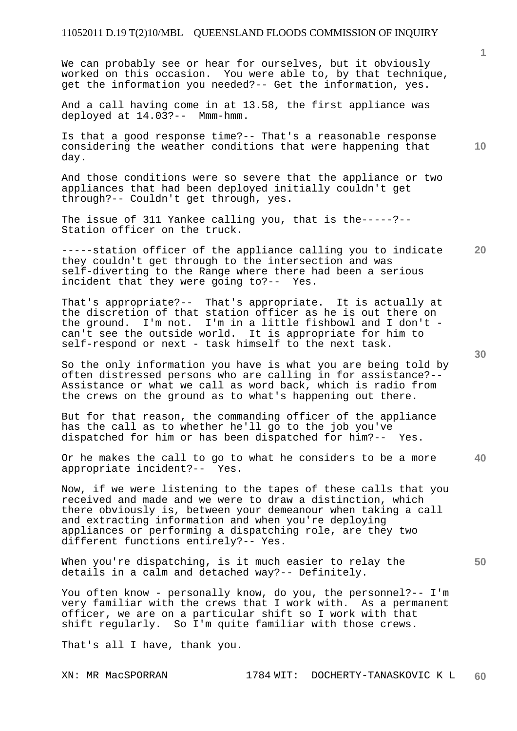We can probably see or hear for ourselves, but it obviously worked on this occasion. You were able to, by that technique, get the information you needed?-- Get the information, yes.

And a call having come in at 13.58, the first appliance was deployed at 14.03?-- Mmm-hmm.

Is that a good response time?-- That's a reasonable response considering the weather conditions that were happening that day.

And those conditions were so severe that the appliance or two appliances that had been deployed initially couldn't get through?-- Couldn't get through, yes.

The issue of 311 Yankee calling you, that is the-----?-- Station officer on the truck.

-----station officer of the appliance calling you to indicate they couldn't get through to the intersection and was self-diverting to the Range where there had been a serious incident that they were going to?-- Yes.

That's appropriate?-- That's appropriate. It is actually at the discretion of that station officer as he is out there on the ground. I'm not. I'm in a little fishbowl and I don't - can't see the outside world. It is appropriate for him to self-respond or next - task himself to the next task.

So the only information you have is what you are being told by often distressed persons who are calling in for assistance?-- Assistance or what we call as word back, which is radio from the crews on the ground as to what's happening out there.

But for that reason, the commanding officer of the appliance has the call as to whether he'll go to the job you've dispatched for him or has been dispatched for him?-- Yes.

Or he makes the call to go to what he considers to be a more appropriate incident?-- Yes.

Now, if we were listening to the tapes of these calls that you received and made and we were to draw a distinction, which there obviously is, between your demeanour when taking a call and extracting information and when you're deploying appliances or performing a dispatching role, are they two different functions entirely?-- Yes.

When you're dispatching, is it much easier to relay the details in a calm and detached way?-- Definitely.

You often know - personally know, do you, the personnel?-- I'm very familiar with the crews that I work with. As a permanent officer, we are on a particular shift so I work with that shift regularly. So I'm quite familiar with those crews.

That's all I have, thank you.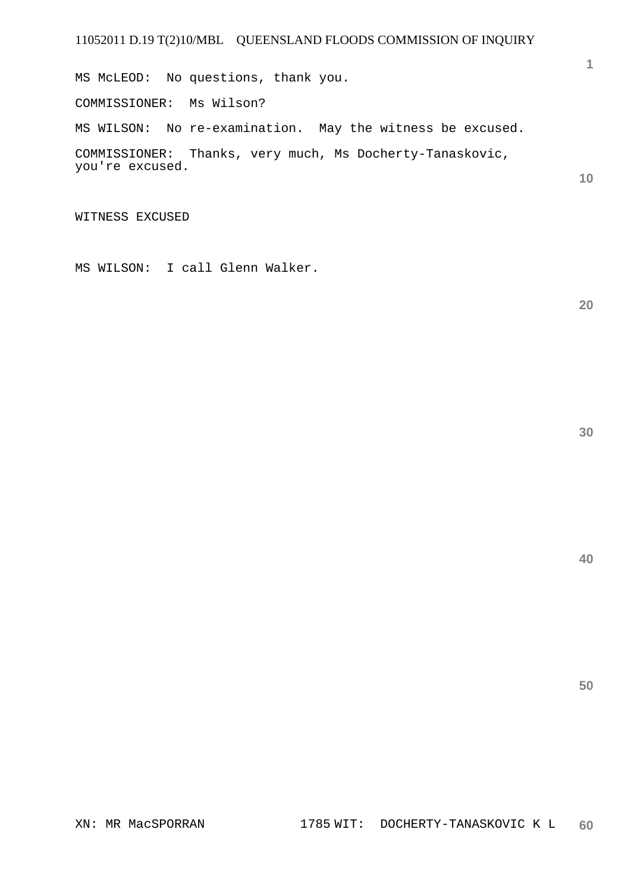MS McLEOD:  No questions, thank you.

COMMISSIONER:  Ms Wilson?

MS WILSON:  No re-examination.  May the witness be excused.

COMMISSIONER:  Thanks, very much, Ms Docherty-Tanaskovic, you're excused.

WITNESS EXCUSED

MS WILSON:  I call Glenn Walker.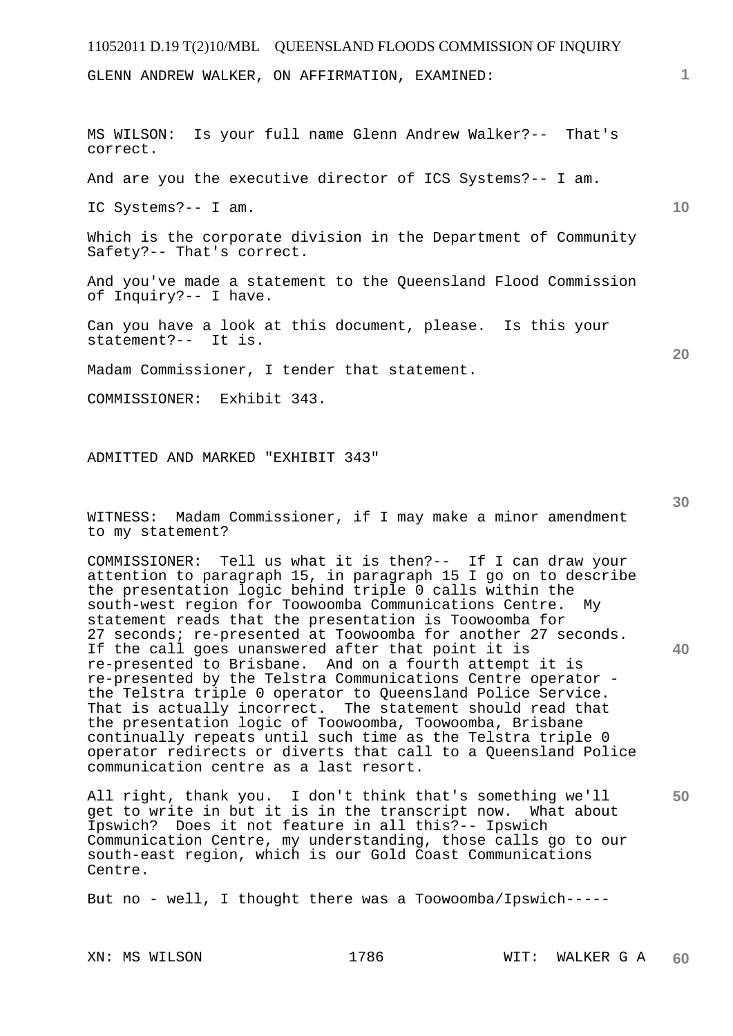GLENN ANDREW WALKER, ON AFFIRMATION, EXAMINED:

MS WILSON: Is your full name Glenn Andrew Walker?-- That's correct.

And are you the executive director of ICS Systems?-- I am.

IC Systems?-- I am.

Which is the corporate division in the Department of Community Safety?-- That's correct.

And you've made a statement to the Queensland Flood Commission of Inquiry?-- I have.

Can you have a look at this document, please. Is this your statement?-- It is.

Madam Commissioner, I tender that statement.

COMMISSIONER: Exhibit 343.

ADMITTED AND MARKED "EXHIBIT 343"

WITNESS: Madam Commissioner, if I may make a minor amendment to my statement?

COMMISSIONER: Tell us what it is then?-- If I can draw your attention to paragraph 15, in paragraph 15 I go on to describe the presentation logic behind triple 0 calls within the south-west region for Toowoomba Communications Centre. My statement reads that the presentation is Toowoomba for 27 seconds; re-presented at Toowoomba for another 27 seconds. If the call goes unanswered after that point it is re-presented to Brisbane. And on a fourth attempt it is re-presented by the Telstra Communications Centre operator - the Telstra triple 0 operator to Queensland Police Service. That is actually incorrect. The statement should read that the presentation logic of Toowoomba, Toowoomba, Brisbane continually repeats until such time as the Telstra triple 0 operator redirects or diverts that call to a Queensland Police communication centre as a last resort.

All right, thank you. I don't think that's something we'll get to write in but it is in the transcript now. What about Ipswich? Does it not feature in all this?-- Ipswich Communication Centre, my understanding, those calls go to our south-east region, which is our Gold Coast Communications Centre.

But no - well, I thought there was a Toowoomba/Ipswich-----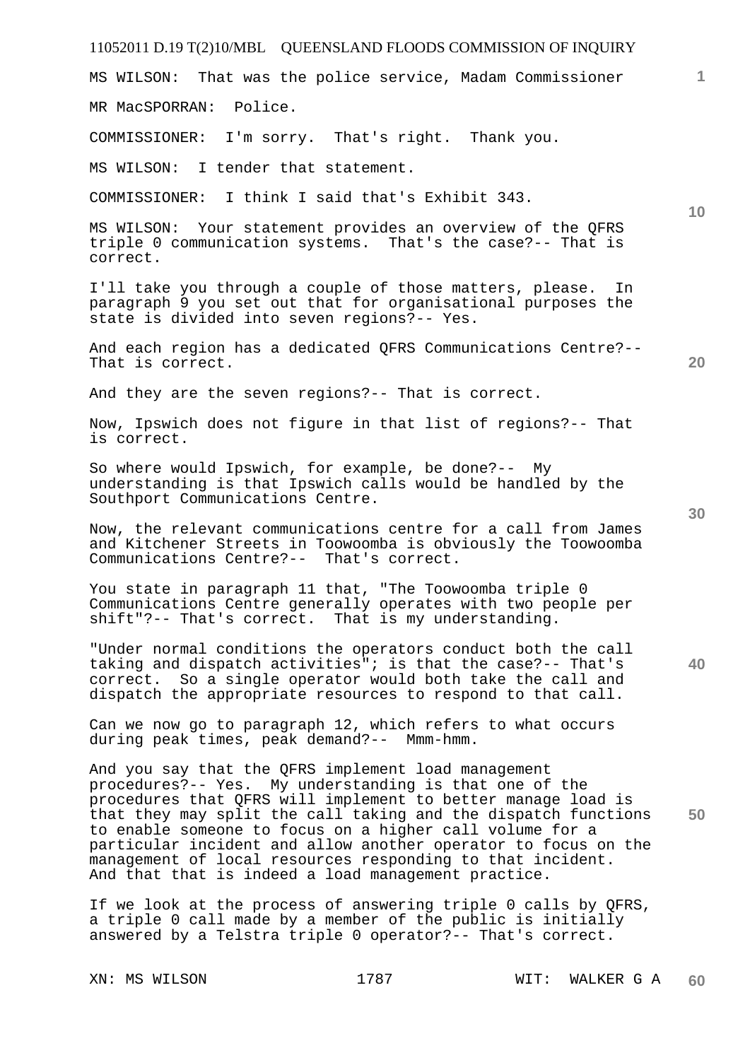MS WILSON: That was the police service, Madam Commissioner

MR MacSPORRAN: Police.

COMMISSIONER: I'm sorry. That's right. Thank you.

MS WILSON: I tender that statement.

COMMISSIONER: I think I said that's Exhibit 343.

MS WILSON: Your statement provides an overview of the QFRS triple 0 communication systems. That's the case?-- That is correct.

I'll take you through a couple of those matters, please. In paragraph 9 you set out that for organisational purposes the state is divided into seven regions?-- Yes.

And each region has a dedicated QFRS Communications Centre?-- That is correct.

And they are the seven regions?-- That is correct.

Now, Ipswich does not figure in that list of regions?-- That is correct.

So where would Ipswich, for example, be done?-- My understanding is that Ipswich calls would be handled by the Southport Communications Centre.

Now, the relevant communications centre for a call from James and Kitchener Streets in Toowoomba is obviously the Toowoomba Communications Centre?-- That's correct.

You state in paragraph 11 that, "The Toowoomba triple 0 Communications Centre generally operates with two people per shift"?-- That's correct. That is my understanding.

"Under normal conditions the operators conduct both the call taking and dispatch activities"; is that the case?-- That's correct. So a single operator would both take the call and dispatch the appropriate resources to respond to that call.

Can we now go to paragraph 12, which refers to what occurs during peak times, peak demand?-- Mmm-hmm.

And you say that the QFRS implement load management procedures?-- Yes. My understanding is that one of the procedures that QFRS will implement to better manage load is that they may split the call taking and the dispatch functions to enable someone to focus on a higher call volume for a particular incident and allow another operator to focus on the management of local resources responding to that incident. And that that is indeed a load management practice.

If we look at the process of answering triple 0 calls by QFRS, a triple 0 call made by a member of the public is initially answered by a Telstra triple 0 operator?-- That's correct.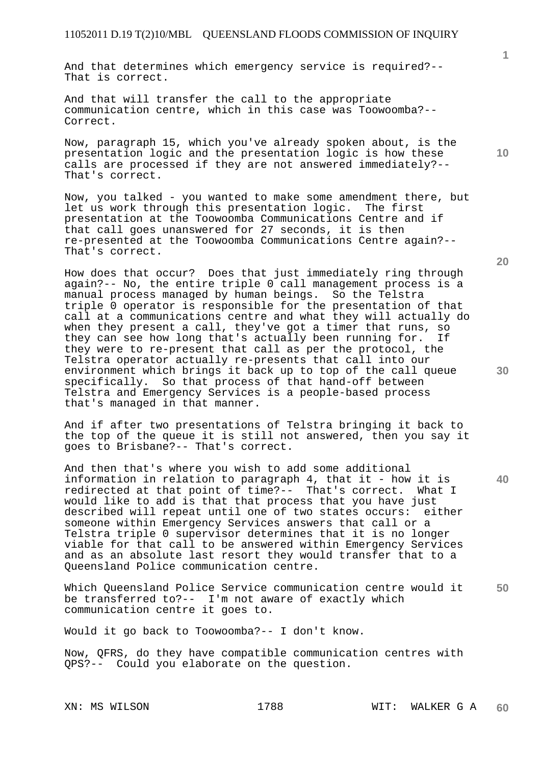And that determines which emergency service is required?-- That is correct.

And that will transfer the call to the appropriate communication centre, which in this case was Toowoomba?-- Correct.

Now, paragraph 15, which you've already spoken about, is the presentation logic and the presentation logic is how these calls are processed if they are not answered immediately?-- That's correct.

Now, you talked - you wanted to make some amendment there, but let us work through this presentation logic. The first presentation at the Toowoomba Communications Centre and if that call goes unanswered for 27 seconds, it is then re-presented at the Toowoomba Communications Centre again?-- That's correct.

How does that occur? Does that just immediately ring through again?-- No, the entire triple 0 call management process is a manual process managed by human beings. So the Telstra triple 0 operator is responsible for the presentation of that call at a communications centre and what they will actually do when they present a call, they've got a timer that runs, so they can see how long that's actually been running for. If they were to re-present that call as per the protocol, the Telstra operator actually re-presents that call into our environment which brings it back up to top of the call queue specifically. So that process of that hand-off between Telstra and Emergency Services is a people-based process that's managed in that manner.

And if after two presentations of Telstra bringing it back to the top of the queue it is still not answered, then you say it goes to Brisbane?-- That's correct.

And then that's where you wish to add some additional information in relation to paragraph 4, that it - how it is redirected at that point of time?-- That's correct. What I would like to add is that that process that you have just described will repeat until one of two states occurs: either someone within Emergency Services answers that call or a Telstra triple 0 supervisor determines that it is no longer viable for that call to be answered within Emergency Services and as an absolute last resort they would transfer that to a Queensland Police communication centre.

Which Queensland Police Service communication centre would it be transferred to?-- I'm not aware of exactly which communication centre it goes to.

Would it go back to Toowoomba?-- I don't know.

Now, QFRS, do they have compatible communication centres with QPS?-- Could you elaborate on the question.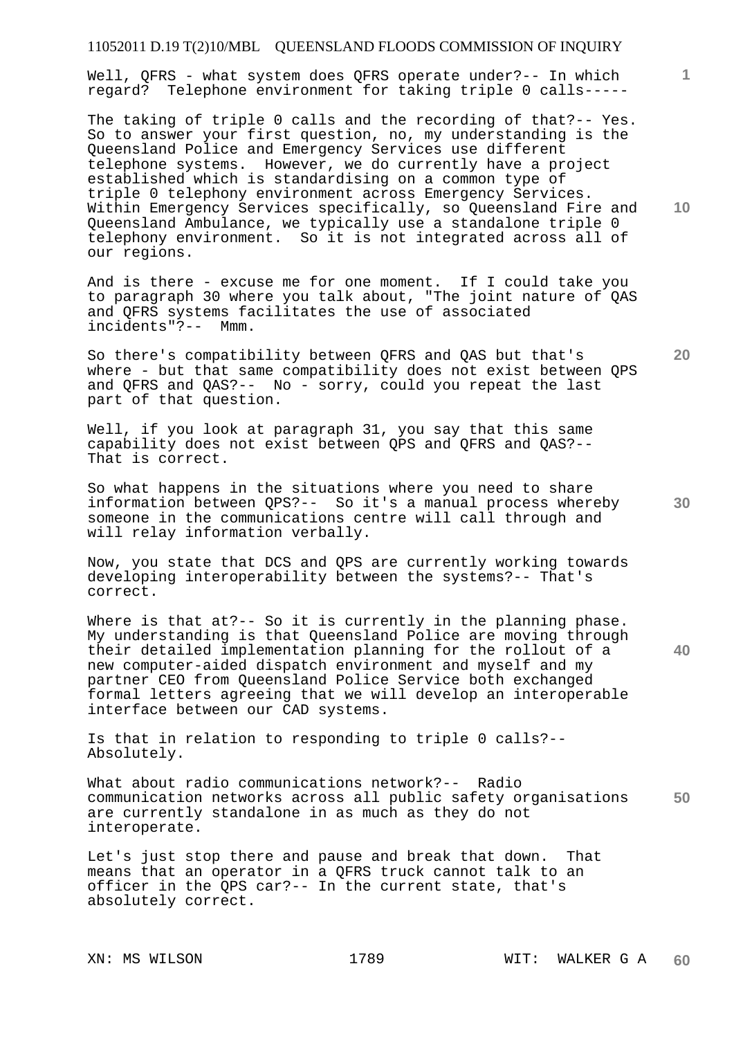Well, QFRS - what system does QFRS operate under?-- In which regard? Telephone environment for taking triple 0 calls-----

The taking of triple 0 calls and the recording of that?-- Yes. So to answer your first question, no, my understanding is the Queensland Police and Emergency Services use different telephone systems. However, we do currently have a project established which is standardising on a common type of triple 0 telephony environment across Emergency Services. Within Emergency Services specifically, so Queensland Fire and Queensland Ambulance, we typically use a standalone triple 0 telephony environment. So it is not integrated across all of our regions.

And is there - excuse me for one moment. If I could take you to paragraph 30 where you talk about, "The joint nature of QAS and QFRS systems facilitates the use of associated incidents"?-- Mmm.

So there's compatibility between QFRS and QAS but that's where - but that same compatibility does not exist between QPS and QFRS and QAS?-- No - sorry, could you repeat the last part of that question.

Well, if you look at paragraph 31, you say that this same capability does not exist between QPS and QFRS and QAS?-- That is correct.

So what happens in the situations where you need to share information between QPS?-- So it's a manual process whereby someone in the communications centre will call through and will relay information verbally.

Now, you state that DCS and QPS are currently working towards developing interoperability between the systems?-- That's correct.

Where is that at?-- So it is currently in the planning phase. My understanding is that Queensland Police are moving through their detailed implementation planning for the rollout of a new computer-aided dispatch environment and myself and my partner CEO from Queensland Police Service both exchanged formal letters agreeing that we will develop an interoperable interface between our CAD systems.

Is that in relation to responding to triple 0 calls?-- Absolutely.

What about radio communications network?-- Radio communication networks across all public safety organisations are currently standalone in as much as they do not interoperate.

Let's just stop there and pause and break that down. That means that an operator in a QFRS truck cannot talk to an officer in the QPS car?-- In the current state, that's absolutely correct.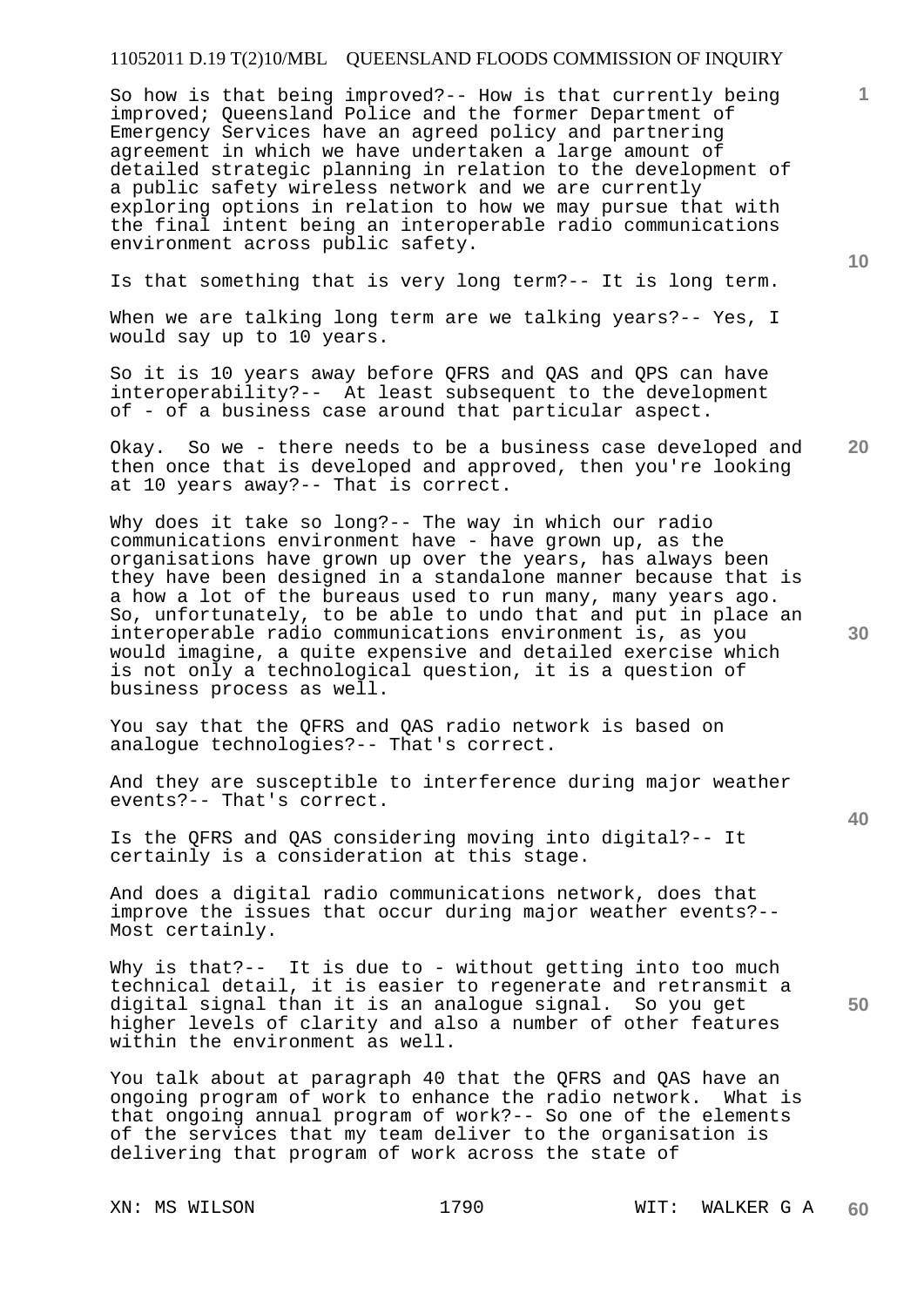So how is that being improved?-- How is that currently being improved; Queensland Police and the former Department of Emergency Services have an agreed policy and partnering agreement in which we have undertaken a large amount of detailed strategic planning in relation to the development of a public safety wireless network and we are currently exploring options in relation to how we may pursue that with the final intent being an interoperable radio communications environment across public safety.

Is that something that is very long term?-- It is long term.

When we are talking long term are we talking years?-- Yes, I would say up to 10 years.

So it is 10 years away before QFRS and QAS and QPS can have interoperability?-- At least subsequent to the development of - of a business case around that particular aspect.

Okay. So we - there needs to be a business case developed and then once that is developed and approved, then you're looking at 10 years away?-- That is correct.

Why does it take so long?-- The way in which our radio communications environment have - have grown up, as the organisations have grown up over the years, has always been they have been designed in a standalone manner because that is a how a lot of the bureaus used to run many, many years ago. So, unfortunately, to be able to undo that and put in place an interoperable radio communications environment is, as you would imagine, a quite expensive and detailed exercise which is not only a technological question, it is a question of business process as well.

You say that the QFRS and QAS radio network is based on analogue technologies?-- That's correct.

And they are susceptible to interference during major weather events?-- That's correct.

Is the QFRS and QAS considering moving into digital?-- It certainly is a consideration at this stage.

And does a digital radio communications network, does that improve the issues that occur during major weather events?-- Most certainly.

Why is that?-- It is due to - without getting into too much technical detail, it is easier to regenerate and retransmit a digital signal than it is an analogue signal. So you get higher levels of clarity and also a number of other features within the environment as well.

You talk about at paragraph 40 that the QFRS and QAS have an ongoing program of work to enhance the radio network. What is that ongoing annual program of work?-- So one of the elements of the services that my team deliver to the organisation is delivering that program of work across the state of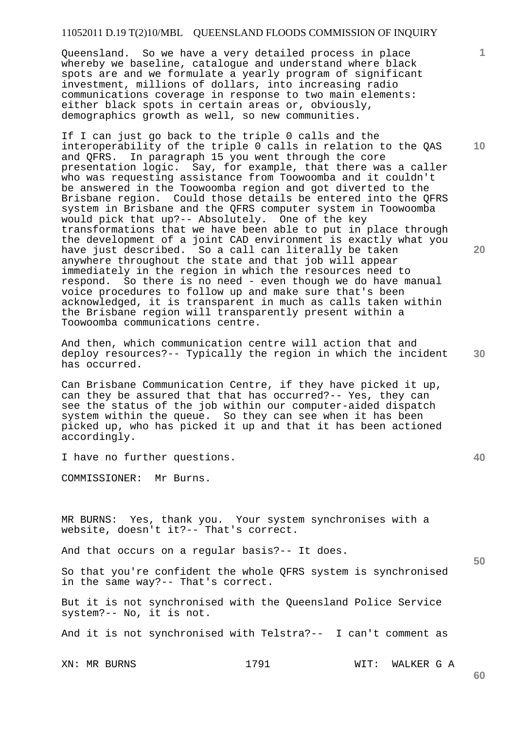Queensland. So we have a very detailed process in place whereby we baseline, catalogue and understand where black spots are and we formulate a yearly program of significant investment, millions of dollars, into increasing radio communications coverage in response to two main elements: either black spots in certain areas or, obviously, demographics growth as well, so new communities.

If I can just go back to the triple 0 calls and the interoperability of the triple 0 calls in relation to the QAS and QFRS. In paragraph 15 you went through the core presentation logic. Say, for example, that there was a caller who was requesting assistance from Toowoomba and it couldn't be answered in the Toowoomba region and got diverted to the Brisbane region. Could those details be entered into the QFRS system in Brisbane and the QFRS computer system in Toowoomba would pick that up?-- Absolutely. One of the key transformations that we have been able to put in place through the development of a joint CAD environment is exactly what you have just described. So a call can literally be taken anywhere throughout the state and that job will appear immediately in the region in which the resources need to respond. So there is no need - even though we do have manual voice procedures to follow up and make sure that's been acknowledged, it is transparent in much as calls taken within the Brisbane region will transparently present within a Toowoomba communications centre.

And then, which communication centre will action that and deploy resources?-- Typically the region in which the incident has occurred.

Can Brisbane Communication Centre, if they have picked it up, can they be assured that that has occurred?-- Yes, they can see the status of the job within our computer-aided dispatch system within the queue. So they can see when it has been picked up, who has picked it up and that it has been actioned accordingly.

I have no further questions.

COMMISSIONER: Mr Burns.

MR BURNS: Yes, thank you. Your system synchronises with a website, doesn't it?-- That's correct.

And that occurs on a regular basis?-- It does.

So that you're confident the whole QFRS system is synchronised in the same way?-- That's correct.

But it is not synchronised with the Queensland Police Service system?-- No, it is not.

And it is not synchronised with Telstra?-- I can't comment as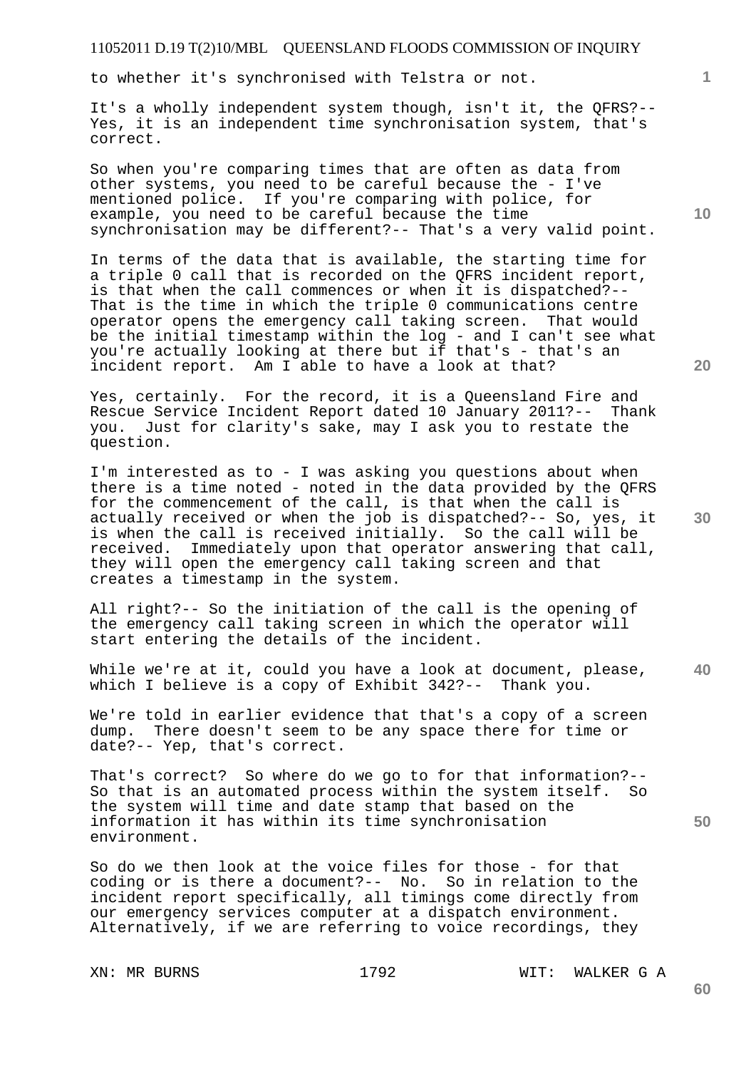to whether it's synchronised with Telstra or not.

It's a wholly independent system though, isn't it, the QFRS?-- Yes, it is an independent time synchronisation system, that's correct.

So when you're comparing times that are often as data from other systems, you need to be careful because the - I've mentioned police. If you're comparing with police, for example, you need to be careful because the time synchronisation may be different?-- That's a very valid point.

In terms of the data that is available, the starting time for a triple 0 call that is recorded on the QFRS incident report, is that when the call commences or when it is dispatched?-- That is the time in which the triple 0 communications centre operator opens the emergency call taking screen. That would be the initial timestamp within the log - and I can't see what you're actually looking at there but if that's - that's an incident report. Am I able to have a look at that?

Yes, certainly. For the record, it is a Queensland Fire and Rescue Service Incident Report dated 10 January 2011?-- Thank you. Just for clarity's sake, may I ask you to restate the question.

I'm interested as to - I was asking you questions about when there is a time noted - noted in the data provided by the QFRS for the commencement of the call, is that when the call is actually received or when the job is dispatched?-- So, yes, it is when the call is received initially. So the call will be received. Immediately upon that operator answering that call, they will open the emergency call taking screen and that creates a timestamp in the system.

All right?-- So the initiation of the call is the opening of the emergency call taking screen in which the operator will start entering the details of the incident.

While we're at it, could you have a look at document, please, which I believe is a copy of Exhibit 342?-- Thank you.

We're told in earlier evidence that that's a copy of a screen dump. There doesn't seem to be any space there for time or date?-- Yep, that's correct.

That's correct? So where do we go to for that information?-- So that is an automated process within the system itself. So the system will time and date stamp that based on the information it has within its time synchronisation environment.

So do we then look at the voice files for those - for that coding or is there a document?-- No. So in relation to the incident report specifically, all timings come directly from our emergency services computer at a dispatch environment. Alternatively, if we are referring to voice recordings, they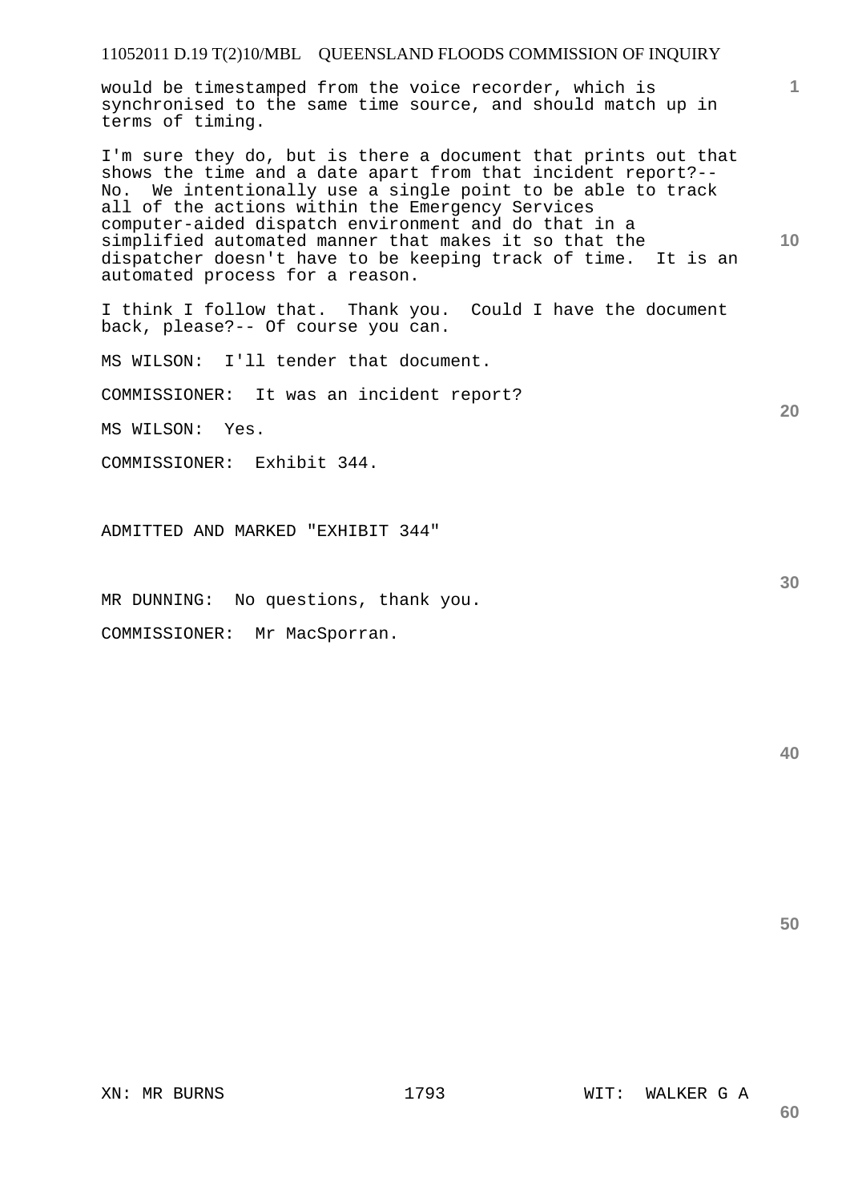would be timestamped from the voice recorder, which is synchronised to the same time source, and should match up in terms of timing.

I'm sure they do, but is there a document that prints out that shows the time and a date apart from that incident report?-- No. We intentionally use a single point to be able to track all of the actions within the Emergency Services computer-aided dispatch environment and do that in a simplified automated manner that makes it so that the dispatcher doesn't have to be keeping track of time. It is an automated process for a reason.

I think I follow that. Thank you. Could I have the document back, please?-- Of course you can.

MS WILSON: I'll tender that document.

COMMISSIONER: It was an incident report?

MS WILSON: Yes.

COMMISSIONER: Exhibit 344.

ADMITTED AND MARKED "EXHIBIT 344"

MR DUNNING: No questions, thank you.

COMMISSIONER: Mr MacSporran.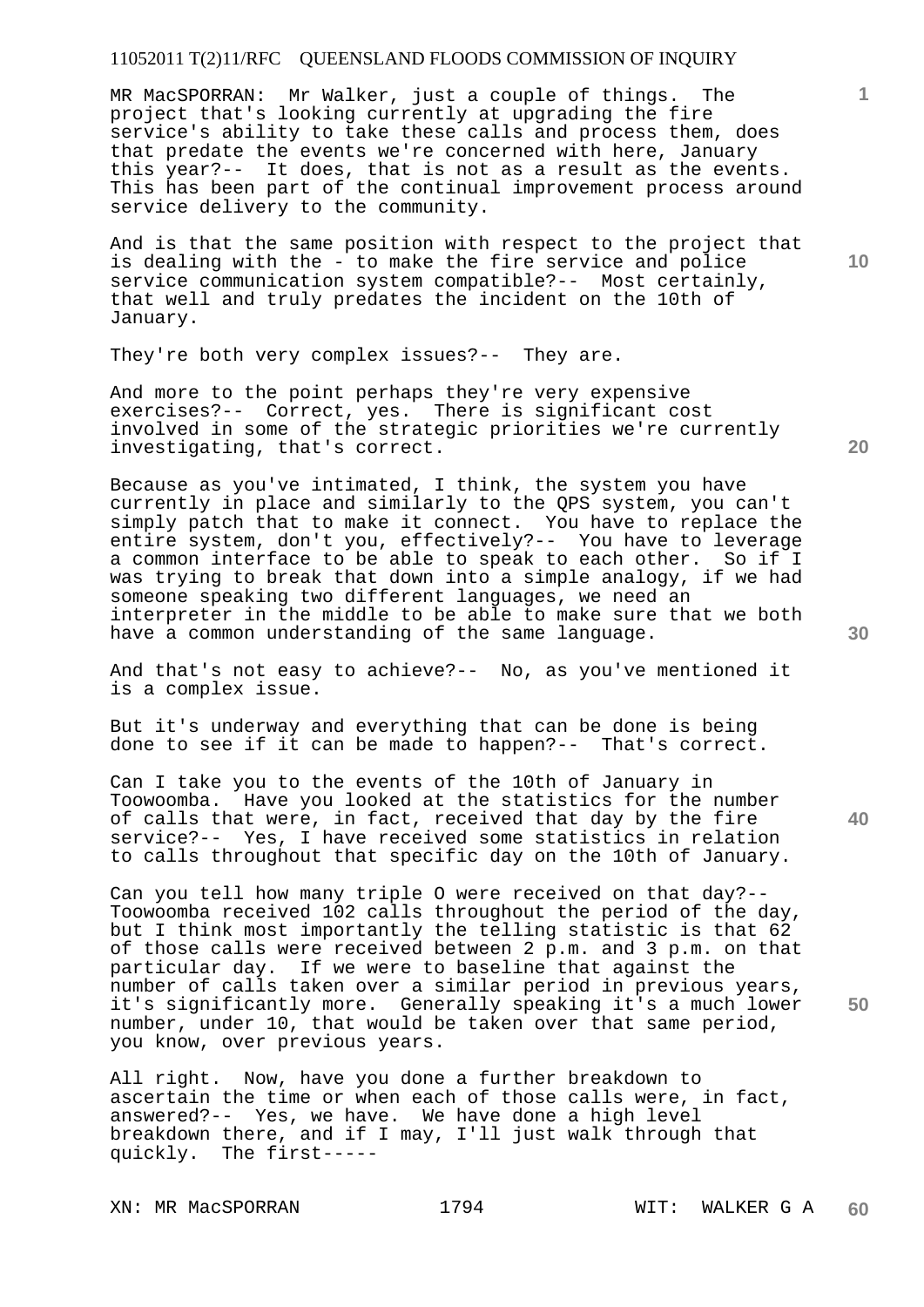MR MacSPORRAN: Mr Walker, just a couple of things. The project that's looking currently at upgrading the fire service's ability to take these calls and process them, does that predate the events we're concerned with here, January this year?-- It does, that is not as a result as the events. This has been part of the continual improvement process around service delivery to the community.

And is that the same position with respect to the project that is dealing with the - to make the fire service and police service communication system compatible?-- Most certainly, that well and truly predates the incident on the 10th of January.

They're both very complex issues?-- They are.

And more to the point perhaps they're very expensive exercises?-- Correct, yes. There is significant cost involved in some of the strategic priorities we're currently investigating, that's correct.

Because as you've intimated, I think, the system you have currently in place and similarly to the QPS system, you can't simply patch that to make it connect. You have to replace the entire system, don't you, effectively?-- You have to leverage a common interface to be able to speak to each other. So if I was trying to break that down into a simple analogy, if we had someone speaking two different languages, we need an interpreter in the middle to be able to make sure that we both have a common understanding of the same language.

And that's not easy to achieve?-- No, as you've mentioned it is a complex issue.

But it's underway and everything that can be done is being done to see if it can be made to happen?-- That's correct.

Can I take you to the events of the 10th of January in Toowoomba. Have you looked at the statistics for the number of calls that were, in fact, received that day by the fire service?-- Yes, I have received some statistics in relation to calls throughout that specific day on the 10th of January.

Can you tell how many triple O were received on that day?-- Toowoomba received 102 calls throughout the period of the day, but I think most importantly the telling statistic is that 62 of those calls were received between 2 p.m. and 3 p.m. on that particular day. If we were to baseline that against the number of calls taken over a similar period in previous years, it's significantly more. Generally speaking it's a much lower number, under 10, that would be taken over that same period, you know, over previous years.

All right. Now, have you done a further breakdown to ascertain the time or when each of those calls were, in fact, answered?-- Yes, we have. We have done a high level breakdown there, and if I may, I'll just walk through that quickly. The first-----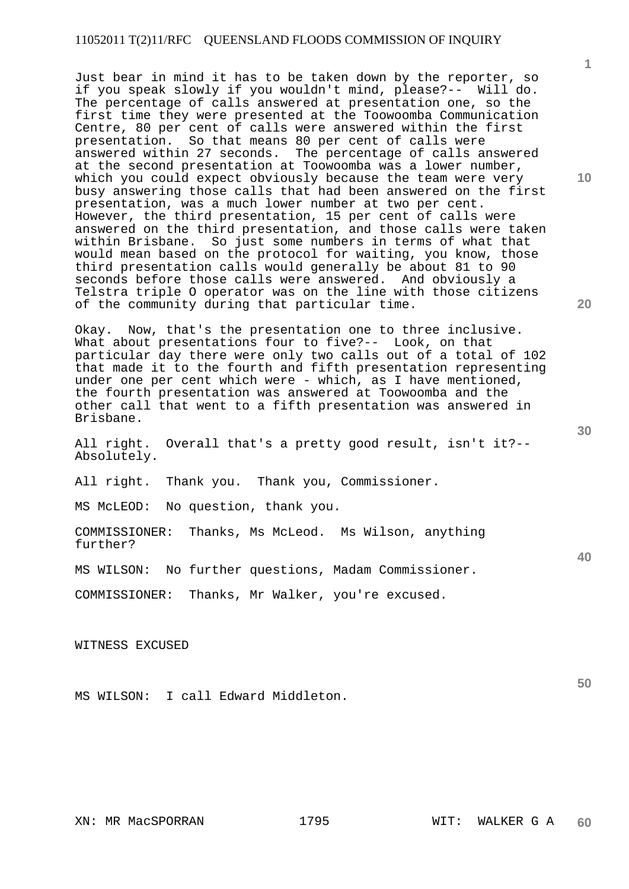Just bear in mind it has to be taken down by the reporter, so if you speak slowly if you wouldn't mind, please?-- Will do. The percentage of calls answered at presentation one, so the first time they were presented at the Toowoomba Communication Centre, 80 per cent of calls were answered within the first presentation. So that means 80 per cent of calls were answered within 27 seconds. The percentage of calls answered at the second presentation at Toowoomba was a lower number, which you could expect obviously because the team were very busy answering those calls that had been answered on the first presentation, was a much lower number at two per cent. However, the third presentation, 15 per cent of calls were answered on the third presentation, and those calls were taken within Brisbane. So just some numbers in terms of what that would mean based on the protocol for waiting, you know, those third presentation calls would generally be about 81 to 90 seconds before those calls were answered. And obviously a Telstra triple O operator was on the line with those citizens of the community during that particular time.

Okay. Now, that's the presentation one to three inclusive. What about presentations four to five?-- Look, on that particular day there were only two calls out of a total of 102 that made it to the fourth and fifth presentation representing under one per cent which were - which, as I have mentioned, the fourth presentation was answered at Toowoomba and the other call that went to a fifth presentation was answered in Brisbane.

All right. Overall that's a pretty good result, isn't it?-- Absolutely.

All right. Thank you. Thank you, Commissioner.

MS McLEOD: No question, thank you.

COMMISSIONER: Thanks, Ms McLeod. Ms Wilson, anything further?

MS WILSON: No further questions, Madam Commissioner.

COMMISSIONER: Thanks, Mr Walker, you're excused.

WITNESS EXCUSED

MS WILSON: I call Edward Middleton.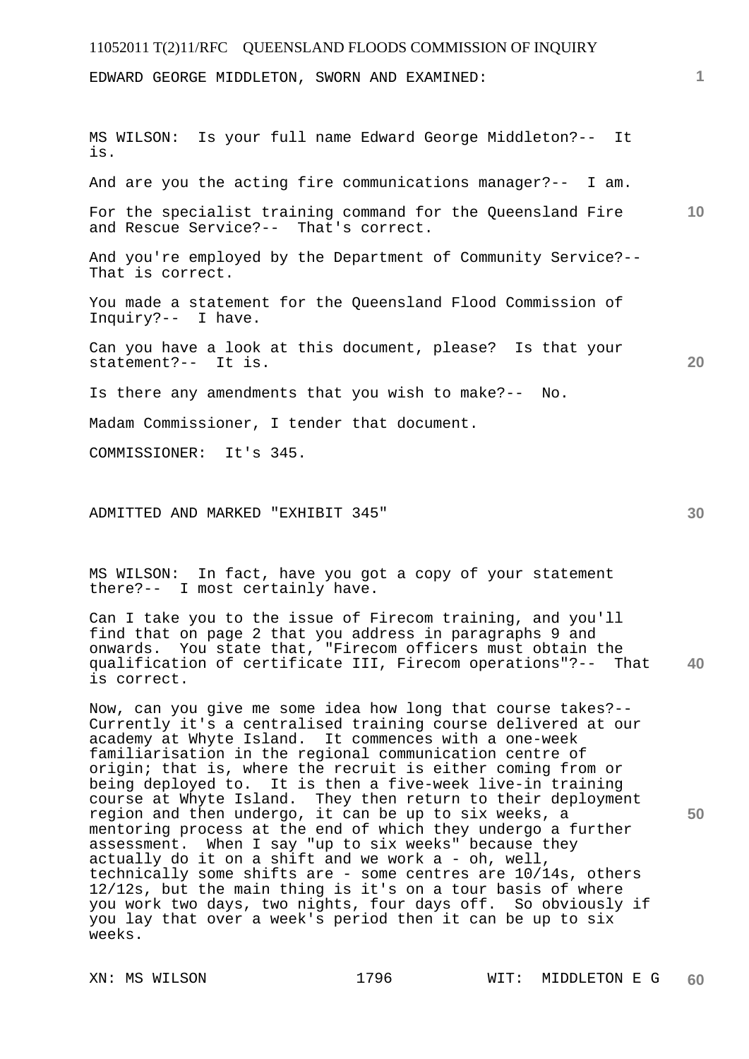EDWARD GEORGE MIDDLETON, SWORN AND EXAMINED:

MS WILSON: Is your full name Edward George Middleton?-- It is.

And are you the acting fire communications manager?-- I am.

For the specialist training command for the Queensland Fire and Rescue Service?-- That's correct.

And you're employed by the Department of Community Service?-- That is correct.

You made a statement for the Queensland Flood Commission of Inquiry?-- I have.

Can you have a look at this document, please? Is that your statement?-- It is.

Is there any amendments that you wish to make?-- No.

Madam Commissioner, I tender that document.

COMMISSIONER: It's 345.

ADMITTED AND MARKED "EXHIBIT 345"

MS WILSON: In fact, have you got a copy of your statement there?-- I most certainly have.

Can I take you to the issue of Firecom training, and you'll find that on page 2 that you address in paragraphs 9 and onwards. You state that, "Firecom officers must obtain the qualification of certificate III, Firecom operations"?-- That is correct.

Now, can you give me some idea how long that course takes?-- Currently it's a centralised training course delivered at our academy at Whyte Island. It commences with a one-week familiarisation in the regional communication centre of origin; that is, where the recruit is either coming from or being deployed to. It is then a five-week live-in training course at Whyte Island. They then return to their deployment region and then undergo, it can be up to six weeks, a mentoring process at the end of which they undergo a further assessment. When I say "up to six weeks" because they actually do it on a shift and we work a - oh, well, technically some shifts are - some centres are 10/14s, others 12/12s, but the main thing is it's on a tour basis of where you work two days, two nights, four days off. So obviously if you lay that over a week's period then it can be up to six weeks.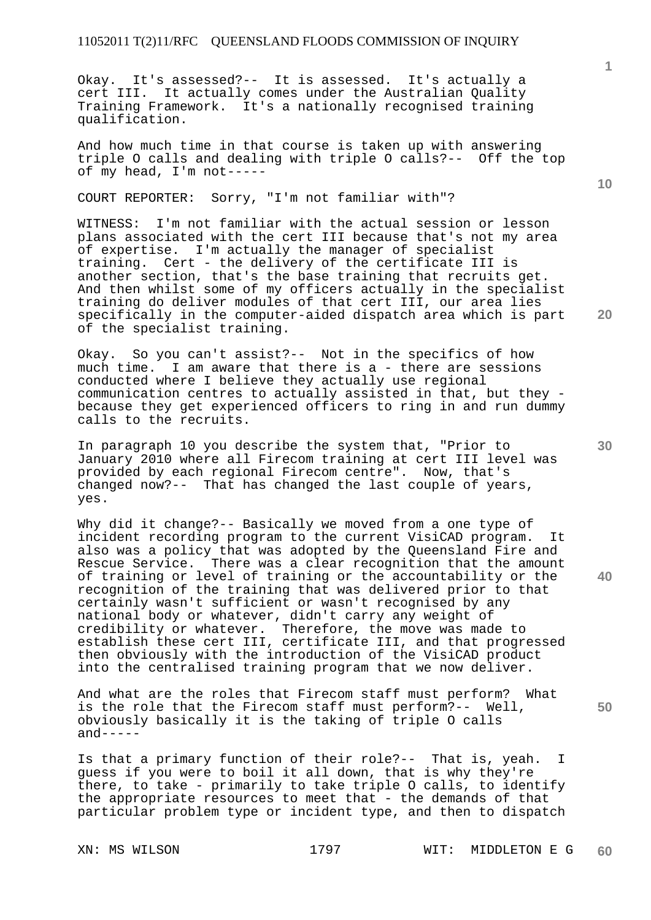Okay. It's assessed?-- It is assessed. It's actually a cert III. It actually comes under the Australian Quality Training Framework. It's a nationally recognised training qualification.

And how much time in that course is taken up with answering triple O calls and dealing with triple O calls?-- Off the top of my head, I'm not-----

COURT REPORTER: Sorry, "I'm not familiar with"?

WITNESS: I'm not familiar with the actual session or lesson plans associated with the cert III because that's not my area of expertise. I'm actually the manager of specialist training. Cert - the delivery of the certificate III is another section, that's the base training that recruits get. And then whilst some of my officers actually in the specialist training do deliver modules of that cert III, our area lies specifically in the computer-aided dispatch area which is part of the specialist training.

Okay. So you can't assist?-- Not in the specifics of how much time. I am aware that there is a - there are sessions conducted where I believe they actually use regional communication centres to actually assisted in that, but they - because they get experienced officers to ring in and run dummy calls to the recruits.

In paragraph 10 you describe the system that, "Prior to January 2010 where all Firecom training at cert III level was provided by each regional Firecom centre". Now, that's changed now?-- That has changed the last couple of years, yes.

Why did it change?-- Basically we moved from a one type of incident recording program to the current VisiCAD program. It also was a policy that was adopted by the Queensland Fire and Rescue Service. There was a clear recognition that the amount of training or level of training or the accountability or the recognition of the training that was delivered prior to that certainly wasn't sufficient or wasn't recognised by any national body or whatever, didn't carry any weight of credibility or whatever. Therefore, the move was made to establish these cert III, certificate III, and that progressed then obviously with the introduction of the VisiCAD product into the centralised training program that we now deliver.

And what are the roles that Firecom staff must perform? What is the role that the Firecom staff must perform?-- Well, obviously basically it is the taking of triple O calls and-----

Is that a primary function of their role?-- That is, yeah. I guess if you were to boil it all down, that is why they're there, to take - primarily to take triple O calls, to identify the appropriate resources to meet that - the demands of that particular problem type or incident type, and then to dispatch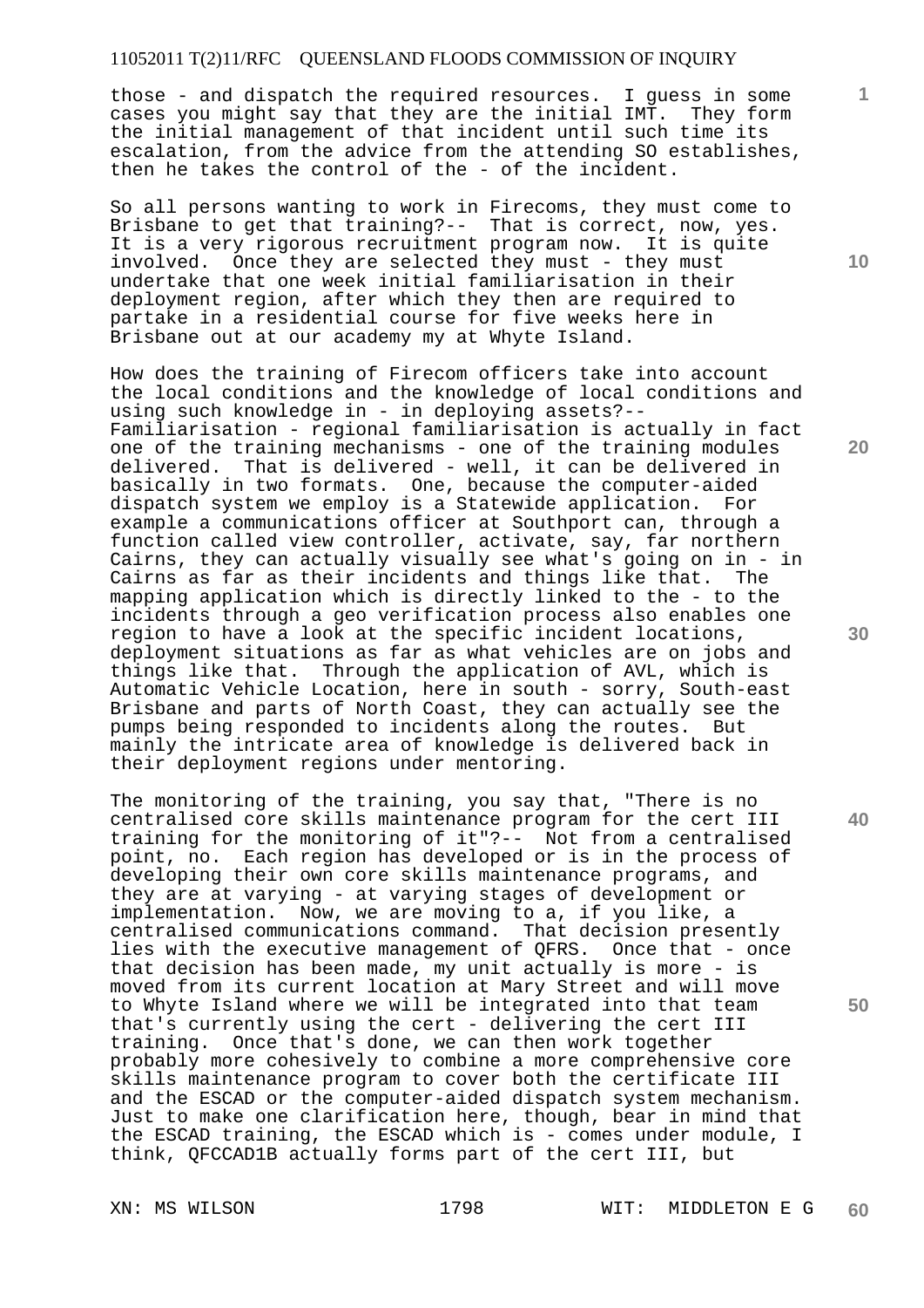those - and dispatch the required resources. I guess in some cases you might say that they are the initial IMT. They form the initial management of that incident until such time its escalation, from the advice from the attending SO establishes, then he takes the control of the - of the incident.

So all persons wanting to work in Firecoms, they must come to Brisbane to get that training?-- That is correct, now, yes. It is a very rigorous recruitment program now. It is quite involved. Once they are selected they must - they must undertake that one week initial familiarisation in their deployment region, after which they then are required to partake in a residential course for five weeks here in Brisbane out at our academy my at Whyte Island.

How does the training of Firecom officers take into account the local conditions and the knowledge of local conditions and using such knowledge in - in deploying assets?-- Familiarisation - regional familiarisation is actually in fact one of the training mechanisms - one of the training modules delivered. That is delivered - well, it can be delivered in basically in two formats. One, because the computer-aided dispatch system we employ is a Statewide application. For example a communications officer at Southport can, through a function called view controller, activate, say, far northern Cairns, they can actually visually see what's going on in - in Cairns as far as their incidents and things like that. The mapping application which is directly linked to the - to the incidents through a geo verification process also enables one region to have a look at the specific incident locations, deployment situations as far as what vehicles are on jobs and things like that. Through the application of AVL, which is Automatic Vehicle Location, here in south - sorry, South-east Brisbane and parts of North Coast, they can actually see the pumps being responded to incidents along the routes. But mainly the intricate area of knowledge is delivered back in their deployment regions under mentoring.

The monitoring of the training, you say that, "There is no centralised core skills maintenance program for the cert III training for the monitoring of it"?-- Not from a centralised point, no. Each region has developed or is in the process of developing their own core skills maintenance programs, and they are at varying - at varying stages of development or implementation. Now, we are moving to a, if you like, a centralised communications command. That decision presently lies with the executive management of QFRS. Once that - once that decision has been made, my unit actually is more - is moved from its current location at Mary Street and will move to Whyte Island where we will be integrated into that team that's currently using the cert - delivering the cert III training. Once that's done, we can then work together probably more cohesively to combine a more comprehensive core skills maintenance program to cover both the certificate III and the ESCAD or the computer-aided dispatch system mechanism. Just to make one clarification here, though, bear in mind that the ESCAD training, the ESCAD which is - comes under module, I think, QFCCAD1B actually forms part of the cert III, but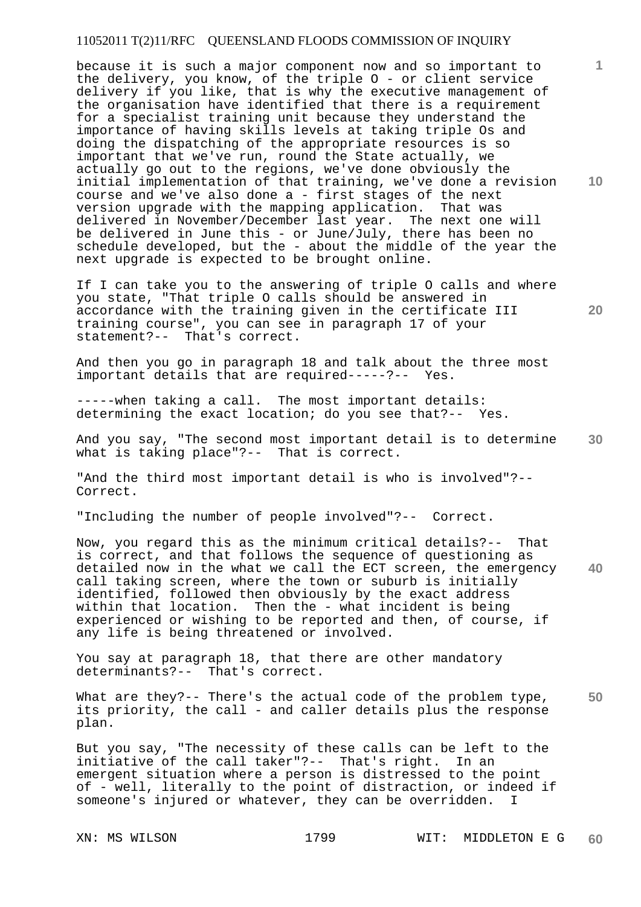because it is such a major component now and so important to the delivery, you know, of the triple O - or client service delivery if you like, that is why the executive management of the organisation have identified that there is a requirement for a specialist training unit because they understand the importance of having skills levels at taking triple Os and doing the dispatching of the appropriate resources is so important that we've run, round the State actually, we actually go out to the regions, we've done obviously the initial implementation of that training, we've done a revision course and we've also done a - first stages of the next version upgrade with the mapping application. That was delivered in November/December last year. The next one will be delivered in June this - or June/July, there has been no schedule developed, but the - about the middle of the year the next upgrade is expected to be brought online.

If I can take you to the answering of triple O calls and where you state, "That triple O calls should be answered in accordance with the training given in the certificate III training course", you can see in paragraph 17 of your statement?-- That's correct.

And then you go in paragraph 18 and talk about the three most important details that are required-----?-- Yes.

-----when taking a call. The most important details: determining the exact location; do you see that?-- Yes.

And you say, "The second most important detail is to determine what is taking place"?-- That is correct.

"And the third most important detail is who is involved"?-- Correct.

"Including the number of people involved"?-- Correct.

Now, you regard this as the minimum critical details?-- That is correct, and that follows the sequence of questioning as detailed now in the what we call the ECT screen, the emergency call taking screen, where the town or suburb is initially identified, followed then obviously by the exact address within that location. Then the - what incident is being experienced or wishing to be reported and then, of course, if any life is being threatened or involved.

You say at paragraph 18, that there are other mandatory determinants?-- That's correct.

What are they?-- There's the actual code of the problem type, its priority, the call - and caller details plus the response plan.

But you say, "The necessity of these calls can be left to the initiative of the call taker"?-- That's right. In an emergent situation where a person is distressed to the point of - well, literally to the point of distraction, or indeed if someone's injured or whatever, they can be overridden. I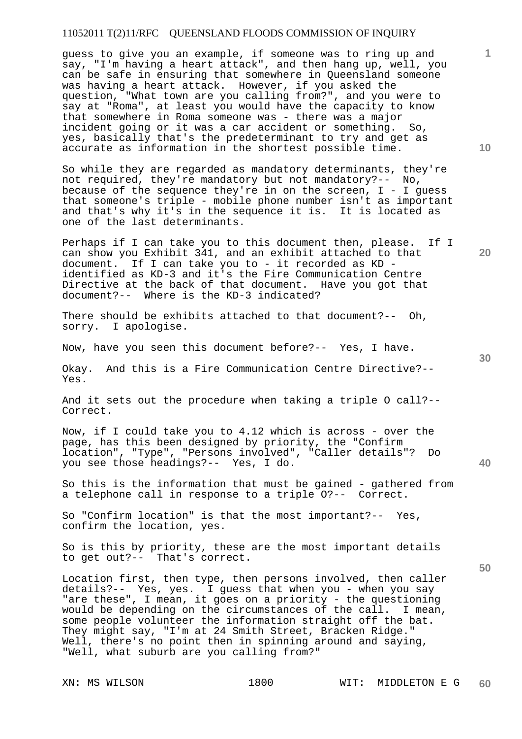guess to give you an example, if someone was to ring up and say, "I'm having a heart attack", and then hang up, well, you can be safe in ensuring that somewhere in Queensland someone was having a heart attack. However, if you asked the question, "What town are you calling from?", and you were to say at "Roma", at least you would have the capacity to know that somewhere in Roma someone was - there was a major incident going or it was a car accident or something. So, yes, basically that's the predeterminant to try and get as accurate as information in the shortest possible time.

So while they are regarded as mandatory determinants, they're not required, they're mandatory but not mandatory?-- No, because of the sequence they're in on the screen, I - I guess that someone's triple - mobile phone number isn't as important and that's why it's in the sequence it is. It is located as one of the last determinants.

Perhaps if I can take you to this document then, please. If I can show you Exhibit 341, and an exhibit attached to that document. If I can take you to - it recorded as KD - identified as KD-3 and it's the Fire Communication Centre Directive at the back of that document. Have you got that document?-- Where is the KD-3 indicated?

There should be exhibits attached to that document?-- Oh, sorry. I apologise.

Now, have you seen this document before?-- Yes, I have.

Okay. And this is a Fire Communication Centre Directive?-- Yes.

And it sets out the procedure when taking a triple O call?-- Correct.

Now, if I could take you to 4.12 which is across - over the page, has this been designed by priority, the "Confirm location", "Type", "Persons involved", "Caller details"? Do you see those headings?-- Yes, I do.

So this is the information that must be gained - gathered from a telephone call in response to a triple O?-- Correct.

So "Confirm location" is that the most important?-- Yes, confirm the location, yes.

So is this by priority, these are the most important details to get out?-- That's correct.

Location first, then type, then persons involved, then caller details?-- Yes, yes. I guess that when you - when you say "are these", I mean, it goes on a priority - the questioning would be depending on the circumstances of the call. I mean, some people volunteer the information straight off the bat. They might say, "I'm at 24 Smith Street, Bracken Ridge." Well, there's no point then in spinning around and saying, "Well, what suburb are you calling from?"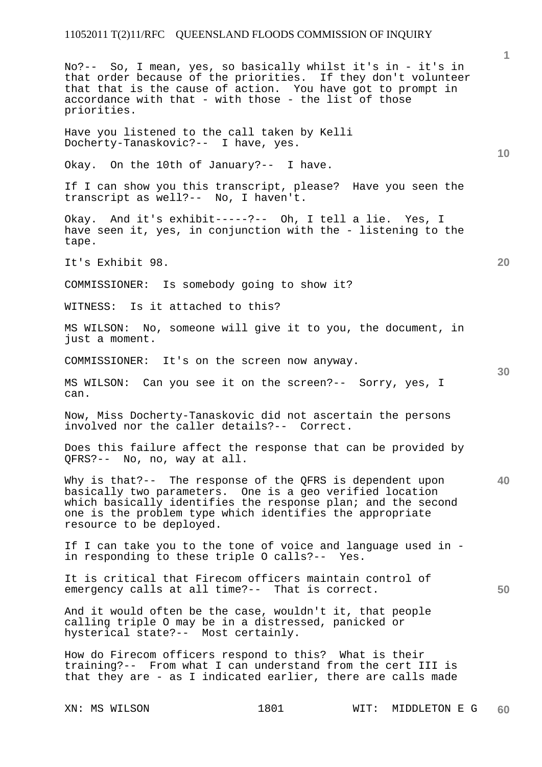No?-- So, I mean, yes, so basically whilst it's in - it's in that order because of the priorities. If they don't volunteer that that is the cause of action. You have got to prompt in accordance with that - with those - the list of those priorities.

Have you listened to the call taken by Kelli Docherty-Tanaskovic?-- I have, yes.

Okay. On the 10th of January?-- I have.

If I can show you this transcript, please? Have you seen the transcript as well?-- No, I haven't.

Okay. And it's exhibit-----?-- Oh, I tell a lie. Yes, I have seen it, yes, in conjunction with the - listening to the tape.

It's Exhibit 98.

COMMISSIONER: Is somebody going to show it?

WITNESS: Is it attached to this?

MS WILSON: No, someone will give it to you, the document, in just a moment.

COMMISSIONER: It's on the screen now anyway.

MS WILSON: Can you see it on the screen?-- Sorry, yes, I can.

Now, Miss Docherty-Tanaskovic did not ascertain the persons involved nor the caller details?-- Correct.

Does this failure affect the response that can be provided by QFRS?-- No, no, way at all.

Why is that?-- The response of the QFRS is dependent upon basically two parameters. One is a geo verified location which basically identifies the response plan; and the second one is the problem type which identifies the appropriate resource to be deployed.

If I can take you to the tone of voice and language used in - in responding to these triple O calls?-- Yes.

It is critical that Firecom officers maintain control of emergency calls at all time?-- That is correct.

And it would often be the case, wouldn't it, that people calling triple O may be in a distressed, panicked or hysterical state?-- Most certainly.

How do Firecom officers respond to this? What is their training?-- From what I can understand from the cert III is that they are - as I indicated earlier, there are calls made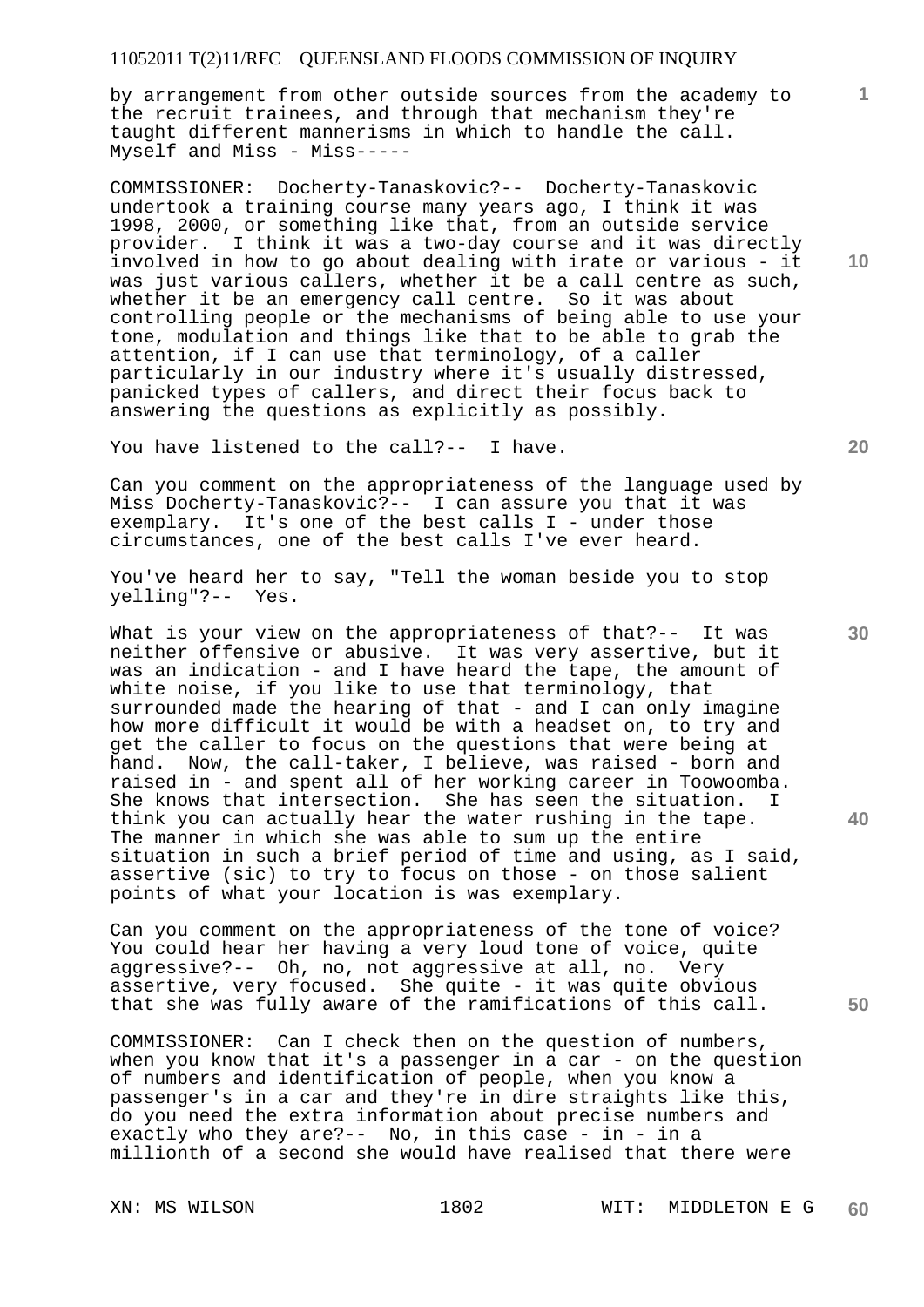by arrangement from other outside sources from the academy to the recruit trainees, and through that mechanism they're taught different mannerisms in which to handle the call. Myself and Miss - Miss-----

COMMISSIONER: Docherty-Tanaskovic?-- Docherty-Tanaskovic undertook a training course many years ago, I think it was 1998, 2000, or something like that, from an outside service provider. I think it was a two-day course and it was directly involved in how to go about dealing with irate or various - it was just various callers, whether it be a call centre as such, whether it be an emergency call centre. So it was about controlling people or the mechanisms of being able to use your tone, modulation and things like that to be able to grab the attention, if I can use that terminology, of a caller particularly in our industry where it's usually distressed, panicked types of callers, and direct their focus back to answering the questions as explicitly as possibly.

You have listened to the call?-- I have.

Can you comment on the appropriateness of the language used by Miss Docherty-Tanaskovic?-- I can assure you that it was exemplary. It's one of the best calls I - under those circumstances, one of the best calls I've ever heard.

You've heard her to say, "Tell the woman beside you to stop yelling"?-- Yes.

What is your view on the appropriateness of that?-- It was neither offensive or abusive. It was very assertive, but it was an indication - and I have heard the tape, the amount of white noise, if you like to use that terminology, that surrounded made the hearing of that - and I can only imagine how more difficult it would be with a headset on, to try and get the caller to focus on the questions that were being at hand. Now, the call-taker, I believe, was raised - born and raised in - and spent all of her working career in Toowoomba. She knows that intersection. She has seen the situation. I think you can actually hear the water rushing in the tape. The manner in which she was able to sum up the entire situation in such a brief period of time and using, as I said, assertive (sic) to try to focus on those - on those salient points of what your location is was exemplary.

Can you comment on the appropriateness of the tone of voice? You could hear her having a very loud tone of voice, quite aggressive?-- Oh, no, not aggressive at all, no. Very assertive, very focused. She quite - it was quite obvious that she was fully aware of the ramifications of this call.

COMMISSIONER: Can I check then on the question of numbers, when you know that it's a passenger in a car - on the question of numbers and identification of people, when you know a passenger's in a car and they're in dire straights like this, do you need the extra information about precise numbers and exactly who they are?-- No, in this case - in - in a millionth of a second she would have realised that there were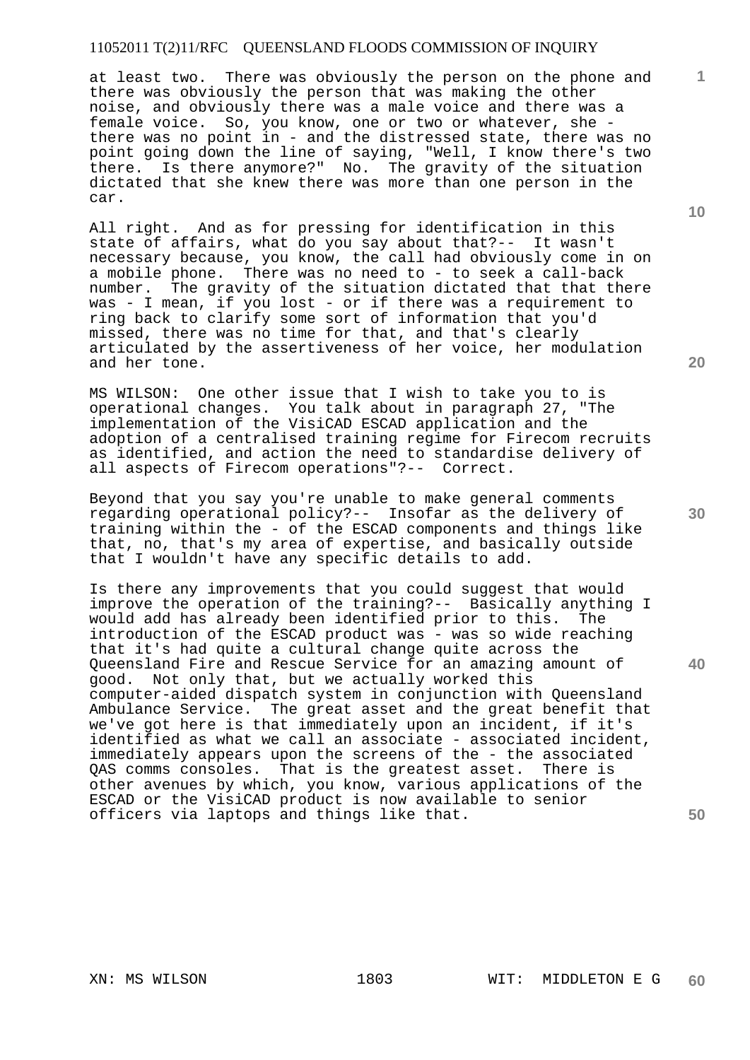at least two. There was obviously the person on the phone and there was obviously the person that was making the other noise, and obviously there was a male voice and there was a female voice. So, you know, one or two or whatever, she - there was no point in - and the distressed state, there was no point going down the line of saying, "Well, I know there's two there. Is there anymore?" No. The gravity of the situation dictated that she knew there was more than one person in the car.

All right. And as for pressing for identification in this state of affairs, what do you say about that?-- It wasn't necessary because, you know, the call had obviously come in on a mobile phone. There was no need to - to seek a call-back number. The gravity of the situation dictated that that there was - I mean, if you lost - or if there was a requirement to ring back to clarify some sort of information that you'd missed, there was no time for that, and that's clearly articulated by the assertiveness of her voice, her modulation and her tone.

MS WILSON: One other issue that I wish to take you to is operational changes. You talk about in paragraph 27, "The implementation of the VisiCAD ESCAD application and the adoption of a centralised training regime for Firecom recruits as identified, and action the need to standardise delivery of all aspects of Firecom operations"?-- Correct.

Beyond that you say you're unable to make general comments regarding operational policy?-- Insofar as the delivery of training within the - of the ESCAD components and things like that, no, that's my area of expertise, and basically outside that I wouldn't have any specific details to add.

Is there any improvements that you could suggest that would improve the operation of the training?-- Basically anything I would add has already been identified prior to this. The introduction of the ESCAD product was - was so wide reaching that it's had quite a cultural change quite across the Queensland Fire and Rescue Service for an amazing amount of good. Not only that, but we actually worked this computer-aided dispatch system in conjunction with Queensland Ambulance Service. The great asset and the great benefit that we've got here is that immediately upon an incident, if it's identified as what we call an associate - associated incident, immediately appears upon the screens of the - the associated QAS comms consoles. That is the greatest asset. There is other avenues by which, you know, various applications of the ESCAD or the VisiCAD product is now available to senior officers via laptops and things like that.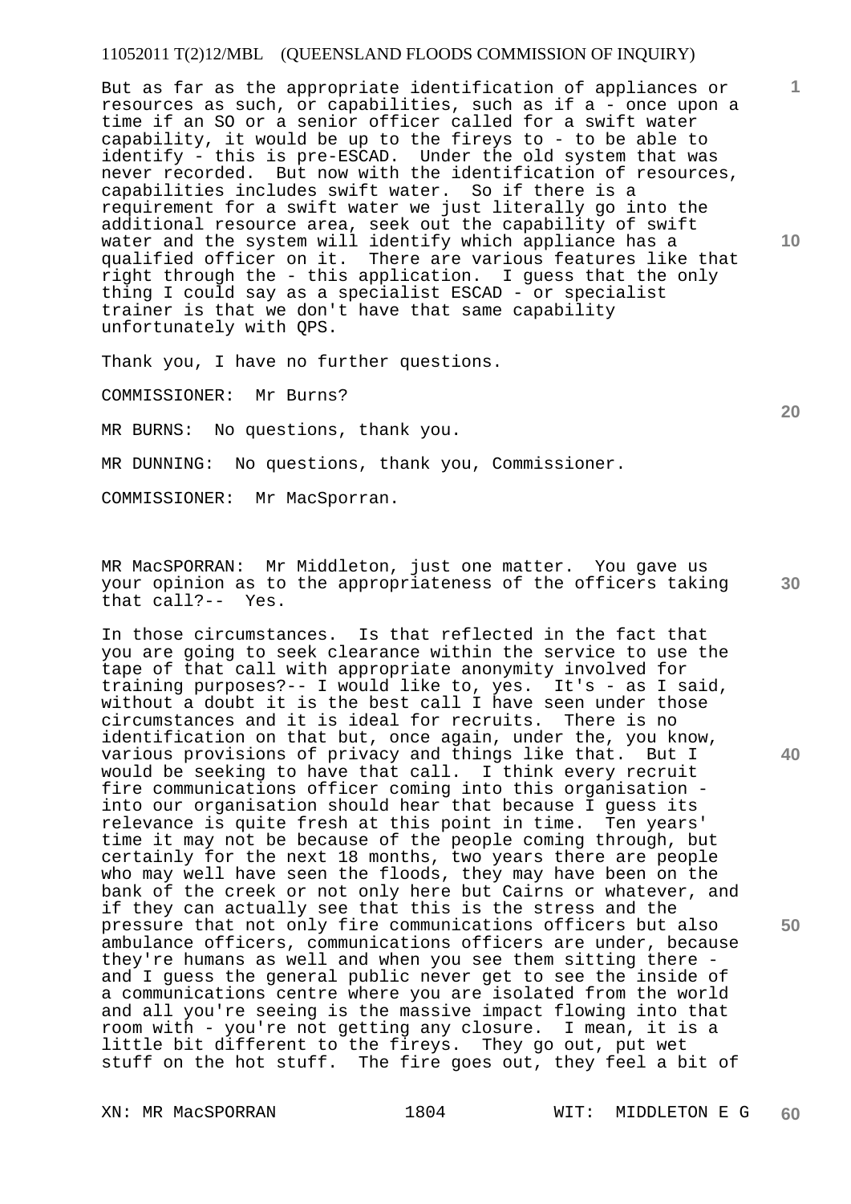But as far as the appropriate identification of appliances or resources as such, or capabilities, such as if a - once upon a time if an SO or a senior officer called for a swift water capability, it would be up to the fireys to - to be able to identify - this is pre-ESCAD. Under the old system that was never recorded. But now with the identification of resources, capabilities includes swift water. So if there is a requirement for a swift water we just literally go into the additional resource area, seek out the capability of swift water and the system will identify which appliance has a qualified officer on it. There are various features like that right through the - this application. I guess that the only thing I could say as a specialist ESCAD - or specialist trainer is that we don't have that same capability unfortunately with QPS.

Thank you, I have no further questions.

COMMISSIONER: Mr Burns?

MR BURNS: No questions, thank you.

MR DUNNING: No questions, thank you, Commissioner.

COMMISSIONER: Mr MacSporran.

MR MacSPORRAN: Mr Middleton, just one matter. You gave us your opinion as to the appropriateness of the officers taking that call?-- Yes.

In those circumstances. Is that reflected in the fact that you are going to seek clearance within the service to use the tape of that call with appropriate anonymity involved for training purposes?-- I would like to, yes. It's - as I said, without a doubt it is the best call I have seen under those circumstances and it is ideal for recruits. There is no identification on that but, once again, under the, you know, various provisions of privacy and things like that. But I would be seeking to have that call. I think every recruit fire communications officer coming into this organisation - into our organisation should hear that because I guess its relevance is quite fresh at this point in time. Ten years' time it may not be because of the people coming through, but certainly for the next 18 months, two years there are people who may well have seen the floods, they may have been on the bank of the creek or not only here but Cairns or whatever, and if they can actually see that this is the stress and the pressure that not only fire communications officers but also ambulance officers, communications officers are under, because they're humans as well and when you see them sitting there - and I guess the general public never get to see the inside of a communications centre where you are isolated from the world and all you're seeing is the massive impact flowing into that room with - you're not getting any closure. I mean, it is a little bit different to the fireys. They go out, put wet stuff on the hot stuff. The fire goes out, they feel a bit of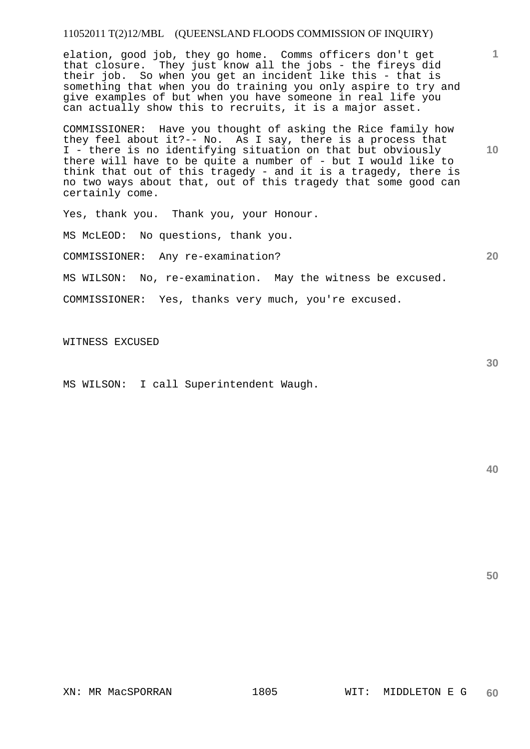elation, good job, they go home. Comms officers don't get that closure. They just know all the jobs - the fireys did their job. So when you get an incident like this - that is something that when you do training you only aspire to try and give examples of but when you have someone in real life you can actually show this to recruits, it is a major asset.

COMMISSIONER: Have you thought of asking the Rice family how they feel about it?-- No. As I say, there is a process that I - there is no identifying situation on that but obviously there will have to be quite a number of - but I would like to think that out of this tragedy - and it is a tragedy, there is no two ways about that, out of this tragedy that some good can certainly come.

Yes, thank you. Thank you, your Honour.

MS McLEOD: No questions, thank you.

COMMISSIONER: Any re-examination?

MS WILSON: No, re-examination. May the witness be excused.

COMMISSIONER: Yes, thanks very much, you're excused.

WITNESS EXCUSED

MS WILSON: I call Superintendent Waugh.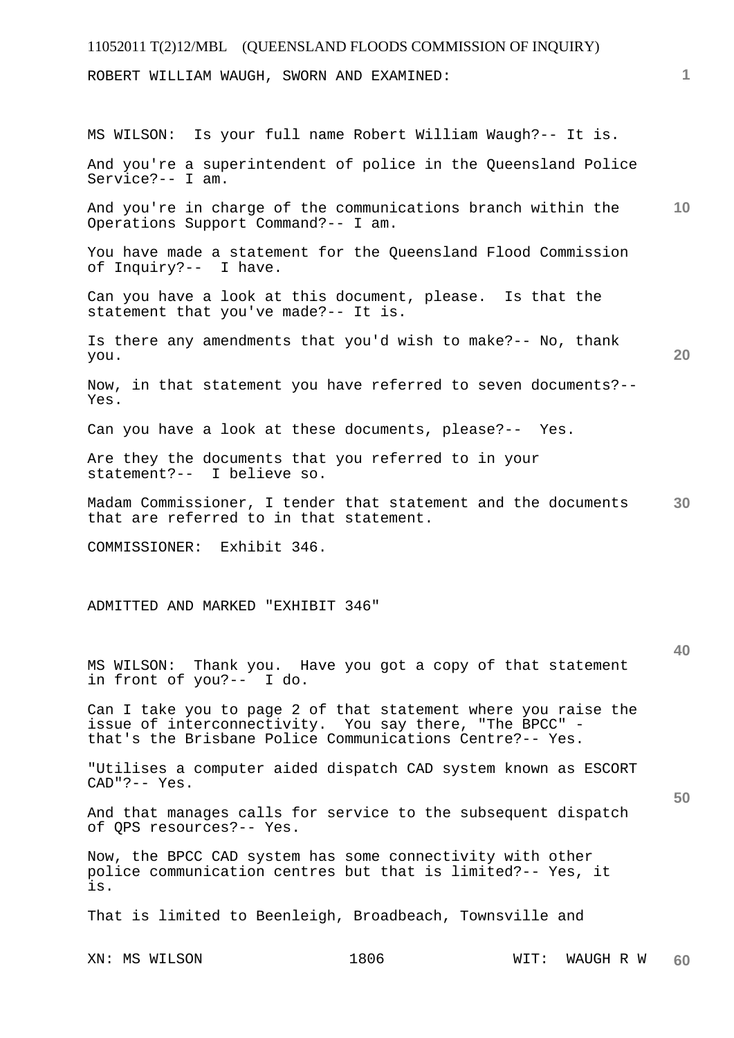ROBERT WILLIAM WAUGH, SWORN AND EXAMINED:

MS WILSON: Is your full name Robert William Waugh?-- It is.

And you're a superintendent of police in the Queensland Police Service?-- I am.

And you're in charge of the communications branch within the Operations Support Command?-- I am.

You have made a statement for the Queensland Flood Commission of Inquiry?-- I have.

Can you have a look at this document, please. Is that the statement that you've made?-- It is.

Is there any amendments that you'd wish to make?-- No, thank you.

Now, in that statement you have referred to seven documents?-- Yes.

Can you have a look at these documents, please?-- Yes.

Are they the documents that you referred to in your statement?-- I believe so.

Madam Commissioner, I tender that statement and the documents that are referred to in that statement.

COMMISSIONER: Exhibit 346.

ADMITTED AND MARKED "EXHIBIT 346"

MS WILSON: Thank you. Have you got a copy of that statement in front of you?-- I do.

Can I take you to page 2 of that statement where you raise the issue of interconnectivity. You say there, "The BPCC" - that's the Brisbane Police Communications Centre?-- Yes.

"Utilises a computer aided dispatch CAD system known as ESCORT CAD"?-- Yes.

And that manages calls for service to the subsequent dispatch of QPS resources?-- Yes.

Now, the BPCC CAD system has some connectivity with other police communication centres but that is limited?-- Yes, it is.

That is limited to Beenleigh, Broadbeach, Townsville and

XN: MS WILSON WIT: WAUGH R W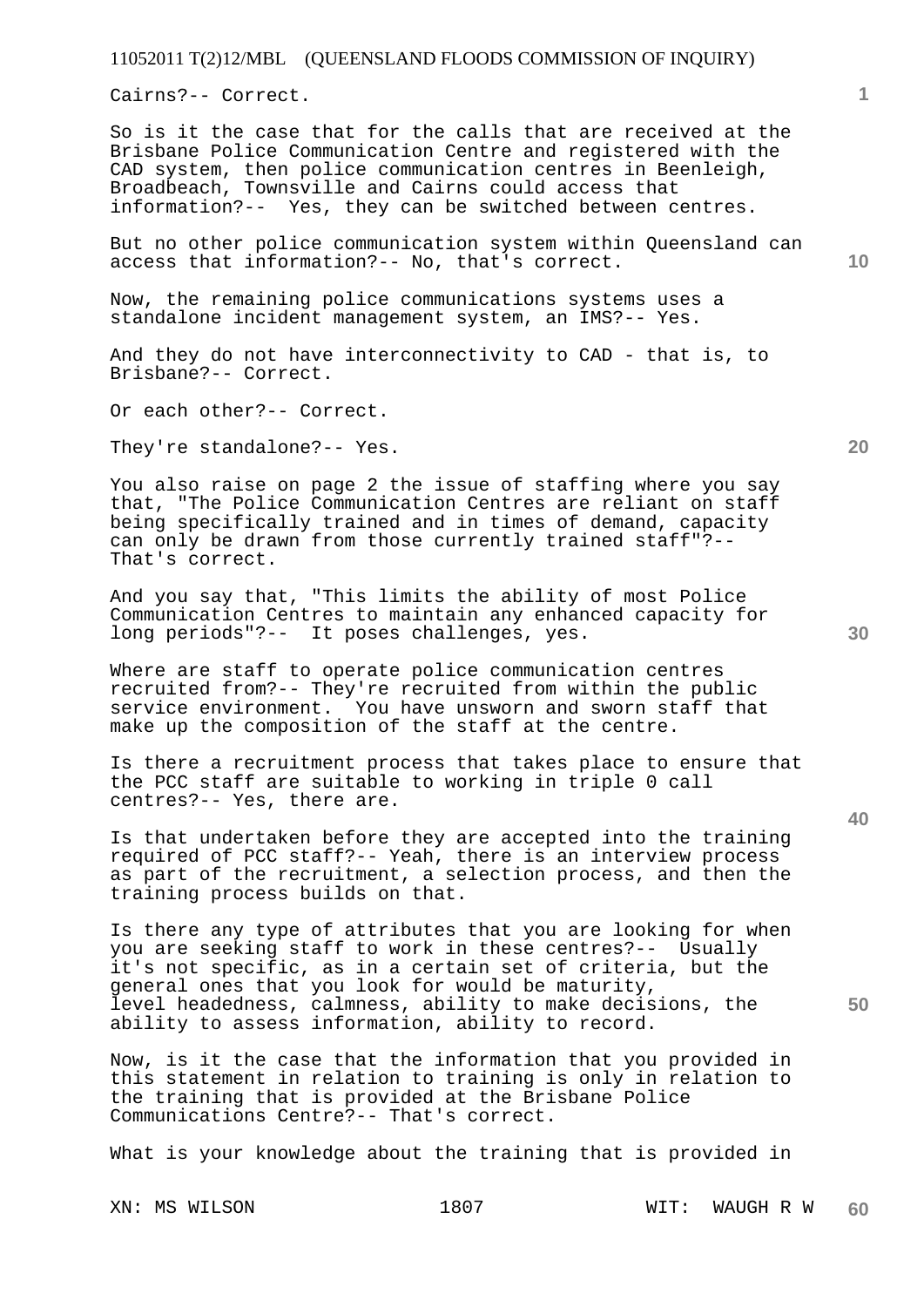Cairns?-- Correct.

So is it the case that for the calls that are received at the Brisbane Police Communication Centre and registered with the CAD system, then police communication centres in Beenleigh, Broadbeach, Townsville and Cairns could access that information?-- Yes, they can be switched between centres.

But no other police communication system within Queensland can access that information?-- No, that's correct.

Now, the remaining police communications systems uses a standalone incident management system, an IMS?-- Yes.

And they do not have interconnectivity to CAD - that is, to Brisbane?-- Correct.

Or each other?-- Correct.

They're standalone?-- Yes.

You also raise on page 2 the issue of staffing where you say that, "The Police Communication Centres are reliant on staff being specifically trained and in times of demand, capacity can only be drawn from those currently trained staff"?-- That's correct.

And you say that, "This limits the ability of most Police Communication Centres to maintain any enhanced capacity for long periods"?-- It poses challenges, yes.

Where are staff to operate police communication centres recruited from?-- They're recruited from within the public service environment. You have unsworn and sworn staff that make up the composition of the staff at the centre.

Is there a recruitment process that takes place to ensure that the PCC staff are suitable to working in triple 0 call centres?-- Yes, there are.

Is that undertaken before they are accepted into the training required of PCC staff?-- Yeah, there is an interview process as part of the recruitment, a selection process, and then the training process builds on that.

Is there any type of attributes that you are looking for when you are seeking staff to work in these centres?-- Usually it's not specific, as in a certain set of criteria, but the general ones that you look for would be maturity, level headedness, calmness, ability to make decisions, the ability to assess information, ability to record.

Now, is it the case that the information that you provided in this statement in relation to training is only in relation to the training that is provided at the Brisbane Police Communications Centre?-- That's correct.

What is your knowledge about the training that is provided in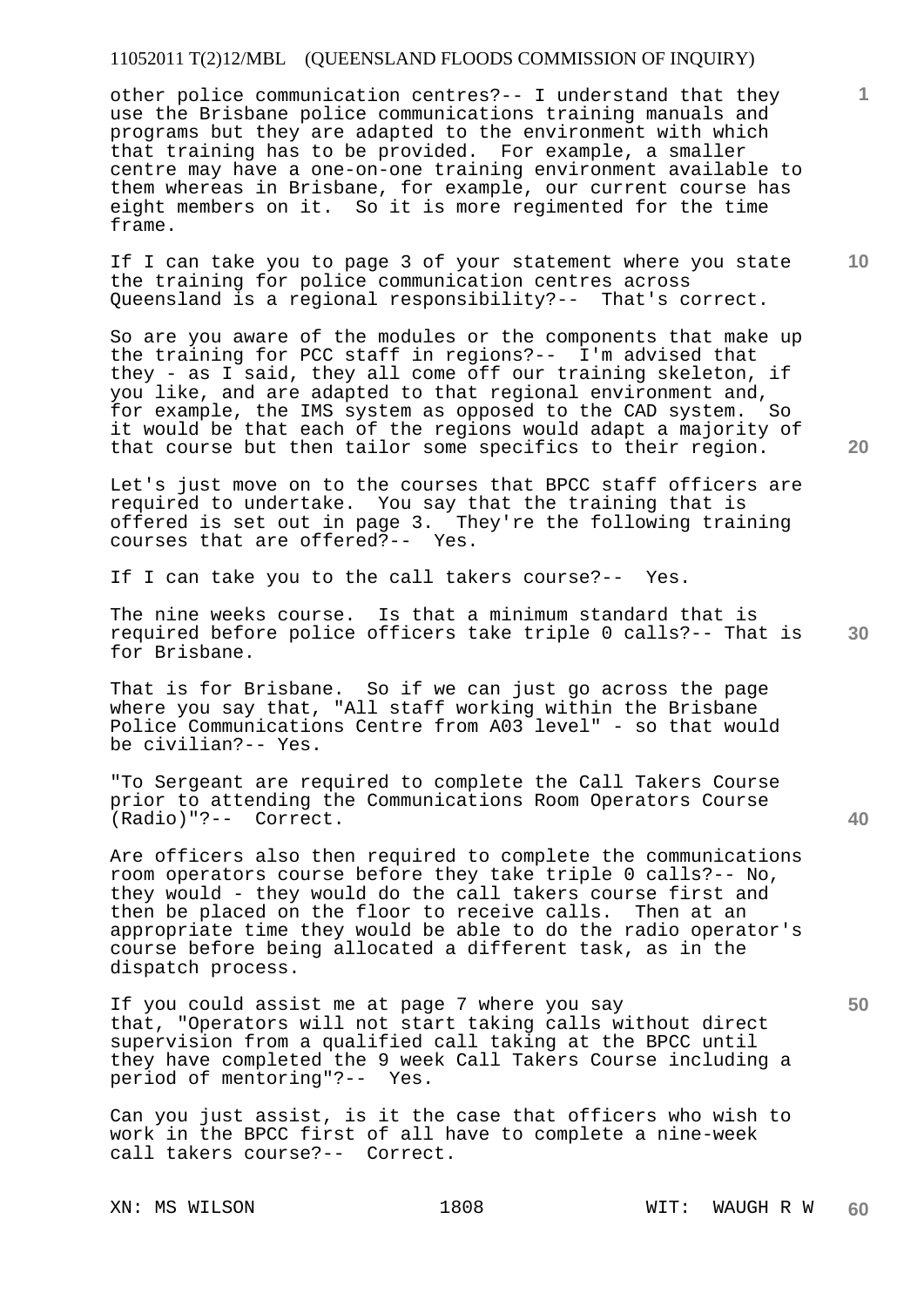other police communication centres?-- I understand that they use the Brisbane police communications training manuals and programs but they are adapted to the environment with which that training has to be provided. For example, a smaller centre may have a one-on-one training environment available to them whereas in Brisbane, for example, our current course has eight members on it. So it is more regimented for the time frame.

If I can take you to page 3 of your statement where you state the training for police communication centres across Queensland is a regional responsibility?-- That's correct.

So are you aware of the modules or the components that make up the training for PCC staff in regions?-- I'm advised that they - as I said, they all come off our training skeleton, if you like, and are adapted to that regional environment and, for example, the IMS system as opposed to the CAD system. So it would be that each of the regions would adapt a majority of that course but then tailor some specifics to their region.

Let's just move on to the courses that BPCC staff officers are required to undertake. You say that the training that is offered is set out in page 3. They're the following training courses that are offered?-- Yes.

If I can take you to the call takers course?-- Yes.

The nine weeks course. Is that a minimum standard that is required before police officers take triple 0 calls?-- That is for Brisbane.

That is for Brisbane. So if we can just go across the page where you say that, "All staff working within the Brisbane Police Communications Centre from A03 level" - so that would be civilian?-- Yes.

"To Sergeant are required to complete the Call Takers Course prior to attending the Communications Room Operators Course (Radio)"?-- Correct.

Are officers also then required to complete the communications room operators course before they take triple 0 calls?-- No, they would - they would do the call takers course first and then be placed on the floor to receive calls. Then at an appropriate time they would be able to do the radio operator's course before being allocated a different task, as in the dispatch process.

If you could assist me at page 7 where you say that, "Operators will not start taking calls without direct supervision from a qualified call taking at the BPCC until they have completed the 9 week Call Takers Course including a period of mentoring"?-- Yes.

Can you just assist, is it the case that officers who wish to work in the BPCC first of all have to complete a nine-week call takers course?-- Correct.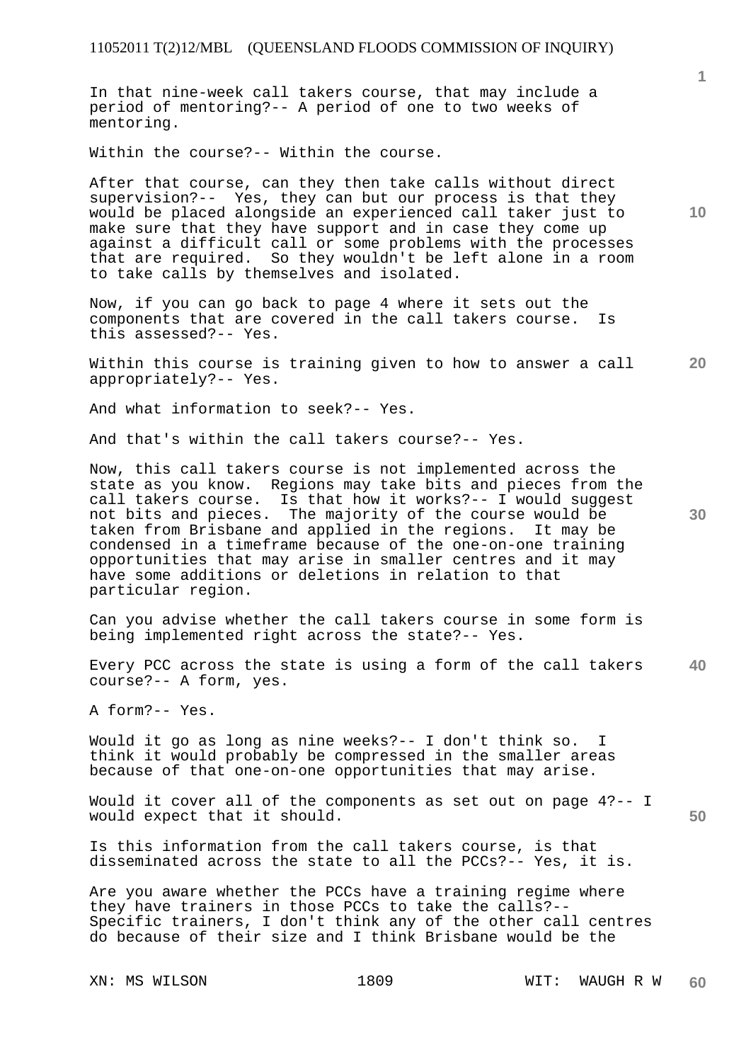In that nine-week call takers course, that may include a period of mentoring?-- A period of one to two weeks of mentoring.

Within the course?-- Within the course.

After that course, can they then take calls without direct supervision?-- Yes, they can but our process is that they would be placed alongside an experienced call taker just to make sure that they have support and in case they come up against a difficult call or some problems with the processes that are required. So they wouldn't be left alone in a room to take calls by themselves and isolated.

Now, if you can go back to page 4 where it sets out the components that are covered in the call takers course. Is this assessed?-- Yes.

Within this course is training given to how to answer a call appropriately?-- Yes.

And what information to seek?-- Yes.

And that's within the call takers course?-- Yes.

Now, this call takers course is not implemented across the state as you know. Regions may take bits and pieces from the call takers course. Is that how it works?-- I would suggest not bits and pieces. The majority of the course would be taken from Brisbane and applied in the regions. It may be condensed in a timeframe because of the one-on-one training opportunities that may arise in smaller centres and it may have some additions or deletions in relation to that particular region.

Can you advise whether the call takers course in some form is being implemented right across the state?-- Yes.

Every PCC across the state is using a form of the call takers course?-- A form, yes.

A form?-- Yes.

Would it go as long as nine weeks?-- I don't think so. I think it would probably be compressed in the smaller areas because of that one-on-one opportunities that may arise.

Would it cover all of the components as set out on page 4?-- I would expect that it should.

Is this information from the call takers course, is that disseminated across the state to all the PCCs?-- Yes, it is.

Are you aware whether the PCCs have a training regime where they have trainers in those PCCs to take the calls?-- Specific trainers, I don't think any of the other call centres do because of their size and I think Brisbane would be the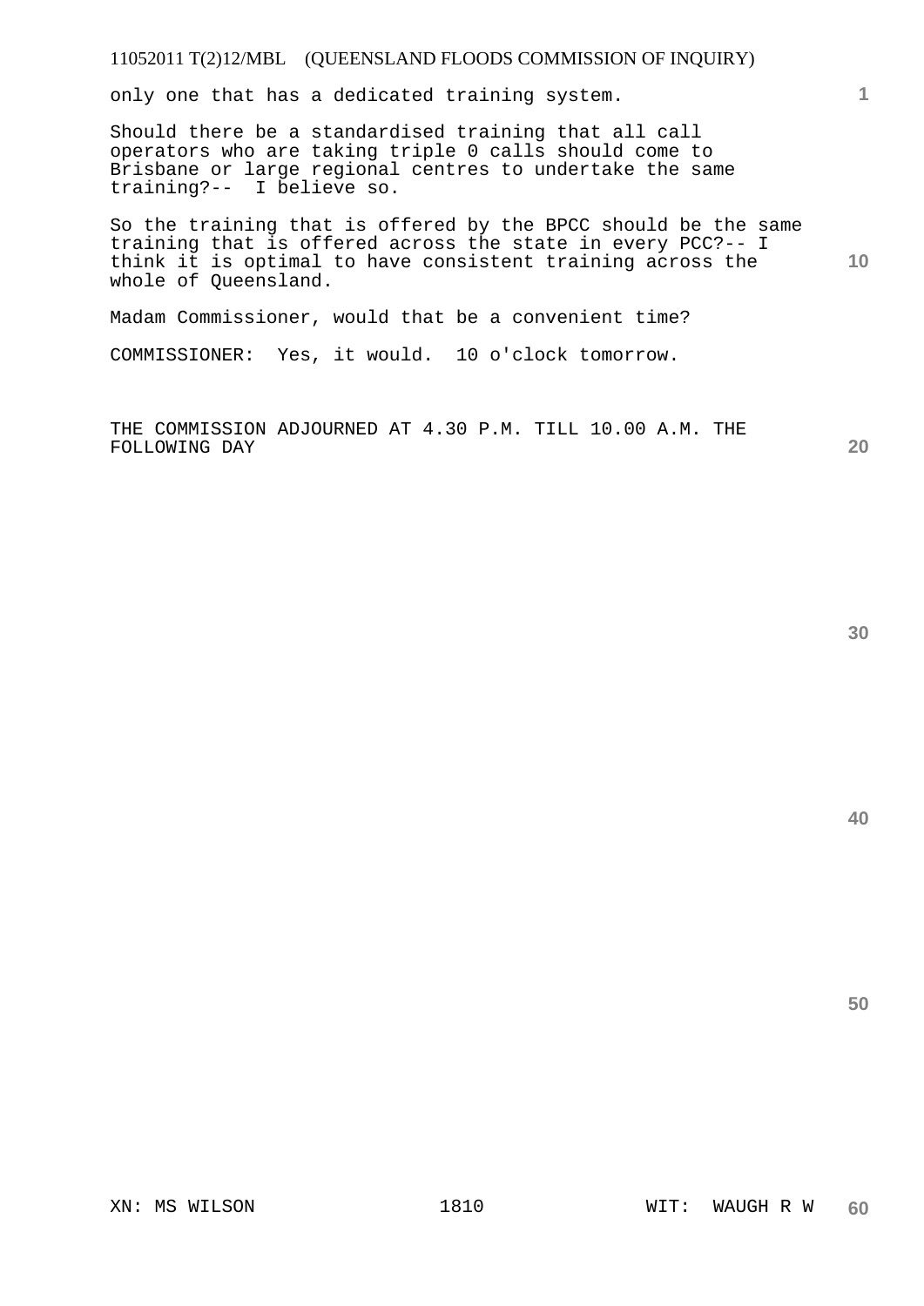only one that has a dedicated training system.

Should there be a standardised training that all call operators who are taking triple 0 calls should come to Brisbane or large regional centres to undertake the same training?-- I believe so.

So the training that is offered by the BPCC should be the same training that is offered across the state in every PCC?-- I think it is optimal to have consistent training across the whole of Queensland.

Madam Commissioner, would that be a convenient time?

COMMISSIONER: Yes, it would. 10 o'clock tomorrow.

THE COMMISSION ADJOURNED AT 4.30 P.M. TILL 10.00 A.M. THE FOLLOWING DAY